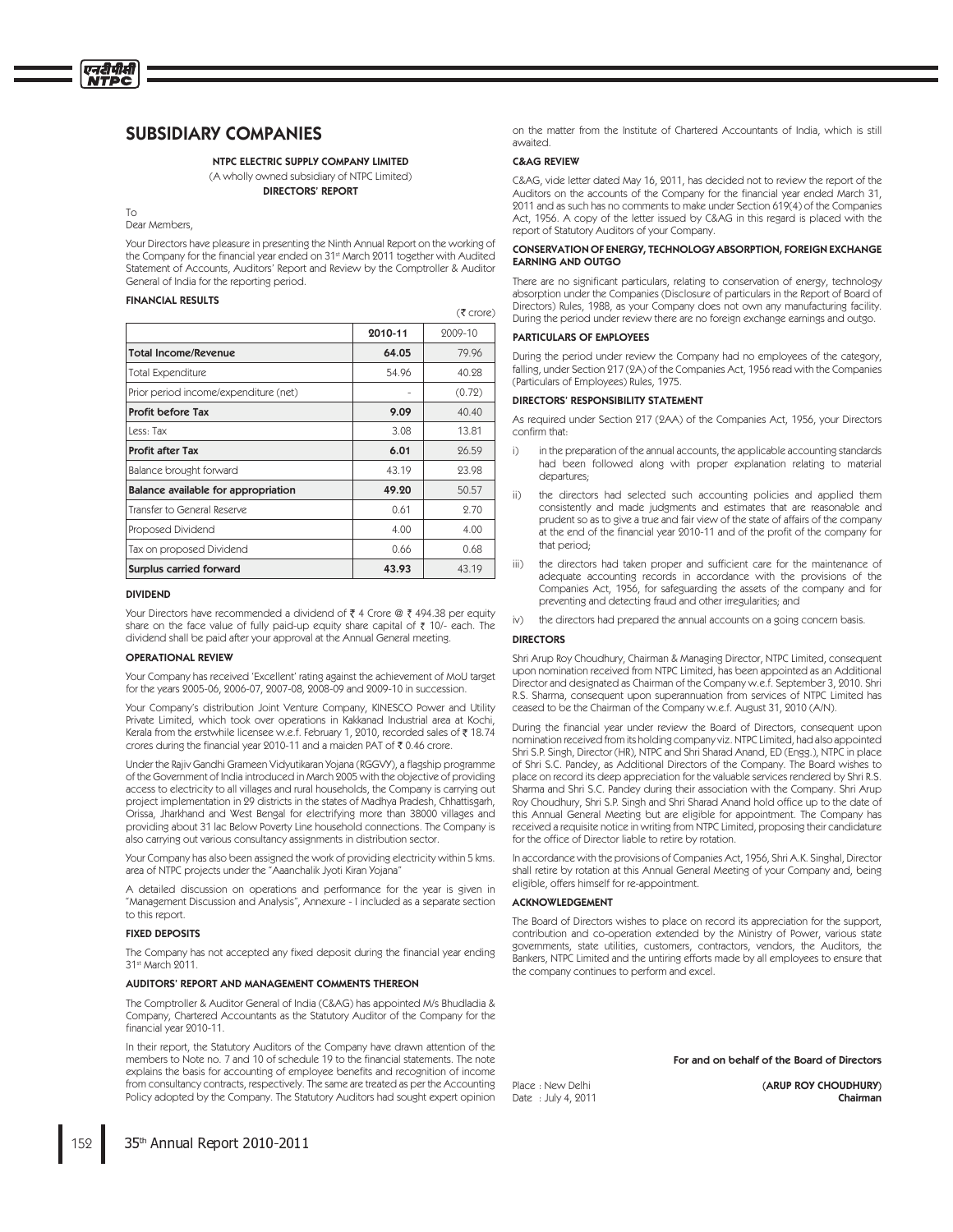# SUBSIDIARY COMPANIES

**NTPC ELECTRIC SUPPLY COMPANY LIMITED**

(A wholly owned subsidiary of NTPC Limited)

**DIRECTORS' REPORT**

To
Dear Members,

Your Directors have pleasure in presenting the Ninth Annual Report on the working of the Company for the financial year ended on 31st March 2011 together with Audited Statement of Accounts, Auditors' Report and Review by the Comptroller & Auditor General of India for the reporting period.

## FINANCIAL RESULTS

(₹ crore)

| | 2010-11 | 2009-10 |
|---|---|---|
| **Total Income/Revenue** | **64.05** | 79.96 |
| Total Expenditure | 54.96 | 40.28 |
| Prior period income/expenditure (net) | - | (0.72) |
| **Profit before Tax** | **9.09** | 40.40 |
| Less: Tax | 3.08 | 13.81 |
| **Profit after Tax** | **6.01** | 26.59 |
| Balance brought forward | 43.19 | 23.98 |
| **Balance available for appropriation** | **49.20** | 50.57 |
| Transfer to General Reserve | 0.61 | 2.70 |
| Proposed Dividend | 4.00 | 4.00 |
| Tax on proposed Dividend | 0.66 | 0.68 |
| **Surplus carried forward** | **43.93** | 43.19 |

## DIVIDEND

Your Directors have recommended a dividend of ₹ 4 Crore @ ₹ 494.38 per equity share on the face value of fully paid-up equity share capital of ₹ 10/- each. The dividend shall be paid after your approval at the Annual General meeting.

## OPERATIONAL REVIEW

Your Company has received 'Excellent' rating against the achievement of MoU target for the years 2005-06, 2006-07, 2007-08, 2008-09 and 2009-10 in succession.

Your Company's distribution Joint Venture Company, KINESCO Power and Utility Private Limited, which took over operations in Kakkanad Industrial area at Kochi, Kerala from the erstwhile licensee w.e.f. February 1, 2010, recorded sales of ₹ 18.74 crores during the financial year 2010-11 and a maiden PAT of ₹ 0.46 crore.

Under the Rajiv Gandhi Grameen Vidyutikaran Yojana (RGGVY), a flagship programme of the Government of India introduced in March 2005 with the objective of providing access to electricity to all villages and rural households, the Company is carrying out project implementation in 29 districts in the states of Madhya Pradesh, Chhattisgarh, Orissa, Jharkhand and West Bengal for electrifying more than 38000 villages and providing about 31 lac Below Poverty Line household connections. The Company is also carrying out various consultancy assignments in distribution sector.

Your Company has also been assigned the work of providing electricity within 5 kms. area of NTPC projects under the "Aaanchalik Jyoti Kiran Yojana"

A detailed discussion on operations and performance for the year is given in "Management Discussion and Analysis", Annexure - I included as a separate section to this report.

## FIXED DEPOSITS

The Company has not accepted any fixed deposit during the financial year ending 31st March 2011.

## AUDITORS' REPORT AND MANAGEMENT COMMENTS THEREON

The Comptroller & Auditor General of India (C&AG) has appointed M/s Bhudladia & Company, Chartered Accountants as the Statutory Auditor of the Company for the financial year 2010-11.

In their report, the Statutory Auditors of the Company have drawn attention of the members to Note no. 7 and 10 of schedule 19 to the financial statements. The note explains the basis for accounting of employee benefits and recognition of income from consultancy contracts, respectively. The same are treated as per the Accounting Policy adopted by the Company. The Statutory Auditors had sought expert opinion on the matter from the Institute of Chartered Accountants of India, which is still awaited.

## C&AG REVIEW

C&AG, vide letter dated May 16, 2011, has decided not to review the report of the Auditors on the accounts of the Company for the financial year ended March 31, 2011 and as such has no comments to make under Section 619(4) of the Companies Act, 1956. A copy of the letter issued by C&AG in this regard is placed with the report of Statutory Auditors of your Company.

## CONSERVATION OF ENERGY, TECHNOLOGY ABSORPTION, FOREIGN EXCHANGE EARNING AND OUTGO

There are no significant particulars, relating to conservation of energy, technology absorption under the Companies (Disclosure of particulars in the Report of Board of Directors) Rules, 1988, as your Company does not own any manufacturing facility. During the period under review there are no foreign exchange earnings and outgo.

## PARTICULARS OF EMPLOYEES

During the period under review the Company had no employees of the category, falling, under Section 217 (2A) of the Companies Act, 1956 read with the Companies (Particulars of Employees) Rules, 1975.

## DIRECTORS' RESPONSIBILITY STATEMENT

As required under Section 217 (2AA) of the Companies Act, 1956, your Directors confirm that:

i) in the preparation of the annual accounts, the applicable accounting standards had been followed along with proper explanation relating to material departures;

ii) the directors had selected such accounting policies and applied them consistently and made judgments and estimates that are reasonable and prudent so as to give a true and fair view of the state of affairs of the company at the end of the financial year 2010-11 and of the profit of the company for that period;

iii) the directors had taken proper and sufficient care for the maintenance of adequate accounting records in accordance with the provisions of the Companies Act, 1956, for safeguarding the assets of the company and for preventing and detecting fraud and other irregularities; and

iv) the directors had prepared the annual accounts on a going concern basis.

## DIRECTORS

Shri Arup Roy Choudhury, Chairman & Managing Director, NTPC Limited, consequent upon nomination received from NTPC Limited, has been appointed as an Additional Director and designated as Chairman of the Company w.e.f. September 3, 2010. Shri R.S. Sharma, consequent upon superannuation from services of NTPC Limited has ceased to be the Chairman of the Company w.e.f. August 31, 2010 (A/N).

During the financial year under review the Board of Directors, consequent upon nomination received from its holding company viz. NTPC Limited, had also appointed Shri S.P. Singh, Director (HR), NTPC and Shri Sharad Anand, ED (Engg.), NTPC in place of Shri S.C. Pandey, as Additional Directors of the Company. The Board wishes to place on record its deep appreciation for the valuable services rendered by Shri R.S. Sharma and Shri S.C. Pandey during their association with the Company. Shri Arup Roy Choudhury, Shri S.P. Singh and Shri Sharad Anand hold office up to the date of this Annual General Meeting but are eligible for appointment. The Company has received a requisite notice in writing from NTPC Limited, proposing their candidature for the office of Director liable to retire by rotation.

In accordance with the provisions of Companies Act, 1956, Shri A.K. Singhal, Director shall retire by rotation at this Annual General Meeting of your Company and, being eligible, offers himself for re-appointment.

## ACKNOWLEDGEMENT

The Board of Directors wishes to place on record its appreciation for the support, contribution and co-operation extended by the Ministry of Power, various state governments, state utilities, customers, contractors, vendors, the Auditors, the Bankers, NTPC Limited and the untiring efforts made by all employees to ensure that the company continues to perform and excel.

**For and on behalf of the Board of Directors**

Place : New Delhi
Date : July 4, 2011

**(ARUP ROY CHOUDHURY)**
**Chairman**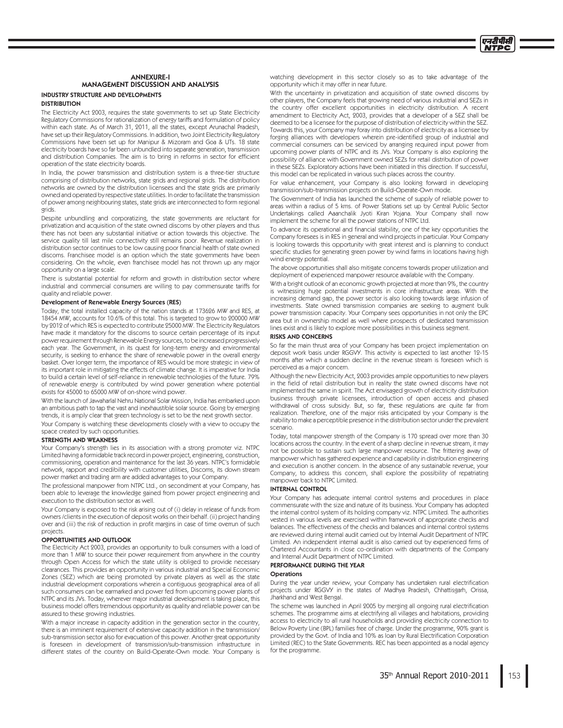# ANNEXURE-I
## MANAGEMENT DISCUSSION AND ANALYSIS

### INDUSTRY STRUCTURE AND DEVELOPMENTS

#### DISTRIBUTION

The Electricity Act 2003, requires the state governments to set up State Electricity Regulatory Commissions for rationalization of energy tariffs and formulation of policy within each state. As of March 31, 2011, all the states, except Arunachal Pradesh, have set up their Regulatory Commissions. In addition, two Joint Electricity Regulatory Commissions have been set up for Manipur & Mizoram and Goa & UTs. 18 state electricity boards have so far been unbundled into separate generation, transmission and distribution Companies. The aim is to bring in reforms in sector for efficient operation of the state electricity boards.

In India, the power transmission and distribution system is a three-tier structure comprising of distribution networks, state grids and regional grids. The distribution networks are owned by the distribution licensees and the state grids are primarily owned and operated by respective state utilities. In order to facilitate the transmission of power among neighbouring states, state grids are interconnected to form regional grids.

Despite unbundling and corporatizing, the state governments are reluctant for privatization and acquisition of the state owned discoms by other players and thus there has not been any substantial initiative or action towards this objective. The service quality till last mile connectivity still remains poor. Revenue realization in distribution sector continues to be low causing poor financial health of state owned discoms. Franchisee model is an option which the state governments have been considering. On the whole, even franchisee model has not thrown up any major opportunity on a large scale.

There is substantial potential for reform and growth in distribution sector where industrial and commercial consumers are willing to pay commensurate tariffs for quality and reliable power.

#### Development of Renewable Energy Sources (RES)

Today, the total installed capacity of the nation stands at 173626 MW and RES, at 18454 MW, accounts for 10.6% of this total. This is targeted to grow to 200000 MW by 2012 of which RES is expected to contribute 25000 MW. The Electricity Regulators have made it mandatory for the discoms to source certain percentage of its input power requirement through Renewable Energy sources, to be increased progressively each year. The Government, in its quest for long-term energy and environmental security, is seeking to enhance the share of renewable power in the overall energy basket. Over longer term, the importance of RES would be more strategic in view of its important role in mitigating the effects of climate change. It is imperative for India to build a certain level of self-reliance in renewable technologies of the future. 79% of renewable energy is contributed by wind power generation where potential exists for 45000 to 65000 MW of on-shore wind power.

With the launch of Jawaharlal Nehru National Solar Mission, India has embarked upon an ambitious path to tap the vast and inexhaustible solar source. Going by emerging trends, it is amply clear that green technology is set to be the next growth sector.

Your Company is watching these developments closely with a view to occupy the space created by such opportunities.

### STRENGTH AND WEAKNESS

Your Company's strength lies in its association with a strong promoter viz. NTPC Limited having a formidable track record in power project, engineering, construction, commissioning, operation and maintenance for the last 36 years. NTPC's formidable network, rapport and credibility with customer utilities, Discoms, its down stream power market and trading arm are added advantages to your Company.

The professional manpower from NTPC Ltd., on secondment at your Company, has been able to leverage the knowledge gained from power project engineering and execution to the distribution sector as well.

Your Company is exposed to the risk arising out of (i) delay in release of funds from owners /clients in the execution of deposit works on their behalf. (ii) project handing over and (iii) the risk of reduction in profit margins in case of time overrun of such projects.

### OPPORTUNITIES AND OUTLOOK

The Electricity Act 2003, provides an opportunity to bulk consumers with a load of more than 1 MW to source their power requirement from anywhere in the country through Open Access for which the state utility is obliged to provide necessary clearances. This provides an opportunity in various industrial and Special Economic Zones (SEZ) which are being promoted by private players as well as the state industrial development corporations wherein a contiguous geographical area of all such consumers can be earmarked and power fed from upcoming power plants of NTPC and its JVs. Today, wherever major industrial development is taking place, this business model offers tremendous opportunity as quality and reliable power can be assured to these growing industries.

With a major increase in capacity addition in the generation sector in the country, there is an imminent requirement of extensive capacity addition in the transmission/ sub-transmission sector also for evacuation of this power. Another great opportunity is foreseen in development of transmission/sub-transmission infrastructure in different states of the country on Build-Operate-Own mode. Your Company is watching development in this sector closely so as to take advantage of the opportunity which it may offer in near future.

With the uncertainty in privatization and acquisition of state owned discoms by other players, the Company feels that growing need of various industrial and SEZs in the country offer excellent opportunities in electricity distribution. A recent amendment to Electricity Act, 2003, provides that a developer of a SEZ shall be deemed to be a licensee for the purpose of distribution of electricity within the SEZ. Towards this, your Company may foray into distribution of electricity as a licensee by forging alliances with developers wherein pre-identified group of industrial and commercial consumers can be serviced by arranging required input power from upcoming power plants of NTPC and its JVs. Your Company is also exploring the possibility of alliance with Government owned SEZs for retail distribution of power in these SEZs. Exploratory actions have been initiated in this direction. If successful, this model can be replicated in various such places across the country.

For value enhancement, your Company is also looking forward in developing transmission/sub-transmission projects on Build-Operate-Own mode.

The Government of India has launched the scheme of supply of reliable power to areas within a radius of 5 kms. of Power Stations set up by Central Public Sector Undertakings called Aaanchalik Jyoti Kiran Yojana. Your Company shall now implement the scheme for all the power stations of NTPC Ltd.

To advance its operational and financial stability, one of the key opportunities the Company foresees is in RES in general and wind projects in particular. Your Company is looking towards this opportunity with great interest and is planning to conduct specific studies for generating green power by wind farms in locations having high wind energy potential.

The above opportunities shall also mitigate concerns towards proper utilization and deployment of experienced manpower resource available with the Company.

With a bright outlook of an economic growth projected at more than 9%, the country is witnessing huge potential investments in core infrastructure areas. With the increasing demand gap, the power sector is also looking towards large infusion of investments. State owned transmission companies are seeking to augment bulk power transmission capacity. Your Company sees opportunities in not only the EPC area but in ownership model as well where prospects of dedicated transmission lines exist and is likely to explore more possibilities in this business segment.

### RISKS AND CONCERNS

So far the main thrust area of your Company has been project implementation on deposit work basis under RGGVY. This activity is expected to last another 12-15 months after which a sudden decline in the revenue stream is foreseen which is perceived as a major concern.

Although the new Electricity Act, 2003 provides ample opportunities to new players in the field of retail distribution but in reality the state owned discoms have not implemented the same in spirit. The Act envisaged growth of electricity distribution business through private licensees, introduction of open access and phased withdrawal of cross subsidy. But, so far, these regulations are quite far from realization. Therefore, one of the major risks anticipated by your Company is the inability to make a perceptible presence in the distribution sector under the prevalent scenario.

Today, total manpower strength of the Company is 170 spread over more than 30 locations across the country. In the event of a sharp decline in revenue stream, it may not be possible to sustain such large manpower resource. The frittering away of manpower which has gathered experience and capability in distribution engineering and execution is another concern. In the absence of any sustainable revenue, your Company, to address this concern, shall explore the possibility of repatriating manpower back to NTPC Limited.

### INTERNAL CONTROL

Your Company has adequate internal control systems and procedures in place commensurate with the size and nature of its business. Your Company has adopted the internal control system of its holding company viz. NTPC Limited. The authorities vested in various levels are exercised within framework of appropriate checks and balances. The effectiveness of the checks and balances and internal control systems are reviewed during internal audit carried out by Internal Audit Department of NTPC Limited. An independent internal audit is also carried out by experienced firms of Chartered Accountants in close co-ordination with departments of the Company and Internal Audit Department of NTPC Limited.

### PERFORMANCE DURING THE YEAR

#### Operations

During the year under review, your Company has undertaken rural electrification projects under RGGVY in the states of Madhya Pradesh, Chhattisgarh, Orissa, Jharkhand and West Bengal.

The scheme was launched in April 2005 by merging all ongoing rural electrification schemes. The programme aims at electrifying all villages and habitations, providing access to electricity to all rural households and providing electricity connection to Below Poverty Line (BPL) families free of charge. Under the programme, 90% grant is provided by the Govt. of India and 10% as loan by Rural Electrification Corporation Limited (REC) to the State Governments. REC has been appointed as a nodal agency for the programme.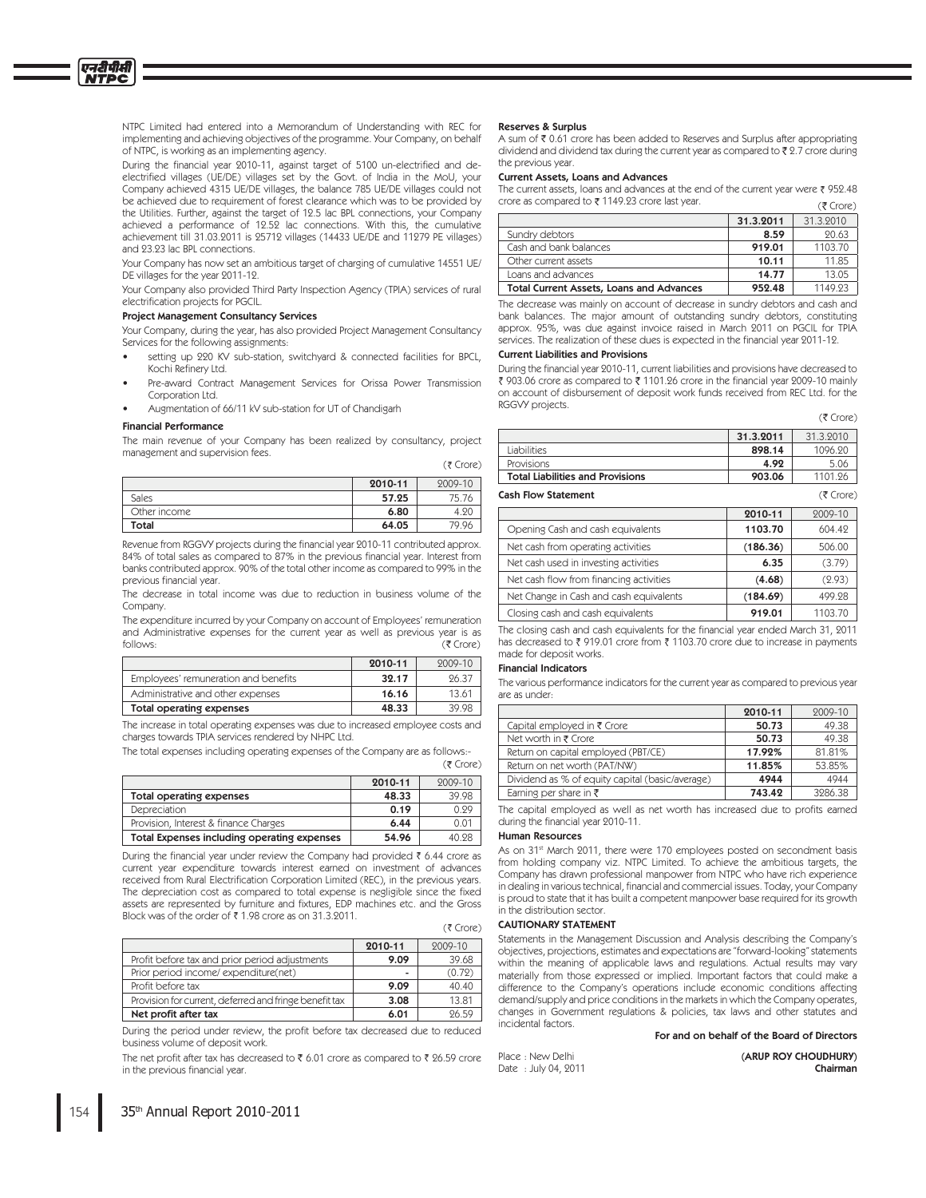NTPC Limited had entered into a Memorandum of Understanding with REC for implementing and achieving objectives of the programme. Your Company, on behalf of NTPC, is working as an implementing agency.

During the financial year 2010-11, against target of 5100 un-electrified and de-electrified villages (UE/DE) villages set by the Govt. of India in the MoU, your Company achieved 4315 UE/DE villages, the balance 785 UE/DE villages could not be achieved due to requirement of forest clearance which was to be provided by the Utilities. Further, against the target of 12.5 lac BPL connections, your Company achieved a performance of 12.52 lac connections. With this, the cumulative achievement till 31.03.2011 is 25712 villages (14433 UE/DE and 11279 PE villages) and 23.23 lac BPL connections.

Your Company has now set an ambitious target of charging of cumulative 14551 UE/DE villages for the year 2011-12.

Your Company also provided Third Party Inspection Agency (TPIA) services of rural electrification projects for PGCIL.

**Project Management Consultancy Services**

Your Company, during the year, has also provided Project Management Consultancy Services for the following assignments:

- setting up 220 KV sub-station, switchyard & connected facilities for BPCL, Kochi Refinery Ltd.
- Pre-award Contract Management Services for Orissa Power Transmission Corporation Ltd.
- Augmentation of 66/11 kV sub-station for UT of Chandigarh

**Financial Performance**

The main revenue of your Company has been realized by consultancy, project management and supervision fees.

(₹ Crore)

| | 2010-11 | 2009-10 |
|---|---|---|
| Sales | **57.25** | 75.76 |
| Other income | **6.80** | 4.20 |
| **Total** | **64.05** | 79.96 |

Revenue from RGGVY projects during the financial year 2010-11 contributed approx. 84% of total sales as compared to 87% in the previous financial year. Interest from banks contributed approx. 90% of the total other income as compared to 99% in the previous financial year.

The decrease in total income was due to reduction in business volume of the Company.

The expenditure incurred by your Company on account of Employees' remuneration and Administrative expenses for the current year as well as previous year is as follows: (₹ Crore)

| | 2010-11 | 2009-10 |
|---|---|---|
| Employees' remuneration and benefits | **32.17** | 26.37 |
| Administrative and other expenses | **16.16** | 13.61 |
| **Total operating expenses** | **48.33** | 39.98 |

The increase in total operating expenses was due to increased employee costs and charges towards TPIA services rendered by NHPC Ltd.

The total expenses including operating expenses of the Company are as follows:-

(₹ Crore)

| | 2010-11 | 2009-10 |
|---|---|---|
| **Total operating expenses** | **48.33** | 39.98 |
| Depreciation | **0.19** | 0.29 |
| Provision, Interest & finance Charges | **6.44** | 0.01 |
| **Total Expenses including operating expenses** | **54.96** | 40.28 |

During the financial year under review the Company had provided ₹ 6.44 crore as current year expenditure towards interest earned on investment of advances received from Rural Electrification Corporation Limited (REC), in the previous years. The depreciation cost as compared to total expense is negligible since the fixed assets are represented by furniture and fixtures, EDP machines etc. and the Gross Block was of the order of ₹ 1.98 crore as on 31.3.2011.

(₹ Crore)

| | 2010-11 | 2009-10 |
|---|---|---|
| Profit before tax and prior period adjustments | **9.09** | 39.68 |
| Prior period income/ expenditure(net) | **-** | (0.72) |
| Profit before tax | **9.09** | 40.40 |
| Provision for current, deferred and fringe benefit tax | **3.08** | 13.81 |
| **Net profit after tax** | **6.01** | 26.59 |

During the period under review, the profit before tax decreased due to reduced business volume of deposit work.

The net profit after tax has decreased to ₹ 6.01 crore as compared to ₹ 26.59 crore in the previous financial year.

**Reserves & Surplus**

A sum of ₹ 0.61 crore has been added to Reserves and Surplus after appropriating dividend and dividend tax during the current year as compared to ₹ 2.7 crore during the previous year.

**Current Assets, Loans and Advances**

The current assets, loans and advances at the end of the current year were ₹ 952.48 crore as compared to ₹ 1149.23 crore last year. (₹ Crore)

| | 31.3.2011 | 31.3.2010 |
|---|---|---|
| Sundry debtors | **8.59** | 20.63 |
| Cash and bank balances | **919.01** | 1103.70 |
| Other current assets | **10.11** | 11.85 |
| Loans and advances | **14.77** | 13.05 |
| **Total Current Assets, Loans and Advances** | **952.48** | 1149.23 |

The decrease was mainly on account of decrease in sundry debtors and cash and bank balances. The major amount of outstanding sundry debtors, constituting approx. 95%, was due against invoice raised in March 2011 on PGCIL for TPIA services. The realization of these dues is expected in the financial year 2011-12.

**Current Liabilities and Provisions**

During the financial year 2010-11, current liabilities and provisions have decreased to ₹ 903.06 crore as compared to ₹ 1101.26 crore in the financial year 2009-10 mainly on account of disbursement of deposit work funds received from REC Ltd. for the RGGVY projects.

(₹ Crore)

| | 31.3.2011 | 31.3.2010 |
|---|---|---|
| Liabilities | **898.14** | 1096.20 |
| Provisions | **4.92** | 5.06 |
| **Total Liabilities and Provisions** | **903.06** | 1101.26 |

**Cash Flow Statement** (₹ Crore)

| | 2010-11 | 2009-10 |
|---|---|---|
| Opening Cash and cash equivalents | **1103.70** | 604.42 |
| Net cash from operating activities | **(186.36)** | 506.00 |
| Net cash used in investing activities | **6.35** | (3.79) |
| Net cash flow from financing activities | **(4.68)** | (2.93) |
| Net Change in Cash and cash equivalents | **(184.69)** | 499.28 |
| Closing cash and cash equivalents | **919.01** | 1103.70 |

The closing cash and cash equivalents for the financial year ended March 31, 2011 has decreased to ₹ 919.01 crore from ₹ 1103.70 crore due to increase in payments made for deposit works.

**Financial Indicators**

The various performance indicators for the current year as compared to previous year are as under:

| | 2010-11 | 2009-10 |
|---|---|---|
| Capital employed in ₹ Crore | **50.73** | 49.38 |
| Net worth in ₹ Crore | **50.73** | 49.38 |
| Return on capital employed (PBT/CE) | **17.92%** | 81.81% |
| Return on net worth (PAT/NW) | **11.85%** | 53.85% |
| Dividend as % of equity capital (basic/average) | **4944** | 4944 |
| Earning per share in ₹ | **743.42** | 3286.38 |

The capital employed as well as net worth has increased due to profits earned during the financial year 2010-11.

**Human Resources**

As on 31st March 2011, there were 170 employees posted on secondment basis from holding company viz. NTPC Limited. To achieve the ambitious targets, the Company has drawn professional manpower from NTPC who have rich experience in dealing in various technical, financial and commercial issues. Today, your Company is proud to state that it has built a competent manpower base required for its growth in the distribution sector.

**CAUTIONARY STATEMENT**

Statements in the Management Discussion and Analysis describing the Company's objectives, projections, estimates and expectations are "forward-looking" statements within the meaning of applicable laws and regulations. Actual results may vary materially from those expressed or implied. Important factors that could make a difference to the Company's operations include economic conditions affecting demand/supply and price conditions in the markets in which the Company operates, changes in Government regulations & policies, tax laws and other statutes and incidental factors.

**For and on behalf of the Board of Directors**

Place : New Delhi
Date : July 04, 2011

**(ARUP ROY CHOUDHURY)**
**Chairman**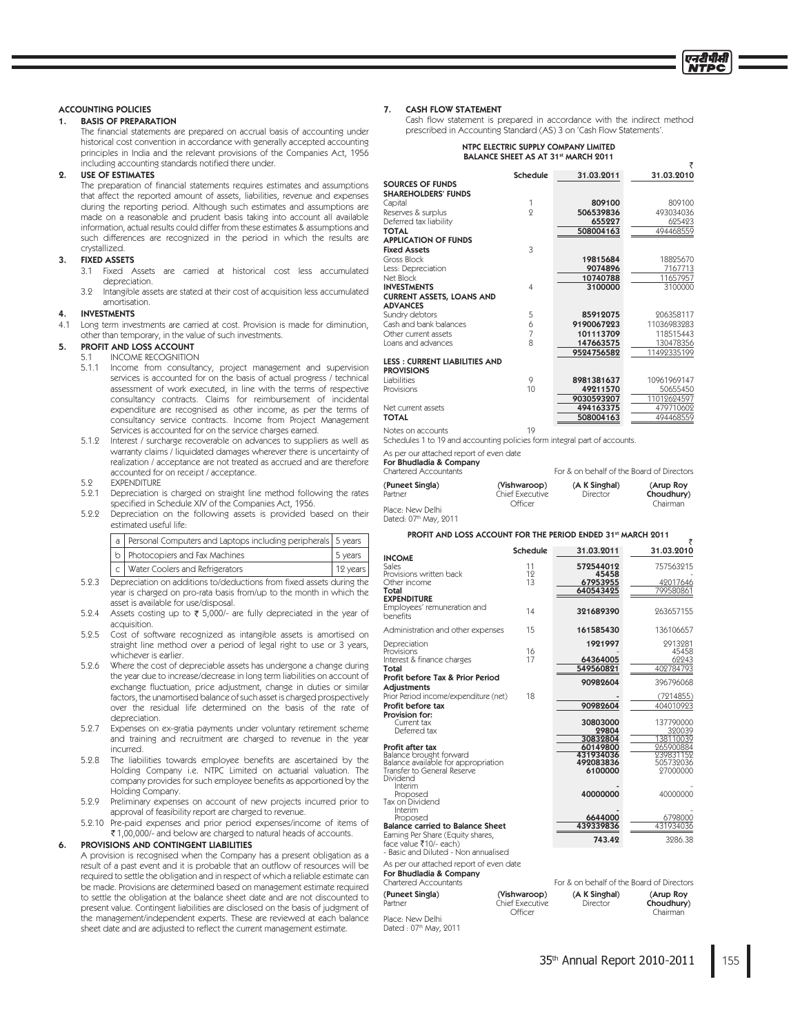## ACCOUNTING POLICIES

### 1. BASIS OF PREPARATION

The financial statements are prepared on accrual basis of accounting under historical cost convention in accordance with generally accepted accounting principles in India and the relevant provisions of the Companies Act, 1956 including accounting standards notified there under.

### 2. USE OF ESTIMATES

The preparation of financial statements requires estimates and assumptions that affect the reported amount of assets, liabilities, revenue and expenses during the reporting period. Although such estimates and assumptions are made on a reasonable and prudent basis taking into account all available information, actual results could differ from these estimates & assumptions and such differences are recognized in the period in which the results are crystallized.

### 3. FIXED ASSETS

3.1 Fixed Assets are carried at historical cost less accumulated depreciation.

3.2 Intangible assets are stated at their cost of acquisition less accumulated amortisation.

### 4. INVESTMENTS

4.1 Long term investments are carried at cost. Provision is made for diminution, other than temporary, in the value of such investments.

### 5. PROFIT AND LOSS ACCOUNT

5.1 INCOME RECOGNITION

5.1.1 Income from consultancy, project management and supervision services is accounted for on the basis of actual progress / technical assessment of work executed, in line with the terms of respective consultancy contracts. Claims for reimbursement of incidental expenditure are recognised as other income, as per the terms of consultancy service contracts. Income from Project Management Services is accounted for on the service charges earned.

5.1.2 Interest / surcharge recoverable on advances to suppliers as well as warranty claims / liquidated damages wherever there is uncertainty of realization / acceptance are not treated as accrued and are therefore accounted for on receipt / acceptance.

5.2 EXPENDITURE

5.2.1 Depreciation is charged on straight line method following the rates specified in Schedule XIV of the Companies Act, 1956.

5.2.2 Depreciation on the following assets is provided based on their estimated useful life:

| | | |
|---|---|---|
| a | Personal Computers and Laptops including peripherals | 5 years |
| b | Photocopiers and Fax Machines | 5 years |
| c | Water Coolers and Refrigerators | 12 years |

5.2.3 Depreciation on additions to/deductions from fixed assets during the year is charged on pro-rata basis from/up to the month in which the asset is available for use/disposal.

5.2.4 Assets costing up to ₹ 5,000/- are fully depreciated in the year of acquisition.

5.2.5 Cost of software recognized as intangible assets is amortised on straight line method over a period of legal right to use or 3 years, whichever is earlier.

5.2.6 Where the cost of depreciable assets has undergone a change during the year due to increase/decrease in long term liabilities on account of exchange fluctuation, price adjustment, change in duties or similar factors, the unamortised balance of such asset is charged prospectively over the residual life determined on the basis of the rate of depreciation.

5.2.7 Expenses on ex-gratia payments under voluntary retirement scheme and training and recruitment are charged to revenue in the year incurred.

5.2.8 The liabilities towards employee benefits are ascertained by the Holding Company i.e. NTPC Limited on actuarial valuation. The company provides for such employee benefits as apportioned by the Holding Company.

5.2.9 Preliminary expenses on account of new projects incurred prior to approval of feasibility report are charged to revenue.

5.2.10 Pre-paid expenses and prior period expenses/income of items of ₹ 1,00,000/- and below are charged to natural heads of accounts.

### 6. PROVISIONS AND CONTINGENT LIABILITIES

A provision is recognised when the Company has a present obligation as a result of a past event and it is probable that an outflow of resources will be required to settle the obligation and in respect of which a reliable estimate can be made. Provisions are determined based on management estimate required to settle the obligation at the balance sheet date and are not discounted to present value. Contingent liabilities are disclosed on the basis of judgment of the management/independent experts. These are reviewed at each balance sheet date and are adjusted to reflect the current management estimate.

### 7. CASH FLOW STATEMENT

Cash flow statement is prepared in accordance with the indirect method prescribed in Accounting Standard (AS) 3 on 'Cash Flow Statements'.

## NTPC ELECTRIC SUPPLY COMPANY LIMITED
## BALANCE SHEET AS AT 31st MARCH 2011

₹

| | Schedule | 31.03.2011 | 31.03.2010 |
|---|---|---|---|
| **SOURCES OF FUNDS** | | | |
| **SHAREHOLDERS' FUNDS** | | | |
| Capital | 1 | 809100 | 809100 |
| Reserves & surplus | 2 | 506539836 | 493034036 |
| Deferred tax liability | | 655227 | 625423 |
| **TOTAL** | | **508004163** | 494468559 |
| **APPLICATION OF FUNDS** | | | |
| **Fixed Assets** | 3 | | |
| Gross Block | | 19815684 | 18825670 |
| Less: Depreciation | | 9074896 | 7167713 |
| Net Block | | 10740788 | 11657957 |
| **INVESTMENTS** | 4 | 3100000 | 3100000 |
| **CURRENT ASSETS, LOANS AND ADVANCES** | | | |
| Sundry debtors | 5 | 85912075 | 206358117 |
| Cash and bank balances | 6 | 9190067223 | 11036983283 |
| Other current assets | 7 | 101113709 | 118515443 |
| Loans and advances | 8 | 147663575 | 130478356 |
| | | 9524756582 | 11492335199 |
| **LESS : CURRENT LIABILITIES AND PROVISIONS** | | | |
| Liabilities | 9 | 8981381637 | 10961969147 |
| Provisions | 10 | 49211570 | 50655450 |
| | | 9030593207 | 11012624597 |
| Net current assets | | 494163375 | 479710602 |
| **TOTAL** | | **508004163** | 494468559 |
| Notes on accounts | 19 | | |

Schedules 1 to 19 and accounting policies form integral part of accounts.

As per our attached report of even date
**For Bhudladia & Company**
Chartered Accountants

For & on behalf of the Board of Directors

| **(Puneet Singla)** | **(Vishwaroop)** | **(A K Singhal)** | **(Arup Roy Choudhury)** |
|---|---|---|---|
| Partner | Chief Executive Officer | Director | Chairman |

Place: New Delhi
Dated: 07th May, 2011

## PROFIT AND LOSS ACCOUNT FOR THE PERIOD ENDED 31st MARCH 2011

₹

| | Schedule | 31.03.2011 | 31.03.2010 |
|---|---|---|---|
| **INCOME** | | | |
| Sales | 11 | 572544012 | 757563215 |
| Provisions written back | 12 | 45458 | - |
| Other income | 13 | 67953955 | 42017646 |
| **Total** | | **640543425** | 799580861 |
| **EXPENDITURE** | | | |
| Employees' remuneration and benefits | 14 | 321689390 | 263657155 |
| Administration and other expenses | 15 | 161585430 | 136106657 |
| Depreciation | | 1921997 | 2913281 |
| Provisions | 16 | - | 45458 |
| Interest & finance charges | 17 | 64364005 | 62243 |
| **Total** | | **549560821** | 402784793 |
| **Profit before Tax & Prior Period Adjustments** | | **90982604** | 396796068 |
| Prior Period income/expenditure (net) | 18 | - | (7214855) |
| **Profit before tax** | | **90982604** | 404010923 |
| **Provision for:** | | | |
| Current tax | | 30803000 | 137790000 |
| Deferred tax | | 29804 | 320039 |
| | | 30832804 | 138110039 |
| **Profit after tax** | | **60149800** | 265900884 |
| Balance brought forward | | 431934036 | 239831152 |
| Balance available for appropriation | | 492083836 | 505732036 |
| Transfer to General Reserve | | 6100000 | 27000000 |
| Dividend | | | |
| Interim | | - | - |
| Proposed | | 40000000 | 40000000 |
| Tax on Dividend | | | |
| Interim | | - | - |
| Proposed | | 6644000 | 6798000 |
| **Balance carried to Balance Sheet** | | **439339836** | 431934036 |
| Earning Per Share (Equity shares, face value ₹10/- each) - Basic and Diluted - Non annualised | | **743.42** | 3286.38 |

As per our attached report of even date
**For Bhudladia & Company**
Chartered Accountants

For & on behalf of the Board of Directors

| **(Puneet Singla)** | **(Vishwaroop)** | **(A K Singhal)** | **(Arup Roy Choudhury)** |
|---|---|---|---|
| Partner | Chief Executive Officer | Director | Chairman |

Place: New Delhi
Dated : 07th May, 2011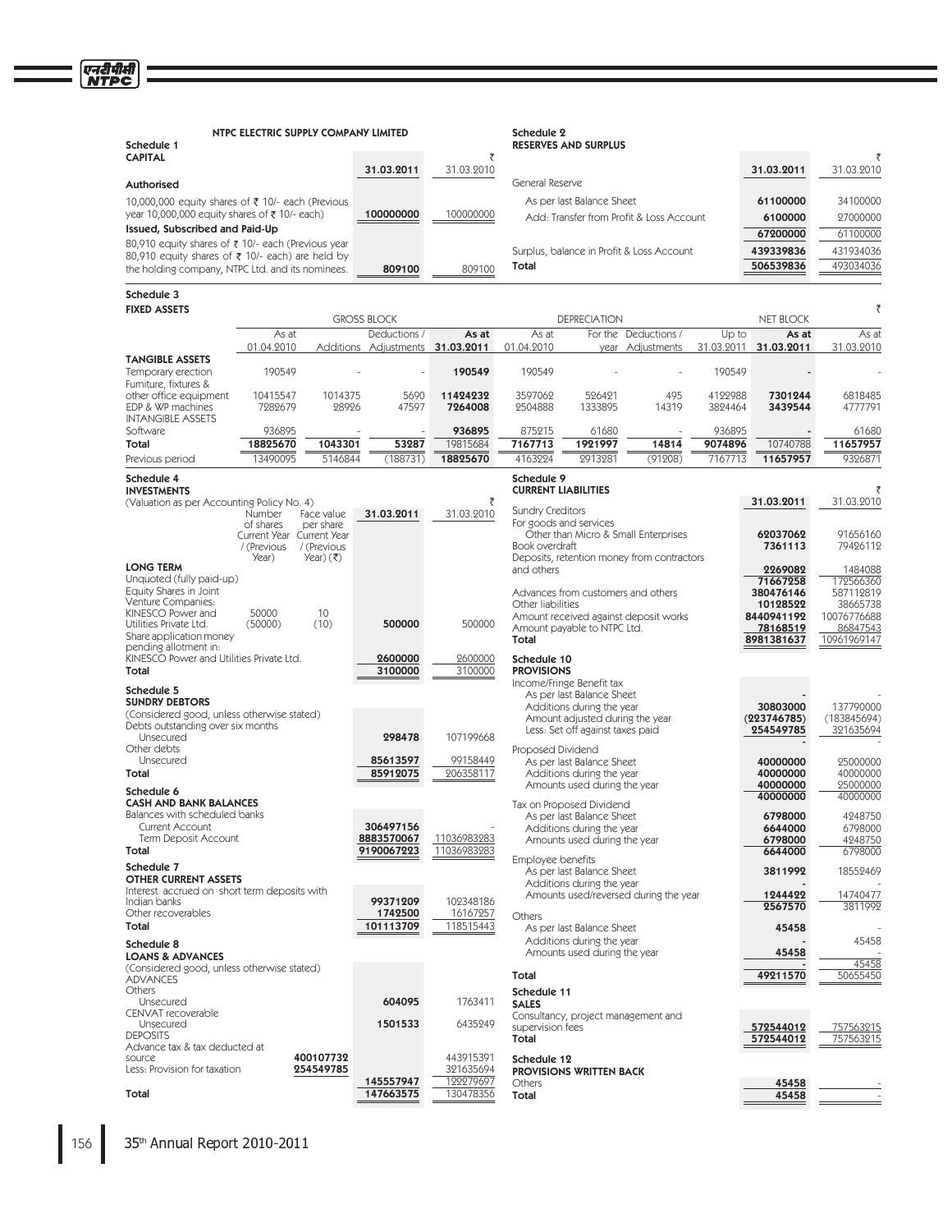## NTPC ELECTRIC SUPPLY COMPANY LIMITED

### Schedule 1
**CAPITAL**

| | 31.03.2011 | ₹ 31.03.2010 |
|---|---|---|
| **Authorised** | | |
| 10,000,000 equity shares of ₹ 10/- each (Previous year 10,000,000 equity shares of ₹ 10/- each) | **100000000** | 100000000 |
| **Issued, Subscribed and Paid-Up** | | |
| 80,910 equity shares of ₹ 10/- each (Previous year 80,910 equity shares of ₹ 10/- each) are held by the holding company, NTPC Ltd. and its nominees. | **809100** | 809100 |

### Schedule 2
**RESERVES AND SURPLUS**

| | 31.03.2011 | ₹ 31.03.2010 |
|---|---|---|
| General Reserve | | |
| As per last Balance Sheet | **61100000** | 34100000 |
| Add: Transfer from Profit & Loss Account | **6100000** | 27000000 |
| | **67200000** | 61100000 |
| Surplus, balance in Profit & Loss Account | **439339836** | 431934036 |
| **Total** | **506539836** | 493034036 |

### Schedule 3
**FIXED ASSETS** ₹

| | GROSS BLOCK | | | | DEPRECIATION | | | | NET BLOCK | |
|---|---|---|---|---|---|---|---|---|---|---|
| | As at 01.04.2010 | Additions | Deductions / Adjustments | As at 31.03.2011 | As at 01.04.2010 | For the year | Deductions / Adjustments | Up to 31.03.2011 | As at 31.03.2011 | As at 31.03.2010 |
| **TANGIBLE ASSETS** | | | | | | | | | | |
| Temporary erection | 190549 | - | - | **190549** | 190549 | - | - | 190549 | - | - |
| Furniture, fixtures & other office equipment | 10415547 | 1014375 | 5690 | **11424232** | 3597062 | 526421 | 495 | 4122988 | **7301244** | 6818485 |
| EDP & WP machines | 7282679 | 28926 | 47597 | **7264008** | 2504888 | 1333895 | 14319 | 3824464 | **3439544** | 4777791 |
| INTANGIBLE ASSETS | | | | | | | | | | |
| Software | 936895 | - | - | **936895** | 875215 | 61680 | - | 936895 | - | 61680 |
| **Total** | **18825670** | **1043301** | **53287** | 19815684 | **7167713** | **1921997** | **14814** | **9074896** | 10740788 | **11657957** |
| Previous period | 13490095 | 5146844 | (188731) | **18825670** | 4163224 | 2913281 | (91208) | 7167713 | **11657957** | 9326871 |

### Schedule 4
**INVESTMENTS**

(Valuation as per Accounting Policy No. 4)

| | Number of shares Current Year / (Previous Year) | Face value per share Current Year / (Previous Year) (₹) | 31.03.2011 | ₹ 31.03.2010 |
|---|---|---|---|---|
| **LONG TERM** | | | | |
| Unquoted (fully paid-up) | | | | |
| Equity Shares in Joint Venture Companies: | | | | |
| KINESCO Power and Utilities Private Ltd. | 50000 (50000) | 10 (10) | **500000** | 500000 |
| Share application money pending allotment in: | | | | |
| KINESCO Power and Utilities Private Ltd. | | | **2600000** | 2600000 |
| **Total** | | | **3100000** | 3100000 |

### Schedule 5
**SUNDRY DEBTORS**

| (Considered good, unless otherwise stated) | 31.03.2011 | 31.03.2010 |
|---|---|---|
| Debts outstanding over six months | | |
| Unsecured | **298478** | 107199668 |
| Other debts | | |
| Unsecured | **85613597** | 99158449 |
| **Total** | **85912075** | 206358117 |

### Schedule 6
**CASH AND BANK BALANCES**

| | 31.03.2011 | 31.03.2010 |
|---|---|---|
| Balances with scheduled banks | | |
| Current Account | **306497156** | - |
| Term Deposit Account | **8883570067** | 11036983283 |
| **Total** | **9190067223** | 11036983283 |

### Schedule 7
**OTHER CURRENT ASSETS**

| | 31.03.2011 | 31.03.2010 |
|---|---|---|
| Interest accrued on short term deposits with Indian banks | **99371209** | 102348186 |
| Other recoverables | **1742500** | 16167257 |
| **Total** | **101113709** | 118515443 |

### Schedule 8
**LOANS & ADVANCES**

| (Considered good, unless otherwise stated) | | 31.03.2011 | 31.03.2010 |
|---|---|---|---|
| ADVANCES | | | |
| Others | | | |
| Unsecured | | **604095** | 1763411 |
| CENVAT recoverable | | | |
| Unsecured | | **1501533** | 6435249 |
| DEPOSITS | | | |
| Advance tax & tax deducted at source | **400107732** | | 443915391 |
| Less: Provision for taxation | **254549785** | | 321635694 |
| | | **145557947** | 122279697 |
| **Total** | | **147663575** | 130478356 |

### Schedule 9
**CURRENT LIABILITIES**

| | 31.03.2011 | ₹ 31.03.2010 |
|---|---|---|
| Sundry Creditors | | |
| For goods and services | | |
| Other than Micro & Small Enterprises | **62037062** | 91656160 |
| Book overdraft | **7361113** | 79426112 |
| Deposits, retention money from contractors and others | **2269082** | 1484088 |
| | **71667258** | 172566360 |
| Advances from customers and others | **380476146** | 587112819 |
| Other liabilities | **10128522** | 38665738 |
| Amount received against deposit works | **8440941192** | 10076776688 |
| Amount payable to NTPC Ltd. | **78168519** | 86847543 |
| **Total** | **8981381637** | 10961969147 |

### Schedule 10
**PROVISIONS**

| | 31.03.2011 | 31.03.2010 |
|---|---|---|
| Income/Fringe Benefit tax | | |
| As per last Balance Sheet | - | - |
| Additions during the year | **30803000** | 137790000 |
| Amount adjusted during the year | **(223746785)** | (183845694) |
| Less: Set off against taxes paid | **254549785** | 321635694 |
| | - | - |
| Proposed Dividend | | |
| As per last Balance Sheet | **40000000** | 25000000 |
| Additions during the year | **40000000** | 40000000 |
| Amounts used during the year | **40000000** | 25000000 |
| | **40000000** | 40000000 |
| Tax on Proposed Dividend | | |
| As per last Balance Sheet | **6798000** | 4248750 |
| Additions during the year | **6644000** | 6798000 |
| Amounts used during the year | **6798000** | 4248750 |
| | **6644000** | 6798000 |
| Employee benefits | | |
| As per last Balance Sheet | **3811992** | 18552469 |
| Additions during the year | | - |
| Amounts used/reversed during the year | **1244422** | 14740477 |
| | **2567570** | 3811992 |
| Others | | |
| As per last Balance Sheet | **45458** | - |
| Additions during the year | - | 45458 |
| Amounts used during the year | **45458** | - |
| | - | 45458 |
| **Total** | **49211570** | 50655450 |

### Schedule 11
**SALES**

| | 31.03.2011 | 31.03.2010 |
|---|---|---|
| Consultancy, project management and supervision fees | **572544012** | 757563215 |
| **Total** | **572544012** | 757563215 |

### Schedule 12
**PROVISIONS WRITTEN BACK**

| | 31.03.2011 | 31.03.2010 |
|---|---|---|
| Others | **45458** | - |
| **Total** | **45458** | - |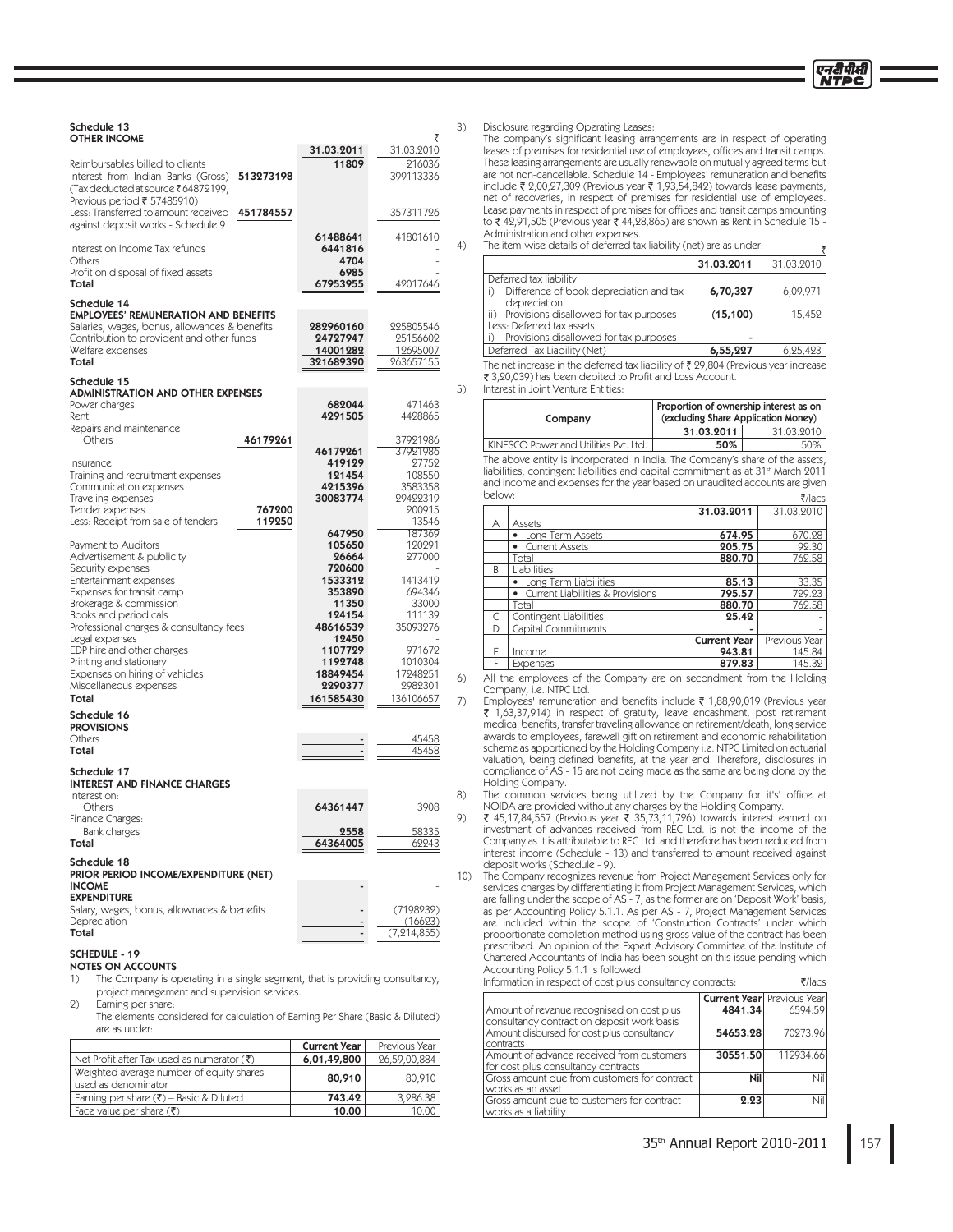### Schedule 13
**OTHER INCOME**

| | | 31.03.2011 | 31.03.2010 |
|---|---|---|---|
| | | | ₹ |
| Reimbursables billed to clients | | 11809 | 216036 |
| Interest from Indian Banks (Gross) (Tax deducted at source ₹ 64872199, Previous period ₹ 57485910) | 513273198 | | 399113336 |
| Less: Transferred to amount received against deposit works - Schedule 9 | 451784557 | | 357311726 |
| | | 61488641 | 41801610 |
| Interest on Income Tax refunds | | 6441816 | - |
| Others | | 4704 | - |
| Profit on disposal of fixed assets | | 6985 | - |
| **Total** | | **67953955** | 42017646 |

### Schedule 14
**EMPLOYEES' REMUNERATION AND BENEFITS**

| | 31.03.2011 | 31.03.2010 |
|---|---|---|
| Salaries, wages, bonus, allowances & benefits | 282960160 | 225805546 |
| Contribution to provident and other funds | 24727947 | 25156602 |
| Welfare expenses | 14001282 | 12695007 |
| **Total** | **321689390** | 263657155 |

### Schedule 15
**ADMINISTRATION AND OTHER EXPENSES**

| | | 31.03.2011 | 31.03.2010 |
|---|---|---|---|
| Power charges | | 682044 | 471463 |
| Rent | | 4291505 | 4428865 |
| Repairs and maintenance | | | |
| Others | 46179261 | | 37921986 |
| | | 46179261 | 37921986 |
| Insurance | | 419129 | 27752 |
| Training and recruitment expenses | | 121454 | 108550 |
| Communication expenses | | 4215396 | 3583358 |
| Traveling expenses | | 30083774 | 29422319 |
| Tender expenses | 767200 | | 200915 |
| Less: Receipt from sale of tenders | 119250 | | 13546 |
| | | 647950 | 187369 |
| Payment to Auditors | | 105650 | 120291 |
| Advertisement & publicity | | 26664 | 277000 |
| Security expenses | | 720600 | - |
| Entertainment expenses | | 1533312 | 1413419 |
| Expenses for transit camp | | 353890 | 694346 |
| Brokerage & commission | | 11350 | 33000 |
| Books and periodicals | | 124154 | 111139 |
| Professional charges & consultancy fees | | 48616539 | 35093276 |
| Legal expenses | | 12450 | - |
| EDP hire and other charges | | 1107729 | 971672 |
| Printing and stationary | | 1192748 | 1010304 |
| Expenses on hiring of vehicles | | 18849454 | 17248251 |
| Miscellaneous expenses | | 2290377 | 2982301 |
| **Total** | | **161585430** | 136106657 |

### Schedule 16
**PROVISIONS**

| | 31.03.2011 | 31.03.2010 |
|---|---|---|
| Others | - | 45458 |
| **Total** | - | 45458 |

### Schedule 17
**INTEREST AND FINANCE CHARGES**

| | 31.03.2011 | 31.03.2010 |
|---|---|---|
| Interest on: | | |
| Others | 64361447 | 3908 |
| Finance Charges: | | |
| Bank charges | 2558 | 58335 |
| **Total** | **64364005** | 62243 |

### Schedule 18
**PRIOR PERIOD INCOME/EXPENDITURE (NET)**

| | 31.03.2011 | 31.03.2010 |
|---|---|---|
| **INCOME** | - | - |
| **EXPENDITURE** | | |
| Salary, wages, bonus, allowances & benefits | - | (7198232) |
| Depreciation | - | (16623) |
| **Total** | - | (7,214,855) |

### SCHEDULE - 19
**NOTES ON ACCOUNTS**

1) The Company is operating in a single segment, that is providing consultancy, project management and supervision services.

2) Earning per share:

The elements considered for calculation of Earning Per Share (Basic & Diluted) are as under:

| | Current Year | Previous Year |
|---|---|---|
| Net Profit after Tax used as numerator (₹) | **6,01,49,800** | 26,59,00,884 |
| Weighted average number of equity shares used as denominator | **80,910** | 80,910 |
| Earning per share (₹) – Basic & Diluted | **743.42** | 3,286.38 |
| Face value per share (₹) | **10.00** | 10.00 |

3) Disclosure regarding Operating Leases:

The company's significant leasing arrangements are in respect of operating leases of premises for residential use of employees, offices and transit camps. These leasing arrangements are usually renewable on mutually agreed terms but are not non-cancellable. Schedule 14 - Employees' remuneration and benefits include ₹ 2,00,27,309 (Previous year ₹ 1,93,54,842) towards lease payments, net of recoveries, in respect of premises for residential use of employees. Lease payments in respect of premises for offices and transit camps amounting to ₹ 42,91,505 (Previous year ₹ 44,28,865) are shown as Rent in Schedule 15 - Administration and other expenses.

4) The item-wise details of deferred tax liability (net) are as under: ₹

| | 31.03.2011 | 31.03.2010 |
|---|---|---|
| Deferred tax liability | | |
| i) Difference of book depreciation and tax depreciation | **6,70,327** | 6,09,971 |
| ii) Provisions disallowed for tax purposes | **(15,100)** | 15,452 |
| Less: Deferred tax assets | | |
| i) Provisions disallowed for tax purposes | - | - |
| Deferred Tax Liability (Net) | **6,55,227** | 6,25,423 |

The net increase in the deferred tax liability of ₹ 29,804 (Previous year increase ₹ 3,20,039) has been debited to Profit and Loss Account.

5) Interest in Joint Venture Entities:

| Company | Proportion of ownership interest as on (excluding Share Application Money) | |
|---|---|---|
| | **31.03.2011** | 31.03.2010 |
| KINESCO Power and Utilities Pvt. Ltd. | **50%** | 50% |

The above entity is incorporated in India. The Company's share of the assets, liabilities, contingent liabilities and capital commitment as at 31st March 2011 and income and expenses for the year based on unaudited accounts are given below: ₹/lacs

| | | 31.03.2011 | 31.03.2010 |
|---|---|---|---|
| A | Assets | | |
| | • Long Term Assets | **674.95** | 670.28 |
| | • Current Assets | **205.75** | 92.30 |
| | Total | **880.70** | 762.58 |
| B | Liabilities | | |
| | • Long Term Liabilities | **85.13** | 33.35 |
| | • Current Liabilities & Provisions | **795.57** | 729.23 |
| | Total | **880.70** | 762.58 |
| C | Contingent Liabilities | **25.42** | - |
| D | Capital Commitments | - | - |
| | | **Current Year** | Previous Year |
| E | Income | **943.81** | 145.84 |
| F | Expenses | **879.83** | 145.32 |

6) All the employees of the Company are on secondment from the Holding Company, i.e. NTPC Ltd.

7) Employees' remuneration and benefits include ₹ 1,88,90,019 (Previous year ₹ 1,63,37,914) in respect of gratuity, leave encashment, post retirement medical benefits, transfer traveling allowance on retirement/death, long service awards to employees, farewell gift on retirement and economic rehabilitation scheme as apportioned by the Holding Company i.e. NTPC Limited on actuarial valuation, being defined benefits, at the year end. Therefore, disclosures in compliance of AS - 15 are not being made as the same are being done by the Holding Company.

8) The common services being utilized by the Company for it's' office at NOIDA are provided without any charges by the Holding Company.

9) ₹ 45,17,84,557 (Previous year ₹ 35,73,11,726) towards interest earned on investment of advances received from REC Ltd. is not the income of the Company as it is attributable to REC Ltd. and therefore has been reduced from interest income (Schedule - 13) and transferred to amount received against deposit works (Schedule - 9).

10) The Company recognizes revenue from Project Management Services only for services charges by differentiating it from Project Management Services, which are falling under the scope of AS - 7, as the former are on 'Deposit Work' basis, as per Accounting Policy 5.1.1. As per AS - 7, Project Management Services are included within the scope of 'Construction Contracts' under which proportionate completion method using gross value of the contract has been prescribed. An opinion of the Expert Advisory Committee of the Institute of Chartered Accountants of India has been sought on this issue pending which Accounting Policy 5.1.1 is followed.

Information in respect of cost plus consultancy contracts: ₹/lacs

| | Current Year | Previous Year |
|---|---|---|
| Amount of revenue recognised on cost plus consultancy contract on deposit work basis | **4841.34** | 6594.59 |
| Amount disbursed for cost plus consultancy contracts | **54653.28** | 70273.96 |
| Amount of advance received from customers for cost plus consultancy contracts | **30551.50** | 112934.66 |
| Gross amount due from customers for contract works as an asset | **Nil** | Nil |
| Gross amount due to customers for contract works as a liability | **2.23** | Nil |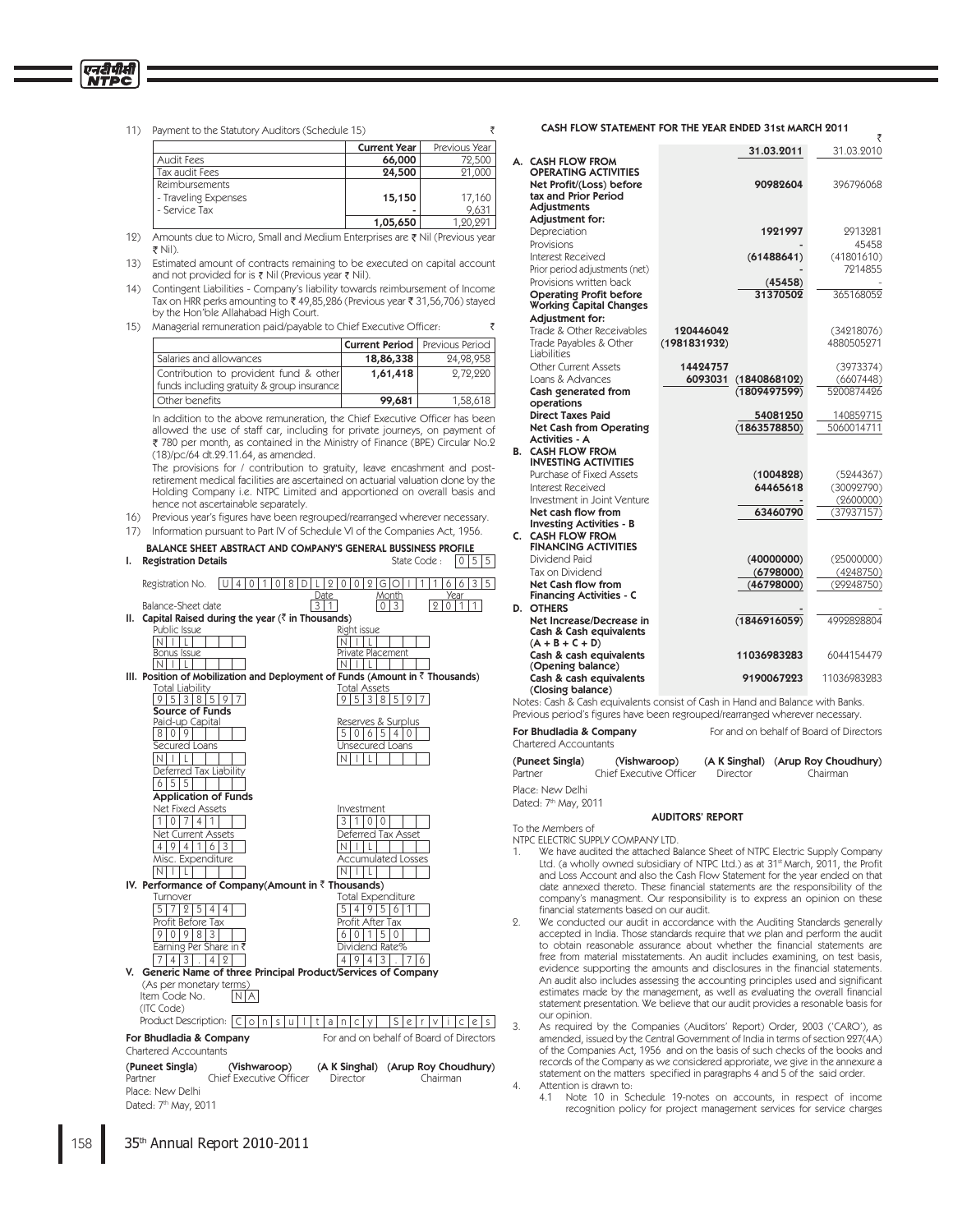11) Payment to the Statutory Auditors (Schedule 15) ₹

| | Current Year | Previous Year |
|---|---|---|
| Audit Fees | **66,000** | 72,500 |
| Tax audit Fees | **24,500** | 21,000 |
| Reimbursements | | |
| - Traveling Expenses | **15,150** | 17,160 |
| - Service Tax | **-** | 9,631 |
| | **1,05,650** | 1,20,291 |

12) Amounts due to Micro, Small and Medium Enterprises are ₹ Nil (Previous year ₹ Nil).

13) Estimated amount of contracts remaining to be executed on capital account and not provided for is ₹ Nil (Previous year ₹ Nil).

14) Contingent Liabilities - Company's liability towards reimbursement of Income Tax on HRR perks amounting to ₹ 49,85,286 (Previous year ₹ 31,56,706) stayed by the Hon'ble Allahabad High Court.

15) Managerial remuneration paid/payable to Chief Executive Officer: ₹

| | Current Period | Previous Period |
|---|---|---|
| Salaries and allowances | **18,86,338** | 24,98,958 |
| Contribution to provident fund & other funds including gratuity & group insurance | **1,61,418** | 2,72,220 |
| Other benefits | **99,681** | 1,58,618 |

In addition to the above remuneration, the Chief Executive Officer has been allowed the use of staff car, including for private journeys, on payment of ₹ 780 per month, as contained in the Ministry of Finance (BPE) Circular No.2 (18)/pc/64 dt.29.11.64, as amended.

The provisions for / contribution to gratuity, leave encashment and post-retirement medical facilities are ascertained on actuarial valuation done by the Holding Company i.e. NTPC Limited and apportioned on overall basis and hence not ascertainable separately.

16) Previous year's figures have been regrouped/rearranged wherever necessary.

17) Information pursuant to Part IV of Schedule VI of the Companies Act, 1956.

### BALANCE SHEET ABSTRACT AND COMPANY'S GENERAL BUSSINESS PROFILE

**I. Registration Details**

Registration No. U40108DL2002GOI116635 State Code : 055

Balance-Sheet date: Date 31, Month 03, Year 2011

**II. Capital Raised during the year (₹ in Thousands)**

| Public Issue | Right issue |
|---|---|
| NIL | NIL |
| **Bonus Issue** | **Private Placement** |
| NIL | NIL |

**III. Position of Mobilization and Deployment of Funds (Amount in ₹ Thousands)**

| Total Liability | Total Assets |
|---|---|
| 9538597 | 9538597 |

**Source of Funds**

| Paid-up Capital | Reserves & Surplus |
|---|---|
| 809 | 5065440 |
| **Secured Loans** | **Unsecured Loans** |
| NIL | NIL |
| **Deferred Tax Liability** | |
| 655 | |

**Application of Funds**

| Net Fixed Assets | Investment |
|---|---|
| 10741 | 3100 |
| **Net Current Assets** | **Deferred Tax Asset** |
| 4941463 | NIL |
| **Misc. Expenditure** | **Accumulated Losses** |
| NIL | NIL |

**IV. Performance of Company(Amount in ₹ Thousands)**

| Turnover | Total Expenditure |
|---|---|
| 572544 | 549561 |
| **Profit Before Tax** | **Profit After Tax** |
| 90983 | 60150 |
| **Earning Per Share in ₹** | **Dividend Rate%** |
| 743.42 | 4943.76 |

**V. Generic Name of three Principal Product/Services of Company**

(As per monetary terms)

Item Code No. (ITC Code) N A

Product Description: Consultancy Services

For Bhudladia & Company
Chartered Accountants

For and on behalf of Board of Directors

| (Puneet Singla) | (Vishwaroop) | (A K Singhal) | (Arup Roy Choudhury) |
|---|---|---|---|
| Partner | Chief Executive Officer | Director | Chairman |

Place: New Delhi
Dated: 7th May, 2011

### CASH FLOW STATEMENT FOR THE YEAR ENDED 31st MARCH 2011

₹

| | | 31.03.2011 | 31.03.2010 |
|---|---|---|---|
| **A. CASH FLOW FROM OPERATING ACTIVITIES** | | | |
| **Net Profit/(Loss) before tax and Prior Period Adjustments** | | **90982604** | 396796068 |
| **Adjustment for:** | | | |
| Depreciation | | **1921997** | 2913281 |
| Provisions | | **-** | 45458 |
| Interest Received | | **(61488641)** | (41801610) |
| Prior period adjustments (net) | | **-** | 7214855 |
| Provisions written back | | **(45458)** | - |
| **Operating Profit before Working Capital Changes** | | **31370502** | 365168052 |
| **Adjustment for:** | | | |
| Trade & Other Receivables | **120446042** | | (34218076) |
| Trade Payables & Other Liabilities | **(1981831932)** | | 4880505271 |
| Other Current Assets | **14424757** | | (3973374) |
| Loans & Advances | **6093031** | **(1840868102)** | (6607448) |
| **Cash generated from operations** | | **(1809497599)** | 5200874426 |
| **Direct Taxes Paid** | | **54081250** | 140859715 |
| **Net Cash from Operating Activities - A** | | **(1863578850)** | 5060014711 |
| **B. CASH FLOW FROM INVESTING ACTIVITIES** | | | |
| Purchase of Fixed Assets | | **(1004828)** | (5244367) |
| Interest Received | | **64465618** | (30092790) |
| Investment in Joint Venture | | **-** | (2600000) |
| **Net cash flow from Investing Activities - B** | | **63460790** | (37937157) |
| **C. CASH FLOW FROM FINANCING ACTIVITIES** | | | |
| Dividend Paid | | **(40000000)** | (25000000) |
| Tax on Dividend | | **(6798000)** | (4248750) |
| **Net Cash flow from Financing Activities - C** | | **(46798000)** | (29248750) |
| **D. OTHERS** | | **-** | - |
| **Net Increase/Decrease in Cash & Cash equivalents (A + B + C + D)** | | **(1846916059)** | 4992828804 |
| **Cash & cash equivalents (Opening balance)** | | **11036983283** | 6044154479 |
| **Cash & cash equivalents (Closing balance)** | | **9190067223** | 11036983283 |

Notes: Cash & Cash equivalents consist of Cash in Hand and Balance with Banks.
Previous period's figures have been regrouped/rearranged wherever necessary.

For Bhudladia & Company
Chartered Accountants

For and on behalf of Board of Directors

| (Puneet Singla) | (Vishwaroop) | (A K Singhal) | (Arup Roy Choudhury) |
|---|---|---|---|
| Partner | Chief Executive Officer | Director | Chairman |

Place: New Delhi
Dated: 7th May, 2011

### AUDITORS' REPORT

To the Members of
NTPC ELECTRIC SUPPLY COMPANY LTD.

1. We have audited the attached Balance Sheet of NTPC Electric Supply Company Ltd. (a wholly owned subsidiary of NTPC Ltd.) as at 31st March, 2011, the Profit and Loss Account and also the Cash Flow Statement for the year ended on that date annexed thereto. These financial statements are the responsibility of the company's managment. Our responsibility is to express an opinion on these financial statements based on our audit.

2. We conducted our audit in accordance with the Auditing Standards generally accepted in India. Those standards require that we plan and perform the audit to obtain reasonable assurance about whether the financial statements are free from material misstatements. An audit includes examining, on test basis, evidence supporting the amounts and disclosures in the financial statements. An audit also includes assessing the accounting principles used and significant estimates made by the management, as well as evaluating the overall financial statement presentation. We believe that our audit provides a resonable basis for our opinion.

3. As required by the Companies (Auditors' Report) Order, 2003 ('CARO'), as amended, issued by the Central Government of India in terms of section 227(4A) of the Companies Act, 1956 and on the basis of such checks of the books and records of the Company as we considered approriate, we give in the annexure a statement on the matters specified in paragraphs 4 and 5 of the said order.

4. Attention is drawn to:
   4.1 Note 10 in Schedule 19-notes on accounts, in respect of income recognition policy for project management services for service charges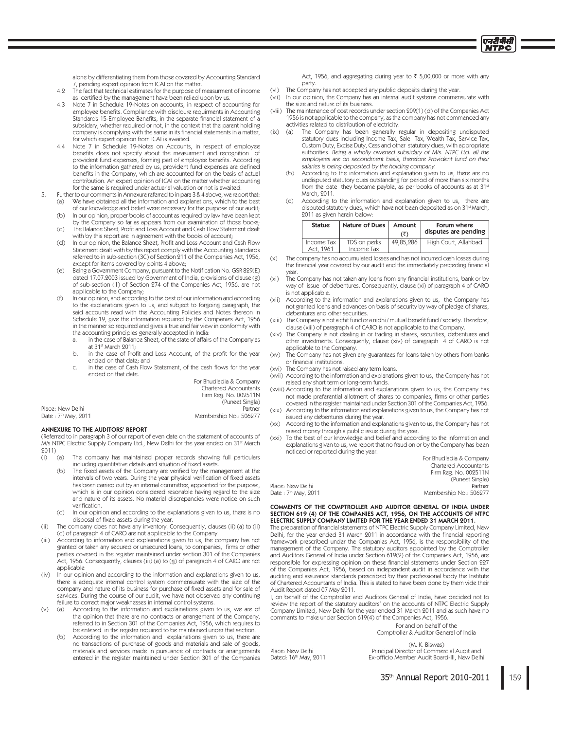alone by differentiating them from those covered by Accounting Standard 7, pending expert opinion from ICAI on the matter.

4.2 The fact that technical estimates for the purpose of measurment of income as certified by the management have been relied upon by us.

4.3 Note 7 in Schedule 19-Notes on accounts, in respect of accounting for employee benefits. Compliance with discloure requirments in Accounting Standards 15-Employee Benefits, in the separate financial statement of a subsidiary, whether required or not, in the context that the parent holding company is complying with the same in its financial statements in a matter, for which expert opinion from ICAI is awaited.

4.4 Note 7 in Schedule 19-Notes on Accounts, in respect of employee benefits does not specify about the measurment and recognition of provident fund expenses, forming part of employee benefits. According to the information gathered by us, provident fund expenses are defined benefits in the Company, which are accounted for on the basis of actual contribution. An expert opinion of ICAI on the matter whether accounting for the same is required under actuarial valuation or not is awaited.

5. Further to our comments in Annexure referred to in para 3 & 4 above, we report that:
   (a) We have obtained all the information and explanations, which to the best of our knowledge and belief were necessary for the purpose of our audit;
   (b) In our opinion, proper books of account as required by law have been kept by the Company so far as appears from our examination of those books;
   (c) The Balance Sheet, Profit and Loss Account and Cash Flow Statement dealt with by this report are in agreement with the books of account;
   (d) In our opinion, the Balance Sheet, Profit and Loss Account and Cash Flow Statement dealt with by this report comply with the Accounting Standards referred to in sub-section (3C) of Section 211 of the Companies Act, 1956, except for items covered by points 4 above;
   (e) Being a Government Company, pursuant to the Notification No. GSR 829(E) dated 17.07.2003 issued by Government of India, provisions of clause (g) of sub-section (1) of Section 274 of the Companies Act, 1956, are not applicable to the Company;
   (f) In our opinion, and according to the best of our information and according to the explanations given to us, and subject to forgoing paragraph, the said accounts read with the Accounting Policies and Notes thereon in Schedule 19, give the information required by the Companies Act, 1956 in the manner so required and gives a true and fair view in conformity with the accounting principles generally accepted in India:
      a. in the case of Balance Sheet, of the state of affairs of the Company as at 31st March 2011;
      b. in the case of Profit and Loss Account, of the profit for the year ended on that date; and
      c. in the case of Cash Flow Statement, of the cash flows for the year ended on that date.

For Bhudladia & Company
Chartered Accountants
Firm Reg. No. 002511N
(Puneet Singla)
Partner
Membership No.: 506277

Place: New Delhi
Date : 7th May, 2011

## ANNEXURE TO THE AUDITORS' REPORT

(Referred to in paragraph 3 of our report of even date on the statement of accounts of M/s NTPC Electric Supply Company Ltd., New Delhi for the year ended on 31st March 2011)

(i) (a) The company has maintained proper records showing full particulars including quantitative details and situation of fixed assets.
   (b) The fixed assets of the Company are verified by the management at the intervals of two years. During the year physical verification of fixed assets has been carried out by an internal committee, appointed for the purpose, which is in our opinion considered resonable having regard to the size and nature of its assets. No material discrepancies were notice on such verification.
   (c) In our opinion and according to the explanations given to us, there is no disposal of fixed assets during the year.

(ii) The company does not have any inventory. Consequently, clauses (ii) (a) to (ii) (c) of paragraph 4 of CARO are not applicable to the Company.

(iii) According to information and explainations given to us, the company has not granted or taken any secured or unsecured loans, to companies, firms or other parties covered in the register maintained under section 301 of the Companies Act, 1956. Consequently, clauses (iii) (a) to (g) of paragraph 4 of CARO are not applicable

(iv) In our opinion and according to the information and explanations given to us, there is adequate internal control system commensurate with the size of the company and nature of its business for purchase of fixed assets and for sale of services. During the course of our audit, we have not observed any continuing failure to correct major weaknesses in internal control systems.

(v) (a) According to the information and explainations given to us, we are of the opinion that there are no contracts or arrangement of the Company, referred to in Section 301 of the Companies Act, 1956, which requires to be entered in the register required to be maintained under that section.
   (b) According to the information and explainations given to us, there are no transactions of purchase of goods and materials and sale of goods, materials and services made in pursuance of contracts or arrangements entered in the register maintained under Section 301 of the Companies Act, 1956, and aggregating during year to ₹ 5,00,000 or more with any party.

(vi) The Company has not accepted any public deposits during the year.

(vii) In our opinion, the Company has an internal audit systems commensurate with the size and nature of its business.

(viii) The maintenance of cost records under section 209(1) (d) of the Companies Act 1956 is not applicable to the company, as the company has not commenced any activities related to distribution of electricity.

(ix) (a) The Company has been generally regular in depositing undisputed statutory dues including Income Tax, Sale Tax, Wealth Tax, Service Tax, Custom Duty, Excise Duty, Cess and other statutory dues, with appropriate authorities. *Being a wholly owened subsidary of M/s. NTPC Ltd. all the employees are on secondment basis, therefore Provident fund on their salaries is being deposited by the holding company.*
   (b) According to the information and explanation given to us, there are no undisputed statutory dues outstanding for period of more than six months from the date they became payble, as per books of accounts as at 31st March, 2011.
   (c) According to the information and explanation given to us, there are disputed statutory dues, which have not been deposited as on 31st March, 2011 as given herein below:

| Statue | Nature of Dues | Amount (₹) | Forum where disputes are pending |
|---|---|---|---|
| Income Tax Act, 1961 | TDS on perks Income Tax | 49,85,286 | High Court, Allahbad |

(x) The company has no accumulated losses and has not incurred cash losses during the financial year covered by our audit and the immediately preceding financial year.

(xi) The Company has not taken any loans from any financial institutions, bank or by way of issue of debentures. Consequently, clause (xi) of paragraph 4 of CARO is not applicable.

(xii) According to the information and explanations given to us, the Company has not granted loans and advances on basis of security by way of pledge of shares, debentures and other securities.

(xiii) The Company is not a chit fund or a nidhi / mutual benefit fund / society. Therefore, clause (xiii) of paragraph 4 of CARO is not applicable to the Company.

(xiv) The Company is not dealing in or trading in shares, securities, debentures and other investments. Consequently, clause (xiv) of paragraph 4 of CARO is not applicable to the Company.

(xv) The Company has not given any guarantees for loans taken by others from banks or financial institutions.

(xvi) The Company has not raised any term loans.

(xvii) According to the information and explanations given to us, the Company has not raised any short term or long-term funds.

(xviii) According to the information and explanations given to us, the Company has not made preferential allotment of shares to companies, firms or other parties covered in the register maintained under Section 301 of the Companies Act, 1956.

(xix) According to the information and explanations given to us, the Company has not issued any debentures during the year.

(xx) According to the information and explanations given to us, the Company has not raised money through a public issue during the year.

(xxi) To the best of our knowledge and belief and according to the information and explanations given to us, we report that no fraud on or by the Company has been noticed or reported during the year.

For Bhudladia & Company
Chartered Accountants
Firm Reg. No. 002511N
(Puneet Singla)
Partner
Membership No.: 506277

Place: New Delhi
Date : 7th May, 2011

## COMMENTS OF THE COMPTROLLER AND AUDITOR GENERAL OF INDIA UNDER SECTION 619 (4) OF THE COMPANIES ACT, 1956, ON THE ACCOUNTS OF NTPC ELECTRIC SUPPLY COMPANY LIMITED FOR THE YEAR ENDED 31 MARCH 2011.

The preparation of financial statements of NTPC Electric Supply Company Limited, New Delhi, for the year ended 31 March 2011 in accordance with the financial reporting framework prescribed under the Companies Act, 1956, is the responsibility of the management of the Company. The statutory auditors appointed by the Comptroller and Auditors General of India under Section 619(2) of the Companies Act, 1956, are responsible for expressing opinion on these financial statements under Section 227 of the Companies Act, 1956, based on independent audit in accordance with the auditing and assurance standards prescribed by their professional body the Institute of Chartered Accountants of India. This is stated to have been done by them vide their Audit Report dated 07 May 2011.

I, on behalf of the Comptroller and Auditors General of India, have decided not to review the report of the statutory auditors' on the accounts of NTPC Electric Supply Company Limited, New Delhi for the year ended 31 March 2011 and as such have no comments to make under Section 619(4) of the Companies Act, 1956.

For and on behalf of the
Comptroller & Auditor General of India

(M. K. Biswas)
Principal Director of Commercial Audit and
Ex-officio Member Audit Board-III, New Delhi

Place: New Delhi
Dated: 16th May, 2011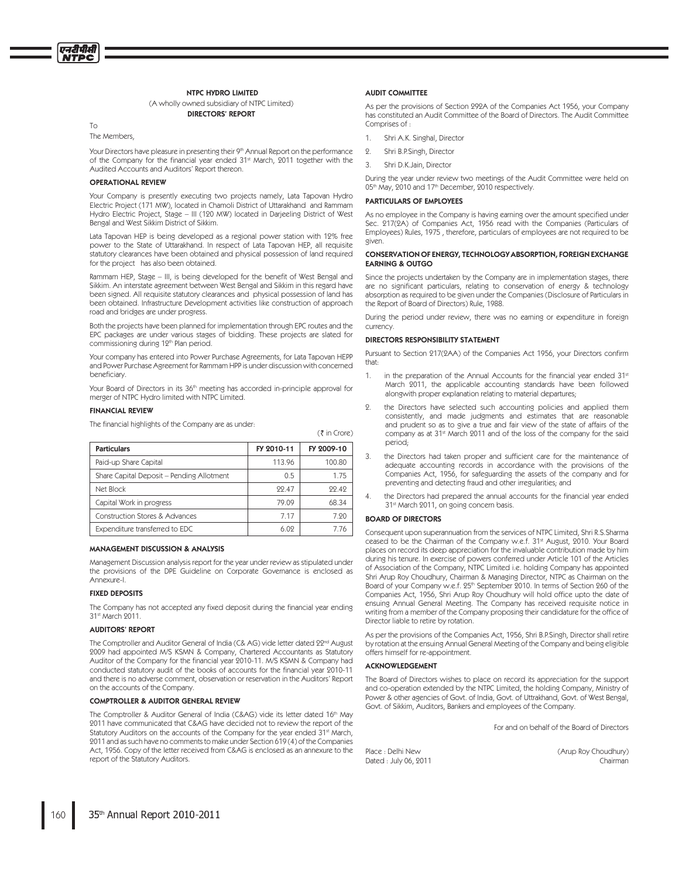# NTPC HYDRO LIMITED

(A wholly owned subsidiary of NTPC Limited)

## DIRECTORS' REPORT

To

The Members,

Your Directors have pleasure in presenting their 9th Annual Report on the performance of the Company for the financial year ended 31st March, 2011 together with the Audited Accounts and Auditors' Report thereon.

### OPERATIONAL REVIEW

Your Company is presently executing two projects namely, Lata Tapovan Hydro Electric Project (171 MW), located in Chamoli District of Uttarakhand and Rammam Hydro Electric Project, Stage – III (120 MW) located in Darjeeling District of West Bengal and West Sikkim District of Sikkim.

Lata Tapovan HEP is being developed as a regional power station with 12% free power to the State of Uttarakhand. In respect of Lata Tapovan HEP, all requisite statutory clearances have been obtained and physical possession of land required for the project has also been obtained.

Rammam HEP, Stage – III, is being developed for the benefit of West Bengal and Sikkim. An interstate agreement between West Bengal and Sikkim in this regard have been signed. All requisite statutory clearances and physical possession of land has been obtained. Infrastructure Development activities like construction of approach road and bridges are under progress.

Both the projects have been planned for implementation through EPC routes and the EPC packages are under various stages of bidding. These projects are slated for commissioning during 12th Plan period.

Your company has entered into Power Purchase Agreements, for Lata Tapovan HEPP and Power Purchase Agreement for Rammam HPP is under discussion with concerned beneficiary.

Your Board of Directors in its 36th meeting has accorded in-principle approval for merger of NTPC Hydro limited with NTPC Limited.

### FINANCIAL REVIEW

The financial highlights of the Company are as under:

(₹ in Crore)

| Particulars | FY 2010-11 | FY 2009-10 |
|---|---|---|
| Paid-up Share Capital | 113.96 | 100.80 |
| Share Capital Deposit – Pending Allotment | 0.5 | 1.75 |
| Net Block | 22.47 | 22.42 |
| Capital Work in progress | 79.09 | 68.34 |
| Construction Stores & Advances | 7.17 | 7.20 |
| Expenditure transferred to EDC | 6.02 | 7.76 |

### MANAGEMENT DISCUSSION & ANALYSIS

Management Discussion analysis report for the year under review as stipulated under the provisions of the DPE Guideline on Corporate Governance is enclosed as Annexure-I.

### FIXED DEPOSITS

The Company has not accepted any fixed deposit during the financial year ending 31st March 2011.

### AUDITORS' REPORT

The Comptroller and Auditor General of India (C& AG) vide letter dated 22nd August 2009 had appointed M/S KSMN & Company, Chartered Accountants as Statutory Auditor of the Company for the financial year 2010-11. M/S KSMN & Company had conducted statutory audit of the books of accounts for the financial year 2010-11 and there is no adverse comment, observation or reservation in the Auditors' Report on the accounts of the Company.

### COMPTROLLER & AUDITOR GENERAL REVIEW

The Comptroller & Auditor General of India (C&AG) vide its letter dated 16th May 2011 have communicated that C&AG have decided not to review the report of the Statutory Auditors on the accounts of the Company for the year ended 31st March, 2011 and as such have no comments to make under Section 619 (4) of the Companies Act, 1956. Copy of the letter received from C&AG is enclosed as an annexure to the report of the Statutory Auditors.

### AUDIT COMMITTEE

As per the provisions of Section 292A of the Companies Act 1956, your Company has constituted an Audit Committee of the Board of Directors. The Audit Committee Comprises of :

1. Shri A.K. Singhal, Director
2. Shri B.P.Singh, Director
3. Shri D.K.Jain, Director

During the year under review two meetings of the Audit Committee were held on 05th May, 2010 and 17th December, 2010 respectively.

### PARTICULARS OF EMPLOYEES

As no employee in the Company is having earning over the amount specified under Sec. 217(2A) of Companies Act, 1956 read with the Companies (Particulars of Employees) Rules, 1975 , therefore, particulars of employees are not required to be given.

### CONSERVATION OF ENERGY, TECHNOLOGY ABSORPTION, FOREIGN EXCHANGE EARNING & OUTGO

Since the projects undertaken by the Company are in implementation stages, there are no significant particulars, relating to conservation of energy & technology absorption as required to be given under the Companies (Disclosure of Particulars in the Report of Board of Directors) Rule, 1988.

During the period under review, there was no earning or expenditure in foreign currency.

### DIRECTORS RESPONSIBILITY STATEMENT

Pursuant to Section 217(2AA) of the Companies Act 1956, your Directors confirm that:

1. in the preparation of the Annual Accounts for the financial year ended 31st March 2011, the applicable accounting standards have been followed alongwith proper explanation relating to material departures;
2. the Directors have selected such accounting policies and applied them consistently, and made judgments and estimates that are reasonable and prudent so as to give a true and fair view of the state of affairs of the company as at 31st March 2011 and of the loss of the company for the said period;
3. the Directors had taken proper and sufficient care for the maintenance of adequate accounting records in accordance with the provisions of the Companies Act, 1956, for safeguarding the assets of the company and for preventing and detecting fraud and other irregularities; and
4. the Directors had prepared the annual accounts for the financial year ended 31st March 2011, on going concern basis.

### BOARD OF DIRECTORS

Consequent upon superannuation from the services of NTPC Limited, Shri R.S.Sharma ceased to be the Chairman of the Company w.e.f. 31st August, 2010. Your Board places on record its deep appreciation for the invaluable contribution made by him during his tenure. In exercise of powers conferred under Article 101 of the Articles of Association of the Company, NTPC Limited i.e. holding Company has appointed Shri Arup Roy Choudhury, Chairman & Managing Director, NTPC as Chairman on the Board of your Company w.e.f. 25th September 2010. In terms of Section 260 of the Companies Act, 1956, Shri Arup Roy Choudhury will hold office upto the date of ensuing Annual General Meeting. The Company has received requisite notice in writing from a member of the Company proposing their candidature for the office of Director liable to retire by rotation.

As per the provisions of the Companies Act, 1956, Shri B.P.Singh, Director shall retire by rotation at the ensuing Annual General Meeting of the Company and being eligible offers himself for re-appointment.

### ACKNOWLEDGEMENT

The Board of Directors wishes to place on record its appreciation for the support and co-operation extended by the NTPC Limited, the holding Company, Ministry of Power & other agencies of Govt. of India, Govt. of Uttrakhand, Govt. of West Bengal, Govt. of Sikkim, Auditors, Bankers and employees of the Company.

For and on behalf of the Board of Directors

Place : Delhi New
Dated : July 06, 2011

(Arup Roy Choudhury)
Chairman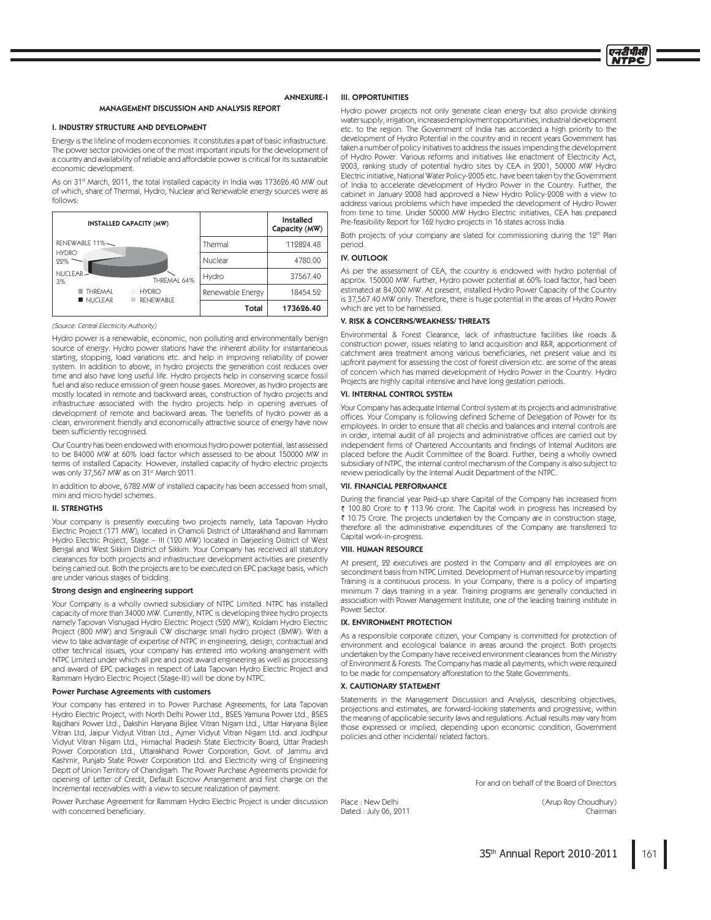ANNEXURE-I

# MANAGEMENT DISCUSSION AND ANALYSIS REPORT

## I. INDUSTRY STRUCTURE AND DEVELOPMENT

Energy is the lifeline of modern economies. It constitutes a part of basic infrastructure. The power sector provides one of the most important inputs for the development of a country and availability of reliable and affordable power is critical for its sustainable economic development.

As on 31st March, 2011, the total installed capacity in India was 173626.40 MW out of which, share of Thermal, Hydro, Nuclear and Renewable energy sources were as follows:

INSTALLED CAPACITY (MW)

RENEWABLE 11%, HYDRO 22%, NUCLEAR 3%, THREMAL 64%

THREMAL | HYDRO | NUCLEAR | RENEWABLE

| | Installed Capacity (MW) |
|---|---|
| Thermal | 112824.48 |
| Nuclear | 4780.00 |
| Hydro | 37567.40 |
| Renewable Energy | 18454.52 |
| **Total** | **173626.40** |

*(Source: Central Electricity Authority)*

Hydro power is a renewable, economic, non polluting and environmentally benign source of energy. Hydro power stations have the inherent ability for instantaneous starting, stopping, load variations etc. and help in improving reliability of power system. In addition to above, in hydro projects the generation cost reduces over time and also have long useful life. Hydro projects help in conserving scarce fossil fuel and also reduce emission of green house gases. Moreover, as hydro projects are mostly located in remote and backward areas, construction of hydro projects and infrastructure associated with the hydro projects help in opening avenues of development of remote and backward areas. The benefits of hydro power as a clean, environment friendly and economically attractive source of energy have now been sufficiently recognised.

Our Country has been endowed with enormous hydro power potential, last assessed to be 84000 MW at 60% load factor which assessed to be about 150000 MW in terms of installed Capacity. However, installed capacity of hydro electric projects was only 37,567 MW as on 31st March 2011.

In addition to above, 6782 MW of installed capacity has been accessed from small, mini and micro hydel schemes.

## II. STRENGTHS

Your company is presently executing two projects namely, Lata Tapovan Hydro Electric Project (171 MW), located in Chamoli District of Uttarakhand and Rammam Hydro Electric Project, Stage – III (120 MW) located in Darjeeling District of West Bengal and West Sikkim District of Sikkim. Your Company has received all statutory clearances for both projects and infrastructure development activities are presently being carried out. Both the projects are to be executed on EPC package basis, which are under various stages of bidding.

### Strong design and engineering support

Your Company is a wholly owned subsidiary of NTPC Limited. NTPC has installed capacity of more than 34000 MW. Currently, NTPC is developing three hydro projects namely Tapovan Visnugad Hydro Electric Project (520 MW), Koldam Hydro Electric Project (800 MW) and Singrauli CW discharge small hydro project (8MW). With a view to take advantage of expertise of NTPC in engineering, design, contractual and other technical issues, your company has entered into working arrangement with NTPC Limited under which all pre and post award engineering as well as processing and award of EPC packages in respect of Lata Tapovan Hydro Electric Project and Rammam Hydro Electric Project (Stage-III) will be done by NTPC.

### Power Purchase Agreements with customers

Your company has entered in to Power Purchase Agreements, for Lata Tapovan Hydro Electric Project, with North Delhi Power Ltd., BSES Yamuna Power Ltd., BSES Rajdhani Power Ltd., Dakshin Haryana Bijlee Vitran Nigam Ltd., Uttar Haryana Bijlee Vitran Ltd, Jaipur Vidyut Vitran Ltd., Ajmer Vidyut Vitran Nigam Ltd. and Jodhpur Vidyut Vitran Nigam Ltd., Himachal Pradesh State Electricity Board, Uttar Pradesh Power Corporation Ltd., Uttarakhand Power Corporation, Govt. of Jammu and Kashmir, Punjab State Power Corporation Ltd. and Electricity wing of Engineering Deptt of Union Territory of Chandigarh. The Power Purchase Agreements provide for opening of Letter of Credit, Default Escrow Arrangement and first charge on the Incremental receivables with a view to secure realization of payment.

Power Purchase Agreement for Rammam Hydro Electric Project is under discussion with concerned beneficiary.

## III. OPPORTUNITIES

Hydro power projects not only generate clean energy but also provide drinking water supply, irrigation, increased employment opportunities, industrial development etc. to the region. The Government of India has accorded a high priority to the development of Hydro Potential in the country and in recent years Government has taken a number of policy initiatives to address the issues impending the development of Hydro Power. Various reforms and initiatives like enactment of Electricity Act, 2003, ranking study of potential hydro sites by CEA in 2001, 50000 MW Hydro Electric initiative, National Water Policy-2005 etc. have been taken by the Government of India to accelerate development of Hydro Power in the Country. Further, the cabinet in January 2008 had approved a New Hydro Policy-2008 with a view to address various problems which have impeded the development of Hydro Power from time to time. Under 50000 MW Hydro Electric initiatives, CEA has prepared Pre-feasibility Report for 162 hydro projects in 16 states across India.

Both projects of your company are slated for commissioning during the 12th Plan period.

## IV. OUTLOOK

As per the assessment of CEA, the country is endowed with hydro potential of approx. 150000 MW. Further, Hydro power potential at 60% load factor, had been estimated at 84,000 MW. At present, installed Hydro Power Capacity of the Country is 37,567.40 MW only. Therefore, there is huge potential in the areas of Hydro Power which are yet to be harnessed.

## V. RISK & CONCERNS/WEAKNESS/ THREATS

Environmental & Forest Clearance, lack of infrastructure facilities like roads & construction power, issues relating to land acquisition and R&R, apportionment of catchment area treatment among various beneficiaries, net present value and its upfront payment for assessing the cost of forest diversion etc. are some of the areas of concern which has marred development of Hydro Power in the Country. Hydro Projects are highly capital intensive and have long gestation periods.

## VI. INTERNAL CONTROL SYSTEM

Your Company has adequate Internal Control system at its projects and administrative offices. Your Company is following defined Scheme of Delegation of Power for its employees. In order to ensure that all checks and balances and internal controls are in order, internal audit of all projects and administrative offices are carried out by independent firms of Chartered Accountants and findings of Internal Auditors are placed before the Audit Committee of the Board. Further, being a wholly owned subsidiary of NTPC, the internal control mechanism of the Company is also subject to review periodically by the Internal Audit Department of the NTPC.

## VII. FINANCIAL PERFORMANCE

During the financial year Paid-up share Capital of the Company has increased from ₹ 100.80 Crore to ₹ 113.96 crore. The Capital work in progress has increased by ₹ 10.75 Crore. The projects undertaken by the Company are in construction stage, therefore all the administrative expenditures of the Company are transferred to Capital work-in-progress.

## VIII. HUMAN RESOURCE

At present, 22 executives are posted in the Company and all employees are on secondment basis from NTPC Limited. Development of Human resource by imparting Training is a continuous process. In your Company, there is a policy of imparting minimum 7 days training in a year. Training programs are generally conducted in association with Power Management Institute, one of the leading training institute in Power Sector.

## IX. ENVIRONMENT PROTECTION

As a responsible corporate citizen, your Company is committed for protection of environment and ecological balance in areas around the project. Both projects undertaken by the Company have received environment clearances from the Ministry of Environment & Forests. The Company has made all payments, which were required to be made for compensatory afforestation to the State Governments.

## X. CAUTIONARY STATEMENT

Statements in the Management Discussion and Analysis, describing objectives, projections and estimates, are forward-looking statements and progressive, within the meaning of applicable security laws and regulations. Actual results may vary from those expressed or implied, depending upon economic condition, Government policies and other incidental/ related factors.

For and on behalf of the Board of Directors

Place : New Delhi
Dated : July 06, 2011

(Arup Roy Choudhury)
Chairman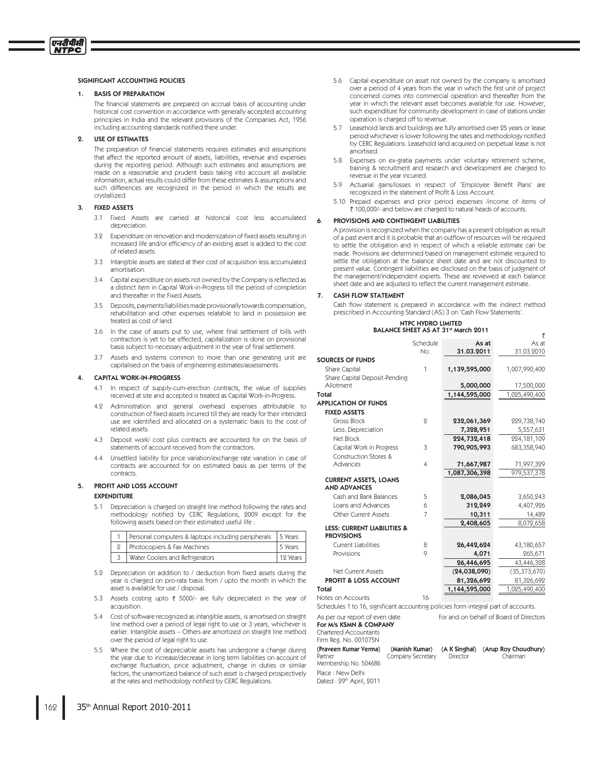## SIGNIFICANT ACCOUNTING POLICIES

### 1. BASIS OF PREPARATION

The financial statements are prepared on accrual basis of accounting under historical cost convention in accordance with generally accepted accounting principles in India and the relevant provisions of the Companies Act, 1956 including accounting standards notified there under.

### 2. USE OF ESTIMATES

The preparation of financial statements requires estimates and assumptions that affect the reported amount of assets, liabilities, revenue and expenses during the reporting period. Although such estimates and assumptions are made on a reasonable and prudent basis taking into account all available information, actual results could differ from these estimates & assumptions and such differences are recognized in the period in which the results are crystallized.

### 3. FIXED ASSETS

3.1 Fixed Assets are carried at historical cost less accumulated depreciation.

3.2 Expenditure on renovation and modernization of fixed assets resulting in increased life and/or efficiency of an existing asset is added to the cost of related assets.

3.3 Intangible assets are stated at their cost of acquisition less accumulated amortisation.

3.4 Capital expenditure on assets not owned by the Company is reflected as a distinct item in Capital Work-in-Progress till the period of completion and thereafter in the Fixed Assets.

3.5 Deposits, payments/liabilities made provisionally towards compensation, rehabilitation and other expenses relatable to land in possession are treated as cost of land.

3.6 In the case of assets put to use, where final settlement of bills with contractors is yet to be effected, capitalization is done on provisional basis subject to necessary adjustment in the year of final settlement.

3.7 Assets and systems common to more than one generating unit are capitalised on the basis of engineering estimates/assessments.

### 4. CAPITAL WORK-IN-PROGRESS

4.1 In respect of supply-cum-erection contracts, the value of supplies received at site and accepted is treated as Capital Work-in-Progress.

4.2 Administration and general overhead expenses attributable to construction of fixed assets incurred till they are ready for their intended use are identified and allocated on a systematic basis to the cost of related assets.

4.3 Deposit work/ cost plus contracts are accounted for on the basis of statements of account received from the contractors.

4.4 Unsettled liability for price variation/exchange rate variation in case of contracts are accounted for on estimated basis as per terms of the contracts.

### 5. PROFIT AND LOSS ACCOUNT

**EXPENDITURE**

5.1 Depreciation is charged on straight line method following the rates and methodology notified by CERC Regulations, 2009 except for the following assets based on their estimated useful life :

| | | |
|---|---|---|
| 1 | Personal computers & laptops including peripherals | 5 Years |
| 2 | Photocopiers & Fax Machines | 5 Years |
| 3 | Water Coolers and Refrigerators | 12 Years |

5.2 Depreciation on addition to / deduction from fixed assets during the year is charged on pro-rata basis from / upto the month in which the asset is available for use / disposal.

5.3 Assets costing upto ₹ 5000/- are fully depreciated in the year of acquisition.

5.4 Cost of software recognized as intangible assets, is amortised on straight line method over a period of legal right to use or 3 years, whichever is earlier. Intangible assets – Others are amortized on straight line method over the period of legal right to use.

5.5 Where the cost of depreciable assets has undergone a change during the year due to increase/decrease in long term liabilities on account of exchange fluctuation, price adjustment, change in duties or similar factors, the unamortized balance of such asset is charged prospectively at the rates and methodology notified by CERC Regulations.

5.6 Capital expenditure on asset not owned by the company is amortised over a period of 4 years from the year in which the first unit of project concerned comes into commercial operation and thereafter from the year in which the relevant asset becomes available for use. However, such expenditure for community development in case of stations under operation is charged off to revenue.

5.7 Leasehold lands and buildings are fully amortised over 25 years or lease period whichever is lower following the rates and methodology notified by CERC Regulations. Leasehold land acquired on perpetual lease is not amortised.

5.8 Expenses on ex-gratia payments under voluntary retirement scheme, training & recruitment and research and development are charged to revenue in the year incurred.

5.9 Actuarial gains/losses in respect of 'Employee Benefit Plans' are recognized in the statement of Profit & Loss Account.

5.10 Prepaid expenses and prior period expenses /income of items of ₹ 100,000/- and below are charged to natural heads of accounts.

### 6. PROVISIONS AND CONTINGENT LIABILITIES

A provision is recognized when the company has a present obligation as result of a past event and it is probable that an outflow of resources will be required to settle the obligation and in respect of which a reliable estimate can be made. Provisions are determined based on management estimate required to settle the obligation at the balance sheet date and are not discounted to present value. Contingent liabilities are disclosed on the basis of judgment of the management/independent experts. These are reviewed at each balance sheet date and are adjusted to reflect the current management estimate.

### 7. CASH FLOW STATEMENT

Cash flow statement is prepared in accordance with the indirect method prescribed in Accounting Standard (AS) 3 on 'Cash Flow Statements'.

## NTPC HYDRO LIMITED
## BALANCE SHEET AS AT 31st March 2011

₹

| | Schedule No. | As at 31.03.2011 | As at 31.03.2010 |
|---|---|---|---|
| **SOURCES OF FUNDS** | | | |
| Share Capital | 1 | **1,139,595,000** | 1,007,990,400 |
| Share Capital Deposit-Pending Allotment | | **5,000,000** | 17,500,000 |
| **Total** | | **1,144,595,000** | 1,025,490,400 |
| **APPLICATION OF FUNDS** | | | |
| **FIXED ASSETS** | | | |
| Gross Block | 2 | **232,061,369** | 229,738,740 |
| Less: Depreciation | | **7,328,951** | 5,557,631 |
| Net Block | | **224,732,418** | 224,181,109 |
| Capital Work in Progress | 3 | **790,905,993** | 683,358,940 |
| Construction Stores & Advances | 4 | **71,667,987** | 71,997,329 |
| | | **1,087,306,398** | 979,537,378 |
| **CURRENT ASSETS, LOANS AND ADVANCES** | | | |
| Cash and Bank Balances | 5 | **2,086,045** | 3,650,243 |
| Loans and Advances | 6 | **312,249** | 4,407,926 |
| Other Current Assets | 7 | **10,311** | 14,489 |
| | | **2,408,605** | 8,072,658 |
| **LESS: CURRENT LIABILITIES & PROVISIONS** | | | |
| Current Liabilities | 8 | **26,442,624** | 43,180,657 |
| Provisions | 9 | **4,071** | 265,671 |
| | | **26,446,695** | 43,446,328 |
| Net Current Assets | | **(24,038,090)** | (35,373,670) |
| **PROFIT & LOSS ACCOUNT** | | **81,326,692** | 81,326,692 |
| **Total** | | **1,144,595,000** | 1,025,490,400 |
| Notes on Accounts | 16 | | |

Schedules 1 to 16, significant accounting policies form integral part of accounts.

As per our report of even date
**For M/s KSMN & COMPANY**
Chartered Accountants
Firm Reg. No. 001075N

For and on behalf of Board of Directors

**(Praveen Kumar Verma)**
Partner
Membership No. 504686

**(Manish Kumar)**
Company Secretary

**(A K Singhal)**
Director

**(Arup Roy Choudhury)**
Chairman

Place : New Delhi
Dated : 29th April, 2011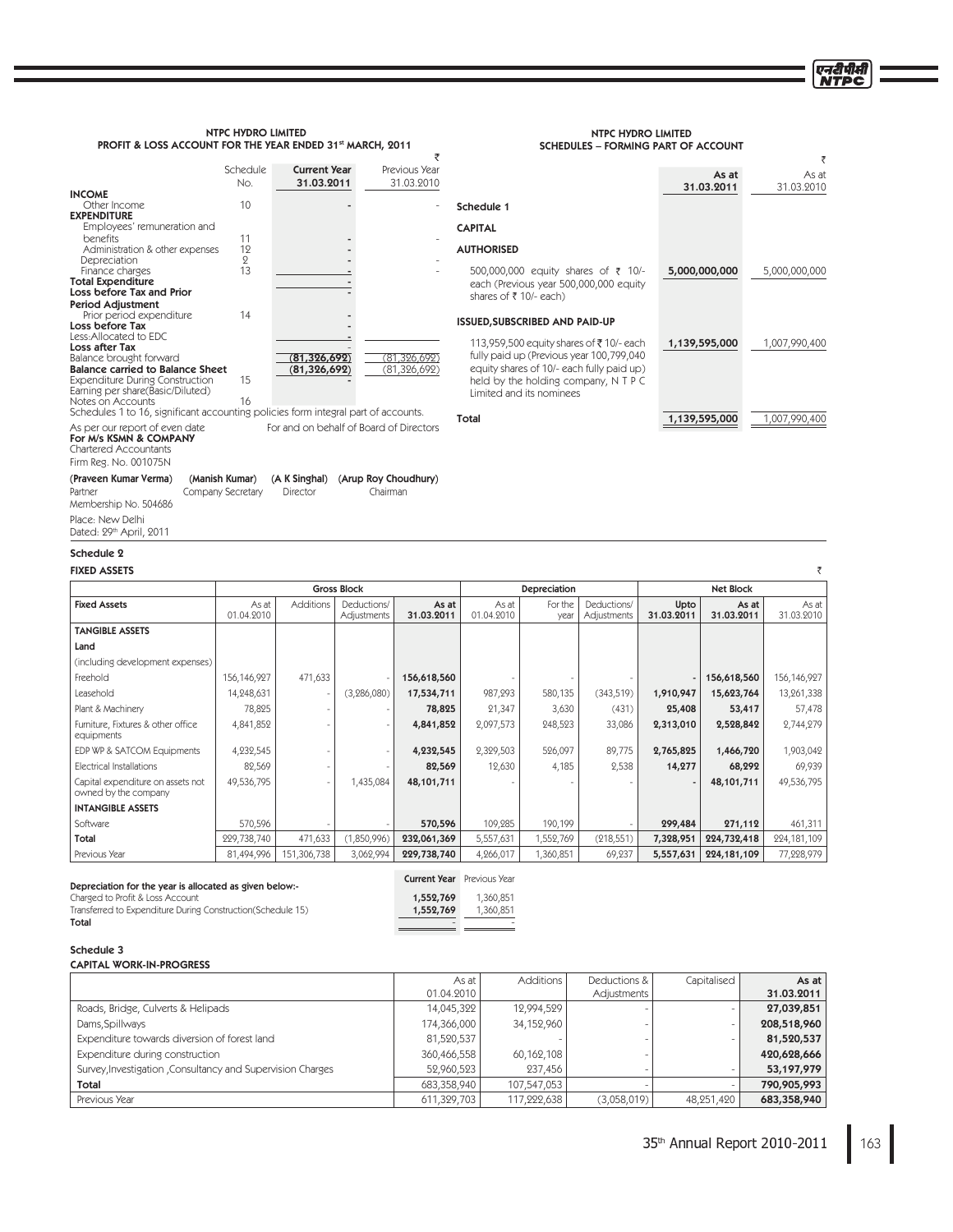## NTPC HYDRO LIMITED

### PROFIT & LOSS ACCOUNT FOR THE YEAR ENDED 31st MARCH, 2011

₹

| | Schedule No. | Current Year 31.03.2011 | Previous Year 31.03.2010 |
|---|---|---|---|
| **INCOME** | | | |
| Other Income | 10 | - | - |
| **EXPENDITURE** | | | |
| Employees' remuneration and benefits | 11 | - | - |
| Administration & other expenses | 12 | - | |
| Depreciation | 2 | - | - |
| Finance charges | 13 | - | - |
| **Total Expenditure** | | - | |
| **Loss before Tax and Prior Period Adjustment** | | - | |
| Prior period expenditure | 14 | - | |
| **Loss before Tax** | | - | |
| Less:Allocated to EDC | | - | |
| **Loss after Tax** | | - | |
| Balance brought forward | | (81,326,692) | (81,326,692) |
| **Balance carried to Balance Sheet** | | (81,326,692) | (81,326,692) |
| Expenditure During Construction | 15 | - | |
| Earning per share(Basic/Diluted) | | | |
| Notes on Accounts | 16 | | |

Schedules 1 to 16, significant accounting policies form integral part of accounts.

As per our report of even date
**For M/s KSMN & COMPANY**
Chartered Accountants
Firm Reg. No. 001075N

For and on behalf of Board of Directors

**(Praveen Kumar Verma)**
Partner
Membership No. 504686

**(Manish Kumar)**
Company Secretary

**(A K Singhal)**
Director

**(Arup Roy Choudhury)**
Chairman

Place: New Delhi
Dated: 29th April, 2011

## NTPC HYDRO LIMITED

### SCHEDULES – FORMING PART OF ACCOUNT

₹

| | As at 31.03.2011 | As at 31.03.2010 |
|---|---|---|
| **Schedule 1** | | |
| **CAPITAL** | | |
| **AUTHORISED** | | |
| 500,000,000 equity shares of ₹ 10/- each (Previous year 500,000,000 equity shares of ₹ 10/- each) | **5,000,000,000** | 5,000,000,000 |
| **ISSUED,SUBSCRIBED AND PAID-UP** | | |
| 113,959,500 equity shares of ₹ 10/- each fully paid up (Previous year 100,799,040 equity shares of 10/- each fully paid up) held by the holding company, N T P C Limited and its nominees | **1,139,595,000** | 1,007,990,400 |
| **Total** | **1,139,595,000** | 1,007,990,400 |

### Schedule 2

#### FIXED ASSETS

₹

| | Gross Block | | | | Depreciation | | | | Net Block | |
|---|---|---|---|---|---|---|---|---|---|---|
| **Fixed Assets** | As at 01.04.2010 | Additions | Deductions/ Adjustments | **As at 31.03.2011** | As at 01.04.2010 | For the year | Deductions/ Adjustments | **Upto 31.03.2011** | **As at 31.03.2011** | As at 31.03.2010 |
| **TANGIBLE ASSETS** | | | | | | | | | | |
| **Land** | | | | | | | | | | |
| (including development expenses) | | | | | | | | | | |
| Freehold | 156,146,927 | 471,633 | - | **156,618,560** | - | - | - | - | **156,618,560** | 156,146,927 |
| Leasehold | 14,248,631 | - | (3,286,080) | **17,534,711** | 987,293 | 580,135 | (343,519) | **1,910,947** | **15,623,764** | 13,261,338 |
| Plant & Machinery | 78,825 | - | - | **78,825** | 21,347 | 3,630 | (431) | **25,408** | **53,417** | 57,478 |
| Furniture, Fixtures & other office equipments | 4,841,852 | - | - | **4,841,852** | 2,097,573 | 248,523 | 33,086 | **2,313,010** | **2,528,842** | 2,744,279 |
| EDP WP & SATCOM Equipments | 4,232,545 | - | - | **4,232,545** | 2,329,503 | 526,097 | 89,775 | **2,765,825** | **1,466,720** | 1,903,042 |
| Electrical Installations | 82,569 | - | - | **82,569** | 12,630 | 4,185 | 2,538 | **14,277** | **68,292** | 69,939 |
| Capital expenditure on assets not owned by the company | 49,536,795 | - | 1,435,084 | **48,101,711** | - | - | - | - | **48,101,711** | 49,536,795 |
| **INTANGIBLE ASSETS** | | | | | | | | | | |
| Software | 570,596 | - | - | **570,596** | 109,285 | 190,199 | - | **299,484** | **271,112** | 461,311 |
| **Total** | 229,738,740 | 471,633 | (1,850,996) | **232,061,369** | 5,557,631 | 1,552,769 | (218,551) | **7,328,951** | **224,732,418** | 224,181,109 |
| Previous Year | 81,494,996 | 151,306,738 | 3,062,994 | **229,738,740** | 4,266,017 | 1,360,851 | 69,237 | **5,557,631** | **224,181,109** | 77,228,979 |

| **Depreciation for the year is allocated as given below:-** | **Current Year** | Previous Year |
|---|---|---|
| Charged to Profit & Loss Account | **1,552,769** | 1,360,851 |
| Transferred to Expenditure During Construction(Schedule 15) | **1,552,769** | 1,360,851 |
| **Total** | - | - |

### Schedule 3

#### CAPITAL WORK-IN-PROGRESS

| | As at 01.04.2010 | Additions | Deductions & Adjustments | Capitalised | As at 31.03.2011 |
|---|---|---|---|---|---|
| Roads, Bridge, Culverts & Helipads | 14,045,322 | 12,994,529 | - | - | **27,039,851** |
| Dams,Spillways | 174,366,000 | 34,152,960 | - | - | **208,518,960** |
| Expenditure towards diversion of forest land | 81,520,537 | - | - | - | **81,520,537** |
| Expenditure during construction | 360,466,558 | 60,162,108 | - | | **420,628,666** |
| Survey,Investigation ,Consultancy and Supervision Charges | 52,960,523 | 237,456 | - | - | **53,197,979** |
| **Total** | 683,358,940 | 107,547,053 | - | - | **790,905,993** |
| Previous Year | 611,329,703 | 117,222,638 | (3,058,019) | 48,251,420 | **683,358,940** |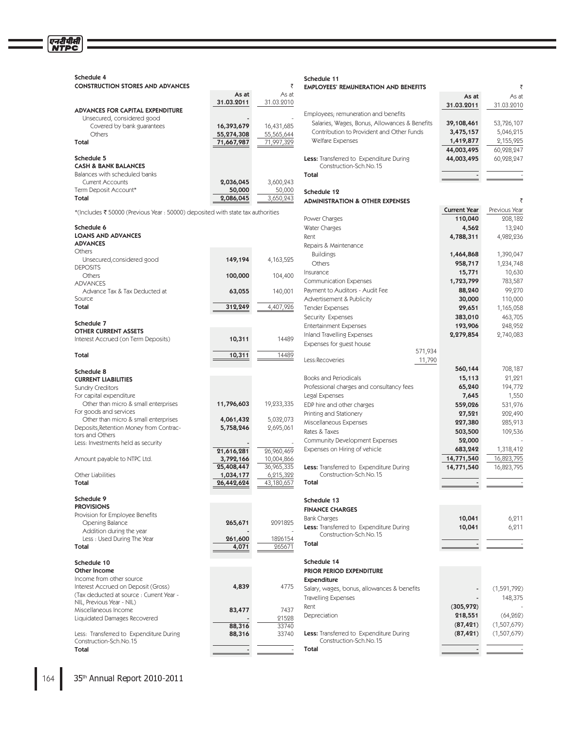### Schedule 4

**CONSTRUCTION STORES AND ADVANCES**

| | As at 31.03.2011 | ₹ As at 31.03.2010 |
|---|---|---|
| **ADVANCES FOR CAPITAL EXPENDITURE** | | |
| Unsecured, considered good | - | - |
| Covered by bank guarantees | **16,393,679** | 16,431,685 |
| Others | **55,274,308** | 55,565,644 |
| **Total** | **71,667,987** | 71,997,329 |

### Schedule 5

**CASH & BANK BALANCES**

| | | |
|---|---|---|
| Balances with scheduled banks | | |
| Current Accounts | **2,036,045** | 3,600,243 |
| Term Deposit Account* | **50,000** | 50,000 |
| **Total** | **2,086,045** | 3,650,243 |

*(Includes ₹ 50000 (Previous Year : 50000) deposited with state tax authorities

### Schedule 6

**LOANS AND ADVANCES**

| | | |
|---|---|---|
| **ADVANCES** | | |
| Others | | |
| Unsecured,considered good | **149,194** | 4,163,525 |
| DEPOSITS | | |
| Others | **100,000** | 104,400 |
| ADVANCES | | |
| Advance Tax & Tax Deducted at Source | **63,055** | 140,001 |
| **Total** | **312,249** | 4,407,926 |

### Schedule 7

**OTHER CURRENT ASSETS**

| | | |
|---|---|---|
| Interest Accrued (on Term Deposits) | **10,311** | 14489 |
| **Total** | **10,311** | 14489 |

### Schedule 8

**CURRENT LIABILITIES**

| | | |
|---|---|---|
| Sundry Creditors | | |
| For capital expenditure | | |
| Other than micro & small enterprises | **11,796,603** | 19,233,335 |
| For goods and services | | |
| Other than micro & small enterprises | **4,061,432** | 5,032,073 |
| Deposits,Retention Money from Contractors and Others | **5,758,246** | 2,695,061 |
| Less: Investments held as security | - | - |
| | **21,616,281** | 26,960,469 |
| Amount payable to NTPC Ltd. | **3,792,166** | 10,004,866 |
| | **25,408,447** | 36,965,335 |
| Other Liabilities | **1,034,177** | 6,215,322 |
| **Total** | **26,442,624** | 43,180,657 |

### Schedule 9

**PROVISIONS**

| | | |
|---|---|---|
| Provision for Employee Benefits | | |
| Opening Balance | **265,671** | 2091825 |
| Addition during the year | - | - |
| Less : Used During The Year | **261,600** | 1826154 |
| **Total** | **4,071** | 265671 |

### Schedule 10

**Other Income**

| | | |
|---|---|---|
| Income from other source | | |
| Interest Accrued on Deposit (Gross) (Tax deducted at source : Current Year - NIL, Previous Year - NIL) | **4,839** | 4775 |
| Miscellaneous Income | **83,477** | 7437 |
| Liquidated Damages Recovered | - | 21528 |
| | **88,316** | 33740 |
| Less: Transferred to Expenditure During Construction-Sch.No.15 | **88,316** | 33740 |
| **Total** | - | - |

### Schedule 11

**EMPLOYEES' REMUNERATION AND BENEFITS**

| | As at 31.03.2011 | ₹ As at 31.03.2010 |
|---|---|---|
| Employees; remuneration and benefits | | |
| Salaries, Wages, Bonus, Allowances & Benefits | **39,108,461** | 53,726,107 |
| Contribution to Provident and Other Funds | **3,475,157** | 5,046,215 |
| Welfare Expenses | **1,419,877** | 2,155,925 |
| | **44,003,495** | 60,928,247 |
| **Less:** Transferred to Expenditure During Construction-Sch.No.15 | **44,003,495** | 60,928,247 |
| **Total** | - | - |

### Schedule 12

**ADMINISTRATION & OTHER EXPENSES**

| | | Current Year | ₹ Previous Year |
|---|---|---|---|
| Power Charges | | **110,040** | 208,182 |
| Water Charges | | **4,562** | 13,240 |
| Rent | | **4,788,311** | 4,982,236 |
| Repairs & Maintenance | | | |
| Buildings | | **1,464,868** | 1,390,047 |
| Others | | **958,717** | 1,234,748 |
| Insurance | | **15,771** | 10,630 |
| Communication Expenses | | **1,723,799** | 783,587 |
| Payment to Auditors - Audit Fee | | **88,240** | 99,270 |
| Advertisement & Publicity | | **30,000** | 110,000 |
| Tender Expenses | | **29,651** | 1,165,058 |
| Security Expenses | | **383,010** | 463,705 |
| Entertainment Expenses | | **193,906** | 248,952 |
| Inland Travelling Expenses | | **2,279,854** | 2,740,083 |
| Expenses for guest house | 571,934 | | |
| Less:Recoveries | 11,790 | | |
| | | **560,144** | 708,187 |
| Books and Periodicals | | **15,113** | 21,221 |
| Professional charges and consultancy fees | | **65,240** | 194,772 |
| Legal Expenses | | **7,645** | 1,550 |
| EDP hire and other charges | | **559,026** | 531,976 |
| Printing and Stationery | | **27,521** | 202,490 |
| Miscellaneous Expenses | | **227,380** | 285,913 |
| Rates & Taxes | | **503,500** | 109,536 |
| Community Development Expenses | | **52,000** | - |
| Expenses on Hiring of vehicle | | **683,242** | 1,318,412 |
| | | **14,771,540** | 16,823,795 |
| **Less:** Transferred to Expenditure During Construction-Sch.No.15 | | **14,771,540** | 16,823,795 |
| **Total** | | - | - |

### Schedule 13

**FINANCE CHARGES**

| | | |
|---|---|---|
| Bank Charges | **10,041** | 6,211 |
| **Less:** Transferred to Expenditure During Construction-Sch.No.15 | **10,041** | 6,211 |
| **Total** | - | - |

### Schedule 14

**PRIOR PERIOD EXPENDITURE**

| | | |
|---|---|---|
| **Expenditure** | | |
| Salary, wages, bonus, allowances & benefits | - | (1,591,792) |
| Travelling Expenses | - | 148,375 |
| Rent | **(305,972)** | - |
| Depreciation | **218,551** | (64,262) |
| | **(87,421)** | (1,507,679) |
| **Less:** Transferred to Expenditure During Construction-Sch.No.15 | **(87,421)** | (1,507,679) |
| **Total** | - | - |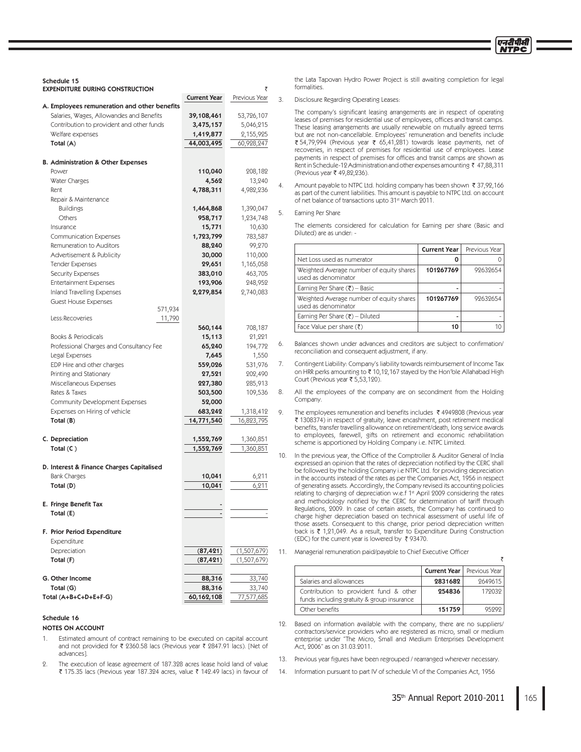### Schedule 15

#### EXPENDITURE DURING CONSTRUCTION

₹

| | | Current Year | Previous Year |
|---|---|---|---|
| **A. Employees remuneration and other benefits** | | | |
| Salaries, Wages, Allowandes and Benefits | | **39,108,461** | 53,726,107 |
| Contribution to provident and other funds | | **3,475,157** | 5,046,215 |
| Welfare expenses | | **1,419,877** | 2,155,925 |
| Total (A) | | **44,003,495** | 60,928,247 |
| **B. Administration & Other Expenses** | | | |
| Power | | **110,040** | 208,182 |
| Water Charges | | **4,562** | 13,240 |
| Rent | | **4,788,311** | 4,982,236 |
| Repair & Maintenance | | | |
| Buildings | | **1,464,868** | 1,390,047 |
| Others | | **958,717** | 1,234,748 |
| Insurance | | **15,771** | 10,630 |
| Communication Expenses | | **1,723,799** | 783,587 |
| Remuneration to Auditors | | **88,240** | 99,270 |
| Advertisement & Publicity | | **30,000** | 110,000 |
| Tender Expenses | | **29,651** | 1,165,058 |
| Security Expenses | | **383,010** | 463,705 |
| Entertainment Expenses | | **193,906** | 248,952 |
| Inland Travelling Expenses | | **2,279,854** | 2,740,083 |
| Guest House Expenses | 571,934 | | |
| Less:Recoveries | 11,790 | | |
| | | **560,144** | 708,187 |
| Books & Periodicals | | **15,113** | 21,221 |
| Professional Charges and Consultancy Fee | | **65,240** | 194,772 |
| Legal Expenses | | **7,645** | 1,550 |
| EDP Hire and other charges | | **559,026** | 531,976 |
| Printing and Stationary | | **27,521** | 202,490 |
| Miscellaneous Expenses | | **227,380** | 285,913 |
| Rates & Taxes | | **503,500** | 109,536 |
| Community Development Expenses | | **52,000** | |
| Expenses on Hiring of vehicle | | **683,242** | 1,318,412 |
| Total (B) | | **14,771,540** | 16,823,795 |
| **C. Depreciation** | | **1,552,769** | 1,360,851 |
| Total (C ) | | **1,552,769** | 1,360,851 |
| **D. Interest & Finance Charges Capitalised** | | | |
| Bank Charges | | **10,041** | 6,211 |
| Total (D) | | **10,041** | 6,211 |
| **E. Fringe Benefit Tax** | | **-** | |
| Total (E) | | **-** | - |
| **F. Prior Period Expenditure** | | | |
| Expenditure | | | |
| Depreciation | | **(87,421)** | (1,507,679) |
| Total (F) | | **(87,421)** | (1,507,679) |
| **G. Other Income** | | **88,316** | 33,740 |
| Total (G) | | **88,316** | 33,740 |
| Total (A+B+C+D+E+F-G) | | **60,162,108** | 77,577,685 |

### Schedule 16

#### NOTES ON ACCOUNT

1. Estimated amount of contract remaining to be executed on capital account and not provided for ₹ 2360.58 lacs (Previous year ₹ 2847.91 lacs). [Net of advances].

2. The execution of lease agreement of 187.328 acres lease hold land of value ₹ 175.35 lacs (Previous year 187.324 acres, value ₹ 142.49 lacs) in favour of the Lata Tapovan Hydro Power Project is still awaiting completion for legal formalities.

3. Disclosure Regarding Operating Leases:

   The company's significant leasing arrangements are in respect of operating leases of premises for residential use of employees, offices and transit camps. These leasing arrangements are usually renewable on mutually agreed terms but are not non-cancellable. Employees' remuneration and benefits include ₹ 54,79,994 (Previous year ₹ 65,41,281) towards lease payments, net of recoveries, in respect of premises for residential use of employees. Lease payments in respect of premises for offices and transit camps are shown as Rent in Schedule-12 Administration and other expenses amounting ₹ 47,88,311 (Previous year ₹ 49,82,236).

4. Amount payable to NTPC Ltd. holding company has been shown ₹ 37,92,166 as part of the current liabilities. This amount is payable to NTPC Ltd. on account of net balance of transactions upto 31st March 2011.

5. Earning Per Share

   The elements considered for calculation for Earning per share (Basic and Diluted) are as under: -

| | Current Year | Previous Year |
|---|---|---|
| Net Loss used as numerator | **0** | 0 |
| Weighted Average number of equity shares used as denominator | **101267769** | 92632654 |
| Earning Per Share (₹) – Basic | **-** | - |
| Weighted Average number of equity shares used as denominator | **101267769** | 92632654 |
| Earning Per Share (₹) – Diluted | **-** | - |
| Face Value per share (₹) | **10** | 10 |

6. Balances shown under advances and creditors are subject to confirmation/ reconciliation and consequent adjustment, if any.

7. Contingent Liability: Company's liability towards reimbursement of Income Tax on HRR perks amounting to ₹ 10,12,167 stayed by the Hon'ble Allahabad High Court (Previous year ₹ 5,53,120).

8. All the employees of the company are on secondment from the Holding Company.

9. The employees remuneration and benefits includes ₹ 4949808 (Previous year ₹ 1308374) in respect of gratuity, leave encashment, post retirement medical benefits, transfer travelling allowance on retirement/death, long service awards to employees, farewell, gifts on retirement and economic rehabilitation scheme is apportioned by Holding Company i.e. NTPC Limited.

10. In the previous year, the Office of the Comptroller & Auditor General of India expressed an opinion that the rates of depreciation notified by the CERC shall be followed by the holding Company i.e NTPC Ltd. for providing depreciation in the accounts instead of the rates as per the Companies Act, 1956 in respect of generating assets. Accordingly, the Company revised its accounting policies relating to charging of depreciation w.e.f 1st April 2009 considering the rates and methodology notified by the CERC for determination of tariff through Regulations, 2009. In case of certain assets, the Company has continued to charge higher depreciation based on technical assessment of useful life of those assets. Consequent to this change, prior period depreciation written back is ₹ 1,21,049. As a result, transfer to Expenditure During Construction (EDC) for the current year is lowered by ₹ 93470.

11. Managerial remuneration paid/payable to Chief Executive Officer

₹

| | Current Year | Previous Year |
|---|---|---|
| Salaries and allowances | **2831682** | 2649615 |
| Contribution to provident fund & other funds including gratuity & group insurance | **254836** | 172032 |
| Other benefits | **151759** | 95292 |

12. Based on information available with the company, there are no suppliers/ contractors/service providers who are registered as micro, small or medium enterprise under "The Micro, Small and Medium Enterprises Development Act, 2006" as on 31.03.2011.

13. Previous year figures have been regrouped / rearranged wherever necessary.

14. Information pursuant to part IV of schedule VI of the Companies Act, 1956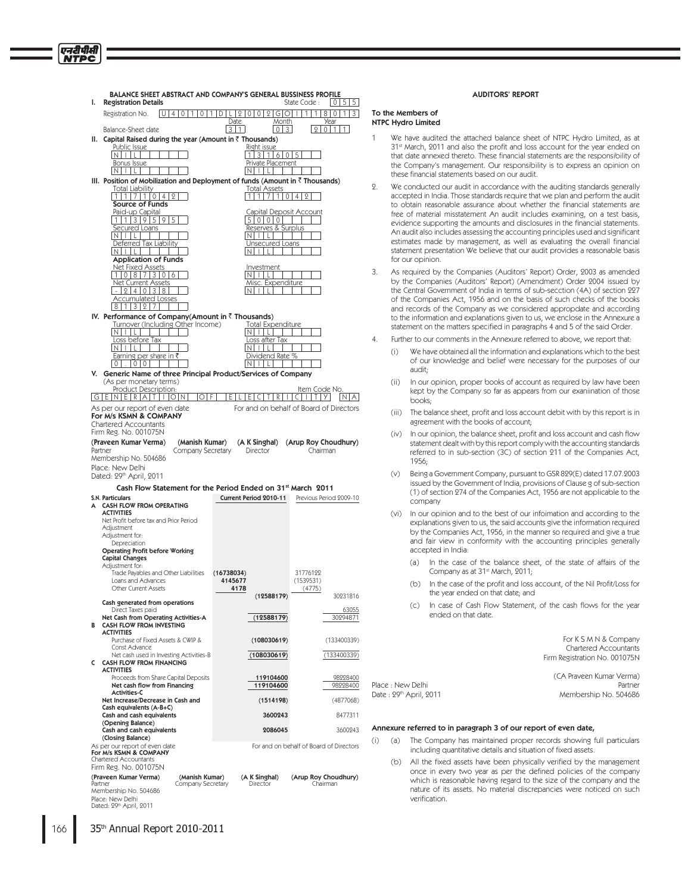## BALANCE SHEET ABSTRACT AND COMPANY'S GENERAL BUSSINESS PROFILE

**I. Registration Details**

Registration No. U40101DL2002GOI118013 State Code: 055

Balance-Sheet date: Date 31, Month 03, Year 2011

**II. Capital Raised during the year (Amount in ₹ Thousands)**

| Public Issue | Right issue |
|---|---|
| NIL | 131605 |
| Bonus Issue | Private Placement |
| NIL | NIL |

**III. Position of Mobilization and Deployment of funds (Amount in ₹ Thousands)**

| Total Liability | Total Assets |
|---|---|
| 1171042 | 1171042 |

**Source of Funds**

| Paid-up Capital | Capital Deposit Account |
|---|---|
| 1139595 | 5000 |
| Secured Loans | Reserves & Surplus |
| NIL | NIL |
| Deferred Tax Liability | Unsecured Loans |
| NIL | NIL |

**Application of Funds**

| Net Fixed Assets | Investment |
|---|---|
| 1087306 | NIL |
| Net Current Assets | Misc. Expenditure |
| -24038 | NIL |
| Accumulated Losses | |
| 81327 | |

**IV. Performance of Company(Amount in ₹ Thousands)**

| Turnover (Including Other Income) | Total Expenditure |
|---|---|
| NIL | NIL |
| Loss before Tax | Loss after Tax |
| NIL | NIL |
| Earning per share in ₹ | Dividend Rate % |
| 0.00 | NIL |

**V. Generic Name of three Principal Product/Services of Company**

(As per monetary terms)

| Product Description: | Item Code No. |
|---|---|
| GENERATION OF ELECTRICITY | NA |

As per our report of even date
**For M/s KSMN & COMPANY**
Chartered Accountants
Firm Reg. No. 001075N

For and on behalf of Board of Directors

| (Praveen Kumar Verma) | (Manish Kumar) | (A K Singhal) | (Arup Roy Choudhury) |
|---|---|---|---|
| Partner | Company Secretary | Director | Chairman |

Membership No. 504686
Place: New Delhi
Dated: 29th April, 2011

### Cash Flow Statement for the Period Ended on 31st March 2011

| S.N. | Particulars | Current Period 2010-11 | | Previous Period 2009-10 | |
|---|---|---|---|---|---|
| **A** | **CASH FLOW FROM OPERATING ACTIVITIES** | | | | |
| | Net Profit before tax and Prior Period Adjustment | | | | |
| | Adjustment for: | | | | |
| | Depreciation | | | | |
| | **Operating Profit before Working Capital Changes** | | | | |
| | Adjustment for: | | | | |
| | Trade Payables and Other Liabilities | (16738034) | | 31776122 | |
| | Loans and Advances | 4145677 | | (1539531) | |
| | Other Current Assets | 4178 | | (4775) | |
| | | | (12588179) | | 30231816 |
| | **Cash generated from operations** | | | | |
| | Direct Taxes paid | | | | 63055 |
| | **Net Cash from Operating Activities-A** | | (12588179) | | 30294871 |
| **B** | **CASH FLOW FROM INVESTING ACTIVITIES** | | | | |
| | Purchase of Fixed Assets & CWIP & Const Advance | | (108030619) | | (133400339) |
| | Net cash used in Investing Activities-B | | (108030619) | | (133400339) |
| **C** | **CASH FLOW FROM FINANCING ACTIVITIES** | | | | |
| | Proceeds from Share Capital Deposits | | 119104600 | | 98228400 |
| | **Net cash flow from Financing Activities-C** | | 119104600 | | 98228400 |
| | **Net Increase/Decrease in Cash and Cash equivalents (A+B+C)** | | (1514198) | | (4877068) |
| | **Cash and cash equivalents (Opening Balance)** | | 3600243 | | 8477311 |
| | **Cash and cash equivalents (Closing Balance)** | | 2086045 | | 3600243 |

As per our report of even date
**For M/s KSMN & COMPANY**
Chartered Accountants
Firm Reg. No. 001075N

For and on behalf of Board of Directors

| (Praveen Kumar Verma) | (Manish Kumar) | (A K Singhal) | (Arup Roy Choudhury) |
|---|---|---|---|
| Partner | Company Secretary | Director | Chairman |

Membership No. 504686
Place: New Delhi
Dated: 29th April, 2011

## AUDITORS' REPORT

**To the Members of**
**NTPC Hydro Limited**

1. We have audited the attached balance sheet of NTPC Hydro Limited, as at 31st March, 2011 and also the profit and loss account for the year ended on that date annexed thereto. These financial statements are the responsibility of the Company's management. Our responsibility is to express an opinion on these financial statements based on our audit.

2. We conducted our audit in accordance with the auditing standards generally accepted in India. Those standards require that we plan and perform the audit to obtain reasonable assurance about whether the financial statements are free of material misstatement An audit includes examining, on a test basis, evidence supporting the amounts and disclosures in the financial statements. An audit also includes assessing the accounting principles used and significant estimates made by management, as well as evaluating the overall financial statement presentation We believe that our audit provides a reasonable basis for our opinion.

3. As required by the Companies (Auditors' Report) Order, 2003 as amended by the Companies (Auditors' Report) (Amendment) Order 2004 issued by the Central Government of India in terms of sub-secction (4A) of section 227 of the Companies Act, 1956 and on the basis of such checks of the books and records of the Company as we considered appropdate and according to the information and explanations given to us, we enclose in the Annexure a statement on the matters specified in paragraphs 4 and 5 of the said Order.

4. Further to our comments in the Annexure referred to above, we report that:

   (i) We have obtained all the information and explanations which to the best of our knowledge and belief were necessary for the purposes of our audit;

   (ii) In our opinion, proper books of account as required by law have been kept by the Company so far as appears from our exaniination of those books;

   (iii) The balance sheet, profit and loss account debit with by this report is in agreement with the books of account;

   (iv) In our opinion, the balance sheet, profit and loss account and cash flow statement dealt with by this report comply with the accounting standards referred to in sub-section (3C) of section 211 of the Companies Act, 1956;

   (v) Being a Government Company, pursuant to GSR 829(E) dated 17.07.2003 issued by the Government of India, provisions of Clause g of sub-section (1) of section 274 of the Companies Act, 1956 are not applicable to the company

   (vi) In our opinion and to the best of our infoimation and according to the explanations given to us, the said accounts give the information required by the Companies Act, 1956, in the manner so required and give a true and fair view in conformity with the accounting principles generally accepted in India:

      (a) In the case of the balance sheet, of the state of affairs of the Company as at 31st March, 2011;

      (b) In the case of the profit and loss account, of the Nil Profit/Loss for the year ended on that date; and

      (c) In case of Cash Flow Statement, of the cash flows for the year ended on that date.

For K S M N & Company
Chartered Accountants
Firm Registration No. 001075N

(CA Praveen Kumar Verma)
Partner
Membership No. 504686

Place : New Delhi
Date : 29th April, 2011

### Annexure referred to in paragraph 3 of our report of even date,

(i) (a) The Company has maintained proper records showing full particulars including quantitative details and situation of fixed assets.

(b) All the fixed assets have been physically verified by the management once in every two year as per the defined policies of the company which is reasonable having regard to the size of the company and the nature of its assets. No material discrepancies were noticed on such verification.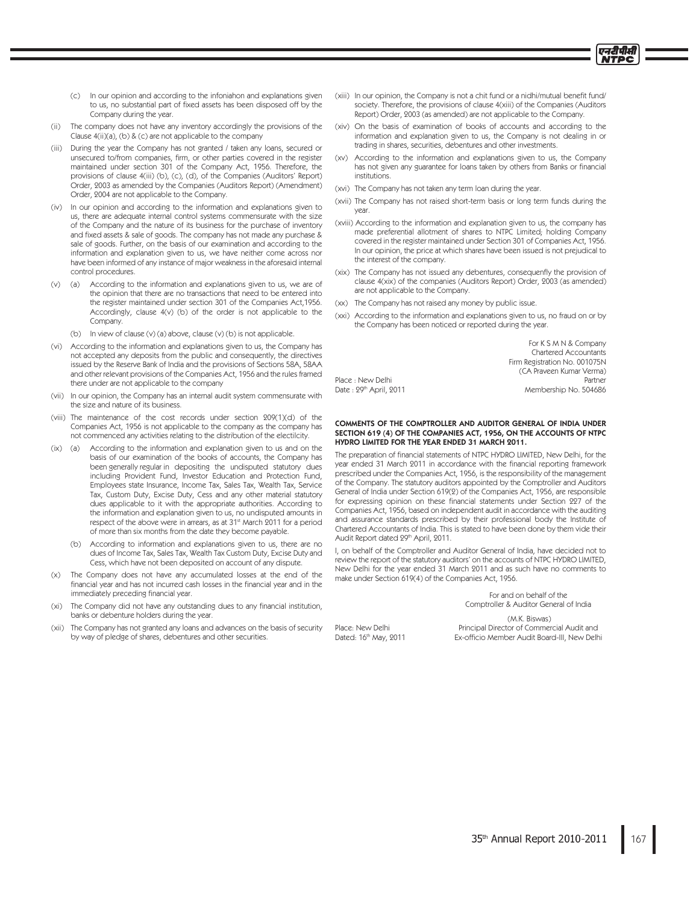(c) In our opinion and according to the infoniahon and explanations given to us, no substantial part of fixed assets has been disposed off by the Company during the year.

(ii) The company does not have any inventory accordingly the provisions of the Clause 4(ii)(a), (b) & (c) are not applicable to the company

(iii) During the year the Company has not granted / taken any loans, secured or unsecured to/from companies, firm, or other parties covered in the register maintained under section 301 of the Company Act, 1956. Therefore, the provisions of clause 4(iii) (b), (c), (d), of the Companies (Auditors' Report) Order, 2003 as amended by the Companies (Auditors Report) (Amendment) Order, 2004 are not applicable to the Company.

(iv) In our opinion and according to the information and explanations given to us, there are adequate internal control systems commensurate with the size of the Company and the nature of its business for the purchase of inventory and fixed assets & sale of goods. The company has not made any purchase & sale of goods. Further, on the basis of our examination and according to the information and explanation given to us, we have neither come across nor have been informed of any instance of major weakness in the aforesaid internal control procedures.

(v) (a) According to the information and explanations given to us, we are of the opinion that there are no transactions that need to be entered into the register maintained under section 301 of the Companies Act,1956. Accordingly, clause 4(v) (b) of the order is not applicable to the Company.

(b) In view of clause (v) (a) above, clause (v) (b) is not applicable.

(vi) According to the information and explanations given to us, the Company has not accepted any deposits from the public and consequently, the directives issued by the Reserve Bank of India and the provisions of Sections 58A, 58AA and other relevant provisions of the Companies Act, 1956 and the rules framed there under are not applicable to the company

(vii) In our opinion, the Company has an internal audit system commensurate with the size and nature of its business.

(viii) The maintenance of the cost records under section 209(1)(d) of the Companies Act, 1956 is not applicable to the company as the company has not commenced any activities relating to the distribution of the electilcity.

(ix) (a) According to the information and explanation given to us and on the basis of our examination of the books of accounts, the Company has been generally regular in depositing the undisputed statutory dues including Provident Fund, Investor Education and Protection Fund, Employees state Insurance, Income Tax, Sales Tax, Wealth Tax, Service Tax, Custom Duty, Excise Duty, Cess and any other material statutory dues applicable to it with the appropriate authorities. According to the information and explanation given to us, no undisputed amounts in respect of the above were in arrears, as at 31st March 2011 for a period of more than six months from the date they become payable.

(b) According to information and explanations given to us, there are no dues of Income Tax, Sales Tax, Wealth Tax Custom Duty, Excise Duty and Cess, which have not been deposited on account of any dispute.

(x) The Company does not have any accumulated losses at the end of the financial year and has not incurred cash losses in the financial year and in the immediately preceding financial year.

(xi) The Company did not have any outstanding dues to any financial institution, banks or debenture holders during the year.

(xii) The Company has not granted any loans and advances on the basis of security by way of pledge of shares, debentures and other securities.

(xiii) In our opinion, the Company is not a chit fund or a nidhi/mutual benefit fund/ society. Therefore, the provisions of clause 4(xiii) of the Companies (Auditors Report) Order, 2003 (as amended) are not applicable to the Company.

(xiv) On the basis of examination of books of accounts and according to the information and explanation given to us, the Company is not dealing in or trading in shares, securities, debentures and other investments.

(xv) According to the information and explanations given to us, the Company has not given any guarantee for loans taken by others from Banks or financial institutions.

(xvi) The Company has not taken any term loan during the year.

(xvii) The Company has not raised short-term basis or long term funds during the year.

(xviii) According to the information and explanation given to us, the company has made preferential allotment of shares to NTPC Limited; holding Company covered in the register maintained under Section 301 of Companies Act, 1956. In our opinion, the price at which shares have been issued is not prejudical to the interest of the company.

(xix) The Company has not issued any debentures, consequenfly the provision of clause 4(xix) of the companies (Auditors Report) Order, 2003 (as amended) are not applicable to the Company.

(xx) The Company has not raised any money by public issue.

(xxi) According to the information and explanations given to us, no fraud on or by the Company has been noticed or reported during the year.

For K S M N & Company
Chartered Accountants
Firm Registration No. 001075N
(CA Praveen Kumar Verma)
Partner
Membership No. 504686

Place : New Delhi
Date : 29th April, 2011

**COMMENTS OF THE COMPTROLLER AND AUDITOR GENERAL OF INDIA UNDER SECTION 619 (4) OF THE COMPANIES ACT, 1956, ON THE ACCOUNTS OF NTPC HYDRO LIMITED FOR THE YEAR ENDED 31 MARCH 2011.**

The preparation of financial statements of NTPC HYDRO LIMITED, New Delhi, for the year ended 31 March 2011 in accordance with the financial reporting framework prescribed under the Companies Act, 1956, is the responsibility of the management of the Company. The statutory auditors appointed by the Comptroller and Auditors General of India under Section 619(2) of the Companies Act, 1956, are responsible for expressing opinion on these financial statements under Section 227 of the Companies Act, 1956, based on independent audit in accordance with the auditing and assurance standards prescribed by their professional body the Institute of Chartered Accountants of India. This is stated to have been done by them vide their Audit Report dated 29th April, 2011.

I, on behalf of the Comptroller and Auditor General of India, have decided not to review the report of the statutory auditors' on the accounts of NTPC HYDRO LIMITED, New Delhi for the year ended 31 March 2011 and as such have no comments to make under Section 619(4) of the Companies Act, 1956.

For and on behalf of the
Comptroller & Auditor General of India

(M.K. Biswas)
Principal Director of Commercial Audit and
Ex-officio Member Audit Board-III, New Delhi

Place: New Delhi
Dated: 16th May, 2011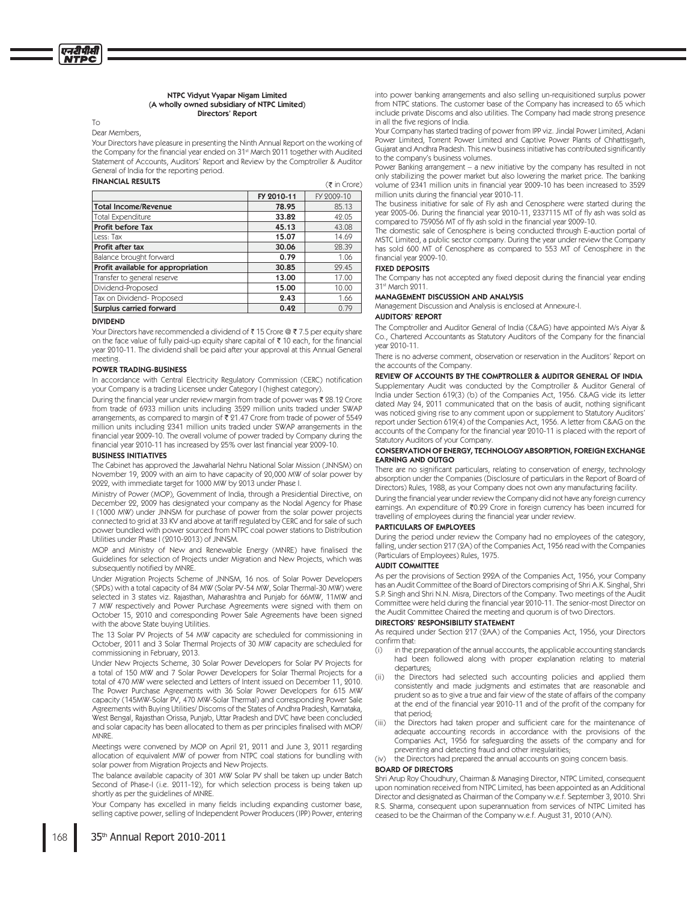## NTPC Vidyut Vyapar Nigam Limited
### (A wholly owned subsidiary of NTPC Limited)
### Directors' Report

To

Dear Members,

Your Directors have pleasure in presenting the Ninth Annual Report on the working of the Company for the financial year ended on 31st March 2011 together with Audited Statement of Accounts, Auditors' Report and Review by the Comptroller & Auditor General of India for the reporting period.

**FINANCIAL RESULTS**

(₹ in Crore)

| | FY 2010-11 | FY 2009-10 |
|---|---|---|
| **Total Income/Revenue** | **78.95** | 85.13 |
| Total Expenditure | **33.82** | 42.05 |
| **Profit before Tax** | **45.13** | 43.08 |
| Less: Tax | **15.07** | 14.69 |
| **Profit after tax** | **30.06** | 28.39 |
| Balance brought forward | **0.79** | 1.06 |
| **Profit available for appropriation** | **30.85** | 29.45 |
| Transfer to general reserve | **13.00** | 17.00 |
| Dividend-Proposed | **15.00** | 10.00 |
| Tax on Dividend- Proposed | **2.43** | 1.66 |
| **Surplus carried forward** | **0.42** | 0.79 |

**DIVIDEND**

Your Directors have recommended a dividend of ₹ 15 Crore @ ₹ 7.5 per equity share on the face value of fully paid-up equity share capital of ₹ 10 each, for the financial year 2010-11. The dividend shall be paid after your approval at this Annual General meeting.

**POWER TRADING-BUSINESS**

In accordance with Central Electricity Regulatory Commission (CERC) notification your Company is a trading Licensee under Category I (highest category).

During the financial year under review margin from trade of power was ₹ 28.12 Crore from trade of 6933 million units including 3529 million units traded under SWAP arrangements, as compared to margin of ₹ 21.47 Crore from trade of power of 5549 million units including 2341 million units traded under SWAP arrangements in the financial year 2009-10. The overall volume of power traded by Company during the financial year 2010-11 has increased by 25% over last financial year 2009-10.

**BUSINESS INITIATIVES**

The Cabinet has approved the Jawaharlal Nehru National Solar Mission (JNNSM) on November 19, 2009 with an aim to have capacity of 20,000 MW of solar power by 2022, with immediate target for 1000 MW by 2013 under Phase I.

Ministry of Power (MOP), Government of India, through a Presidential Directive, on December 22, 2009 has designated your company as the Nodal Agency for Phase I (1000 MW) under JNNSM for purchase of power from the solar power projects connected to grid at 33 KV and above at tariff regulated by CERC and for sale of such power bundled with power sourced from NTPC coal power stations to Distribution Utilities under Phase I (2010-2013) of JNNSM.

MOP and Ministry of New and Renewable Energy (MNRE) have finalised the Guidelines for selection of Projects under Migration and New Projects, which was subsequently notified by MNRE.

Under Migration Projects Scheme of JNNSM, 16 nos. of Solar Power Developers (SPDs) with a total capacity of 84 MW (Solar PV-54 MW, Solar Thermal-30 MW) were selected in 3 states viz. Rajasthan, Maharashtra and Punjab for 66MW, 11MW and 7 MW respectively and Power Purchase Agreements were signed with them on October 15, 2010 and corresponding Power Sale Agreements have been signed with the above State buying Utilities.

The 13 Solar PV Projects of 54 MW capacity are scheduled for commissioning in October, 2011 and 3 Solar Thermal Projects of 30 MW capacity are scheduled for commissioning in February, 2013.

Under New Projects Scheme, 30 Solar Power Developers for Solar PV Projects for a total of 150 MW and 7 Solar Power Developers for Solar Thermal Projects for a total of 470 MW were selected and Letters of Intent issued on December 11, 2010. The Power Purchase Agreements with 36 Solar Power Developers for 615 MW capacity (145MW-Solar PV, 470 MW-Solar Thermal) and corresponding Power Sale Agreements with Buying Utilities/ Discoms of the States of Andhra Pradesh, Karnataka, West Bengal, Rajasthan Orissa, Punjab, Uttar Pradesh and DVC have been concluded and solar capacity has been allocated to them as per principles finalised with MOP/ MNRE.

Meetings were convened by MOP on April 21, 2011 and June 3, 2011 regarding allocation of equivalent MW of power from NTPC coal stations for bundling with solar power from Migration Projects and New Projects.

The balance available capacity of 301 MW Solar PV shall be taken up under Batch Second of Phase-I (i.e. 2011-12), for which selection process is being taken up shortly as per the guidelines of MNRE.

Your Company has excelled in many fields including expanding customer base, selling captive power, selling of Independent Power Producers (IPP) Power, entering into power banking arrangements and also selling un-requisitioned surplus power from NTPC stations. The customer base of the Company has increased to 65 which include private Discoms and also utilities. The Company had made strong presence in all the five regions of India.

Your Company has started trading of power from IPP viz. Jindal Power Limited, Adani Power Limited, Torrent Power Limited and Captive Power Plants of Chhattisgarh, Gujarat and Andhra Pradesh. This new business initiative has contributed significantly to the company's business volumes.

Power Banking arrangement – a new initiative by the company has resulted in not only stabilizing the power market but also lowering the market price. The banking volume of 2341 million units in financial year 2009-10 has been increased to 3529 million units during the financial year 2010-11.

The business initiative for sale of Fly ash and Cenosphere were started during the year 2005-06. During the financial year 2010-11, 2337115 MT of fly ash was sold as compared to 759056 MT of fly ash sold in the financial year 2009-10.

The domestic sale of Cenosphere is being conducted through E-auction portal of MSTC Limited, a public sector company. During the year under review the Company has sold 600 MT of Cenosphere as compared to 553 MT of Cenosphere in the financial year 2009-10.

**FIXED DEPOSITS**

The Company has not accepted any fixed deposit during the financial year ending 31st March 2011.

**MANAGEMENT DISCUSSION AND ANALYSIS**

Management Discussion and Analysis is enclosed at Annexure-I.

**AUDITORS' REPORT**

The Comptroller and Auditor General of India (C&AG) have appointed M/s Aiyar & Co., Chartered Accountants as Statutory Auditors of the Company for the financial year 2010-11.

There is no adverse comment, observation or reservation in the Auditors' Report on the accounts of the Company.

**REVIEW OF ACCOUNTS BY THE COMPTROLLER & AUDITOR GENERAL OF INDIA**

Supplementary Audit was conducted by the Comptroller & Auditor General of India under Section 619(3) (b) of the Companies Act, 1956. C&AG vide its letter dated May 24, 2011 communicated that on the basis of audit, nothing significant was noticed giving rise to any comment upon or supplement to Statutory Auditors' report under Section 619(4) of the Companies Act, 1956. A letter from C&AG on the accounts of the Company for the financial year 2010-11 is placed with the report of Statutory Auditors of your Company.

**CONSERVATION OF ENERGY, TECHNOLOGY ABSORPTION, FOREIGN EXCHANGE EARNING AND OUTGO**

There are no significant particulars, relating to conservation of energy, technology absorption under the Companies (Disclosure of particulars in the Report of Board of Directors) Rules, 1988, as your Company does not own any manufacturing facility.

During the financial year under review the Company did not have any foreign currency earnings. An expenditure of ₹0.29 Crore in foreign currency has been incurred for travelling of employees during the financial year under review.

**PARTICULARS OF EMPLOYEES**

During the period under review the Company had no employees of the category, falling, under section 217 (2A) of the Companies Act, 1956 read with the Companies (Particulars of Employees) Rules, 1975.

**AUDIT COMMITTEE**

As per the provisions of Section 292A of the Companies Act, 1956, your Company has an Audit Committee of the Board of Directors comprising of Shri A.K. Singhal, Shri S.P. Singh and Shri N.N. Misra, Directors of the Company. Two meetings of the Audit Committee were held during the financial year 2010-11. The senior-most Director on the Audit Committee Chaired the meeting and quorum is of two Directors.

**DIRECTORS' RESPONSIBILITY STATEMENT**

As required under Section 217 (2AA) of the Companies Act, 1956, your Directors confirm that:

(i) in the preparation of the annual accounts, the applicable accounting standards had been followed along with proper explanation relating to material departures;

(ii) the Directors had selected such accounting policies and applied them consistently and made judgments and estimates that are reasonable and prudent so as to give a true and fair view of the state of affairs of the company at the end of the financial year 2010-11 and of the profit of the company for that period;

(iii) the Directors had taken proper and sufficient care for the maintenance of adequate accounting records in accordance with the provisions of the Companies Act, 1956 for safeguarding the assets of the company and for preventing and detecting fraud and other irregularities;

(iv) the Directors had prepared the annual accounts on going concern basis.

**BOARD OF DIRECTORS**

Shri Arup Roy Choudhury, Chairman & Managing Director, NTPC Limited, consequent upon nomination received from NTPC Limited, has been appointed as an Additional Director and designated as Chairman of the Company w.e.f. September 3, 2010. Shri R.S. Sharma, consequent upon superannuation from services of NTPC Limited has ceased to be the Chairman of the Company w.e.f. August 31, 2010 (A/N).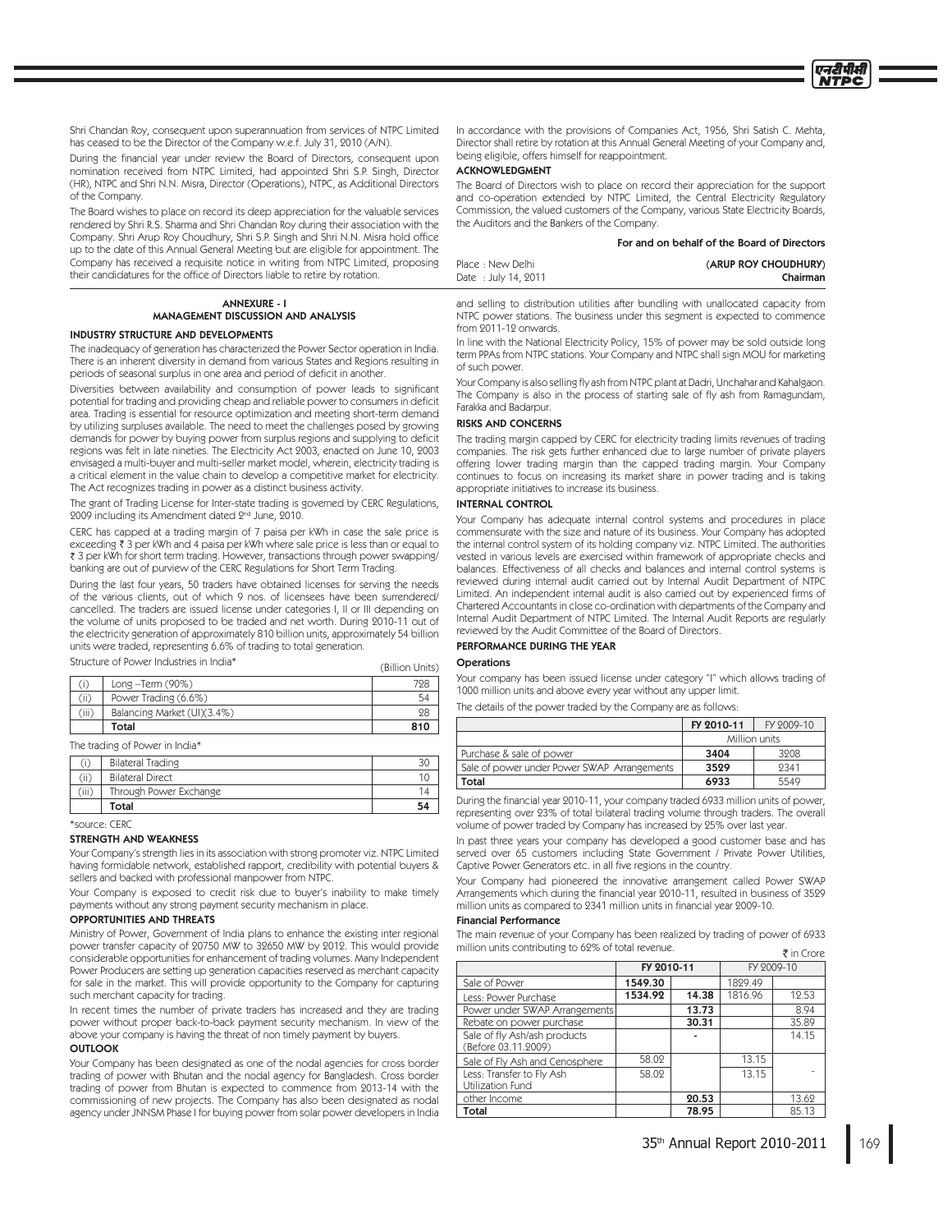Shri Chandan Roy, consequent upon superannuation from services of NTPC Limited has ceased to be the Director of the Company w.e.f. July 31, 2010 (A/N).

During the financial year under review the Board of Directors, consequent upon nomination received from NTPC Limited, had appointed Shri S.P. Singh, Director (HR), NTPC and Shri N.N. Misra, Director (Operations), NTPC, as Additional Directors of the Company.

The Board wishes to place on record its deep appreciation for the valuable services rendered by Shri R.S. Sharma and Shri Chandan Roy during their association with the Company. Shri Arup Roy Choudhury, Shri S.P. Singh and Shri N.N. Misra hold office up to the date of this Annual General Meeting but are eligible for appointment. The Company has received a requisite notice in writing from NTPC Limited, proposing their candidatures for the office of Directors liable to retire by rotation.

In accordance with the provisions of Companies Act, 1956, Shri Satish C. Mehta, Director shall retire by rotation at this Annual General Meeting of your Company and, being eligible, offers himself for reappointment.

### ACKNOWLEDGMENT

The Board of Directors wish to place on record their appreciation for the support and co-operation extended by NTPC Limited, the Central Electricity Regulatory Commission, the valued customers of the Company, various State Electricity Boards, the Auditors and the Bankers of the Company.

**For and on behalf of the Board of Directors**

Place : New Delhi
Date : July 14, 2011

**(ARUP ROY CHOUDHURY)**
**Chairman**

## ANNEXURE - I
## MANAGEMENT DISCUSSION AND ANALYSIS

### INDUSTRY STRUCTURE AND DEVELOPMENTS

The inadequacy of generation has characterized the Power Sector operation in India. There is an inherent diversity in demand from various States and Regions resulting in periods of seasonal surplus in one area and period of deficit in another.

Diversities between availability and consumption of power leads to significant potential for trading and providing cheap and reliable power to consumers in deficit area. Trading is essential for resource optimization and meeting short-term demand by utilizing surpluses available. The need to meet the challenges posed by growing demands for power by buying power from surplus regions and supplying to deficit regions was felt in late nineties. The Electricity Act 2003, enacted on June 10, 2003 envisaged a multi-buyer and multi-seller market model, wherein, electricity trading is a critical element in the value chain to develop a competitive market for electricity. The Act recognizes trading in power as a distinct business activity.

The grant of Trading License for Inter-state trading is governed by CERC Regulations, 2009 including its Amendment dated 2nd June, 2010.

CERC has capped at a trading margin of 7 paisa per kWh in case the sale price is exceeding ₹ 3 per kWh and 4 paisa per kWh where sale price is less than or equal to ₹ 3 per kWh for short term trading. However, transactions through power swapping/banking are out of purview of the CERC Regulations for Short Term Trading.

During the last four years, 50 traders have obtained licenses for serving the needs of the various clients, out of which 9 nos. of licensees have been surrendered/cancelled. The traders are issued license under categories I, II or III depending on the volume of units proposed to be traded and net worth. During 2010-11 out of the electricity generation of approximately 810 billion units, approximately 54 billion units were traded, representing 6.6% of trading to total generation.

Structure of Power Industries in India* (Billion Units)

| | | |
|---|---|---|
| (i) | Long –Term (90%) | 728 |
| (ii) | Power Trading (6.6%) | 54 |
| (iii) | Balancing Market (UI)(3.4%) | 28 |
| | **Total** | **810** |

The trading of Power in India*

| | | |
|---|---|---|
| (i) | Bilateral Trading | 30 |
| (ii) | Bilateral Direct | 10 |
| (iii) | Through Power Exchange | 14 |
| | **Total** | **54** |

*source: CERC

### STRENGTH AND WEAKNESS

Your Company's strength lies in its association with strong promoter viz. NTPC Limited having formidable network, established rapport, credibility with potential buyers & sellers and backed with professional manpower from NTPC.

Your Company is exposed to credit risk due to buyer's inability to make timely payments without any strong payment security mechanism in place.

### OPPORTUNITIES AND THREATS

Ministry of Power, Government of India plans to enhance the existing inter regional power transfer capacity of 20750 MW to 32650 MW by 2012. This would provide considerable opportunities for enhancement of trading volumes. Many Independent Power Producers are setting up generation capacities reserved as merchant capacity for sale in the market. This will provide opportunity to the Company for capturing such merchant capacity for trading.

In recent times the number of private traders has increased and they are trading power without proper back-to-back payment security mechanism. In view of the above your company is having the threat of non timely payment by buyers.

### OUTLOOK

Your Company has been designated as one of the nodal agencies for cross border trading of power with Bhutan and the nodal agency for Bangladesh. Cross border trading of power from Bhutan is expected to commence from 2013-14 with the commissioning of new projects. The Company has also been designated as nodal agency under JNNSM Phase I for buying power from solar power developers in India and selling to distribution utilities after bundling with unallocated capacity from NTPC power stations. The business under this segment is expected to commence from 2011-12 onwards.

In line with the National Electricity Policy, 15% of power may be sold outside long term PPAs from NTPC stations. Your Company and NTPC shall sign MOU for marketing of such power.

Your Company is also selling fly ash from NTPC plant at Dadri, Unchahar and Kahalgaon. The Company is also in the process of starting sale of fly ash from Ramagundam, Farakka and Badarpur.

### RISKS AND CONCERNS

The trading margin capped by CERC for electricity trading limits revenues of trading companies. The risk gets further enhanced due to large number of private players offering lower trading margin than the capped trading margin. Your Company continues to focus on increasing its market share in power trading and is taking appropriate initiatives to increase its business.

### INTERNAL CONTROL

Your Company has adequate internal control systems and procedures in place commensurate with the size and nature of its business. Your Company has adopted the internal control system of its holding company viz. NTPC Limited. The authorities vested in various levels are exercised within framework of appropriate checks and balances. Effectiveness of all checks and balances and internal control systems is reviewed during internal audit carried out by Internal Audit Department of NTPC Limited. An independent internal audit is also carried out by experienced firms of Chartered Accountants in close co-ordination with departments of the Company and Internal Audit Department of NTPC Limited. The Internal Audit Reports are regularly reviewed by the Audit Committee of the Board of Directors.

### PERFORMANCE DURING THE YEAR

#### Operations

Your company has been issued license under category "I" which allows trading of 1000 million units and above every year without any upper limit.

The details of the power traded by the Company are as follows:

| | **FY 2010-11** | FY 2009-10 |
|---|---|---|
| | Million units | |
| Purchase & sale of power | **3404** | 3208 |
| Sale of power under Power SWAP Arrangements | **3529** | 2341 |
| **Total** | **6933** | 5549 |

During the financial year 2010-11, your company traded 6933 million units of power, representing over 23% of total bilateral trading volume through traders. The overall volume of power traded by Company has increased by 25% over last year.

In past three years your company has developed a good customer base and has served over 65 customers including State Government / Private Power Utilities, Captive Power Generators etc. in all five regions in the country.

Your Company had pioneered the innovative arrangement called Power SWAP Arrangements which during the financial year 2010-11, resulted in business of 3529 million units as compared to 2341 million units in financial year 2009-10.

#### Financial Performance

The main revenue of your Company has been realized by trading of power of 6933 million units contributing to 62% of total revenue.

₹ in Crore

| | **FY 2010-11** | | FY 2009-10 | |
|---|---|---|---|---|
| Sale of Power | **1549.30** | | 1829.49 | |
| Less: Power Purchase | **1534.92** | **14.38** | 1816.96 | 12.53 |
| Power under SWAP Arrangements | | **13.73** | | 8.94 |
| Rebate on power purchase | | **30.31** | | 35.89 |
| Sale of fly Ash/ash products (Before 03.11.2009) | | **-** | | 14.15 |
| Sale of Fly Ash and Cenosphere | 58.02 | | 13.15 | |
| Less: Transfer to Fly Ash Utilization Fund | 58.02 | | 13.15 | - |
| other Income | | **20.53** | | 13.62 |
| **Total** | | **78.95** | | 85.13 |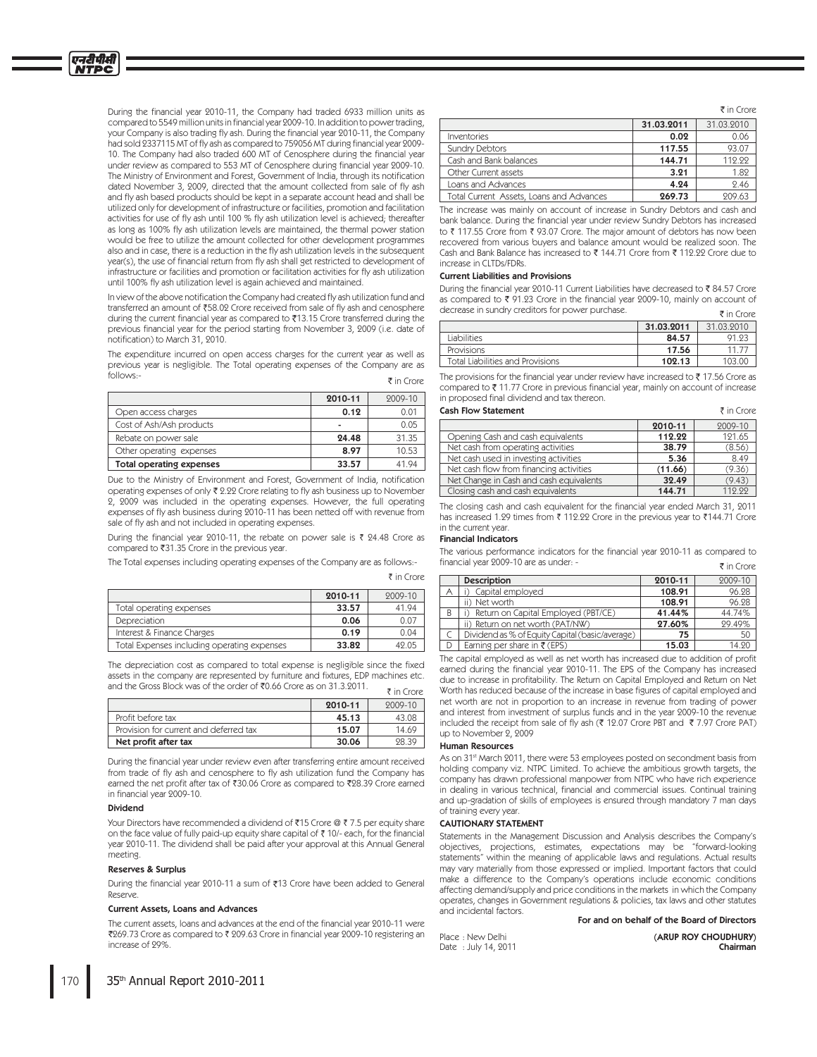During the financial year 2010-11, the Company had traded 6933 million units as compared to 5549 million units in financial year 2009-10. In addition to power trading, your Company is also trading fly ash. During the financial year 2010-11, the Company had sold 2337115 MT of fly ash as compared to 759056 MT during financial year 2009-10. The Company had also traded 600 MT of Cenosphere during the financial year under review as compared to 553 MT of Cenosphere during financial year 2009-10. The Ministry of Environment and Forest, Government of India, through its notification dated November 3, 2009, directed that the amount collected from sale of fly ash and fly ash based products should be kept in a separate account head and shall be utilized only for development of infrastructure or facilities, promotion and facilitation activities for use of fly ash until 100 % fly ash utilization level is achieved; thereafter as long as 100% fly ash utilization levels are maintained, the thermal power station would be free to utilize the amount collected for other development programmes also and in case, there is a reduction in the fly ash utilization levels in the subsequent year(s), the use of financial return from fly ash shall get restricted to development of infrastructure or facilities and promotion or facilitation activities for fly ash utilization until 100% fly ash utilization level is again achieved and maintained.

In view of the above notification the Company had created fly ash utilization fund and transferred an amount of ₹58.02 Crore received from sale of fly ash and cenosphere during the current financial year as compared to ₹13.15 Crore transferred during the previous financial year for the period starting from November 3, 2009 (i.e. date of notification) to March 31, 2010.

The expenditure incurred on open access charges for the current year as well as previous year is negligible. The Total operating expenses of the Company are as follows:-

₹ in Crore

| | 2010-11 | 2009-10 |
|---|---|---|
| Open access charges | 0.12 | 0.01 |
| Cost of Ash/Ash products | - | 0.05 |
| Rebate on power sale | 24.48 | 31.35 |
| Other operating expenses | 8.97 | 10.53 |
| **Total operating expenses** | **33.57** | **41.94** |

Due to the Ministry of Environment and Forest, Government of India, notification operating expenses of only ₹ 2.22 Crore relating to fly ash business up to November 2, 2009 was included in the operating expenses. However, the full operating expenses of fly ash business during 2010-11 has been netted off with revenue from sale of fly ash and not included in operating expenses.

During the financial year 2010-11, the rebate on power sale is ₹ 24.48 Crore as compared to ₹31.35 Crore in the previous year.

The Total expenses including operating expenses of the Company are as follows:-

₹ in Crore

| | 2010-11 | 2009-10 |
|---|---|---|
| Total operating expenses | 33.57 | 41.94 |
| Depreciation | 0.06 | 0.07 |
| Interest & Finance Charges | 0.19 | 0.04 |
| Total Expenses including operating expenses | 33.82 | 42.05 |

The depreciation cost as compared to total expense is negligible since the fixed assets in the company are represented by furniture and fixtures, EDP machines etc. and the Gross Block was of the order of ₹0.66 Crore as on 31.3.2011.

₹ in Crore

| | 2010-11 | 2009-10 |
|---|---|---|
| Profit before tax | 45.13 | 43.08 |
| Provision for current and deferred tax | 15.07 | 14.69 |
| **Net profit after tax** | **30.06** | **28.39** |

During the financial year under review even after transferring entire amount received from trade of fly ash and cenosphere to fly ash utilization fund the Company has earned the net profit after tax of ₹30.06 Crore as compared to ₹28.39 Crore earned in financial year 2009-10.

**Dividend**

Your Directors have recommended a dividend of ₹15 Crore @ ₹ 7.5 per equity share on the face value of fully paid-up equity share capital of ₹ 10/- each, for the financial year 2010-11. The dividend shall be paid after your approval at this Annual General meeting.

**Reserves & Surplus**

During the financial year 2010-11 a sum of ₹13 Crore have been added to General Reserve.

**Current Assets, Loans and Advances**

The current assets, loans and advances at the end of the financial year 2010-11 were ₹269.73 Crore as compared to ₹ 209.63 Crore in financial year 2009-10 registering an increase of 29%.

₹ in Crore

| | 31.03.2011 | 31.03.2010 |
|---|---|---|
| Inventories | 0.02 | 0.06 |
| Sundry Debtors | 117.55 | 93.07 |
| Cash and Bank balances | 144.71 | 112.22 |
| Other Current assets | 3.21 | 1.82 |
| Loans and Advances | 4.24 | 2.46 |
| Total Current Assets, Loans and Advances | 269.73 | 209.63 |

The increase was mainly on account of increase in Sundry Debtors and cash and bank balance. During the financial year under review Sundry Debtors has increased to ₹ 117.55 Crore from ₹ 93.07 Crore. The major amount of debtors has now been recovered from various buyers and balance amount would be realized soon. The Cash and Bank Balance has increased to ₹ 144.71 Crore from ₹ 112.22 Crore due to increase in CLTDs/FDRs.

**Current Liabilities and Provisions**

During the financial year 2010-11 Current Liabilities have decreased to ₹ 84.57 Crore as compared to ₹ 91.23 Crore in the financial year 2009-10, mainly on account of decrease in sundry creditors for power purchase.

₹ in Crore

| | 31.03.2011 | 31.03.2010 |
|---|---|---|
| Liabilities | 84.57 | 91.23 |
| Provisions | 17.56 | 11.77 |
| Total Liabilities and Provisions | 102.13 | 103.00 |

The provisions for the financial year under review have increased to ₹ 17.56 Crore as compared to ₹ 11.77 Crore in previous financial year, mainly on account of increase in proposed final dividend and tax thereon.

**Cash Flow Statement**

₹ in Crore

| | 2010-11 | 2009-10 |
|---|---|---|
| Opening Cash and cash equivalents | 112.22 | 121.65 |
| Net cash from operating activities | 38.79 | (8.56) |
| Net cash used in investing activities | 5.36 | 8.49 |
| Net cash flow from financing activities | (11.66) | (9.36) |
| Net Change in Cash and cash equivalents | 32.49 | (9.43) |
| Closing cash and cash equivalents | 144.71 | 112.22 |

The closing cash and cash equivalent for the financial year ended March 31, 2011 has increased 1.29 times from ₹ 112.22 Crore in the previous year to ₹144.71 Crore in the current year.

**Financial Indicators**

The various performance indicators for the financial year 2010-11 as compared to financial year 2009-10 are as under: -

₹ in Crore

| | Description | 2010-11 | 2009-10 |
|---|---|---|---|
| A | i) Capital employed | 108.91 | 96.28 |
| | ii) Net worth | 108.91 | 96.28 |
| B | i) Return on Capital Employed (PBT/CE) | 41.44% | 44.74% |
| | ii) Return on net worth (PAT/NW) | 27.60% | 29.49% |
| C | Dividend as % of Equity Capital (basic/average) | 75 | 50 |
| D | Earning per share in ₹ (EPS) | 15.03 | 14.20 |

The capital employed as well as net worth has increased due to addition of profit earned during the financial year 2010-11. The EPS of the Company has increased due to increase in profitability. The Return on Capital Employed and Return on Net Worth has reduced because of the increase in base figures of capital employed and net worth are not in proportion to an increase in revenue from trading of power and interest from investment of surplus funds and in the year 2009-10 the revenue included the receipt from sale of fly ash (₹ 12.07 Crore PBT and ₹ 7.97 Crore PAT) up to November 2, 2009

**Human Resources**

As on 31st March 2011, there were 53 employees posted on secondment basis from holding company viz. NTPC Limited. To achieve the ambitious growth targets, the company has drawn professional manpower from NTPC who have rich experience in dealing in various technical, financial and commercial issues. Continual training and up-gradation of skills of employees is ensured through mandatory 7 man days of training every year.

**CAUTIONARY STATEMENT**

Statements in the Management Discussion and Analysis describes the Company's objectives, projections, estimates, expectations may be "forward-looking statements" within the meaning of applicable laws and regulations. Actual results may vary materially from those expressed or implied. Important factors that could make a difference to the Company's operations include economic conditions affecting demand/supply and price conditions in the markets in which the Company operates, changes in Government regulations & policies, tax laws and other statutes and incidental factors.

**For and on behalf of the Board of Directors**

Place : New Delhi
Date : July 14, 2011

**(ARUP ROY CHOUDHURY)**
**Chairman**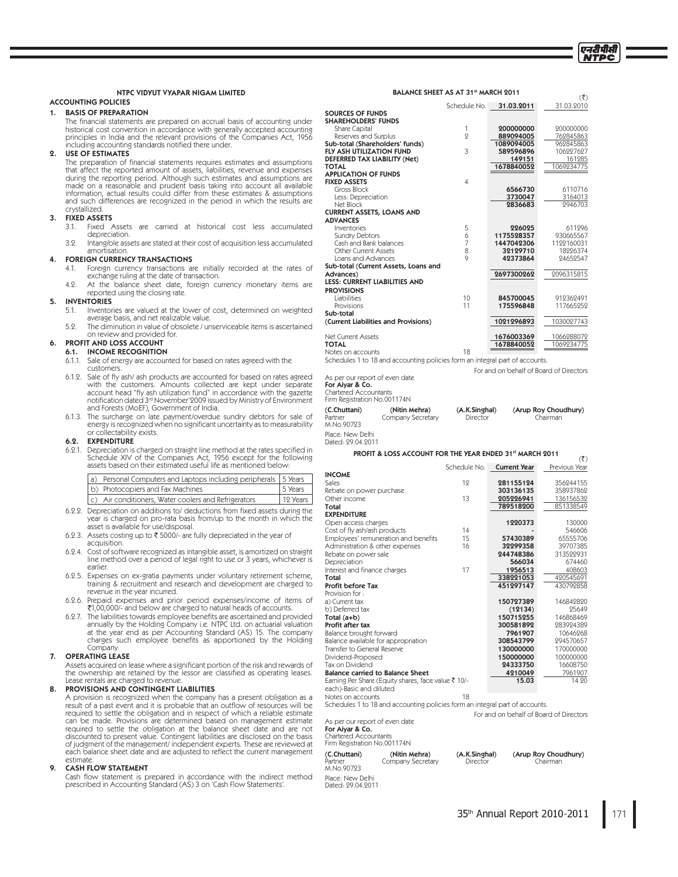## NTPC VIDYUT VYAPAR NIGAM LIMITED

### ACCOUNTING POLICIES

**1. BASIS OF PREPARATION**

The financial statements are prepared on accrual basis of accounting under historical cost convention in accordance with generally accepted accounting principles in India and the relevant provisions of the Companies Act, 1956 including accounting standards notified there under.

**2. USE OF ESTIMATES**

The preparation of financial statements requires estimates and assumptions that affect the reported amount of assets, liabilities, revenue and expenses during the reporting period. Although such estimates and assumptions are made on a reasonable and prudent basis taking into account all available information, actual results could differ from these estimates & assumptions and such differences are recognized in the period in which the results are crystallized.

**3. FIXED ASSETS**

3.1. Fixed Assets are carried at historical cost less accumulated depreciation.

3.2. Intangible assets are stated at their cost of acquisition less accumulated amortisation.

**4. FOREIGN CURRENCY TRANSACTIONS**

4.1. Foreign currency transactions are initially recorded at the rates of exchange ruling at the date of transaction.

4.2. At the balance sheet date, foreign currency monetary items are reported using the closing rate.

**5. INVENTORIES**

5.1. Inventories are valued at the lower of cost, determined on weighted average basis, and net realizable value.

5.2. The diminution in value of obsolete / unserviceable items is ascertained on review and provided for.

**6. PROFIT AND LOSS ACCOUNT**

**6.1. INCOME RECOGNITION**

6.1.1. Sale of energy are accounted for based on rates agreed with the customers.

6.1.2. Sale of fly ash/ ash products are accounted for based on rates agreed with the customers. Amounts collected are kept under separate account head "fly ash utilization fund" in accordance with the gazette notification dated 3rd November'2009 issued by Ministry of Environment and Forests (MoEF), Government of India.

6.1.3. The surcharge on late payment/overdue sundry debtors for sale of energy is recognized when no significant uncertainty as to measurability or collectability exists.

**6.2. EXPENDITURE**

6.2.1. Depreciation is charged on straight line method at the rates specified in Schedule XIV of the Companies Act, 1956 except for the following assets based on their estimated useful life as mentioned below:

| | |
|---|---|
| a) Personal Computers and Laptops including peripherals | 5 Years |
| b) Photocopiers and Fax Machines | 5 Years |
| c) Air conditioners, Water coolers and Refrigerators | 12 Years |

6.2.2. Depreciation on additions to/ deductions from fixed assets during the year is charged on pro-rata basis from/up to the month in which the asset is available for use/disposal.

6.2.3. Assets costing up to ₹ 5000/- are fully depreciated in the year of acquisition.

6.2.4. Cost of software recognized as intangible asset, is amortized on straight line method over a period of legal right to use or 3 years, whichever is earlier.

6.2.5. Expenses on ex-gratia payments under voluntary retirement scheme, training & recruitment and research and development are charged to revenue in the year incurred.

6.2.6. Prepaid expenses and prior period expenses/income of items of ₹1,00,000/- and below are charged to natural heads of accounts.

6.2.7. The liabilities towards employee benefits are ascertained and provided annually by the Holding Company i.e. NTPC Ltd. on actuarial valuation at the year end as per Accounting Standard (AS) 15. The company charges such employee benefits as apportioned by the Holding Company.

**7. OPERATING LEASE**

Assets acquired on lease where a significant portion of the risk and rewards of the ownership are retained by the lessor are classified as operating leases. Lease rentals are charged to revenue.

**8. PROVISIONS AND CONTINGENT LIABILITIES**

A provision is recognized when the company has a present obligation as a result of a past event and it is probable that an outflow of resources will be required to settle the obligation and in respect of which a reliable estimate can be made. Provisions are determined based on management estimate required to settle the obligation at the balance sheet date and are not discounted to present value. Contingent liabilities are disclosed on the basis of judgment of the management/ independent experts. These are reviewed at each balance sheet date and are adjusted to reflect the current management estimate.

**9. CASH FLOW STATEMENT**

Cash flow statement is prepared in accordance with the indirect method prescribed in Accounting Standard (AS) 3 on 'Cash Flow Statements'.

### BALANCE SHEET AS AT 31st MARCH 2011

(₹)

| | Schedule No. | 31.03.2011 | 31.03.2010 |
|---|---|---|---|
| **SOURCES OF FUNDS** | | | |
| **SHAREHOLDERS' FUNDS** | | | |
| Share Capital | 1 | 200000000 | 200000000 |
| Reserves and Surplus | 2 | 889094005 | 762845863 |
| **Sub-total (Shareholders' funds)** | | 1089094005 | 962845863 |
| **FLY ASH UTILIZATION FUND** | 3 | 589596896 | 106227627 |
| **DEFERRED TAX LIABILITY (Net)** | | 149151 | 161285 |
| **TOTAL** | | 1678840052 | 1069234775 |
| **APPLICATION OF FUNDS** | | | |
| **FIXED ASSETS** | 4 | | |
| Gross Block | | 6566730 | 6110716 |
| Less: Depreciation | | 3730047 | 3164013 |
| Net Block | | 2836683 | 2946703 |
| **CURRENT ASSETS, LOANS AND ADVANCES** | | | |
| Inventories | 5 | 226025 | 611296 |
| Sundry Debtors | 6 | 1175528357 | 930665567 |
| Cash and Bank balances | 7 | 1447042306 | 1122160031 |
| Other Current Assets | 8 | 32129710 | 18226374 |
| Loans and Advances | 9 | 42373864 | 24652547 |
| **Sub-total (Current Assets, Loans and Advances)** | | 2697300262 | 2096315815 |
| **LESS: CURRENT LIABILITIES AND PROVISIONS** | | | |
| Liabilities | 10 | 845700045 | 912362491 |
| Provisions | 11 | 175596848 | 117665252 |
| **Sub-total (Current Liabilities and Provisions)** | | 1021296893 | 1030027743 |
| Net Current Assets | | 1676003369 | 1066288072 |
| **TOTAL** | | 1678840052 | 1069234775 |
| Notes on accounts | 18 | | |

Schedules 1 to 18 and accounting policies form an integral part of accounts.

For and on behalf of Board of Directors

As per our report of even date
**For Aiyar & Co.**
Chartered Accountants
Firm Registration No.001174N

| (C.Chuttani) | (Nitin Mehra) | (A.K.Singhal) | (Arup Roy Choudhury) |
|---|---|---|---|
| Partner | Company Secretary | Director | Chairman |
| M.No.90723 | | | |

Place: New Delhi
Dated: 29.04.2011

### PROFIT & LOSS ACCOUNT FOR THE YEAR ENDED 31st MARCH 2011

(₹)

| | Schedule No. | Current Year | Previous Year |
|---|---|---|---|
| **INCOME** | | | |
| Sales | 12 | 281155124 | 356244155 |
| Rebate on power purchase | | 303136135 | 358937862 |
| Other income | 13 | 205226941 | 136156532 |
| **Total** | | 789518200 | 851338549 |
| **EXPENDITURE** | | | |
| Open access charges | | 1220373 | 130000 |
| Cost of fly ash/ash products | 14 | - | 546606 |
| Employees' remuneration and benefits | 15 | 57430389 | 65555706 |
| Administration & other expenses | 16 | 32299358 | 39707385 |
| Rebate on power sale | | 244748386 | 313522931 |
| Depreciation | | 566034 | 674460 |
| Interest and finance charges | 17 | 1956513 | 408603 |
| **Total** | | 338221053 | 420545691 |
| **Profit before Tax** | | 451297147 | 430792858 |
| Provision for : | | | |
| a) Current tax | | 150727389 | 146842820 |
| b) Deferred tax | | (12134) | 25649 |
| **Total (a+b)** | | 150715255 | 146868469 |
| **Profit after tax** | | 300581892 | 283924389 |
| Balance brought forward | | 7961907 | 10646268 |
| Balance available for appropriation | | 308543799 | 294570657 |
| Transfer to General Reserve | | 130000000 | 170000000 |
| Dividend-Proposed | | 150000000 | 100000000 |
| Tax on Dividend | | 24333750 | 16608750 |
| **Balance carried to Balance Sheet** | | 4210049 | 7961907 |
| Earning Per Share (Equity shares, face value ₹ 10/- each)-Basic and diluted | | 15.03 | 14.20 |
| Notes on accounts | 18 | | |

Schedules 1 to 18 and accounting policies form an integral part of accounts.

For and on behalf of Board of Directors

As per our report of even date
**For Aiyar & Co.**
Chartered Accountants
Firm Registration No.001174N

| (C.Chuttani) | (Nitin Mehra) | (A.K.Singhal) | (Arup Roy Choudhury) |
|---|---|---|---|
| Partner | Company Secretary | Director | Chairman |
| M.No.90723 | | | |

Place: New Delhi
Dated: 29.04.2011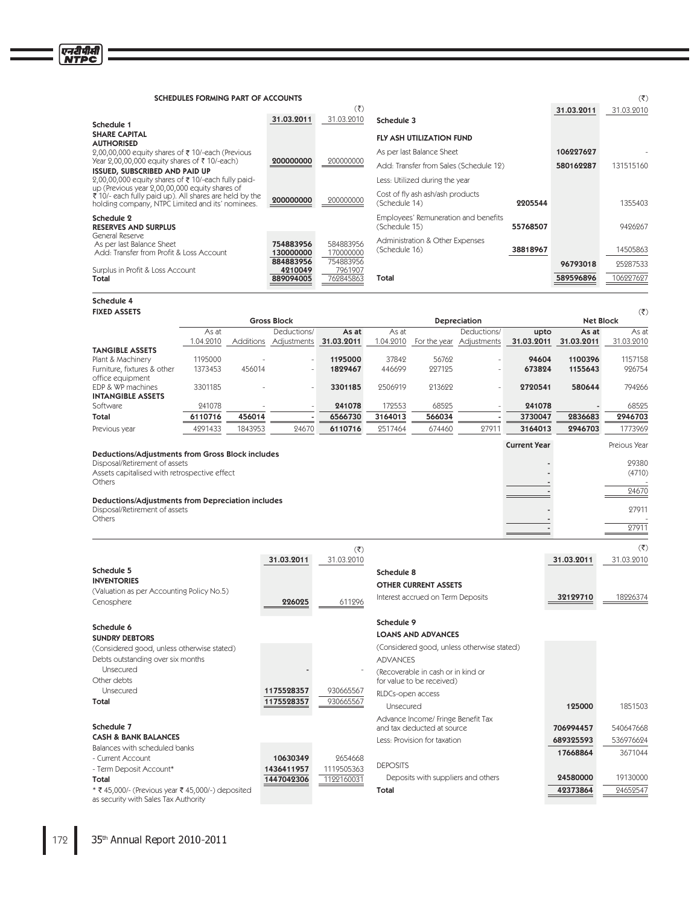## SCHEDULES FORMING PART OF ACCOUNTS

(₹)

| | 31.03.2011 | 31.03.2010 |
|---|---|---|
| **Schedule 1** | | |
| **SHARE CAPITAL** | | |
| **AUTHORISED** | | |
| 2,00,00,000 equity shares of ₹ 10/-each (Previous Year 2,00,00,000 equity shares of ₹ 10/-each) | **200000000** | 200000000 |
| **ISSUED, SUBSCRIBED AND PAID UP** | | |
| 2,00,00,000 equity shares of ₹ 10/-each fully paid-up (Previous year 2,00,00,000 equity shares of ₹ 10/- each fully paid up). All shares are held by the holding company, NTPC Limited and its' nominees. | **200000000** | 200000000 |
| **Schedule 2** | | |
| **RESERVES AND SURPLUS** | | |
| General Reserve | | |
| As per last Balance Sheet | **754883956** | 584883956 |
| Add: Transfer from Profit & Loss Account | **130000000** | 170000000 |
| | **884883956** | 754883956 |
| Surplus in Profit & Loss Account | **4210049** | 7961907 |
| **Total** | **889094005** | 762845863 |

(₹)

| | | 31.03.2011 | 31.03.2010 |
|---|---|---|---|
| **Schedule 3** | | | |
| **FLY ASH UTILIZATION FUND** | | | |
| As per last Balance Sheet | | **106227627** | - |
| Add: Transfer from Sales (Schedule 12) | | **580162287** | 131515160 |
| Less: Utilized during the year | | | |
| Cost of fly ash/ash products (Schedule 14) | **2205544** | | 1355403 |
| Employees' Remuneration and benefits (Schedule 15) | **55768507** | | 9426267 |
| Administration & Other Expenses (Schedule 16) | **38818967** | | 14505863 |
| | | **96793018** | 25287533 |
| **Total** | | **589596896** | 106227627 |

**Schedule 4**

**FIXED ASSETS** (₹)

| | Gross Block | | | | Depreciation | | | | Net Block | |
|---|---|---|---|---|---|---|---|---|---|---|
| | As at 1.04.2010 | Additions | Deductions/ Adjustments | **As at 31.03.2011** | As at 1.04.2010 | For the year | Deductions/ Adjustments | **upto 31.03.2011** | **As at 31.03.2011** | As at 31.03.2010 |
| **TANGIBLE ASSETS** | | | | | | | | | | |
| Plant & Machinery | 1195000 | - | - | **1195000** | 37842 | 56762 | - | **94604** | **1100396** | 1157158 |
| Furniture, fixtures & other office equipment | 1373453 | 456014 | - | **1829467** | 446699 | 227125 | - | **673824** | **1155643** | 926754 |
| EDP & WP machines | 3301185 | - | - | **3301185** | 2506919 | 213622 | - | **2720541** | **580644** | 794266 |
| **INTANGIBLE ASSETS** | | | | | | | | | | |
| Software | 241078 | - | - | **241078** | 172553 | 68525 | - | **241078** | **-** | 68525 |
| **Total** | **6110716** | **456014** | **-** | **6566730** | **3164013** | **566034** | **-** | **3730047** | **2836683** | **2946703** |
| Previous year | 4291433 | 1843953 | 24670 | 6110716 | 2517464 | 674460 | 27911 | 3164013 | 2946703 | 1773969 |

| | Current Year | Preious Year |
|---|---|---|
| **Deductions/Adjustments from Gross Block includes** | | |
| Disposal/Retirement of assets | - | 29380 |
| Assets capitalised with retrospective effect | - | (4710) |
| Others | - | - |
| | - | 24670 |
| **Deductions/Adjustments from Depreciation includes** | | |
| Disposal/Retirement of assets | - | 27911 |
| Others | - | - |
| | - | 27911 |

(₹)

| | 31.03.2011 | 31.03.2010 |
|---|---|---|
| **Schedule 5** | | |
| **INVENTORIES** | | |
| (Valuation as per Accounting Policy No.5) | | |
| Cenosphere | **226025** | 611296 |
| **Schedule 6** | | |
| **SUNDRY DEBTORS** | | |
| (Considered good, unless otherwise stated) | | |
| Debts outstanding over six months | | |
| Unsecured | **-** | - |
| Other debts | | |
| Unsecured | **1175528357** | 930665567 |
| **Total** | **1175528357** | 930665567 |
| **Schedule 7** | | |
| **CASH & BANK BALANCES** | | |
| Balances with scheduled banks | | |
| - Current Account | **10630349** | 2654668 |
| - Term Deposit Account* | **1436411957** | 1119505363 |
| **Total** | **1447042306** | 1122160031 |

* ₹ 45,000/- (Previous year ₹ 45,000/-) deposited as security with Sales Tax Authority

(₹)

| | 31.03.2011 | 31.03.2010 |
|---|---|---|
| **Schedule 8** | | |
| **OTHER CURRENT ASSETS** | | |
| Interest accrued on Term Deposits | **32129710** | 18226374 |
| **Schedule 9** | | |
| **LOANS AND ADVANCES** | | |
| (Considered good, unless otherwise stated) | | |
| ADVANCES | | |
| (Recoverable in cash or in kind or for value to be received) | | |
| RLDCs-open access | | |
| Unsecured | **125000** | 1851503 |
| Advance Income/ Fringe Benefit Tax and tax deducted at source | **706994457** | 540647668 |
| Less: Provision for taxation | **689325593** | 536976624 |
| | **17668864** | 3671044 |
| DEPOSITS | | |
| Deposits with suppliers and others | **24580000** | 19130000 |
| **Total** | **42373864** | 24652547 |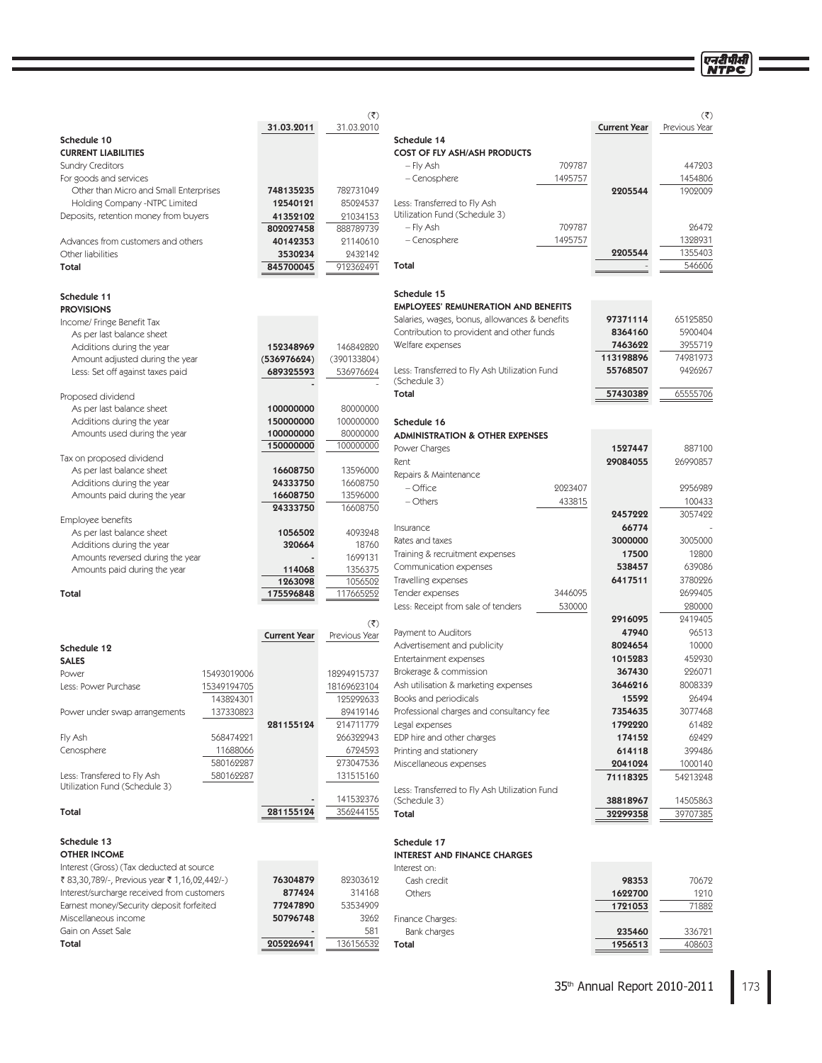## Schedule 10

**CURRENT LIABILITIES**

| | 31.03.2011 | 31.03.2010 (₹) |
|---|---|---|
| Sundry Creditors | | |
| For goods and services | | |
| Other than Micro and Small Enterprises | 748135235 | 782731049 |
| Holding Company -NTPC Limited | 12540121 | 85024537 |
| Deposits, retention money from buyers | 41352102 | 21034153 |
| | 802027458 | 888789739 |
| Advances from customers and others | 40142353 | 21140610 |
| Other liabilities | 3530234 | 2432142 |
| **Total** | **845700045** | 912362491 |

## Schedule 11

**PROVISIONS**

| | 31.03.2011 | 31.03.2010 (₹) |
|---|---|---|
| Income/ Fringe Benefit Tax | | |
| As per last balance sheet | | |
| Additions during the year | 152348969 | 146842820 |
| Amount adjusted during the year | (536976624) | (390133804) |
| Less: Set off against taxes paid | 689325593 | 536976624 |
| | - | - |
| Proposed dividend | | |
| As per last balance sheet | 100000000 | 80000000 |
| Additions during the year | 150000000 | 100000000 |
| Amounts used during the year | 100000000 | 80000000 |
| | 150000000 | 100000000 |
| Tax on proposed dividend | | |
| As per last balance sheet | 16608750 | 13596000 |
| Additions during the year | 24333750 | 16608750 |
| Amounts paid during the year | 16608750 | 13596000 |
| | 24333750 | 16608750 |
| Employee benefits | | |
| As per last balance sheet | 1056502 | 4093248 |
| Additions during the year | 320664 | 18760 |
| Amounts reversed during the year | - | 1699131 |
| Amounts paid during the year | 114068 | 1356375 |
| | 1263098 | 1056502 |
| **Total** | **175596848** | 117665252 |

## Schedule 12

**SALES**

| | | Current Year | Previous Year (₹) |
|---|---|---|---|
| Power | 15493019006 | | 18294915737 |
| Less: Power Purchase | 15349194705 | | 18169623104 |
| | 143824301 | | 125292633 |
| Power under swap arrangements | 137330823 | | 89419146 |
| | | 281155124 | 214711779 |
| Fly Ash | 568474221 | | 266322943 |
| Cenosphere | 11688066 | | 6724593 |
| | 580162287 | | 273047536 |
| Less: Transfered to Fly Ash Utilization Fund (Schedule 3) | 580162287 | | 131515160 |
| | | - | 141532376 |
| **Total** | | **281155124** | 356244155 |

## Schedule 13

**OTHER INCOME**

| | Current Year | Previous Year |
|---|---|---|
| Interest (Gross) (Tax deducted at source ₹ 83,30,789/-, Previous year ₹ 1,16,02,442/-) | 76304879 | 82303612 |
| Interest/surcharge received from customers | 877424 | 314168 |
| Earnest money/Security deposit forfeited | 77247890 | 53534909 |
| Miscellaneous income | 50796748 | 3262 |
| Gain on Asset Sale | - | 581 |
| **Total** | **205226941** | 136156532 |

## Schedule 14

**COST OF FLY ASH/ASH PRODUCTS**

| | | Current Year | Previous Year (₹) |
|---|---|---|---|
| – Fly Ash | 709787 | | 447203 |
| – Cenosphere | 1495757 | | 1454806 |
| | | 2205544 | 1902009 |
| Less: Transferred to Fly Ash Utilization Fund (Schedule 3) | | | |
| – Fly Ash | 709787 | | 26472 |
| – Cenosphere | 1495757 | | 1328931 |
| | | 2205544 | 1355403 |
| **Total** | | - | 546606 |

## Schedule 15

**EMPLOYEES' REMUNERATION AND BENEFITS**

| | Current Year | Previous Year |
|---|---|---|
| Salaries, wages, bonus, allowances & benefits | 97371114 | 65125850 |
| Contribution to provident and other funds | 8364160 | 5900404 |
| Welfare expenses | 7463622 | 3955719 |
| | 113198896 | 74981973 |
| Less: Transferred to Fly Ash Utilization Fund (Schedule 3) | 55768507 | 9426267 |
| **Total** | **57430389** | 65555706 |

## Schedule 16

**ADMINISTRATION & OTHER EXPENSES**

| | | Current Year | Previous Year |
|---|---|---|---|
| Power Charges | | 1527447 | 887100 |
| Rent | | 29084055 | 26990857 |
| Repairs & Maintenance | | | |
| – Office | 2023407 | | 2956989 |
| – Others | 433815 | | 100433 |
| | | 2457222 | 3057422 |
| Insurance | | 66774 | - |
| Rates and taxes | | 3000000 | 3005000 |
| Training & recruitment expenses | | 17500 | 12800 |
| Communication expenses | | 538457 | 639086 |
| Travelling expenses | | 6417511 | 3780226 |
| Tender expenses | 3446095 | | 2699405 |
| Less: Receipt from sale of tenders | 530000 | | 280000 |
| | | 2916095 | 2419405 |
| Payment to Auditors | | 47940 | 96513 |
| Advertisement and publicity | | 8024654 | 10000 |
| Entertainment expenses | | 1015283 | 452930 |
| Brokerage & commission | | 367430 | 226071 |
| Ash utilisation & marketing expenses | | 3646216 | 8008339 |
| Books and periodicals | | 15592 | 26494 |
| Professional charges and consultancy fee | | 7354635 | 3077468 |
| Legal expenses | | 1792220 | 61482 |
| EDP hire and other charges | | 174152 | 62429 |
| Printing and stationery | | 614118 | 399486 |
| Miscellaneous expenses | | 2041024 | 1000140 |
| | | 71118325 | 54213248 |
| Less: Transferred to Fly Ash Utilization Fund (Schedule 3) | | 38818967 | 14505863 |
| **Total** | | **32299358** | 39707385 |

## Schedule 17

**INTEREST AND FINANCE CHARGES**

| | Current Year | Previous Year |
|---|---|---|
| Interest on: | | |
| Cash credit | 98353 | 70672 |
| Others | 1622700 | 1210 |
| | 1721053 | 71882 |
| Finance Charges: | | |
| Bank charges | 235460 | 336721 |
| **Total** | **1956513** | 408603 |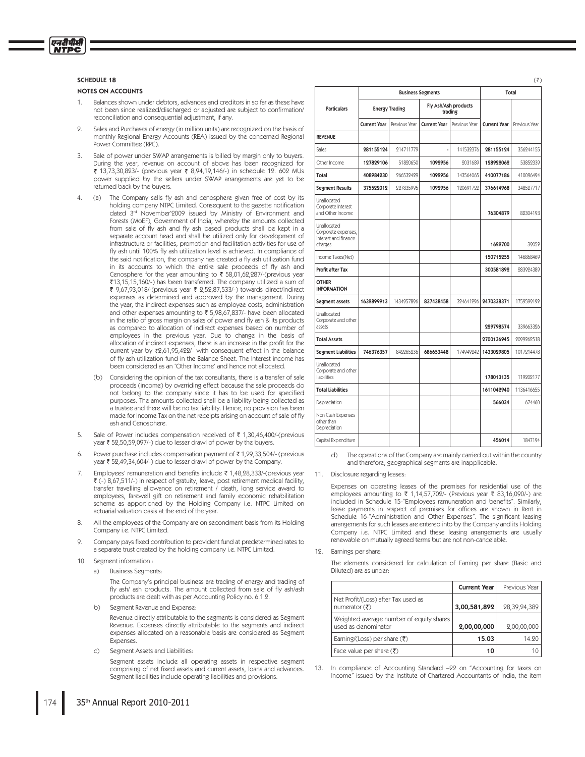## SCHEDULE 18

### NOTES ON ACCOUNTS

1. Balances shown under debtors, advances and creditors in so far as these have not been since realized/discharged or adjusted are subject to confirmation/ reconciliation and consequential adjustment, if any.

2. Sales and Purchases of energy (in million units) are recognized on the basis of monthly Regional Energy Accounts (REA) issued by the concerned Regional Power Committee (RPC).

3. Sale of power under SWAP arrangements is billed by margin only to buyers. During the year, revenue on account of above has been recognized for ₹ 13,73,30,823/- (previous year ₹ 8,94,19,146/-) in schedule 12. 602 MUs power supplied by the sellers under SWAP arrangements are yet to be returned back by the buyers.

4. (a) The Company sells fly ash and cenosphere given free of cost by its holding company NTPC Limited. Consequent to the gazette notification dated 3rd November'2009 issued by Ministry of Environment and Forests (MoEF), Government of India, whereby the amounts collected from sale of fly ash and fly ash based products shall be kept in a separate account head and shall be utilized only for development of infrastructure or facilities, promotion and facilitation activities for use of fly ash until 100% fly ash utilization level is achieved. In compliance of the said notification, the company has created a fly ash utilization fund in its accounts to which the entire sale proceeds of fly ash and Cenosphere for the year amounting to ₹ 58,01,62,287/-(previous year ₹13,15,15,160/-) has been transferred. The company utilized a sum of ₹ 9,67,93,018/-(previous year ₹ 2,52,87,533/-) towards direct/indirect expenses as determined and approved by the management. During the year, the indirect expenses such as employee costs, administration and other expenses amounting to ₹ 5,98,67,837/- have been allocated in the ratio of gross margin on sales of power and fly ash & its products as compared to allocation of indirect expenses based on number of employees in the previous year. Due to change in the basis of allocation of indirect expenses, there is an increase in the profit for the current year by ₹2,61,95,422/- with consequent effect in the balance of fly ash utilization fund in the Balance Sheet. The Interest income has been considered as an 'Other Income' and hence not allocated.

   (b) Considering the opinion of the tax consultants, there is a transfer of sale proceeds (income) by overriding effect because the sale proceeds do not belong to the company since it has to be used for specified purposes. The amounts collected shall be a liability being collected as a trustee and there will be no tax liability. Hence, no provision has been made for Income Tax on the net receipts arising on account of sale of fly ash and Cenosphere.

5. Sale of Power includes compensation received of ₹ 1,30,46,400/-(previous year ₹ 52,50,59,097/-) due to lesser drawl of power by the buyers.

6. Power purchase includes compensation payment of ₹ 1,29,33,504/- (previous year ₹ 52,49,34,604/-) due to lesser drawl of power by the Company.

7. Employees' remuneration and benefits include ₹ 1,48,28,333/-(previous year ₹ (-) 8,67,511/-) in respect of gratuity, leave, post retirement medical facility, transfer travelling allowance on retirement / death, long service award to employees, farewell gift on retirement and family economic rehabilitation scheme as apportioned by the Holding Company i.e. NTPC Limited on actuarial valuation basis at the end of the year.

8. All the employees of the Company are on secondment basis from its Holding Company i.e. NTPC Limited.

9. Company pays fixed contribution to provident fund at predetermined rates to a separate trust created by the holding company i.e. NTPC Limited.

10. Segment information :

    a) Business Segments:

    The Company's principal business are trading of energy and trading of fly ash/ ash products. The amount collected from sale of fly ash/ash products are dealt with as per Accounting Policy no. 6.1.2.

    b) Segment Revenue and Expense:

    Revenue directly attributable to the segments is considered as Segment Revenue. Expenses directly attributable to the segments and indirect expenses allocated on a reasonable basis are considered as Segment Expenses.

    c) Segment Assets and Liabilities:

    Segment assets include all operating assets in respective segment comprising of net fixed assets and current assets, loans and advances. Segment liabilities include operating liabilities and provisions.

(₹)

| Particulars | Business Segments | | | | Total | |
|---|---|---|---|---|---|---|
| | Energy Trading | | Fly Ash/Ash products trading | | | |
| | Current Year | Previous Year | Current Year | Previous Year | Current Year | Previous Year |
| **REVENUE** | | | | | | |
| Sales | 281155124 | 214711779 | - | 141532376 | 281155124 | 356244155 |
| Other Income | 127829106 | 51820650 | 1092956 | 2031689 | 128922062 | 53852339 |
| **Total** | 408984230 | 266532429 | 1092956 | 143564065 | 410077186 | 410096494 |
| **Segment Results** | 375522012 | 227835995 | 1092956 | 120691722 | 376614968 | 348527717 |
| Unallocated Corporate Interest and Other Income | | | | | 76304879 | 82304193 |
| Unallocated Corporate expenses, interest and finance charges | | | | | 1622700 | 39052 |
| Income Taxes(Net) | | | | | 150715255 | 146868469 |
| **Profit after Tax** | | | | | 300581892 | 283924389 |
| **OTHER INFORMATION** | | | | | | |
| **Segment assets** | 1632899913 | 1434957896 | 837438458 | 324641296 | 2470338371 | 1759599192 |
| Unallocated Corporate and other assets | | | | | 229798574 | 339663326 |
| **Total Assets** | | | | | 2700136945 | 2099262518 |
| **Segment Liabilities** | 746376357 | 842265236 | 686653448 | 174949242 | 1433029805 | 1017214478 |
| Unallocated Corporate and other liabilities | | | | | 178013135 | 119202177 |
| **Total Liabilities** | | | | | 1611042940 | 1136416655 |
| Depreciation | | | | | 566034 | 674460 |
| Non Cash Expenses other than Depreciation | | | | | | |
| Capital Expenditure | | | | | 456014 | 1847194 |

    d) The operations of the Company are mainly carried out within the country and therefore, geographical segments are inapplicable.

11. Disclosure regarding leases:

    Expenses on operating leases of the premises for residential use of the employees amounting to ₹ 1,14,57,702/- (Previous year ₹ 83,16,090/-) are included in Schedule 15-"Employees remuneration and benefits". Similarly, lease payments in respect of premises for offices are shown in Rent in Schedule 16-"Administration and Other Expenses". The significant leasing arrangements for such leases are entered into by the Company and its Holding Company i.e. NTPC Limited and these leasing arrangements are usually renewable on mutually agreed terms but are not non-cancelable.

12. Earnings per share:

    The elements considered for calculation of Earning per share (Basic and Diluted) are as under:

| | Current Year | Previous Year |
|---|---|---|
| Net Profit/(Loss) after Tax used as numerator (₹) | 3,00,581,892 | 28,39,24,389 |
| Weighted average number of equity shares used as denominator | 2,00,00,000 | 2,00,00,000 |
| Earning/(Loss) per share (₹) | 15.03 | 14.20 |
| Face value per share (₹) | 10 | 10 |

13. In compliance of Accounting Standard –22 on "Accounting for taxes on Income" issued by the Institute of Chartered Accountants of India, the item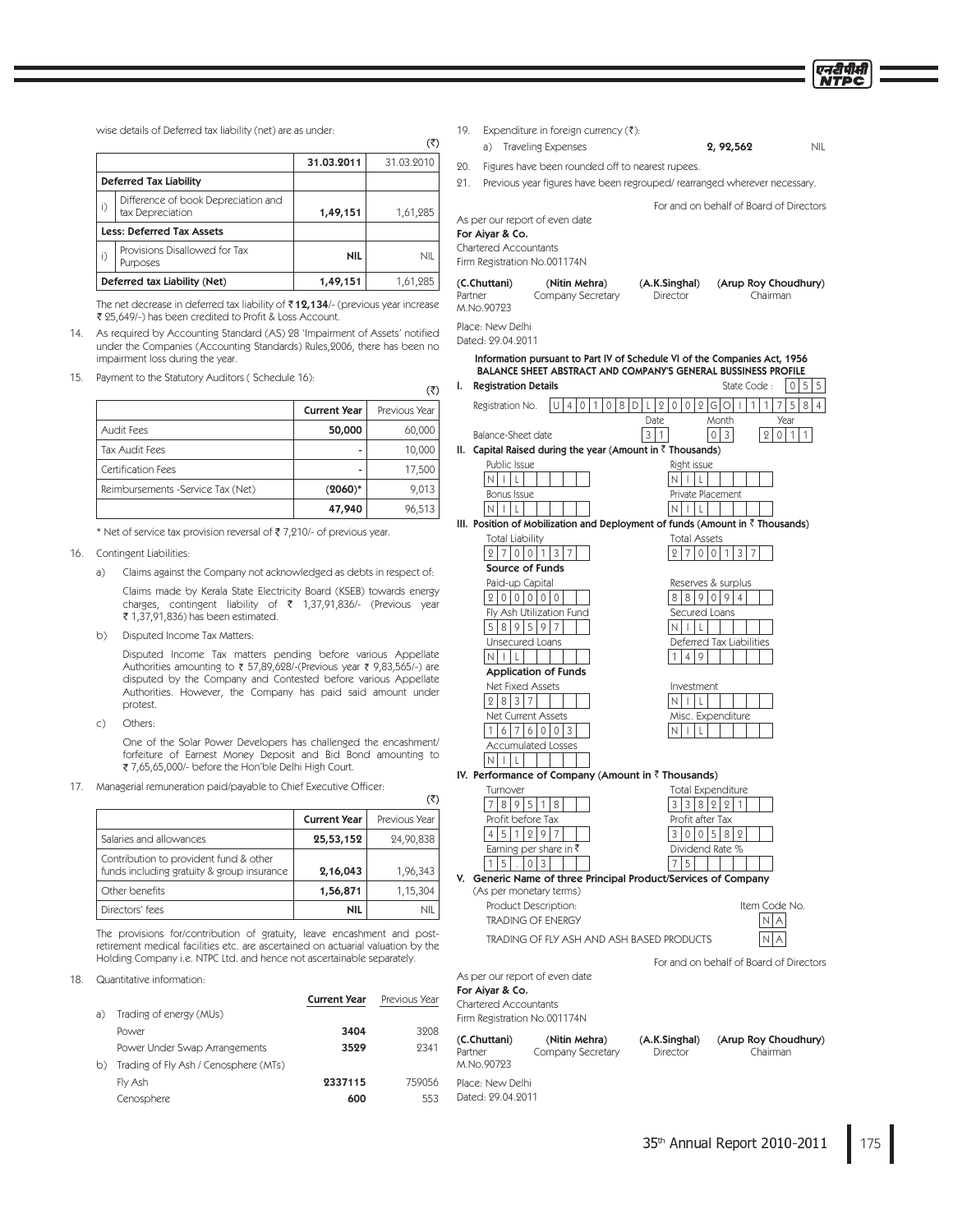wise details of Deferred tax liability (net) are as under:

(₹)

| | | 31.03.2011 | 31.03.2010 |
|---|---|---|---|
| **Deferred Tax Liability** | | | |
| i) | Difference of book Depreciation and tax Depreciation | **1,49,151** | 1,61,285 |
| **Less: Deferred Tax Assets** | | | |
| i) | Provisions Disallowed for Tax Purposes | **NIL** | NIL |
| **Deferred tax Liability (Net)** | | **1,49,151** | 1,61,285 |

The net decrease in deferred tax liability of ₹ **12,134**/- (previous year increase ₹ 25,649/-) has been credited to Profit & Loss Account.

14. As required by Accounting Standard (AS) 28 'Impairment of Assets' notified under the Companies (Accounting Standards) Rules,2006, there has been no impairment loss during the year.

15. Payment to the Statutory Auditors ( Schedule 16):

(₹)

| | Current Year | Previous Year |
|---|---|---|
| Audit Fees | **50,000** | 60,000 |
| Tax Audit Fees | - | 10,000 |
| Certification Fees | - | 17,500 |
| Reimbursements -Service Tax (Net) | **(2060)*** | 9,013 |
| | **47,940** | 96,513 |

\* Net of service tax provision reversal of ₹ 7,210/- of previous year.

16. Contingent Liabilities:

a) Claims against the Company not acknowledged as debts in respect of:

Claims made by Kerala State Electricity Board (KSEB) towards energy charges, contingent liability of ₹ 1,37,91,836/- (Previous year ₹ 1,37,91,836) has been estimated.

b) Disputed Income Tax Matters:

Disputed Income Tax matters pending before various Appellate Authorities amounting to ₹ 57,89,628/-(Previous year ₹ 9,83,565/-) are disputed by the Company and Contested before various Appellate Authorities. However, the Company has paid said amount under protest.

c) Others:

One of the Solar Power Developers has challenged the encashment/ forfeiture of Earnest Money Deposit and Bid Bond amounting to ₹ 7,65,65,000/- before the Hon'ble Delhi High Court.

17. Managerial remuneration paid/payable to Chief Executive Officer:

(₹)

| | Current Year | Previous Year |
|---|---|---|
| Salaries and allowances | **25,53,152** | 24,90,838 |
| Contribution to provident fund & other funds including gratuity & group insurance | **2,16,043** | 1,96,343 |
| Other benefits | **1,56,871** | 1,15,304 |
| Directors' fees | **NIL** | NIL |

The provisions for/contribution of gratuity, leave encashment and post-retirement medical facilities etc. are ascertained on actuarial valuation by the Holding Company i.e. NTPC Ltd. and hence not ascertainable separately.

18. Quantitative information:

| | | Current Year | Previous Year |
|---|---|---|---|
| a) | Trading of energy (MUs) | | |
| | Power | **3404** | 3208 |
| | Power Under Swap Arrangements | **3529** | 2341 |
| b) | Trading of Fly Ash / Cenosphere (MTs) | | |
| | Fly Ash | **2337115** | 759056 |
| | Cenosphere | **600** | 553 |

19. Expenditure in foreign currency (₹):

a) Traveling Expenses **2, 92,562** NIL

20. Figures have been rounded off to nearest rupees.

21. Previous year figures have been regrouped/ rearranged wherever necessary.

For and on behalf of Board of Directors

As per our report of even date
**For Aiyar & Co.**
Chartered Accountants
Firm Registration No.001174N

| **(C.Chuttani)** | **(Nitin Mehra)** | **(A.K.Singhal)** | **(Arup Roy Choudhury)** |
|---|---|---|---|
| Partner M.No.90723 | Company Secretary | Director | Chairman |

Place: New Delhi
Dated: 29.04.2011

**Information pursuant to Part IV of Schedule VI of the Companies Act, 1956**
**BALANCE SHEET ABSTRACT AND COMPANY'S GENERAL BUSSINESS PROFILE**

**I. Registration Details**

Registration No. U40108DL2002GOI117584 State Code : 055

Balance-Sheet date: Date 31 Month 03 Year 2011

**II. Capital Raised during the year (Amount in ₹ Thousands)**

| Public Issue | Right issue |
|---|---|
| NIL | NIL |
| **Bonus Issue** | **Private Placement** |
| NIL | NIL |

**III. Position of Mobilization and Deployment of funds (Amount in ₹ Thousands)**

| Total Liability | Total Assets |
|---|---|
| 2700137 | 2700137 |
| **Source of Funds** | |
| Paid-up Capital | Reserves & surplus |
| 2000000 | 889094 |
| Fly Ash Utilization Fund | Secured Loans |
| 589597 | NIL |
| Unsecured Loans | Deferred Tax Liabilities |
| NIL | 149 |
| **Application of Funds** | |
| Net Fixed Assets | Investment |
| 2837 | NIL |
| Net Current Assets | Misc. Expenditure |
| 1676003 | NIL |
| Accumulated Losses | |
| NIL | |

**IV. Performance of Company (Amount in ₹ Thousands)**

| Turnover | Total Expenditure |
|---|---|
| 789518 | 338221 |
| Profit before Tax | Profit after Tax |
| 451297 | 300582 |
| Earning per share in ₹ | Dividend Rate % |
| 15.03 | 75 |

**V. Generic Name of three Principal Product/Services of Company**
(As per monetary terms)

| Product Description: | Item Code No. |
|---|---|
| TRADING OF ENERGY | NA |
| TRADING OF FLY ASH AND ASH BASED PRODUCTS | NA |

For and on behalf of Board of Directors

As per our report of even date
**For Aiyar & Co.**
Chartered Accountants
Firm Registration No.001174N

| **(C.Chuttani)** | **(Nitin Mehra)** | **(A.K.Singhal)** | **(Arup Roy Choudhury)** |
|---|---|---|---|
| Partner M.No.90723 | Company Secretary | Director | Chairman |

Place: New Delhi
Dated: 29.04.2011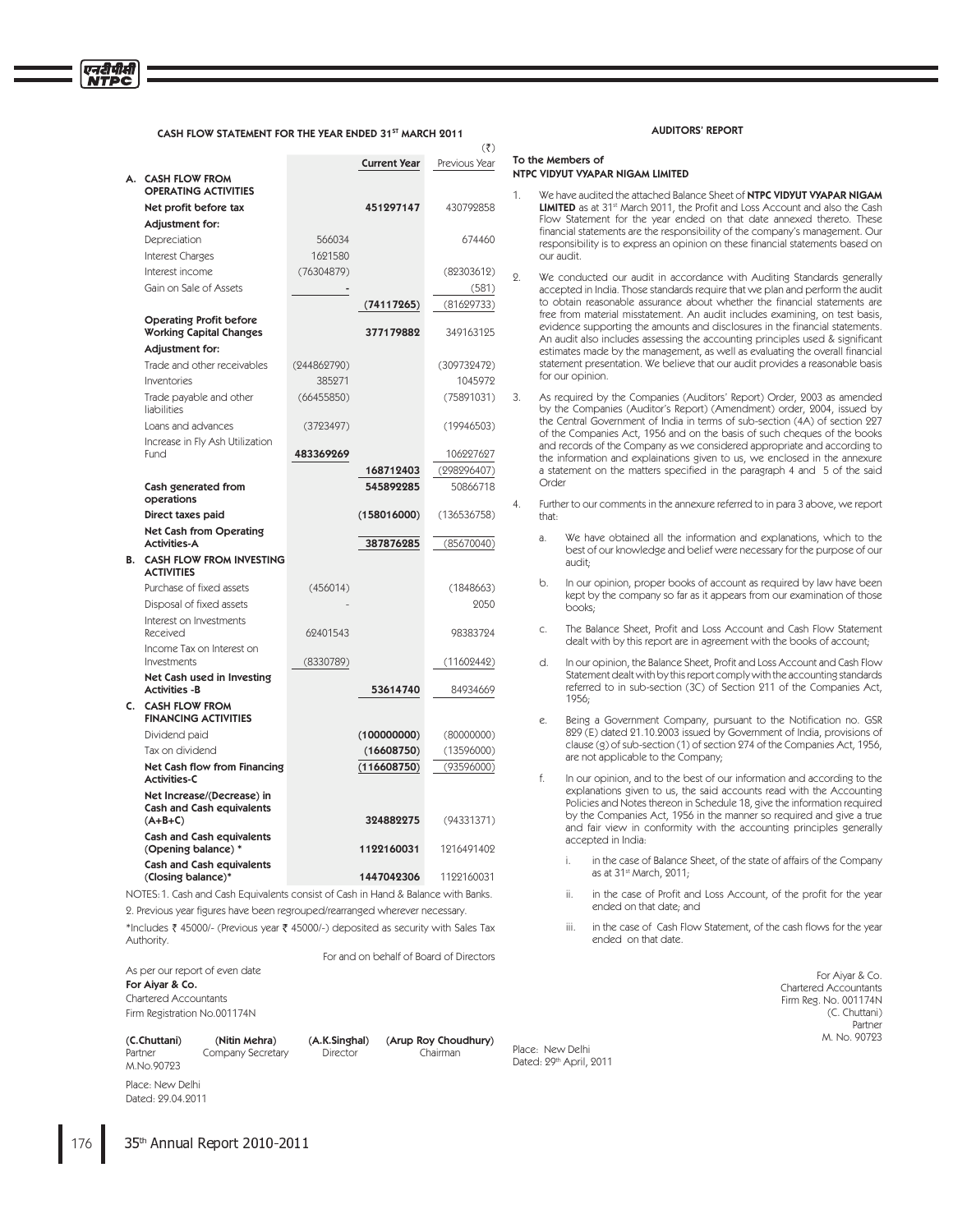## CASH FLOW STATEMENT FOR THE YEAR ENDED 31ST MARCH 2011

(₹)

| | | | Current Year | Previous Year |
|---|---|---|---|---|
| **A.** | **CASH FLOW FROM OPERATING ACTIVITIES** | | | |
| | **Net profit before tax** | | **451297147** | 430792858 |
| | **Adjustment for:** | | | |
| | Depreciation | 566034 | | 674460 |
| | Interest Charges | 1621580 | | |
| | Interest income | (76304879) | | (82303612) |
| | Gain on Sale of Assets | - | | (581) |
| | | | **(74117265)** | (81629733) |
| | **Operating Profit before Working Capital Changes** | | **377179882** | 349163125 |
| | **Adjustment for:** | | | |
| | Trade and other receivables | (244862790) | | (309732472) |
| | Inventories | 385271 | | 1045972 |
| | Trade payable and other liabilities | (66455850) | | (75891031) |
| | Loans and advances | (3723497) | | (19946503) |
| | Increase in Fly Ash Utilization Fund | **483369269** | | 106227627 |
| | | | **168712403** | (298296407) |
| | **Cash generated from operations** | | **545892285** | 50866718 |
| | **Direct taxes paid** | | **(158016000)** | (136536758) |
| | **Net Cash from Operating Activities-A** | | **387876285** | (85670040) |
| **B.** | **CASH FLOW FROM INVESTING ACTIVITIES** | | | |
| | Purchase of fixed assets | (456014) | | (1848663) |
| | Disposal of fixed assets | - | | 2050 |
| | Interest on Investments Received | 62401543 | | 98383724 |
| | Income Tax on Interest on Investments | (8330789) | | (11602442) |
| | **Net Cash used in Investing Activities -B** | | **53614740** | 84934669 |
| **C.** | **CASH FLOW FROM FINANCING ACTIVITIES** | | | |
| | Dividend paid | | **(100000000)** | (80000000) |
| | Tax on dividend | | **(16608750)** | (13596000) |
| | **Net Cash flow from Financing Activities-C** | | **(116608750)** | (93596000) |
| | **Net Increase/(Decrease) in Cash and Cash equivalents (A+B+C)** | | **324882275** | (94331371) |
| | **Cash and Cash equivalents (Opening balance) \*** | | **1122160031** | 1216491402 |
| | **Cash and Cash equivalents (Closing balance)\*** | | **1447042306** | 1122160031 |

NOTES: 1. Cash and Cash Equivalents consist of Cash in Hand & Balance with Banks.

2. Previous year figures have been regrouped/rearranged wherever necessary.

*Includes ₹ 45000/- (Previous year ₹ 45000/-) deposited as security with Sales Tax Authority.

For and on behalf of Board of Directors

As per our report of even date

**For Aiyar & Co.**

Chartered Accountants

Firm Registration No.001174N

| (C.Chuttani) | (Nitin Mehra) | (A.K.Singhal) | (Arup Roy Choudhury) |
|---|---|---|---|
| Partner | Company Secretary | Director | Chairman |
| M.No.90723 | | | |

Place: New Delhi

Dated: 29.04.2011

## AUDITORS' REPORT

**To the Members of**
**NTPC VIDYUT VYAPAR NIGAM LIMITED**

1. We have audited the attached Balance Sheet of **NTPC VIDYUT VYAPAR NIGAM LIMITED** as at 31st March 2011, the Profit and Loss Account and also the Cash Flow Statement for the year ended on that date annexed thereto. These financial statements are the responsibility of the company's management. Our responsibility is to express an opinion on these financial statements based on our audit.

2. We conducted our audit in accordance with Auditing Standards generally accepted in India. Those standards require that we plan and perform the audit to obtain reasonable assurance about whether the financial statements are free from material misstatement. An audit includes examining, on test basis, evidence supporting the amounts and disclosures in the financial statements. An audit also includes assessing the accounting principles used & significant estimates made by the management, as well as evaluating the overall financial statement presentation. We believe that our audit provides a reasonable basis for our opinion.

3. As required by the Companies (Auditors' Report) Order, 2003 as amended by the Companies (Auditor's Report) (Amendment) order, 2004, issued by the Central Government of India in terms of sub-section (4A) of section 227 of the Companies Act, 1956 and on the basis of such cheques of the books and records of the Company as we considered appropriate and according to the information and explainations given to us, we enclosed in the annexure a statement on the matters specified in the paragraph 4 and 5 of the said Order

4. Further to our comments in the annexure referred to in para 3 above, we report that:

   a. We have obtained all the information and explanations, which to the best of our knowledge and belief were necessary for the purpose of our audit;

   b. In our opinion, proper books of account as required by law have been kept by the company so far as it appears from our examination of those books;

   c. The Balance Sheet, Profit and Loss Account and Cash Flow Statement dealt with by this report are in agreement with the books of account;

   d. In our opinion, the Balance Sheet, Profit and Loss Account and Cash Flow Statement dealt with by this report comply with the accounting standards referred to in sub-section (3C) of Section 211 of the Companies Act, 1956;

   e. Being a Government Company, pursuant to the Notification no. GSR 829 (E) dated 21.10.2003 issued by Government of India, provisions of clause (g) of sub-section (1) of section 274 of the Companies Act, 1956, are not applicable to the Company;

   f. In our opinion, and to the best of our information and according to the explanations given to us, the said accounts read with the Accounting Policies and Notes thereon in Schedule 18, give the information required by the Companies Act, 1956 in the manner so required and give a true and fair view in conformity with the accounting principles generally accepted in India:

      i. in the case of Balance Sheet, of the state of affairs of the Company as at 31st March, 2011;

      ii. in the case of Profit and Loss Account, of the profit for the year ended on that date; and

      iii. in the case of Cash Flow Statement, of the cash flows for the year ended on that date.

For Aiyar & Co.
Chartered Accountants
Firm Reg. No. 001174N
(C. Chuttani)
Partner
M. No. 90723

Place: New Delhi
Dated: 29th April, 2011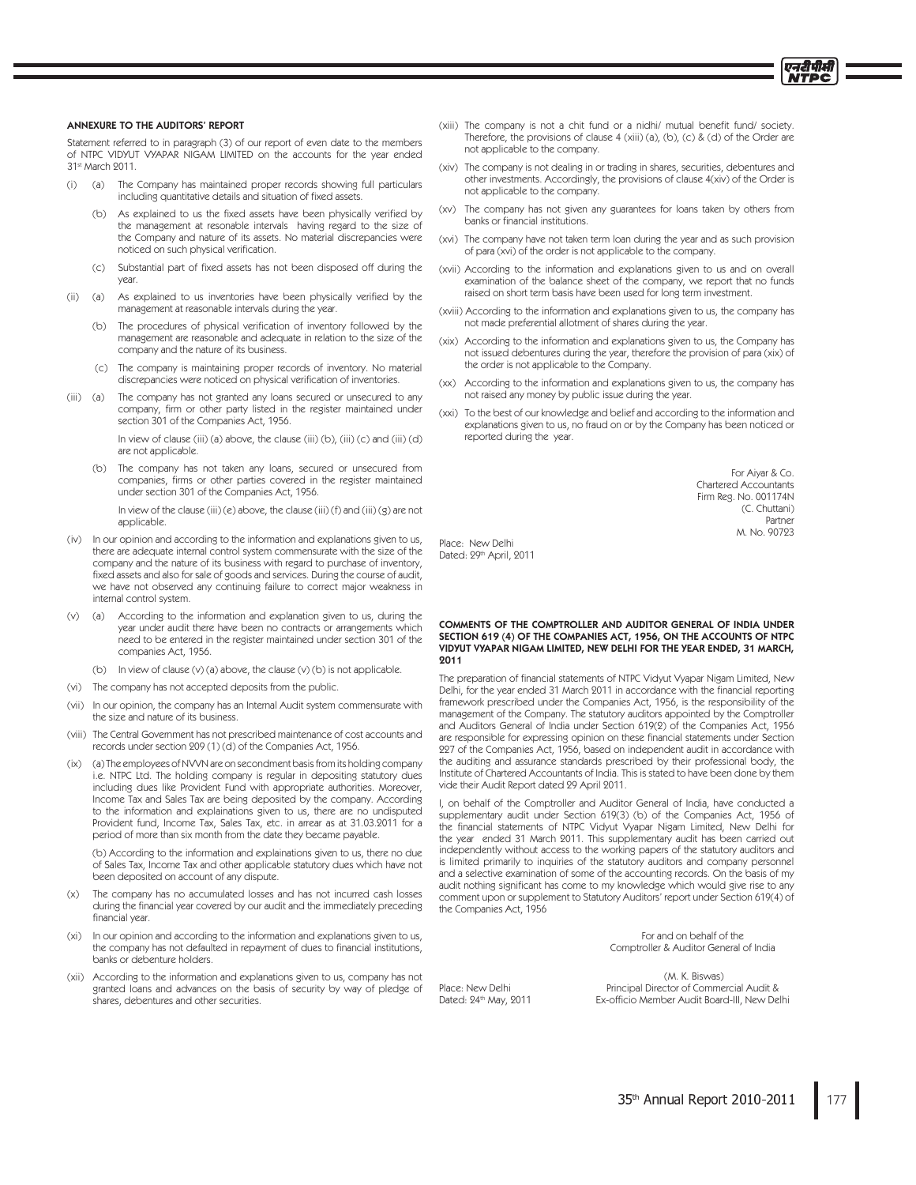## ANNEXURE TO THE AUDITORS' REPORT

Statement referred to in paragraph (3) of our report of even date to the members of NTPC VIDYUT VYAPAR NIGAM LIMITED on the accounts for the year ended 31st March 2011.

(i) (a) The Company has maintained proper records showing full particulars including quantitative details and situation of fixed assets.

(b) As explained to us the fixed assets have been physically verified by the management at resonable intervals having regard to the size of the Company and nature of its assets. No material discrepancies were noticed on such physical verification.

(c) Substantial part of fixed assets has not been disposed off during the year.

(ii) (a) As explained to us inventories have been physically verified by the management at reasonable intervals during the year.

(b) The procedures of physical verification of inventory followed by the management are reasonable and adequate in relation to the size of the company and the nature of its business.

(c) The company is maintaining proper records of inventory. No material discrepancies were noticed on physical verification of inventories.

(iii) (a) The company has not granted any loans secured or unsecured to any company, firm or other party listed in the register maintained under section 301 of the Companies Act, 1956.

In view of clause (iii) (a) above, the clause (iii) (b), (iii) (c) and (iii) (d) are not applicable.

(b) The company has not taken any loans, secured or unsecured from companies, firms or other parties covered in the register maintained under section 301 of the Companies Act, 1956.

In view of the clause (iii) (e) above, the clause (iii) (f) and (iii) (g) are not applicable.

(iv) In our opinion and according to the information and explanations given to us, there are adequate internal control system commensurate with the size of the company and the nature of its business with regard to purchase of inventory, fixed assets and also for sale of goods and services. During the course of audit, we have not observed any continuing failure to correct major weakness in internal control system.

(v) (a) According to the information and explanation given to us, during the year under audit there have been no contracts or arrangements which need to be entered in the register maintained under section 301 of the companies Act, 1956.

(b) In view of clause (v) (a) above, the clause (v) (b) is not applicable.

(vi) The company has not accepted deposits from the public.

(vii) In our opinion, the company has an Internal Audit system commensurate with the size and nature of its business.

(viii) The Central Government has not prescribed maintenance of cost accounts and records under section 209 (1) (d) of the Companies Act, 1956.

(ix) (a) The employees of NVVN are on secondment basis from its holding company i.e. NTPC Ltd. The holding company is regular in depositing statutory dues including dues like Provident Fund with appropriate authorities. Moreover, Income Tax and Sales Tax are being deposited by the company. According to the information and explainations given to us, there are no undisputed Provident fund, Income Tax, Sales Tax, etc. in arrear as at 31.03.2011 for a period of more than six month from the date they became payable.

(b) According to the information and explainations given to us, there no due of Sales Tax, Income Tax and other applicable statutory dues which have not been deposited on account of any dispute.

(x) The company has no accumulated losses and has not incurred cash losses during the financial year covered by our audit and the immediately preceding financial year.

(xi) In our opinion and according to the information and explanations given to us, the company has not defaulted in repayment of dues to financial institutions, banks or debenture holders.

(xii) According to the information and explanations given to us, company has not granted loans and advances on the basis of security by way of pledge of shares, debentures and other securities.

(xiii) The company is not a chit fund or a nidhi/ mutual benefit fund/ society. Therefore, the provisions of clause 4 (xiii) (a), (b), (c) & (d) of the Order are not applicable to the company.

(xiv) The company is not dealing in or trading in shares, securities, debentures and other investments. Accordingly, the provisions of clause 4(xiv) of the Order is not applicable to the company.

(xv) The company has not given any guarantees for loans taken by others from banks or financial institutions.

(xvi) The company have not taken term loan during the year and as such provision of para (xvi) of the order is not applicable to the company.

(xvii) According to the information and explanations given to us and on overall examination of the balance sheet of the company, we report that no funds raised on short term basis have been used for long term investment.

(xviii) According to the information and explanations given to us, the company has not made preferential allotment of shares during the year.

(xix) According to the information and explanations given to us, the Company has not issued debentures during the year, therefore the provision of para (xix) of the order is not applicable to the Company.

(xx) According to the information and explanations given to us, the company has not raised any money by public issue during the year.

(xxi) To the best of our knowledge and belief and according to the information and explanations given to us, no fraud on or by the Company has been noticed or reported during the year.

For Aiyar & Co.
Chartered Accountants
Firm Reg. No. 001174N
(C. Chuttani)
Partner
M. No. 90723

Place: New Delhi
Dated: 29th April, 2011

## COMMENTS OF THE COMPTROLLER AND AUDITOR GENERAL OF INDIA UNDER SECTION 619 (4) OF THE COMPANIES ACT, 1956, ON THE ACCOUNTS OF NTPC VIDYUT VYAPAR NIGAM LIMITED, NEW DELHI FOR THE YEAR ENDED, 31 MARCH, 2011

The preparation of financial statements of NTPC Vidyut Vyapar Nigam Limited, New Delhi, for the year ended 31 March 2011 in accordance with the financial reporting framework prescribed under the Companies Act, 1956, is the responsibility of the management of the Company. The statutory auditors appointed by the Comptroller and Auditors General of India under Section 619(2) of the Companies Act, 1956 are responsible for expressing opinion on these financial statements under Section 227 of the Companies Act, 1956, based on independent audit in accordance with the auditing and assurance standards prescribed by their professional body, the Institute of Chartered Accountants of India. This is stated to have been done by them vide their Audit Report dated 29 April 2011.

I, on behalf of the Comptroller and Auditor General of India, have conducted a supplementary audit under Section 619(3) (b) of the Companies Act, 1956 of the financial statements of NTPC Vidyut Vyapar Nigam Limited, New Delhi for the year ended 31 March 2011. This supplementary audit has been carried out independently without access to the working papers of the statutory auditors and is limited primarily to inquiries of the statutory auditors and company personnel and a selective examination of some of the accounting records. On the basis of my audit nothing significant has come to my knowledge which would give rise to any comment upon or supplement to Statutory Auditors' report under Section 619(4) of the Companies Act, 1956

For and on behalf of the
Comptroller & Auditor General of India

(M. K. Biswas)
Principal Director of Commercial Audit &
Ex-officio Member Audit Board-III, New Delhi

Place: New Delhi
Dated: 24th May, 2011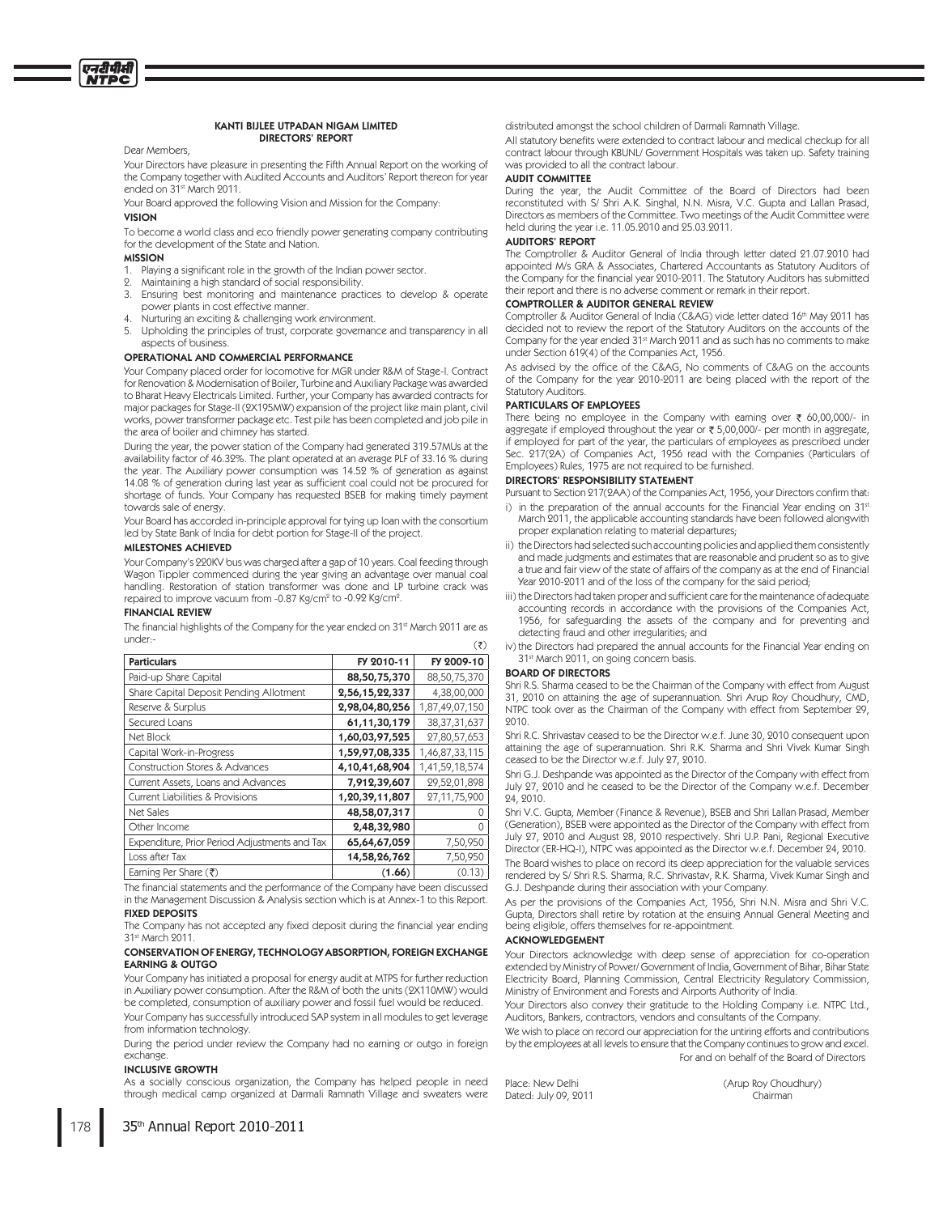## KANTI BIJLEE UTPADAN NIGAM LIMITED
## DIRECTORS' REPORT

Dear Members,

Your Directors have pleasure in presenting the Fifth Annual Report on the working of the Company together with Audited Accounts and Auditors' Report thereon for year ended on 31st March 2011.

Your Board approved the following Vision and Mission for the Company:

### VISION

To become a world class and eco friendly power generating company contributing for the development of the State and Nation.

### MISSION

1. Playing a significant role in the growth of the Indian power sector.
2. Maintaining a high standard of social responsibility.
3. Ensuring best monitoring and maintenance practices to develop & operate power plants in cost effective manner.
4. Nurturing an exciting & challenging work environment.
5. Upholding the principles of trust, corporate governance and transparency in all aspects of business.

### OPERATIONAL AND COMMERCIAL PERFORMANCE

Your Company placed order for locomotive for MGR under R&M of Stage-I. Contract for Renovation & Modernisation of Boiler, Turbine and Auxiliary Package was awarded to Bharat Heavy Electricals Limited. Further, your Company has awarded contracts for major packages for Stage-II (2X195MW) expansion of the project like main plant, civil works, power transformer package etc. Test pile has been completed and job pile in the area of boiler and chimney has started.

During the year, the power station of the Company had generated 319.57MUs at the availability factor of 46.32%. The plant operated at an average PLF of 33.16 % during the year. The Auxiliary power consumption was 14.52 % of generation as against 14.08 % of generation during last year as sufficient coal could not be procured for shortage of funds. Your Company has requested BSEB for making timely payment towards sale of energy.

Your Board has accorded in-principle approval for tying up loan with the consortium led by State Bank of India for debt portion for Stage-II of the project.

### MILESTONES ACHIEVED

Your Company's 220KV bus was charged after a gap of 10 years. Coal feeding through Wagon Tippler commenced during the year giving an advantage over manual coal handling. Restoration of station transformer was done and LP turbine crack was repaired to improve vacuum from -0.87 Kg/cm$^2$ to -0.92 Kg/cm$^2$.

### FINANCIAL REVIEW

The financial highlights of the Company for the year ended on 31st March 2011 are as under:-

(₹)

| Particulars | FY 2010-11 | FY 2009-10 |
|---|---|---|
| Paid-up Share Capital | **88,50,75,370** | 88,50,75,370 |
| Share Capital Deposit Pending Allotment | **2,56,15,22,337** | 4,38,00,000 |
| Reserve & Surplus | **2,98,04,80,256** | 1,87,49,07,150 |
| Secured Loans | **61,11,30,179** | 38,37,31,637 |
| Net Block | **1,60,03,97,525** | 27,80,57,653 |
| Capital Work-in-Progress | **1,59,97,08,335** | 1,46,87,33,115 |
| Construction Stores & Advances | **4,10,41,68,904** | 1,41,59,18,574 |
| Current Assets, Loans and Advances | **7,912,39,607** | 29,52,01,898 |
| Current Liabilities & Provisions | **1,20,39,11,807** | 27,11,75,900 |
| Net Sales | **48,58,07,317** | 0 |
| Other Income | **2,48,32,980** | 0 |
| Expenditure, Prior Period Adjustments and Tax | **65,64,67,059** | 7,50,950 |
| Loss after Tax | **14,58,26,762** | 7,50,950 |
| Earning Per Share (₹) | **(1.66)** | (0.13) |

The financial statements and the performance of the Company have been discussed in the Management Discussion & Analysis section which is at Annex-1 to this Report.

### FIXED DEPOSITS

The Company has not accepted any fixed deposit during the financial year ending 31st March 2011.

### CONSERVATION OF ENERGY, TECHNOLOGY ABSORPTION, FOREIGN EXCHANGE EARNING & OUTGO

Your Company has initiated a proposal for energy audit at MTPS for further reduction in Auxiliary power consumption. After the R&M of both the units (2X110MW) would be completed, consumption of auxiliary power and fossil fuel would be reduced.

Your Company has successfully introduced SAP system in all modules to get leverage from information technology.

During the period under review the Company had no earning or outgo in foreign exchange.

### INCLUSIVE GROWTH

As a socially conscious organization, the Company has helped people in need through medical camp organized at Darmali Ramnath Village and sweaters were distributed amongst the school children of Darmali Ramnath Village.

All statutory benefits were extended to contract labour and medical checkup for all contract labour through KBUNL/ Government Hospitals was taken up. Safety training was provided to all the contract labour.

### AUDIT COMMITTEE

During the year, the Audit Committee of the Board of Directors had been reconstituted with S/ Shri A.K. Singhal, N.N. Misra, V.C. Gupta and Lallan Prasad, Directors as members of the Committee. Two meetings of the Audit Committee were held during the year i.e. 11.05.2010 and 25.03.2011.

### AUDITORS' REPORT

The Comptroller & Auditor General of India through letter dated 21.07.2010 had appointed M/s GRA & Associates, Chartered Accountants as Statutory Auditors of the Company for the financial year 2010-2011. The Statutory Auditors has submitted their report and there is no adverse comment or remark in their report.

### COMPTROLLER & AUDITOR GENERAL REVIEW

Comptroller & Auditor General of India (C&AG) vide letter dated 16th May 2011 has decided not to review the report of the Statutory Auditors on the accounts of the Company for the year ended 31st March 2011 and as such has no comments to make under Section 619(4) of the Companies Act, 1956.

As advised by the office of the C&AG, No comments of C&AG on the accounts of the Company for the year 2010-2011 are being placed with the report of the Statutory Auditors.

### PARTICULARS OF EMPLOYEES

There being no employee in the Company with earning over ₹ 60,00,000/- in aggregate if employed throughout the year or ₹ 5,00,000/- per month in aggregate, if employed for part of the year, the particulars of employees as prescribed under Sec. 217(2A) of Companies Act, 1956 read with the Companies (Particulars of Employees) Rules, 1975 are not required to be furnished.

### DIRECTORS' RESPONSIBILITY STATEMENT

Pursuant to Section 217(2AA) of the Companies Act, 1956, your Directors confirm that:

i) in the preparation of the annual accounts for the Financial Year ending on 31st March 2011, the applicable accounting standards have been followed alongwith proper explanation relating to material departures;

ii) the Directors had selected such accounting policies and applied them consistently and made judgments and estimates that are reasonable and prudent so as to give a true and fair view of the state of affairs of the company as at the end of Financial Year 2010-2011 and of the loss of the company for the said period;

iii) the Directors had taken proper and sufficient care for the maintenance of adequate accounting records in accordance with the provisions of the Companies Act, 1956, for safeguarding the assets of the company and for preventing and detecting fraud and other irregularities; and

iv) the Directors had prepared the annual accounts for the Financial Year ending on 31st March 2011, on going concern basis.

### BOARD OF DIRECTORS

Shri R.S. Sharma ceased to be the Chairman of the Company with effect from August 31, 2010 on attaining the age of superannuation. Shri Arup Roy Choudhury, CMD, NTPC took over as the Chairman of the Company with effect from September 29, 2010.

Shri R.C. Shrivastav ceased to be the Director w.e.f. June 30, 2010 consequent upon attaining the age of superannuation. Shri R.K. Sharma and Shri Vivek Kumar Singh ceased to be the Director w.e.f. July 27, 2010.

Shri G.J. Deshpande was appointed as the Director of the Company with effect from July 27, 2010 and he ceased to be the Director of the Company w.e.f. December 24, 2010.

Shri V.C. Gupta, Member (Finance & Revenue), BSEB and Shri Lallan Prasad, Member (Generation), BSEB were appointed as the Director of the Company with effect from July 27, 2010 and August 28, 2010 respectively. Shri U.P. Pani, Regional Executive Director (ER-HQ-I), NTPC was appointed as the Director w.e.f. December 24, 2010.

The Board wishes to place on record its deep appreciation for the valuable services rendered by S/ Shri R.S. Sharma, R.C. Shrivastav, R.K. Sharma, Vivek Kumar Singh and G.J. Deshpande during their association with your Company.

As per the provisions of the Companies Act, 1956, Shri N.N. Misra and Shri V.C. Gupta, Directors shall retire by rotation at the ensuing Annual General Meeting and being eligible, offers themselves for re-appointment.

### ACKNOWLEDGEMENT

Your Directors acknowledge with deep sense of appreciation for co-operation extended by Ministry of Power/ Government of India, Government of Bihar, Bihar State Electricity Board, Planning Commission, Central Electricity Regulatory Commission, Ministry of Environment and Forests and Airports Authority of India.

Your Directors also convey their gratitude to the Holding Company i.e. NTPC Ltd., Auditors, Bankers, contractors, vendors and consultants of the Company.

We wish to place on record our appreciation for the untiring efforts and contributions by the employees at all levels to ensure that the Company continues to grow and excel.

For and on behalf of the Board of Directors

Place: New Delhi
Dated: July 09, 2011

(Arup Roy Choudhury)
Chairman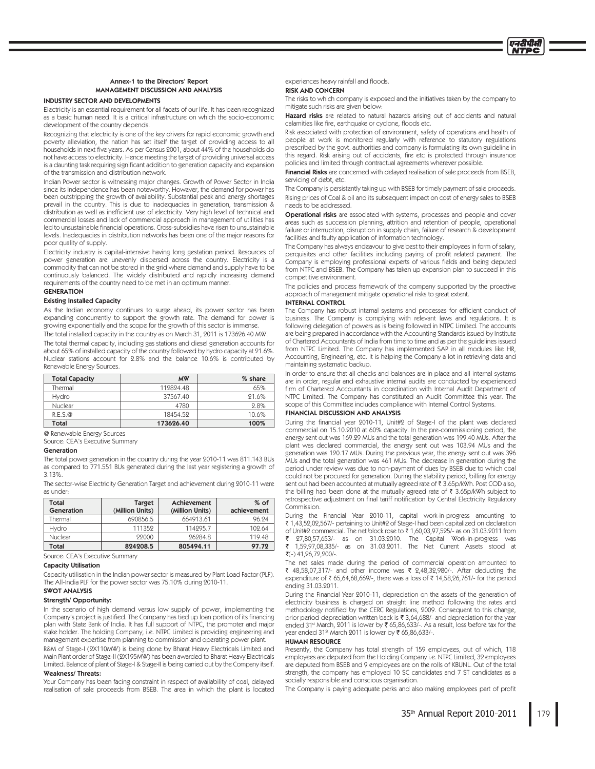## Annex-1 to the Directors' Report
## MANAGEMENT DISCUSSION AND ANALYSIS

### INDUSTRY SECTOR AND DEVELOPMENTS

Electricity is an essential requirement for all facets of our life. It has been recognized as a basic human need. It is a critical infrastructure on which the socio-economic development of the country depends.

Recognizing that electricity is one of the key drivers for rapid economic growth and poverty alleviation, the nation has set itself the target of providing access to all households in next five years. As per Census 2001, about 44% of the households do not have access to electricity. Hence meeting the target of providing universal access is a daunting task requiring significant addition to generation capacity and expansion of the transmission and distribution network.

Indian Power sector is witnessing major changes. Growth of Power Sector in India since its Independence has been noteworthy. However, the demand for power has been outstripping the growth of availability. Substantial peak and energy shortages prevail in the country. This is due to inadequacies in generation, transmission & distribution as well as inefficient use of electricity. Very high level of technical and commercial losses and lack of commercial approach in management of utilities has led to unsustainable financial operations. Cross-subsidies have risen to unsustainable levels. Inadequacies in distribution networks has been one of the major reasons for poor quality of supply.

Electricity industry is capital-intensive having long gestation period. Resources of power generation are unevenly dispersed across the country. Electricity is a commodity that can not be stored in the grid where demand and supply have to be continuously balanced. The widely distributed and rapidly increasing demand requirements of the country need to be met in an optimum manner.

### GENERATION

#### Existing Installed Capacity

As the Indian economy continues to surge ahead, its power sector has been expanding concurrently to support the growth rate. The demand for power is growing exponentially and the scope for the growth of this sector is immense.

The total installed capacity in the country as on March 31, 2011 is 173626.40 MW.

The total thermal capacity, including gas stations and diesel generation accounts for about 65% of installed capacity of the country followed by hydro capacity at 21.6%. Nuclear stations account for 2.8% and the balance 10.6% is contributed by Renewable Energy Sources.

| Total Capacity | MW | % share |
|---|---|---|
| Thermal | 112824.48 | 65% |
| Hydro | 37567.40 | 21.6% |
| Nuclear | 4780 | 2.8% |
| R.E.S.@ | 18454.52 | 10.6% |
| **Total** | **173626.40** | **100%** |

@ Renewable Energy Sources

Source: CEA's Executive Summary

#### Generation

The total power generation in the country during the year 2010-11 was 811.143 BUs as compared to 771.551 BUs generated during the last year registering a growth of 3.13%.

The sector-wise Electricity Generation Target and achievement during 2010-11 were as under:

| Total Generation | Target (Million Units) | Achievement (Million Units) | % of achievement |
|---|---|---|---|
| Thermal | 690856.5 | 664913.61 | 96.24 |
| Hydro | 111352 | 114295.7 | 102.64 |
| Nuclear | 22000 | 26284.8 | 119.48 |
| **Total** | **824208.5** | **805494.11** | **97.72** |

Source: CEA's Executive Summary

#### Capacity Utilisation

Capacity utilisation in the Indian power sector is measured by Plant Load Factor (PLF). The All-India PLF for the power sector was 75.10% during 2010-11.

### SWOT ANALYSIS

#### Strength/ Opportunity:

In the scenario of high demand versus low supply of power, implementing the Company's project is justified. The Company has tied up loan portion of its financing plan with State Bank of India. It has full support of NTPC, the promoter and major stake holder. The holding Company, i.e. NTPC Limited is providing engineering and management expertise from planning to commission and operating power plant.

R&M of Stage-I (2X110MW) is being done by Bharat Heavy Electricals Limited and Main Plant order of Stage-II (2X195MW) has been awarded to Bharat Heavy Electricals Limited. Balance of plant of Stage-I & Stage-II is being carried out by the Company itself.

#### Weakness/ Threats:

Your Company has been facing constraint in respect of availability of coal, delayed realisation of sale proceeds from BSEB. The area in which the plant is located experiences heavy rainfall and floods.

### RISK AND CONCERN

The risks to which company is exposed and the initiatives taken by the company to mitigate such risks are given below:

**Hazard risks** are related to natural hazards arising out of accidents and natural calamities like fire, earthquake or cyclone, floods etc.

Risk associated with protection of environment, safety of operations and health of people at work is monitored regularly with reference to statutory regulations prescribed by the govt. authorities and company is formulating its own guideline in this regard. Risk arising out of accidents, fire etc is protected through insurance policies and limited through contractual agreements wherever possible.

**Financial Risks** are concerned with delayed realisation of sale proceeds from BSEB, servicing of debt, etc.

The Company is persistently taking up with BSEB for timely payment of sale proceeds.

Rising prices of Coal & oil and its subsequent impact on cost of energy sales to BSEB needs to be addressed.

**Operational risks** are associated with systems, processes and people and cover areas such as succession planning, attrition and retention of people, operational failure or interruption, disruption in supply chain, failure of research & development facilities and faulty application of information technology.

The Company has always endeavour to give best to their employees in form of salary, perquisites and other facilities including paying of profit related payment. The Company is employing professional experts of various fields and being deputed from NTPC and BSEB. The Company has taken up expansion plan to succeed in this competitive environment.

The policies and process framework of the company supported by the proactive approach of management mitigate operational risks to great extent.

### INTERNAL CONTROL

The Company has robust internal systems and processes for efficient conduct of business. The Company is complying with relevant laws and regulations. It is following delegation of powers as is being followed in NTPC Limited. The accounts are being prepared in accordance with the Accounting Standards issued by Institute of Chartered Accountants of India from time to time and as per the guidelines issued from NTPC Limited. The Company has implemented SAP in all modules like HR, Accounting, Engineering, etc. It is helping the Company a lot in retrieving data and maintaining systematic backup.

In order to ensure that all checks and balances are in place and all internal systems are in order, regular and exhaustive internal audits are conducted by experienced firm of Chartered Accountants in coordination with Internal Audit Department of NTPC Limited. The Company has constituted an Audit Committee this year. The scope of this Committee includes compliance with Internal Control Systems.

### FINANCIAL DISCUSSION AND ANALYSIS

During the financial year 2010-11, Unit#2 of Stage-I of the plant was declared commercial on 15.10.2010 at 60% capacity. In the pre-commissioning period, the energy sent out was 169.29 MUs and the total generation was 199.40 MUs. After the plant was declared commercial, the energy sent out was 103.94 MUs and the generation was 120.17 MUs. During the previous year, the energy sent out was 396 MUs and the total generation was 461 MUs. The decrease in generation during the period under review was due to non-payment of dues by BSEB due to which coal could not be procured for generation. During the stability period, billing for energy sent out had been accounted at mutually agreed rate of ₹ 3.65p/kWh. Post COD also, the billing had been done at the mutually agreed rate of ₹ 3.65p/kWh subject to retrospective adjustment on final tariff notification by Central Electricity Regulatory Commission.

During the Financial Year 2010-11, capital work-in-progress amounting to ₹ 1,43,52,02,567/- pertaining to Unit#2 of Stage-I had been capitalized on declaration of Unit#2 commercial. The net block rose to ₹ 1,60,03,97,525/- as on 31.03.2011 from ₹ 27,80,57,653/- as on 31.03.2010. The Capital Work-in-progress was ₹ 1,59,97,08,335/- as on 31.03.2011. The Net Current Assets stood at ₹(-) 41,26,72,200/-.

The net sales made during the period of commercial operation amounted to ₹ 48,58,07,317/- and other income was ₹ 2,48,32,980/-. After deducting the expenditure of ₹ 65,64,68,669/-, there was a loss of ₹ 14,58,26,761/- for the period ending 31.03.2011.

During the Financial Year 2010-11, depreciation on the assets of the generation of electricity business is charged on straight line method following the rates and methodology notified by the CERC Regulations, 2009. Consequent to this change, prior period depreciation written back is ₹ 3,64,688/- and depreciation for the year ended 31st March, 2011 is lower by ₹ 65,86,633/-. As a result, loss before tax for the year ended 31st March 2011 is lower by ₹ 65,86,633/-.

### HUMAN RESOURCE

Presently, the Company has total strength of 159 employees, out of which, 118 employees are deputed from the Holding Company i.e. NTPC Limited, 32 employees are deputed from BSEB and 9 employees are on the rolls of KBUNL. Out of the total strength, the company has employed 10 SC candidates and 7 ST candidates as a socially responsible and conscious organisation.

The Company is paying adequate perks and also making employees part of profit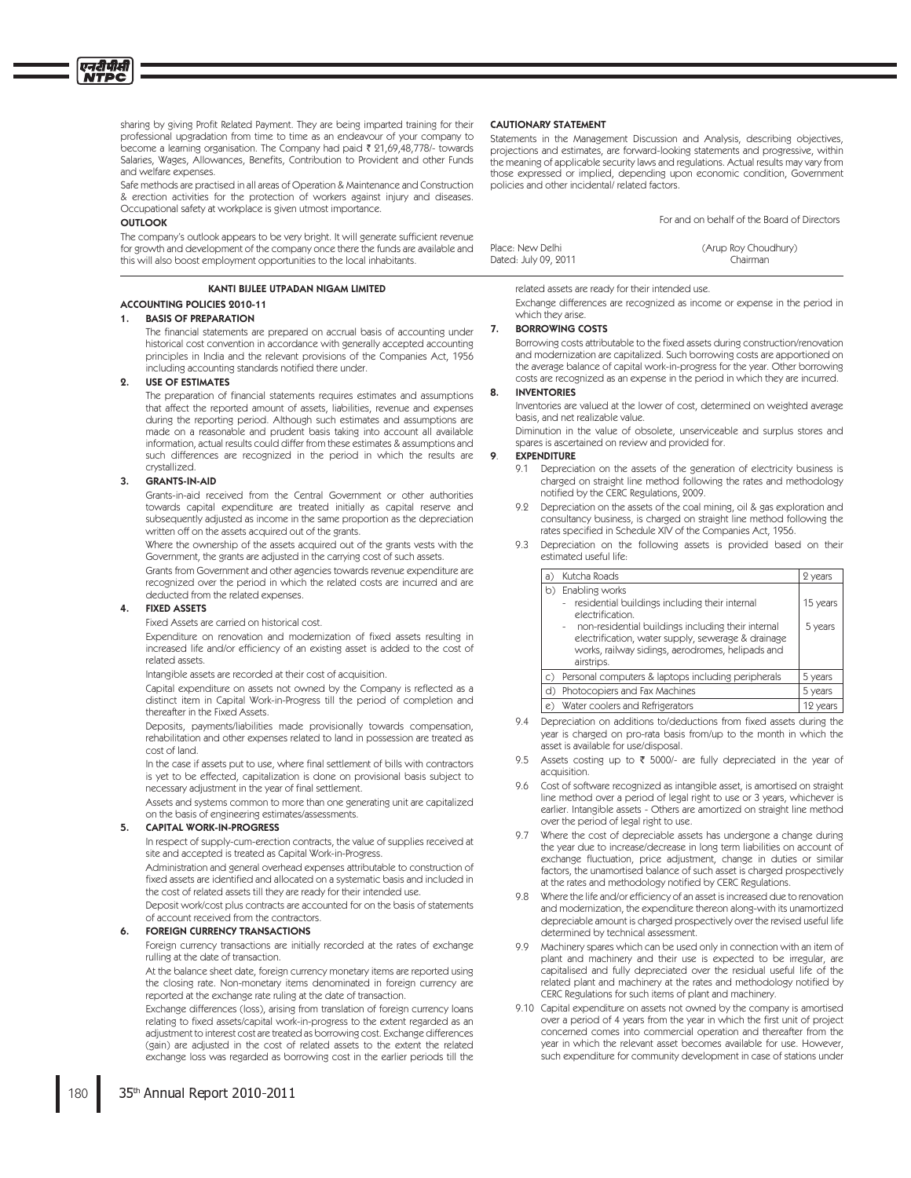sharing by giving Profit Related Payment. They are being imparted training for their professional upgradation from time to time as an endeavour of your company to become a learning organisation. The Company had paid ₹ 21,69,48,778/- towards Salaries, Wages, Allowances, Benefits, Contribution to Provident and other Funds and welfare expenses.

Safe methods are practised in all areas of Operation & Maintenance and Construction & erection activities for the protection of workers against injury and diseases. Occupational safety at workplace is given utmost importance.

**OUTLOOK**

The company's outlook appears to be very bright. It will generate sufficient revenue for growth and development of the company once there the funds are available and this will also boost employment opportunities to the local inhabitants.

**CAUTIONARY STATEMENT**

Statements in the Management Discussion and Analysis, describing objectives, projections and estimates, are forward-looking statements and progressive, within the meaning of applicable security laws and regulations. Actual results may vary from those expressed or implied, depending upon economic condition, Government policies and other incidental/ related factors.

For and on behalf of the Board of Directors

Place: New Delhi
Dated: July 09, 2011

(Arup Roy Choudhury)
Chairman

## KANTI BIJLEE UTPADAN NIGAM LIMITED

### ACCOUNTING POLICIES 2010-11

**1. BASIS OF PREPARATION**

The financial statements are prepared on accrual basis of accounting under historical cost convention in accordance with generally accepted accounting principles in India and the relevant provisions of the Companies Act, 1956 including accounting standards notified there under.

**2. USE OF ESTIMATES**

The preparation of financial statements requires estimates and assumptions that affect the reported amount of assets, liabilities, revenue and expenses during the reporting period. Although such estimates and assumptions are made on a reasonable and prudent basis taking into account all available information, actual results could differ from these estimates & assumptions and such differences are recognized in the period in which the results are crystallized.

**3. GRANTS-IN-AID**

Grants-in-aid received from the Central Government or other authorities towards capital expenditure are treated initially as capital reserve and subsequently adjusted as income in the same proportion as the depreciation written off on the assets acquired out of the grants.

Where the ownership of the assets acquired out of the grants vests with the Government, the grants are adjusted in the carrying cost of such assets.

Grants from Government and other agencies towards revenue expenditure are recognized over the period in which the related costs are incurred and are deducted from the related expenses.

**4. FIXED ASSETS**

Fixed Assets are carried on historical cost.

Expenditure on renovation and modernization of fixed assets resulting in increased life and/or efficiency of an existing asset is added to the cost of related assets.

Intangible assets are recorded at their cost of acquisition.

Capital expenditure on assets not owned by the Company is reflected as a distinct item in Capital Work-in-Progress till the period of completion and thereafter in the Fixed Assets.

Deposits, payments/liabilities made provisionally towards compensation, rehabilitation and other expenses related to land in possession are treated as cost of land.

In the case if assets put to use, where final settlement of bills with contractors is yet to be effected, capitalization is done on provisional basis subject to necessary adjustment in the year of final settlement.

Assets and systems common to more than one generating unit are capitalized on the basis of engineering estimates/assessments.

**5. CAPITAL WORK-IN-PROGRESS**

In respect of supply-cum-erection contracts, the value of supplies received at site and accepted is treated as Capital Work-in-Progress.

Administration and general overhead expenses attributable to construction of fixed assets are identified and allocated on a systematic basis and included in the cost of related assets till they are ready for their intended use.

Deposit work/cost plus contracts are accounted for on the basis of statements of account received from the contractors.

**6. FOREIGN CURRENCY TRANSACTIONS**

Foreign currency transactions are initially recorded at the rates of exchange rulling at the date of transaction.

At the balance sheet date, foreign currency monetary items are reported using the closing rate. Non-monetary items denominated in foreign currency are reported at the exchange rate ruling at the date of transaction.

Exchange differences (loss), arising from translation of foreign currency loans relating to fixed assets/capital work-in-progress to the extent regarded as an adjustment to interest cost are treated as borrowing cost. Exchange differences (gain) are adjusted in the cost of related assets to the extent the related exchange loss was regarded as borrowing cost in the earlier periods till the related assets are ready for their intended use.

Exchange differences are recognized as income or expense in the period in which they arise.

**7. BORROWING COSTS**

Borrowing costs attributable to the fixed assets during construction/renovation and modernization are capitalized. Such borrowing costs are apportioned on the average balance of capital work-in-progress for the year. Other borrowing costs are recognized as an expense in the period in which they are incurred.

**8. INVENTORIES**

Inventories are valued at the lower of cost, determined on weighted average basis, and net realizable value.

Diminution in the value of obsolete, unserviceable and surplus stores and spares is ascertained on review and provided for.

**9. EXPENDITURE**

9.1 Depreciation on the assets of the generation of electricity business is charged on straight line method following the rates and methodology notified by the CERC Regulations, 2009.

9.2 Depreciation on the assets of the coal mining, oil & gas exploration and consultancy business, is charged on straight line method following the rates specified in Schedule XIV of the Companies Act, 1956.

9.3 Depreciation on the following assets is provided based on their estimated useful life:

| | |
|---|---|
| a) Kutcha Roads | 2 years |
| b) Enabling works<br>- residential buildings including their internal electrification.<br>- non-residential buildings including their internal electrification, water supply, sewerage & drainage works, railway sidings, aerodromes, helipads and airstrips. | <br>15 years<br>5 years |
| c) Personal computers & laptops including peripherals | 5 years |
| d) Photocopiers and Fax Machines | 5 years |
| e) Water coolers and Refrigerators | 12 years |

9.4 Depreciation on additions to/deductions from fixed assets during the year is charged on pro-rata basis from/up to the month in which the asset is available for use/disposal.

9.5 Assets costing up to ₹ 5000/- are fully depreciated in the year of acquisition.

9.6 Cost of software recognized as intangible asset, is amortised on straight line method over a period of legal right to use or 3 years, whichever is earlier. Intangible assets - Others are amortized on straight line method over the period of legal right to use.

9.7 Where the cost of depreciable assets has undergone a change during the year due to increase/decrease in long term liabilities on account of exchange fluctuation, price adjustment, change in duties or similar factors, the unamortised balance of such asset is charged prospectively at the rates and methodology notified by CERC Regulations.

9.8 Where the life and/or efficiency of an asset is increased due to renovation and modernization, the expenditure thereon along-with its unamortized depreciable amount is charged prospectively over the revised useful life determined by technical assessment.

9.9 Machinery spares which can be used only in connection with an item of plant and machinery and their use is expected to be irregular, are capitalised and fully depreciated over the residual useful life of the related plant and machinery at the rates and methodology notified by CERC Regulations for such items of plant and machinery.

9.10 Capital expenditure on assets not owned by the company is amortised over a period of 4 years from the year in which the first unit of project concerned comes into commercial operation and thereafter from the year in which the relevant asset becomes available for use. However, such expenditure for community development in case of stations under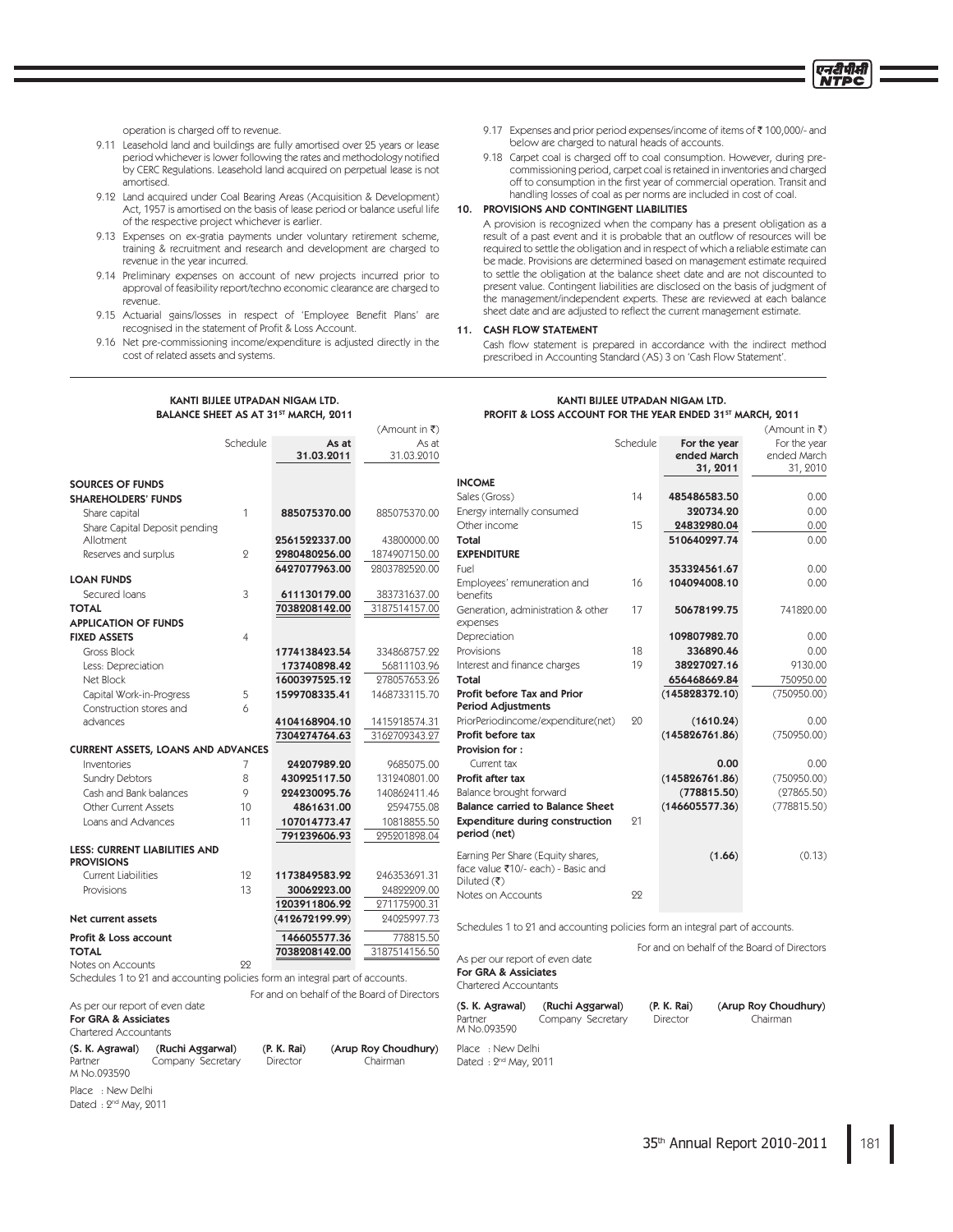operation is charged off to revenue.

9.11 Leasehold land and buildings are fully amortised over 25 years or lease period whichever is lower following the rates and methodology notified by CERC Regulations. Leasehold land acquired on perpetual lease is not amortised.

9.12 Land acquired under Coal Bearing Areas (Acquisition & Development) Act, 1957 is amortised on the basis of lease period or balance useful life of the respective project whichever is earlier.

9.13 Expenses on ex-gratia payments under voluntary retirement scheme, training & recruitment and research and development are charged to revenue in the year incurred.

9.14 Preliminary expenses on account of new projects incurred prior to approval of feasibility report/techno economic clearance are charged to revenue.

9.15 Actuarial gains/losses in respect of 'Employee Benefit Plans' are recognised in the statement of Profit & Loss Account.

9.16 Net pre-commissioning income/expenditure is adjusted directly in the cost of related assets and systems.

9.17 Expenses and prior period expenses/income of items of ₹ 100,000/- and below are charged to natural heads of accounts.

9.18 Carpet coal is charged off to coal consumption. However, during pre-commissioning period, carpet coal is retained in inventories and charged off to consumption in the first year of commercial operation. Transit and handling losses of coal as per norms are included in cost of coal.

**10. PROVISIONS AND CONTINGENT LIABILITIES**

A provision is recognized when the company has a present obligation as a result of a past event and it is probable that an outflow of resources will be required to settle the obligation and in respect of which a reliable estimate can be made. Provisions are determined based on management estimate required to settle the obligation at the balance sheet date and are not discounted to present value. Contingent liabilities are disclosed on the basis of judgment of the management/independent experts. These are reviewed at each balance sheet date and are adjusted to reflect the current management estimate.

**11. CASH FLOW STATEMENT**

Cash flow statement is prepared in accordance with the indirect method prescribed in Accounting Standard (AS) 3 on 'Cash Flow Statement'.

## KANTI BIJLEE UTPADAN NIGAM LTD.
## BALANCE SHEET AS AT 31ST MARCH, 2011

(Amount in ₹)

| | Schedule | As at 31.03.2011 | As at 31.03.2010 |
|---|---|---|---|
| **SOURCES OF FUNDS** | | | |
| **SHAREHOLDERS' FUNDS** | | | |
| Share capital | 1 | **885075370.00** | 885075370.00 |
| Share Capital Deposit pending Allotment | | **2561522337.00** | 43800000.00 |
| Reserves and surplus | 2 | **2980480256.00** | 1874907150.00 |
| | | **6427077963.00** | 2803782520.00 |
| **LOAN FUNDS** | | | |
| Secured loans | 3 | **611130179.00** | 383731637.00 |
| **TOTAL** | | **7038208142.00** | 3187514157.00 |
| **APPLICATION OF FUNDS** | | | |
| **FIXED ASSETS** | 4 | | |
| Gross Block | | **1774138423.54** | 334868757.22 |
| Less: Depreciation | | **173740898.42** | 56811103.96 |
| Net Block | | **1600397525.12** | 278057653.26 |
| Capital Work-in-Progress | 5 | **1599708335.41** | 1468733115.70 |
| Construction stores and advances | 6 | **4104168904.10** | 1415918574.31 |
| | | **7304274764.63** | 3162709343.27 |
| **CURRENT ASSETS, LOANS AND ADVANCES** | | | |
| Inventories | 7 | **24207989.20** | 9685075.00 |
| Sundry Debtors | 8 | **430925117.50** | 131240801.00 |
| Cash and Bank balances | 9 | **224230095.76** | 140862411.46 |
| Other Current Assets | 10 | **4861631.00** | 2594755.08 |
| Loans and Advances | 11 | **107014773.47** | 10818855.50 |
| | | **791239606.93** | 295201898.04 |
| **LESS: CURRENT LIABILITIES AND PROVISIONS** | | | |
| Current Liabilities | 12 | **1173849583.92** | 246353691.31 |
| Provisions | 13 | **30062223.00** | 24822209.00 |
| | | **1203911806.92** | 271175900.31 |
| **Net current assets** | | **(412672199.99)** | 24025997.73 |
| **Profit & Loss account** | | **146605577.36** | 778815.50 |
| **TOTAL** | | **7038208142.00** | 3187514156.50 |
| Notes on Accounts | 22 | | |

Schedules 1 to 21 and accounting policies form an integral part of accounts.

For and on behalf of the Board of Directors

As per our report of even date
**For GRA & Assiciates**
Chartered Accountants

| (S. K. Agrawal) | (Ruchi Aggarwal) | (P. K. Rai) | (Arup Roy Choudhury) |
|---|---|---|---|
| Partner M No.093590 | Company Secretary | Director | Chairman |

Place : New Delhi
Dated : 2nd May, 2011

## KANTI BIJLEE UTPADAN NIGAM LTD.
## PROFIT & LOSS ACCOUNT FOR THE YEAR ENDED 31ST MARCH, 2011

(Amount in ₹)

| | Schedule | For the year ended March 31, 2011 | For the year ended March 31, 2010 |
|---|---|---|---|
| **INCOME** | | | |
| Sales (Gross) | 14 | **485486583.50** | 0.00 |
| Energy internally consumed | | **320734.20** | 0.00 |
| Other income | 15 | **24832980.04** | 0.00 |
| **Total** | | **510640297.74** | 0.00 |
| **EXPENDITURE** | | | |
| Fuel | | **353324561.67** | 0.00 |
| Employees' remuneration and benefits | 16 | **104094008.10** | 0.00 |
| Generation, administration & other expenses | 17 | **50678199.75** | 741820.00 |
| Depreciation | | **109807982.70** | 0.00 |
| Provisions | 18 | **336890.46** | 0.00 |
| Interest and finance charges | 19 | **38227027.16** | 9130.00 |
| **Total** | | **656468669.84** | 750950.00 |
| **Profit before Tax and Prior Period Adjustments** | | **(145828372.10)** | (750950.00) |
| PriorPeriodincome/expenditure(net) | 20 | **(1610.24)** | 0.00 |
| **Profit before tax** | | **(145826761.86)** | (750950.00) |
| **Provision for :** | | | |
| Current tax | | **0.00** | 0.00 |
| **Profit after tax** | | **(145826761.86)** | (750950.00) |
| Balance brought forward | | **(778815.50)** | (27865.50) |
| **Balance carried to Balance Sheet** | | **(146605577.36)** | (778815.50) |
| **Expenditure during construction period (net)** | 21 | | |
| Earning Per Share (Equity shares, face value ₹10/- each) - Basic and Diluted (₹) | | **(1.66)** | (0.13) |
| Notes on Accounts | 22 | | |

Schedules 1 to 21 and accounting policies form an integral part of accounts.

For and on behalf of the Board of Directors

As per our report of even date
**For GRA & Assiciates**
Chartered Accountants

| (S. K. Agrawal) | (Ruchi Aggarwal) | (P. K. Rai) | (Arup Roy Choudhury) |
|---|---|---|---|
| Partner M No.093590 | Company Secretary | Director | Chairman |

Place : New Delhi
Dated : 2nd May, 2011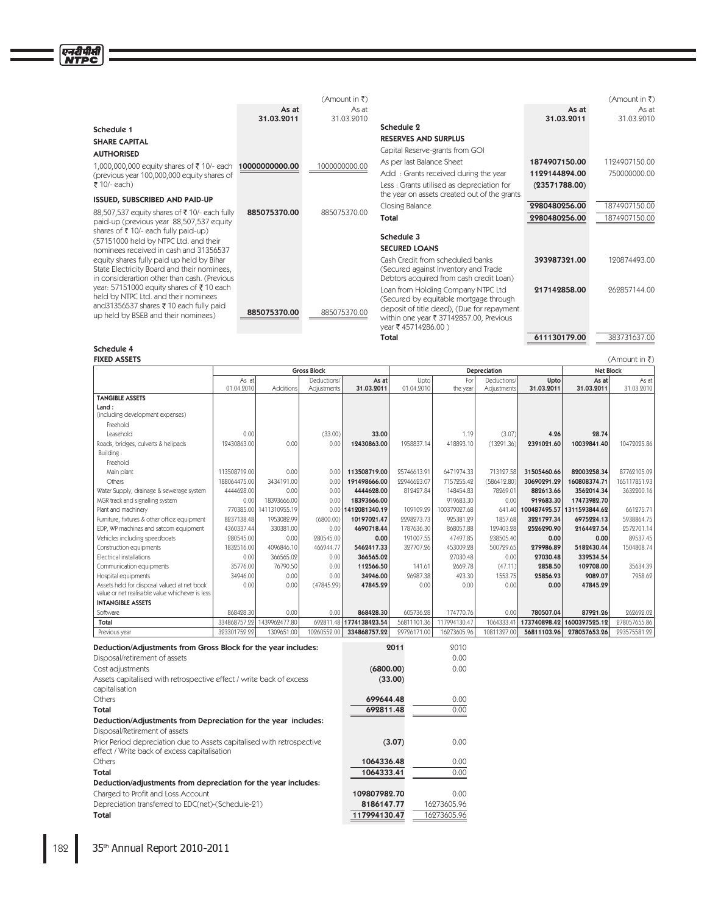(Amount in ₹)

| | As at 31.03.2011 | As at 31.03.2010 |
|---|---|---|
| **Schedule 1** | | |
| **SHARE CAPITAL** | | |
| **AUTHORISED** | | |
| 1,000,000,000 equity shares of ₹ 10/- each (previous year 100,000,000 equity shares of ₹ 10/- each) | **10000000000.00** | 1000000000.00 |
| **ISSUED, SUBSCRIBED AND PAID-UP** | | |
| 88,507,537 equity shares of ₹ 10/- each fully paid-up (previous year 88,507,537 equity shares of ₹ 10/- each fully paid-up) | **885075370.00** | 885075370.00 |
| (57151000 held by NTPC Ltd. and their nominees received in cash and 31356537 equity shares fully paid up held by Bihar State Electricity Board and their nominees, in considerartion other than cash. (Previous year: 57151000 equity shares of ₹ 10 each held by NTPC Ltd. and their nominees and31356537 shares ₹ 10 each fully paid up held by BSEB and their nominees) | **885075370.00** | 885075370.00 |

(Amount in ₹)

| | As at 31.03.2011 | As at 31.03.2010 |
|---|---|---|
| **Schedule 2** | | |
| **RESERVES AND SURPLUS** | | |
| Capital Reserve-grants from GOI | | |
| As per last Balance Sheet | **1874907150.00** | 1124907150.00 |
| Add : Grants received during the year | **1129144894.00** | 750000000.00 |
| Less : Grants utilised as depreciation for the year on assets created out of the grants | **(23571788.00)** | |
| Closing Balance | **2980480256.00** | 1874907150.00 |
| **Total** | **2980480256.00** | 1874907150.00 |
| **Schedule 3** | | |
| **SECURED LOANS** | | |
| Cash Credit from scheduled banks (Secured against Inventory and Trade Debtors acquired from cash credit Loan) | **393987321.00** | 120874493.00 |
| Loan from Holding Company NTPC Ltd (Secured by equitable mortgage through deposit of title deed), (Due for repayment within one year ₹ 37142857.00, Previous year ₹ 45714286.00 ) | **217142858.00** | 262857144.00 |
| **Total** | **611130179.00** | 383731637.00 |

**Schedule 4**

**FIXED ASSETS**

(Amount in ₹)

| | Gross Block | | | | Depreciation | | | | Net Block | |
|---|---|---|---|---|---|---|---|---|---|---|
| | As at 01.04.2010 | Additions | Deductions/ Adjustments | As at 31.03.2011 | Upto 01.04.2010 | For the year | Deductions/ Adjustments | Upto 31.03.2011 | As at 31.03.2011 | As at 31.03.2010 |
| **TANGIBLE ASSETS** | | | | | | | | | | |
| **Land :** (including development expenses) | | | | | | | | | | |
| Freehold | | | | | | | | | | |
| Leasehold | 0.00 | | (33.00) | **33.00** | | 1.19 | (3.07) | **4.26** | **28.74** | |
| Roads, bridges, culverts & helipads | 12430863.00 | 0.00 | 0.00 | **12430863.00** | 1958837.14 | 418893.10 | (13291.36) | **2391021.60** | **10039841.40** | 10472025.86 |
| Building : | | | | | | | | | | |
| Freehold | | | | | | | | | | |
| Main plant | 113508719.00 | 0.00 | 0.00 | **113508719.00** | 25746613.91 | 6471974.33 | 713127.58 | **31505460.66** | **82003258.34** | 87762105.09 |
| Others | 188064475.00 | 3434191.00 | 0.00 | **191498666.00** | 22946623.07 | 7157255.42 | (586412.80) | **30690291.29** | **160808374.71** | 165117851.93 |
| Water Supply, drainage & sewerage system | 4444628.00 | 0.00 | 0.00 | **4444628.00** | 812427.84 | 148454.83 | 78269.01 | **882613.66** | **3562014.34** | 3632200.16 |
| MGR track and signalling system | 0.00 | 18393666.00 | 0.00 | **18393666.00** | | 919683.30 | 0.00 | **919683.30** | **17473982.70** | |
| Plant and machinery | 770385.00 | 1411310955.19 | 0.00 | **1412081340.19** | 109109.29 | 100379027.68 | 641.40 | **100487495.57** | **1311593844.62** | 661275.71 |
| Furniture, fixtures & other office equipment | 8237138.48 | 1953082.99 | (6800.00) | **10197021.47** | 2298273.73 | 925381.29 | 1857.68 | **3221797.34** | **6975224.13** | 5938864.75 |
| EDP, WP machines and satcom equipment | 4360337.44 | 330381.00 | 0.00 | **4690718.44** | 1787636.30 | 868057.88 | 129403.28 | **2526290.90** | **2164427.54** | 2572701.14 |
| Vehicles including speedboats | 280545.00 | 0.00 | 280545.00 | **0.00** | 191007.55 | 47497.85 | 238505.40 | **0.00** | **0.00** | 89537.45 |
| Construction equipments | 1832516.00 | 4096846.10 | 466944.77 | **5462417.33** | 327707.26 | 453009.28 | 500729.65 | **279986.89** | **5182430.44** | 1504808.74 |
| Electrical installations | 0.00 | 366565.02 | 0.00 | **366565.02** | | 27030.48 | 0.00 | **27030.48** | **339534.54** | |
| Communication equipments | 35776.00 | 76790.50 | 0.00 | **112566.50** | 141.61 | 2669.78 | (47.11) | **2858.50** | **109708.00** | 35634.39 |
| Hospital equipments | 34946.00 | 0.00 | 0.00 | **34946.00** | 26987.38 | 423.30 | 1553.75 | **25856.93** | **9089.07** | 7958.62 |
| Assets held for disposal valued at net book value or net realisable value whichever is less | 0.00 | 0.00 | (47845.29) | **47845.29** | 0.00 | 0.00 | 0.00 | **0.00** | **47845.29** | |
| **INTANGIBLE ASSETS** | | | | | | | | | | |
| Software | 868428.30 | 0.00 | 0.00 | **868428.30** | 605736.28 | 174770.76 | 0.00 | **780507.04** | **87921.26** | 262692.02 |
| **Total** | 334868757.22 | 1439962477.80 | 692811.48 | **1774138423.54** | 56811101.36 | 117994130.47 | 1064333.41 | **173740898.42** | **1600397525.12** | 278057655.86 |
| Previous year | 323301752.22 | 1309651.00 | 10260552.00 | **334868757.22** | 29726171.00 | 16273605.96 | 10811327.00 | **56811103.96** | **278057653.26** | 293575581.22 |

| | 2011 | 2010 |
|---|---|---|
| **Deduction/Adjustments from Gross Block for the year includes:** | | |
| Disposal/retirement of assets | | 0.00 |
| Cost adjustments | **(6800.00)** | 0.00 |
| Assets capitalised with retrospective effect / write back of excess capitalisation | **(33.00)** | |
| Others | **699644.48** | 0.00 |
| **Total** | **692811.48** | 0.00 |
| **Deduction/Adjustments from Depreciation for the year includes:** | | |
| Disposal/Retirement of assets | | |
| Prior Period depreciation due to Assets capitalised with retrospective effect / Write back of excess capitalisation | **(3.07)** | 0.00 |
| Others | **1064336.48** | 0.00 |
| **Total** | **1064333.41** | 0.00 |
| **Deduction/adjustments from depreciation for the year includes:** | | |
| Charged to Profit and Loss Account | **109807982.70** | 0.00 |
| Depreciation transferred to EDC(net)-(Schedule-21) | **8186147.77** | 16273605.96 |
| **Total** | **117994130.47** | 16273605.96 |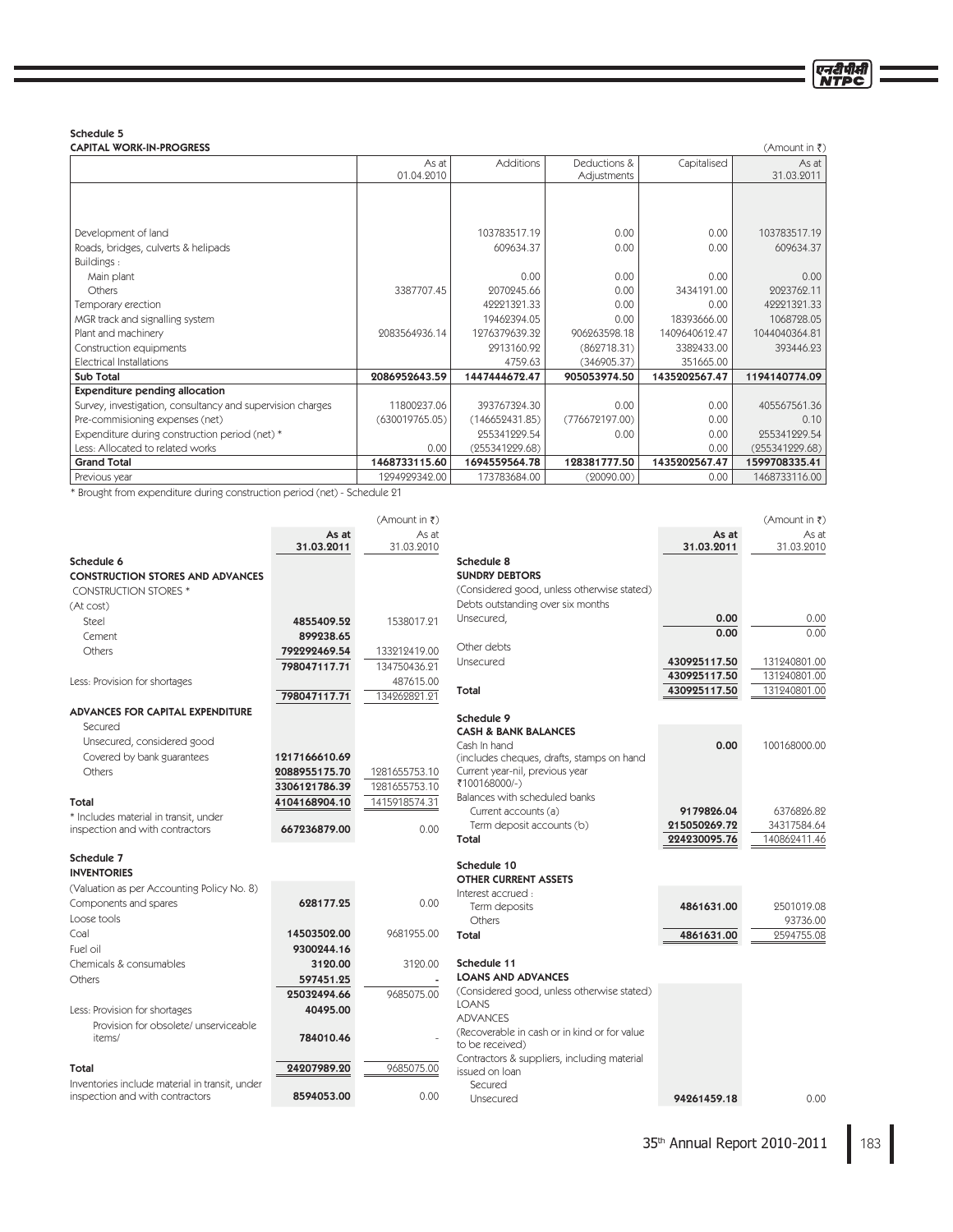## Schedule 5

### CAPITAL WORK-IN-PROGRESS

(Amount in ₹)

| | As at 01.04.2010 | Additions | Deductions & Adjustments | Capitalised | As at 31.03.2011 |
|---|---|---|---|---|---|
| Development of land | | 103783517.19 | 0.00 | 0.00 | 103783517.19 |
| Roads, bridges, culverts & helipads | | 609634.37 | 0.00 | 0.00 | 609634.37 |
| Buildings : | | | | | |
| Main plant | | 0.00 | 0.00 | 0.00 | 0.00 |
| Others | 3387707.45 | 2070245.66 | 0.00 | 3434191.00 | 2023762.11 |
| Temporary erection | | 42221321.33 | 0.00 | 0.00 | 42221321.33 |
| MGR track and signalling system | | 19462394.05 | 0.00 | 18393666.00 | 1068728.05 |
| Plant and machinery | 2083564936.14 | 1276379639.32 | 906263598.18 | 1409640612.47 | 1044040364.81 |
| Construction equipments | | 2913160.92 | (862718.31) | 3382433.00 | 393446.23 |
| Electrical Installations | | 4759.63 | (346905.37) | 351665.00 | |
| **Sub Total** | **2086952643.59** | **1447444672.47** | **905053974.50** | **1435202567.47** | **1194140774.09** |
| **Expenditure pending allocation** | | | | | |
| Survey, investigation, consultancy and supervision charges | 11800237.06 | 393767324.30 | 0.00 | 0.00 | 405567561.36 |
| Pre-commisioning expenses (net) | (630019765.05) | (146652431.85) | (776672197.00) | 0.00 | 0.10 |
| Expenditure during construction period (net) * | | 255341229.54 | 0.00 | 0.00 | 255341229.54 |
| Less: Allocated to related works | 0.00 | (255341229.68) | | 0.00 | (255341229.68) |
| **Grand Total** | **1468733115.60** | **1694559564.78** | **128381777.50** | **1435202567.47** | **1599708335.41** |
| Previous year | 1294929342.00 | 173783684.00 | (20090.00) | 0.00 | 1468733116.00 |

\* Brought from expenditure during construction period (net) - Schedule 21

(Amount in ₹)

| | As at 31.03.2011 | As at 31.03.2010 |
|---|---|---|
| **Schedule 6** | | |
| **CONSTRUCTION STORES AND ADVANCES** | | |
| CONSTRUCTION STORES * | | |
| (At cost) | | |
| Steel | **4855409.52** | 1538017.21 |
| Cement | **899238.65** | |
| Others | **792292469.54** | 133212419.00 |
| | **798047117.71** | 134750436.21 |
| Less: Provision for shortages | | 487615.00 |
| | **798047117.71** | 134262821.21 |
| **ADVANCES FOR CAPITAL EXPENDITURE** | | |
| Secured | | |
| Unsecured, considered good | | |
| Covered by bank guarantees | **1217166610.69** | |
| Others | **2088955175.70** | 1281655753.10 |
| | **3306121786.39** | 1281655753.10 |
| **Total** | **4104168904.10** | 1415918574.31 |
| * Includes material in transit, under inspection and with contractors | **667236879.00** | 0.00 |

| | As at 31.03.2011 | As at 31.03.2010 |
|---|---|---|
| **Schedule 7** | | |
| **INVENTORIES** | | |
| (Valuation as per Accounting Policy No. 8) | | |
| Components and spares | **628177.25** | 0.00 |
| Loose tools | | |
| Coal | **14503502.00** | 9681955.00 |
| Fuel oil | **9300244.16** | |
| Chemicals & consumables | **3120.00** | 3120.00 |
| Others | **597451.25** | - |
| | **25032494.66** | 9685075.00 |
| Less: Provision for shortages | **40495.00** | |
| Provision for obsolete/ unserviceable items/ | **784010.46** | - |
| **Total** | **24207989.20** | 9685075.00 |
| Inventories include material in transit, under inspection and with contractors | **8594053.00** | 0.00 |

(Amount in ₹)

| | As at 31.03.2011 | As at 31.03.2010 |
|---|---|---|
| **Schedule 8** | | |
| **SUNDRY DEBTORS** | | |
| (Considered good, unless otherwise stated) | | |
| Debts outstanding over six months | | |
| Unsecured, | **0.00** | 0.00 |
| | **0.00** | 0.00 |
| Other debts | | |
| Unsecured | **430925117.50** | 131240801.00 |
| | **430925117.50** | 131240801.00 |
| **Total** | **430925117.50** | 131240801.00 |

| | As at 31.03.2011 | As at 31.03.2010 |
|---|---|---|
| **Schedule 9** | | |
| **CASH & BANK BALANCES** | | |
| Cash In hand (includes cheques, drafts, stamps on hand Current year-nil, previous year ₹100168000/-) | **0.00** | 100168000.00 |
| Balances with scheduled banks | | |
| Current accounts (a) | **9179826.04** | 6376826.82 |
| Term deposit accounts (b) | **215050269.72** | 34317584.64 |
| **Total** | **224230095.76** | 140862411.46 |

| | As at 31.03.2011 | As at 31.03.2010 |
|---|---|---|
| **Schedule 10** | | |
| **OTHER CURRENT ASSETS** | | |
| Interest accrued : | | |
| Term deposits | **4861631.00** | 2501019.08 |
| Others | | 93736.00 |
| **Total** | **4861631.00** | 2594755.08 |

| | As at 31.03.2011 | As at 31.03.2010 |
|---|---|---|
| **Schedule 11** | | |
| **LOANS AND ADVANCES** | | |
| (Considered good, unless otherwise stated) | | |
| LOANS | | |
| ADVANCES | | |
| (Recoverable in cash or in kind or for value to be received) | | |
| Contractors & suppliers, including material issued on loan | | |
| Secured | | |
| Unsecured | **94261459.18** | 0.00 |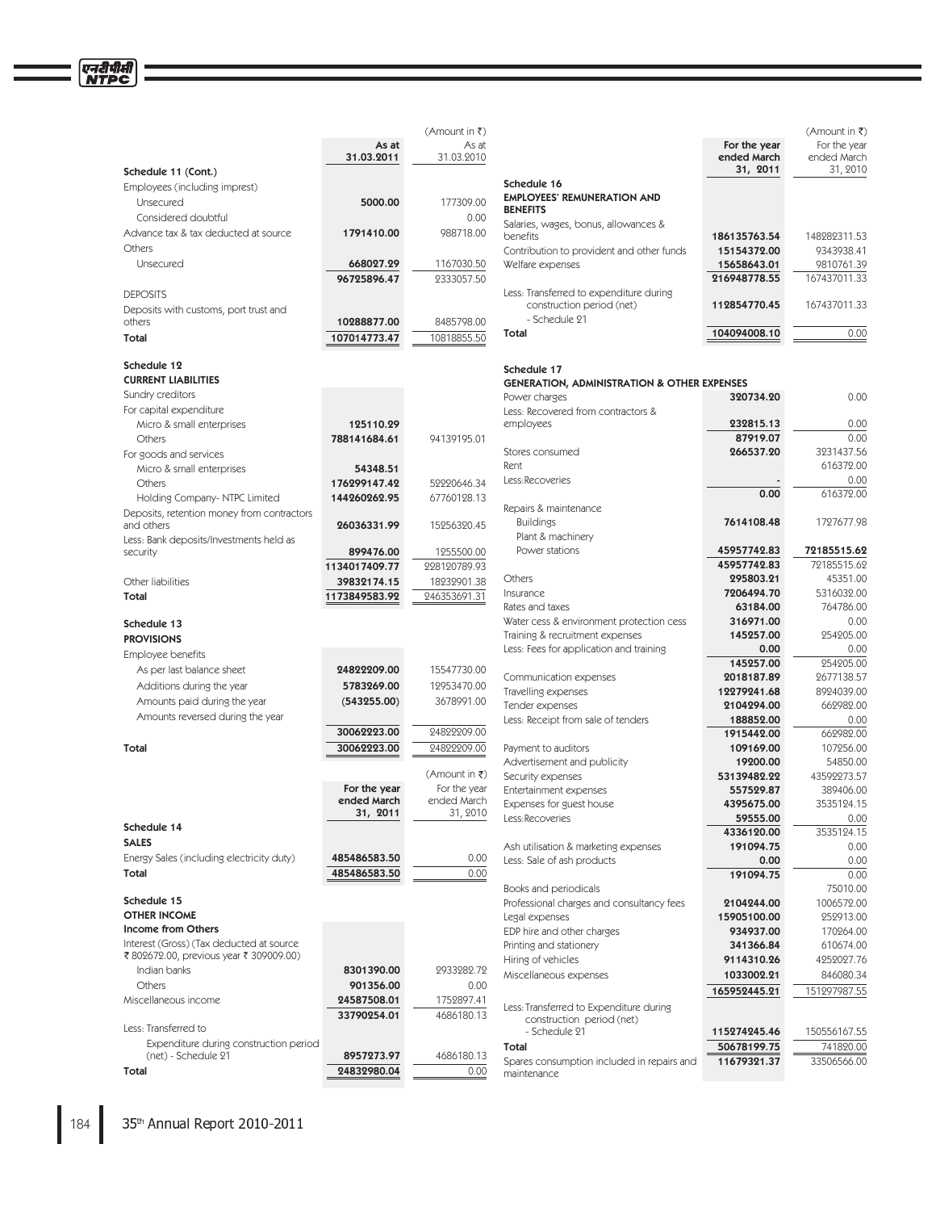(Amount in ₹)

| | As at 31.03.2011 | As at 31.03.2010 |
|---|---|---|
| **Schedule 11 (Cont.)** | | |
| Employees (including imprest) | | |
| Unsecured | **5000.00** | 177309.00 |
| Considered doubtful | | 0.00 |
| Advance tax & tax deducted at source | **1791410.00** | 988718.00 |
| Others | | |
| Unsecured | **668027.29** | 1167030.50 |
| | **96725896.47** | 2333057.50 |
| DEPOSITS | | |
| Deposits with customs, port trust and others | **10288877.00** | 8485798.00 |
| **Total** | **107014773.47** | 10818855.50 |
| **Schedule 12** | | |
| **CURRENT LIABILITIES** | | |
| Sundry creditors | | |
| For capital expenditure | | |
| Micro & small enterprises | **125110.29** | |
| Others | **788141684.61** | 94139195.01 |
| For goods and services | | |
| Micro & small enterprises | **54348.51** | |
| Others | **176299147.42** | 52220646.34 |
| Holding Company- NTPC Limited | **144260262.95** | 67760128.13 |
| Deposits, retention money from contractors and others | **26036331.99** | 15256320.45 |
| Less: Bank deposits/Investments held as security | **899476.00** | 1255500.00 |
| | **1134017409.77** | 228120789.93 |
| Other liabilities | **39832174.15** | 18232901.38 |
| **Total** | **1173849583.92** | 246353691.31 |
| **Schedule 13** | | |
| **PROVISIONS** | | |
| Employee benefits | | |
| As per last balance sheet | **24822209.00** | 15547730.00 |
| Additions during the year | **5783269.00** | 12953470.00 |
| Amounts paid during the year | **(543255.00)** | 3678991.00 |
| Amounts reversed during the year | | |
| | **30062223.00** | 24822209.00 |
| **Total** | **30062223.00** | 24822209.00 |

(Amount in ₹)

| | For the year ended March 31, 2011 | For the year ended March 31, 2010 |
|---|---|---|
| **Schedule 14** | | |
| **SALES** | | |
| Energy Sales (including electricity duty) | **485486583.50** | 0.00 |
| **Total** | **485486583.50** | 0.00 |
| **Schedule 15** | | |
| **OTHER INCOME** | | |
| **Income from Others** | | |
| Interest (Gross) (Tax deducted at source ₹ 802672.00, previous year ₹ 309009.00) | | |
| Indian banks | **8301390.00** | 2933282.72 |
| Others | **901356.00** | 0.00 |
| Miscellaneous income | **24587508.01** | 1752897.41 |
| | **33790254.01** | 4686180.13 |
| Less: Transferred to | | |
| Expenditure during construction period (net) - Schedule 21 | **8957273.97** | 4686180.13 |
| **Total** | **24832980.04** | 0.00 |

(Amount in ₹)

| | For the year ended March 31, 2011 | For the year ended March 31, 2010 |
|---|---|---|
| **Schedule 16** | | |
| **EMPLOYEES' REMUNERATION AND BENEFITS** | | |
| Salaries, wages, bonus, allowances & benefits | **186135763.54** | 148282311.53 |
| Contribution to provident and other funds | **15154372.00** | 9343938.41 |
| Welfare expenses | **15658643.01** | 9810761.39 |
| | **216948778.55** | 167437011.33 |
| Less: Transferred to expenditure during construction period (net) - Schedule 21 | **112854770.45** | 167437011.33 |
| **Total** | **104094008.10** | 0.00 |
| **Schedule 17** | | |
| **GENERATION, ADMINISTRATION & OTHER EXPENSES** | | |
| Power charges | **320734.20** | 0.00 |
| Less: Recovered from contractors & employees | **232815.13** | 0.00 |
| | **87919.07** | 0.00 |
| Stores consumed | **266537.20** | 3231437.56 |
| Rent | | 616372.00 |
| Less:Recoveries | - | 0.00 |
| | **0.00** | 616372.00 |
| Repairs & maintenance | | |
| Buildings | **7614108.48** | 1727677.98 |
| Plant & machinery | | |
| Power stations | **45957742.83** | **72185515.62** |
| | **45957742.83** | 72185515.62 |
| Others | **295803.21** | 45351.00 |
| Insurance | **7206494.70** | 5316032.00 |
| Rates and taxes | **63184.00** | 764786.00 |
| Water cess & environment protection cess | **316971.00** | 0.00 |
| Training & recruitment expenses | **145257.00** | 254205.00 |
| Less: Fees for application and training | **0.00** | 0.00 |
| | **145257.00** | 254205.00 |
| Communication expenses | **2018187.89** | 2677138.57 |
| Travelling expenses | **12279241.68** | 8924039.00 |
| Tender expenses | **2104294.00** | 662982.00 |
| Less: Receipt from sale of tenders | **188852.00** | 0.00 |
| | **1915442.00** | 662982.00 |
| Payment to auditors | **109169.00** | 107256.00 |
| Advertisement and publicity | **19200.00** | 54850.00 |
| Security expenses | **53139482.22** | 43592273.57 |
| Entertainment expenses | **557529.87** | 389406.00 |
| Expenses for guest house | **4395675.00** | 3535124.15 |
| Less:Recoveries | **59555.00** | 0.00 |
| | **4336120.00** | 3535124.15 |
| Ash utilisation & marketing expenses | **191094.75** | 0.00 |
| Less: Sale of ash products | **0.00** | 0.00 |
| | **191094.75** | 0.00 |
| Books and periodicals | | 75010.00 |
| Professional charges and consultancy fees | **2104244.00** | 1006572.00 |
| Legal expenses | **15905100.00** | 252913.00 |
| EDP hire and other charges | **934937.00** | 170264.00 |
| Printing and stationery | **341366.84** | 610674.00 |
| Hiring of vehicles | **9114310.26** | 4252027.76 |
| Miscellaneous expenses | **1033002.21** | 846080.34 |
| | **165952445.21** | 151297987.55 |
| Less: Transferred to Expenditure during construction period (net) - Schedule 21 | **115274245.46** | 150556167.55 |
| **Total** | **50678199.75** | 741820.00 |
| Spares consumption included in repairs and maintenance | **11679321.37** | 33506566.00 |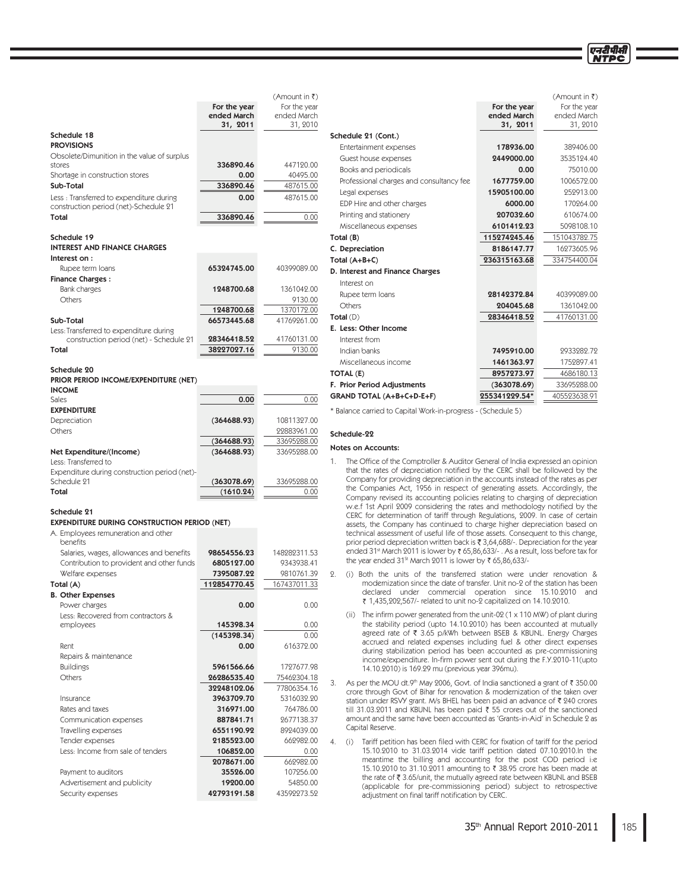(Amount in ₹)

| | For the year ended March 31, 2011 | For the year ended March 31, 2010 |
|---|---|---|
| **Schedule 18** | | |
| **PROVISIONS** | | |
| Obsolete/Dimunition in the value of surplus stores | **336890.46** | 447120.00 |
| Shortage in construction stores | **0.00** | 40495.00 |
| **Sub-Total** | **336890.46** | 487615.00 |
| Less : Transferred to expenditure during construction period (net)-Schedule 21 | **0.00** | 487615.00 |
| **Total** | **336890.46** | 0.00 |
| **Schedule 19** | | |
| **INTEREST AND FINANCE CHARGES** | | |
| **Interest on :** | | |
| Rupee term loans | **65324745.00** | 40399089.00 |
| **Finance Charges :** | | |
| Bank charges | **1248700.68** | 1361042.00 |
| Others | | 9130.00 |
| | **1248700.68** | 1370172.00 |
| **Sub-Total** | **66573445.68** | 41769261.00 |
| Less: Transferred to expenditure during construction period (net) - Schedule 21 | **28346418.52** | 41760131.00 |
| **Total** | **38227027.16** | 9130.00 |
| **Schedule 20** | | |
| **PRIOR PERIOD INCOME/EXPENDITURE (NET)** | | |
| **INCOME** | | |
| Sales | **0.00** | 0.00 |
| **EXPENDITURE** | | |
| Depreciation | **(364688.93)** | 10811327.00 |
| Others | | 22883961.00 |
| | **(364688.93)** | 33695288.00 |
| **Net Expenditure/(Income)** | **(364688.93)** | 33695288.00 |
| Less: Transferred to Expenditure during construction period (net)- Schedule 21 | **(363078.69)** | 33695288.00 |
| **Total** | **(1610.24)** | 0.00 |
| **Schedule 21** | | |
| **EXPENDITURE DURING CONSTRUCTION PERIOD (NET)** | | |
| A. Employees remuneration and other benefits | | |
| Salaries, wages, allowances and benefits | **98654556.23** | 148282311.53 |
| Contribution to provident and other funds | **6805127.00** | 9343938.41 |
| Welfare expenses | **7395087.22** | 9810761.39 |
| **Total (A)** | **112854770.45** | 167437011.33 |
| **B. Other Expenses** | | |
| Power charges | **0.00** | 0.00 |
| Less: Recovered from contractors & employees | **145398.34** | 0.00 |
| | **(145398.34)** | 0.00 |
| Rent | **0.00** | 616372.00 |
| Repairs & maintenance | | |
| Buildings | **5961566.66** | 1727677.98 |
| Others | **26286535.40** | 75462304.18 |
| | **32248102.06** | 77806354.16 |
| Insurance | **3963709.70** | 5316032.20 |
| Rates and taxes | **316971.00** | 764786.00 |
| Communication expenses | **887841.71** | 2677138.37 |
| Travelling expenses | **6551190.92** | 8924039.00 |
| Tender expenses | **2185523.00** | 662982.00 |
| Less: Income from sale of tenders | **106852.00** | 0.00 |
| | **2078671.00** | 662982.00 |
| Payment to auditors | **35526.00** | 107256.00 |
| Advertisement and publicity | **19200.00** | 54850.00 |
| Security expenses | **42793191.58** | 43592273.52 |

(Amount in ₹)

| | For the year ended March 31, 2011 | For the year ended March 31, 2010 |
|---|---|---|
| **Schedule 21 (Cont.)** | | |
| Entertainment expenses | **178936.00** | 389406.00 |
| Guest house expenses | **2449000.00** | 3535124.40 |
| Books and periodicals | **0.00** | 75010.00 |
| Professional charges and consultancy fee | **1677759.00** | 1006572.00 |
| Legal expenses | **15905100.00** | 252913.00 |
| EDP Hire and other charges | **6000.00** | 170264.00 |
| Printing and stationery | **207032.60** | 610674.00 |
| Miscellaneous expenses | **6101412.23** | 5098108.10 |
| **Total (B)** | **115274245.46** | 151043782.75 |
| **C. Depreciation** | **8186147.77** | 16273605.96 |
| **Total (A+B+C)** | **236315163.68** | 334754400.04 |
| **D. Interest and Finance Charges** | | |
| Interest on | | |
| Rupee term loans | **28142372.84** | 40399089.00 |
| Others | **204045.68** | 1361042.00 |
| **Total** (D) | **28346418.52** | 41760131.00 |
| **E. Less: Other Income** | | |
| Interest from | | |
| Indian banks | **7495910.00** | 2933282.72 |
| Miscellaneous income | **1461363.97** | 1752897.41 |
| **TOTAL (E)** | **8957273.97** | 4686180.13 |
| **F. Prior Period Adjustments** | **(363078.69)** | 33695288.00 |
| **GRAND TOTAL (A+B+C+D-E+F)** | **255341229.54*** | 405523638.91 |

\* Balance carried to Capital Work-in-progress - (Schedule 5)

## Schedule-22

### Notes on Accounts:

1. The Office of the Comptroller & Auditor General of India expressed an opinion that the rates of depreciation notified by the CERC shall be followed by the Company for providing depreciation in the accounts instead of the rates as per the Companies Act, 1956 in respect of generating assets. Accordingly, the Company revised its accounting policies relating to charging of depreciation w.e.f 1st April 2009 considering the rates and methodology notified by the CERC for determination of tariff through Regulations, 2009. In case of certain assets, the Company has continued to charge higher depreciation based on technical assessment of useful life of those assets. Consequent to this change, prior period depreciation written back is ₹ 3,64,688/-. Depreciation for the year ended 31st March 2011 is lower by ₹ 65,86,633/- . As a result, loss before tax for the year ended 31st March 2011 is lower by ₹ 65,86,633/-

2. (i) Both the units of the transferred station were under renovation & modernization since the date of transfer. Unit no-2 of the station has been declared under commercial operation since 15.10.2010 and ₹ 1,435,202,567/- related to unit no-2 capitalized on 14.10.2010.

   (ii) The infirm power generated from the unit-02 (1 x 110 MW) of plant during the stability period (upto 14.10.2010) has been accounted at mutually agreed rate of ₹ 3.65 p/kWh between BSEB & KBUNL. Energy Charges accrued and related expenses including fuel & other direct expenses during stabilization period has been accounted as pre-commissioning income/expenditure. In-firm power sent out during the F.Y.2010-11(upto 14.10.2010) is 169.29 mu (previous year 396mu).

3. As per the MOU dt.9th May 2006, Govt. of India sanctioned a grant of ₹ 350.00 crore through Govt of Bihar for renovation & modernization of the taken over station under RSVY grant. M/s BHEL has been paid an advance of ₹ 240 crores till 31.03.2011 and KBUNL has been paid ₹ 55 crores out of the sanctioned amount and the same have been accounted as 'Grants-in-Aid' in Schedule 2 as Capital Reserve.

4. (i) Tariff petition has been filed with CERC for fixation of tariff for the period 15.10.2010 to 31.03.2014 vide tariff petition dated 07.10.2010.In the meantime the billing and accounting for the post COD period i.e 15.10.2010 to 31.10.2011 amounting to ₹ 38.95 crore has been made at the rate of ₹ 3.65/unit, the mutually agreed rate between KBUNL and BSEB (applicable for pre-commissioning period) subject to retrospective adjustment on final tariff notification by CERC.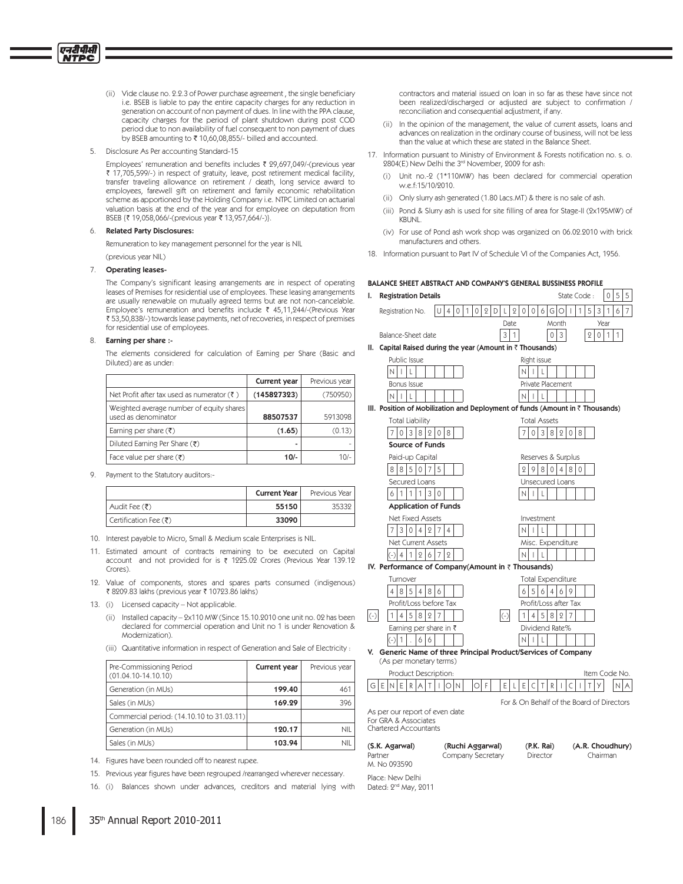(ii) Vide clause no. 2.2.3 of Power purchase agreement , the single beneficiary i.e. BSEB is liable to pay the entire capacity charges for any reduction in generation on account of non payment of dues. In line with the PPA clause, capacity charges for the period of plant shutdown during post COD period due to non availability of fuel consequent to non payment of dues by BSEB amounting to ₹ 10,60,08,855/- billed and accounted.

5. Disclosure As Per accounting Standard-15

Employees' remuneration and benefits includes ₹ 29,697,049/-(previous year ₹ 17,705,599/-) in respect of gratuity, leave, post retirement medical facility, transfer traveling allowance on retirement / death, long service award to employees, farewell gift on retirement and family economic rehabilitation scheme as apportioned by the Holding Company i.e. NTPC Limited on actuarial valuation basis at the end of the year and for employee on deputation from BSEB {₹ 19,058,066/-(previous year ₹ 13,957,664/-)}.

6. **Related Party Disclosures:**

Remuneration to key management personnel for the year is NIL

(previous year NIL)

7. **Operating leases-**

The Company's significant leasing arrangements are in respect of operating leases of Premises for residential use of employees. These leasing arrangements are usually renewable on mutually agreed terms but are not non-cancelable. Employee's remuneration and benefits include ₹ 45,11,244/-(Previous Year ₹ 53,50,838/-) towards lease payments, net of recoveries, in respect of premises for residential use of employees.

8. **Earning per share :-**

The elements considered for calculation of Earning per Share (Basic and Diluted) are as under:

| | **Current year** | Previous year |
|---|---|---|
| Net Profit after tax used as numerator (₹ ) | **(145827323)** | (750950) |
| Weighted average number of equity shares used as denominator | **88507537** | 5913098 |
| Earning per share (₹) | **(1.65)** | (0.13) |
| Diluted Earning Per Share (₹) | **-** | - |
| Face value per share (₹) | **10/-** | 10/- |

9. Payment to the Statutory auditors:-

| | **Current Year** | Previous Year |
|---|---|---|
| Audit Fee (₹) | **55150** | 35332 |
| Certification Fee (₹) | **33090** | |

10. Interest payable to Micro, Small & Medium scale Enterprises is NIL.

11. Estimated amount of contracts remaining to be executed on Capital account and not provided for is ₹ 1225.02 Crores (Previous Year 139.12 Crores).

12. Value of components, stores and spares parts consumed (indigenous) ₹ 8209.83 lakhs (previous year ₹ 10723.86 lakhs)

13. (i) Licensed capacity – Not applicable.

(ii) Installed capacity – 2x110 MW (Since 15.10.2010 one unit no. 02 has been declared for commercial operation and Unit no 1 is under Renovation & Modernization).

(iii) Quantitative information in respect of Generation and Sale of Electricity :

| Pre-Commissioning Period (01.04.10-14.10.10) | **Current year** | Previous year |
|---|---|---|
| Generation (in MUs) | **199.40** | 461 |
| Sales (in MUs) | **169.29** | 396 |
| Commercial period: (14.10.10 to 31.03.11) | | |
| Generation (in MUs) | **120.17** | NIL |
| Sales (in MUs) | **103.94** | NIL |

14. Figures have been rounded off to nearest rupee.

15. Previous year figures have been regrouped /rearranged wherever necessary.

16. (i) Balances shown under advances, creditors and material lying with contractors and material issued on loan in so far as these have since not been realized/discharged or adjusted are subject to confirmation / reconciliation and consequential adjustment, if any.

(ii) In the opinion of the management, the value of current assets, loans and advances on realization in the ordinary course of business, will not be less than the value at which these are stated in the Balance Sheet.

17. Information pursuant to Ministry of Environment & Forests notification no. s. o. 2804(E) New Delhi the 3rd November, 2009 for ash:

(i) Unit no.-2 (1*110MW) has been declared for commercial operation w.e.f:15/10/2010.

(ii) Only slurry ash generated (1.80 Lacs.MT) & there is no sale of ash.

(iii) Pond & Slurry ash is used for site filling of area for Stage-II (2x195MW) of KBUNL.

(iv) For use of Pond ash work shop was organized on 06.02.2010 with brick manufacturers and others.

18. Information pursuant to Part IV of Schedule VI of the Companies Act, 1956.

**BALANCE SHEET ABSTRACT AND COMPANY'S GENERAL BUSSINESS PROFILE**

**I. Registration Details**

Registration No. U40102DL2006GOI153167 State Code : 055

Balance-Sheet date: Date 31 Month 03 Year 2011

**II. Capital Raised during the year (Amount in ₹ Thousands)**

| Public Issue | Right issue |
|---|---|
| NIL | NIL |
| **Bonus Issue** | **Private Placement** |
| NIL | NIL |

**III. Position of Mobilization and Deployment of funds (Amount in ₹ Thousands)**

| Total Liability | Total Assets |
|---|---|
| 7038208 | 7038208 |

**Source of Funds**

| Paid-up Capital | Reserves & Surplus |
|---|---|
| 885075 | 2980480 |
| **Secured Loans** | **Unsecured Loans** |
| 611130 | NIL |

**Application of Funds**

| Net Fixed Assets | Investment |
|---|---|
| 7304274 | NIL |
| **Net Current Assets** | **Misc. Expenditure** |
| (-) 412672 | NIL |

**IV. Performance of Company(Amount in ₹ Thousands)**

| Turnover | Total Expenditure |
|---|---|
| 485486 | 656469 |
| **Profit/Loss before Tax** | **Profit/Loss after Tax** |
| (-) 145827 | (-) 145827 |
| **Earning per share in ₹** | **Dividend Rate%** |
| (-) 1.66 | NIL |

**V. Generic Name of three Principal Product/Services of Company** (As per monetary terms)

| Product Description: | Item Code No. |
|---|---|
| GENERATION OF ELECTRICITY | NA |

For & On Behalf of the Board of Directors

As per our report of even date
For GRA & Associates
Chartered Accountants

| **(S.K. Agarwal)** | **(Ruchi Aggarwal)** | **(P.K. Rai)** | **(A.R. Choudhury)** |
|---|---|---|---|
| Partner | Company Secretary | Director | Chairman |
| M. No 093590 | | | |

Place: New Delhi
Dated: 2nd May, 2011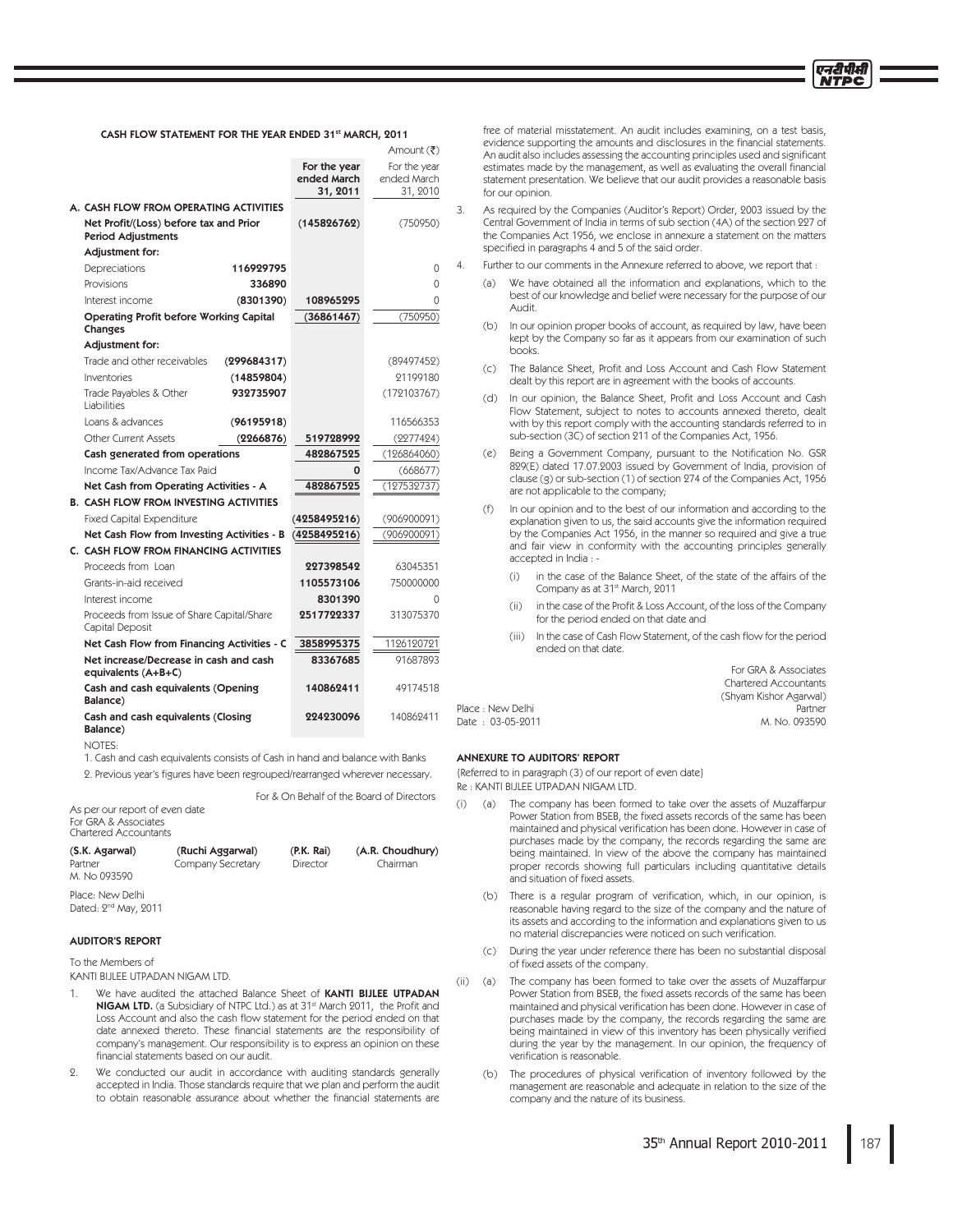### CASH FLOW STATEMENT FOR THE YEAR ENDED 31st MARCH, 2011

Amount (₹)

| | | For the year ended March 31, 2011 | For the year ended March 31, 2010 |
|---|---|---|---|
| **A. CASH FLOW FROM OPERATING ACTIVITIES** | | | |
| **Net Profit/(Loss) before tax and Prior Period Adjustments** | | **(145826762)** | (750950) |
| **Adjustment for:** | | | |
| Depreciations | **116929795** | | 0 |
| Provisions | **336890** | | 0 |
| Interest income | **(8301390)** | **108965295** | 0 |
| **Operating Profit before Working Capital Changes** | | **(36861467)** | (750950) |
| **Adjustment for:** | | | |
| Trade and other receivables | **(299684317)** | | (89497452) |
| Inventories | **(14859804)** | | 21199180 |
| Trade Payables & Other Liabilities | **932735907** | | (172103767) |
| Loans & advances | **(96195918)** | | 116566353 |
| Other Current Assets | **(2266876)** | **519728992** | (2277424) |
| **Cash generated from operations** | | **482867525** | (126864060) |
| Income Tax/Advance Tax Paid | | **0** | (668677) |
| **Net Cash from Operating Activities - A** | | **482867525** | (127532737) |
| **B. CASH FLOW FROM INVESTING ACTIVITIES** | | | |
| Fixed Capital Expenditure | | **(4258495216)** | (906900091) |
| **Net Cash Flow from Investing Activities - B** | | **(4258495216)** | (906900091) |
| **C. CASH FLOW FROM FINANCING ACTIVITIES** | | | |
| Proceeds from Loan | | **227398542** | 63045351 |
| Grants-in-aid received | | **1105573106** | 750000000 |
| Interest income | | **8301390** | 0 |
| Proceeds from Issue of Share Capital/Share Capital Deposit | | **2517722337** | 313075370 |
| **Net Cash Flow from Financing Activities - C** | | **3858995375** | 1126120721 |
| **Net increase/Decrease in cash and cash equivalents (A+B+C)** | | **83367685** | 91687893 |
| **Cash and cash equivalents (Opening Balance)** | | **140862411** | 49174518 |
| **Cash and cash equivalents (Closing Balance)** | | **224230096** | 140862411 |

NOTES:

1. Cash and cash equivalents consists of Cash in hand and balance with Banks
2. Previous year's figures have been regrouped/rearranged wherever necessary.

For & On Behalf of the Board of Directors

As per our report of even date
For GRA & Associates
Chartered Accountants

| (S.K. Agarwal) | (Ruchi Aggarwal) | (P.K. Rai) | (A.R. Choudhury) |
|---|---|---|---|
| Partner | Company Secretary | Director | Chairman |
| M. No 093590 | | | |

Place: New Delhi
Dated: 2nd May, 2011

### AUDITOR'S REPORT

To the Members of
KANTI BIJLEE UTPADAN NIGAM LTD.

1. We have audited the attached Balance Sheet of **KANTI BIJLEE UTPADAN NIGAM LTD.** (a Subsidiary of NTPC Ltd.) as at 31st March 2011, the Profit and Loss Account and also the cash flow statement for the period ended on that date annexed thereto. These financial statements are the responsibility of company's management. Our responsibility is to express an opinion on these financial statements based on our audit.
2. We conducted our audit in accordance with auditing standards generally accepted in India. Those standards require that we plan and perform the audit to obtain reasonable assurance about whether the financial statements are free of material misstatement. An audit includes examining, on a test basis, evidence supporting the amounts and disclosures in the financial statements. An audit also includes assessing the accounting principles used and significant estimates made by the management, as well as evaluating the overall financial statement presentation. We believe that our audit provides a reasonable basis for our opinion.
3. As required by the Companies (Auditor's Report) Order, 2003 issued by the Central Government of India in terms of sub section (4A) of the section 227 of the Companies Act 1956, we enclose in annexure a statement on the matters specified in paragraphs 4 and 5 of the said order.
4. Further to our comments in the Annexure referred to above, we report that :
   (a) We have obtained all the information and explanations, which to the best of our knowledge and belief were necessary for the purpose of our Audit.
   (b) In our opinion proper books of account, as required by law, have been kept by the Company so far as it appears from our examination of such books.
   (c) The Balance Sheet, Profit and Loss Account and Cash Flow Statement dealt by this report are in agreement with the books of accounts.
   (d) In our opinion, the Balance Sheet, Profit and Loss Account and Cash Flow Statement, subject to notes to accounts annexed thereto, dealt with by this report comply with the accounting standards referred to in sub-section (3C) of section 211 of the Companies Act, 1956.
   (e) Being a Government Company, pursuant to the Notification No. GSR 829(E) dated 17.07.2003 issued by Government of India, provision of clause (g) or sub-section (1) of section 274 of the Companies Act, 1956 are not applicable to the company;
   (f) In our opinion and to the best of our information and according to the explanation given to us, the said accounts give the information required by the Companies Act 1956, in the manner so required and give a true and fair view in conformity with the accounting principles generally accepted in India : -
      (i) in the case of the Balance Sheet, of the state of the affairs of the Company as at 31st March, 2011
      (ii) in the case of the Profit & Loss Account, of the loss of the Company for the period ended on that date and
      (iii) In the case of Cash Flow Statement, of the cash flow for the period ended on that date.

For GRA & Associates
Chartered Accountants
(Shyam Kishor Agarwal)
Partner
M. No. 093590

Place : New Delhi
Date : 03-05-2011

### ANNEXURE TO AUDITORS' REPORT

{Referred to in paragraph (3) of our report of even date}
Re : KANTI BIJLEE UTPADAN NIGAM LTD.

(i) (a) The company has been formed to take over the assets of Muzaffarpur Power Station from BSEB, the fixed assets records of the same has been maintained and physical verification has been done. However in case of purchases made by the company, the records regarding the same are being maintained. In view of the above the company has maintained proper records showing full particulars including quantitative details and situation of fixed assets.

(b) There is a regular program of verification, which, in our opinion, is reasonable having regard to the size of the company and the nature of its assets and according to the information and explanations given to us no material discrepancies were noticed on such verification.

(c) During the year under reference there has been no substantial disposal of fixed assets of the company.

(ii) (a) The company has been formed to take over the assets of Muzaffarpur Power Station from BSEB, the fixed assets records of the same has been maintained and physical verification has been done. However in case of purchases made by the company, the records regarding the same are being maintained in view of this inventory has been physically verified during the year by the management. In our opinion, the frequency of verification is reasonable.

(b) The procedures of physical verification of inventory followed by the management are reasonable and adequate in relation to the size of the company and the nature of its business.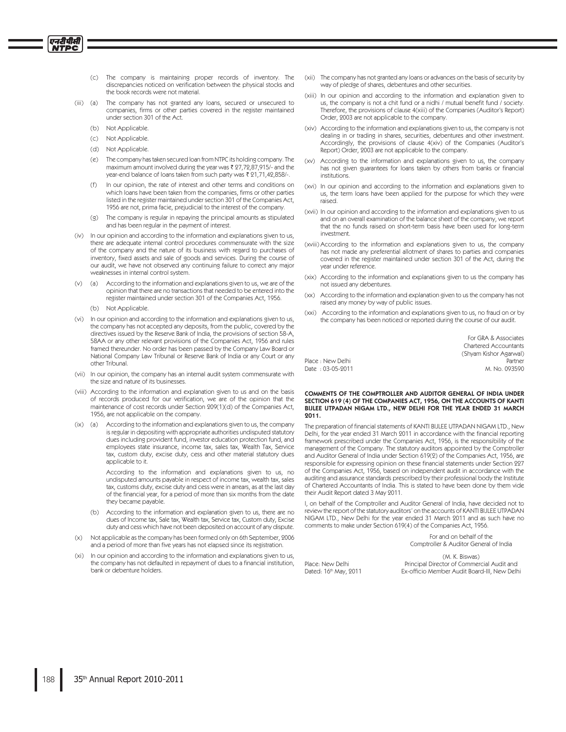(c) The company is maintaining proper records of inventory. The discrepancies noticed on verification between the physical stocks and the book records were not material.

(iii) (a) The company has not granted any loans, secured or unsecured to companies, firms or other parties covered in the register maintained under section 301 of the Act.

(b) Not Applicable.

(c) Not Applicable.

(d) Not Applicable.

(e) The company has taken secured loan from NTPC its holding company. The maximum amount involved during the year was ₹ 27,72,87,915/- and the year-end balance of loans taken from such party was ₹ 21,71,42,858/-.

(f) In our opinion, the rate of interest and other terms and conditions on which loans have been taken from the companies, firms or other parties listed in the register maintained under section 301 of the Companies Act, 1956 are not, prima facie, prejudicial to the interest of the company.

(g) The company is regular in repaying the principal amounts as stipulated and has been regular in the payment of interest.

(iv) In our opinion and according to the information and explanations given to us, there are adequate internal control procedures commensurate with the size of the company and the nature of its business with regard to purchases of inventory, fixed assets and sale of goods and services. During the course of our audit, we have not observed any continuing failure to correct any major weaknesses in internal control system.

(v) (a) According to the information and explanations given to us, we are of the opinion that there are no transactions that needed to be entered into the register maintained under section 301 of the Companies Act, 1956.

(b) Not Applicable.

(vi) In our opinion and according to the information and explanations given to us, the company has not accepted any deposits, from the public, covered by the directives issued by the Reserve Bank of India, the provisions of section 58-A, 58AA or any other relevant provisions of the Companies Act, 1956 and rules framed thereunder. No order has been passed by the Company Law Board or National Company Law Tribunal or Reserve Bank of India or any Court or any other Tribunal.

(vii) In our opinion, the company has an internal audit system commensurate with the size and nature of its businesses.

(viii) According to the information and explanation given to us and on the basis of records produced for our verification, we are of the opinion that the maintenance of cost records under Section 209(1)(d) of the Companies Act, 1956, are not applicable on the company.

(ix) (a) According to the information and explanations given to us, the company is regular in depositing with appropriate authorities undisputed statutory dues including provident fund, investor education protection fund, and employees state insurance, income tax, sales tax, Wealth Tax, Service tax, custom duty, excise duty, cess and other material statutory dues applicable to it.

According to the information and explanations given to us, no undisputed amounts payable in respect of income tax, wealth tax, sales tax, customs duty, excise duty and cess were in arrears, as at the last day of the financial year, for a period of more than six months from the date they became payable.

(b) According to the information and explanation given to us, there are no dues of Income tax, Sale tax, Wealth tax, Service tax, Custom duty, Excise duty and cess which have not been deposited on account of any dispute.

(x) Not applicable as the company has been formed only on 6th September, 2006 and a period of more than five years has not elapsed since its registration.

(xi) In our opinion and according to the information and explanations given to us, the company has not defaulted in repayment of dues to a financial institution, bank or debenture holders.

(xii) The company has not granted any loans or advances on the basis of security by way of pledge of shares, debentures and other securities.

(xiii) In our opinion and according to the information and explanation given to us, the company is not a chit fund or a nidhi / mutual benefit fund / society. Therefore, the provisions of clause 4(xiii) of the Companies (Auditor's Report) Order, 2003 are not applicable to the company.

(xiv) According to the information and explanations given to us, the company is not dealing in or trading in shares, securities, debentures and other investment. Accordingly, the provisions of clause 4(xiv) of the Companies (Auditor's Report) Order, 2003 are not applicable to the company.

(xv) According to the information and explanations given to us, the company has not given guarantees for loans taken by others from banks or financial institutions.

(xvi) In our opinion and according to the information and explanations given to us, the term loans have been applied for the purpose for which they were raised.

(xvii) In our opinion and according to the information and explanations given to us and on an overall examination of the balance sheet of the company, we report that the no funds raised on short-term basis have been used for long-term investment.

(xviii) According to the information and explanations given to us, the company has not made any preferential allotment of shares to parties and companies covered in the register maintained under section 301 of the Act, during the year under reference.

(xix) According to the information and explanations given to us the company has not issued any debentures.

(xx) According to the information and explanation given to us the company has not raised any money by way of public issues.

(xxi) According to the information and explanations given to us, no fraud on or by the company has been noticed or reported during the course of our audit.

For GRA & Associates
Chartered Accountants
(Shyam Kishor Agarwal)
Partner
M. No. 093590

Place : New Delhi
Date : 03-05-2011

**COMMENTS OF THE COMPTROLLER AND AUDITOR GENERAL OF INDIA UNDER SECTION 619 (4) OF THE COMPANIES ACT, 1956, ON THE ACCOUNTS OF KANTI BIJLEE UTPADAN NIGAM LTD., NEW DELHI FOR THE YEAR ENDED 31 MARCH 2011.**

The preparation of financial statements of KANTI BIJLEE UTPADAN NIGAM LTD., New Delhi, for the year ended 31 March 2011 in accordance with the financial reporting framework prescribed under the Companies Act, 1956, is the responsibility of the management of the Company. The statutory auditors appointed by the Comptroller and Auditor General of India under Section 619(2) of the Companies Act, 1956, are responsible for expressing opinion on these financial statements under Section 227 of the Companies Act, 1956, based on independent audit in accordance with the auditing and assurance standards prescribed by their professional body the Institute of Chartered Accountants of India. This is stated to have been done by them vide their Audit Report dated 3 May 2011.

I, on behalf of the Comptroller and Auditor General of India, have decided not to review the report of the statutory auditors' on the accounts of KANTI BIJLEE UTPADAN NIGAM LTD., New Delhi for the year ended 31 March 2011 and as such have no comments to make under Section 619(4) of the Companies Act, 1956.

For and on behalf of the
Comptroller & Auditor General of India

(M. K. Biswas)
Principal Director of Commercial Audit and
Ex-officio Member Audit Board-III, New Delhi

Place: New Delhi
Dated: 16th May, 2011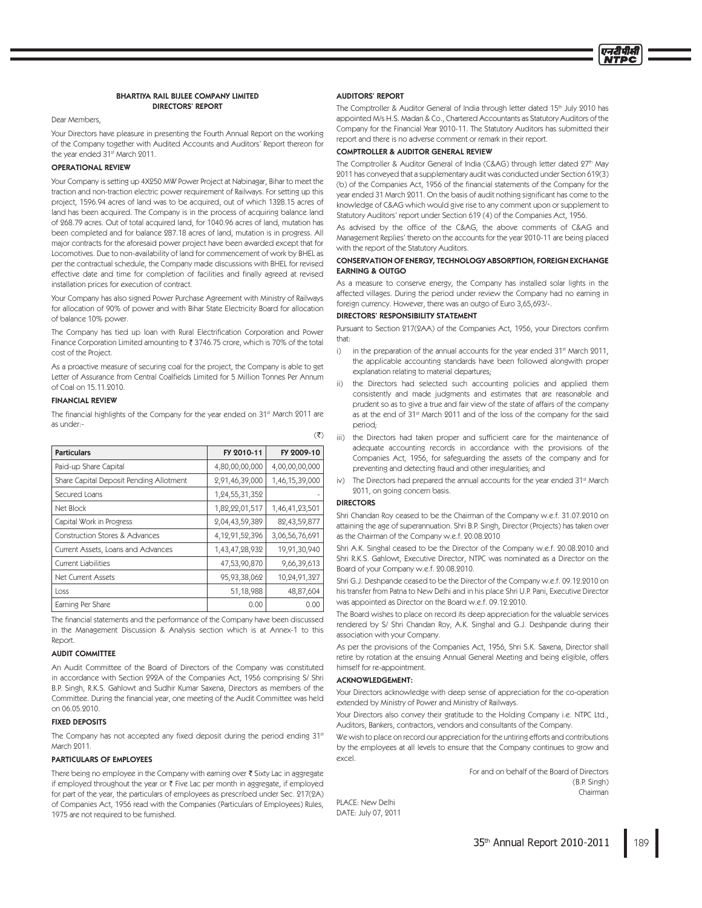## BHARTIYA RAIL BIJLEE COMPANY LIMITED
## DIRECTORS' REPORT

Dear Members,

Your Directors have pleasure in presenting the Fourth Annual Report on the working of the Company together with Audited Accounts and Auditors' Report thereon for the year ended 31st March 2011.

### OPERATIONAL REVIEW

Your Company is setting up 4X250 MW Power Project at Nabinagar, Bihar to meet the traction and non-traction electric power requirement of Railways. For setting up this project, 1596.94 acres of land was to be acquired, out of which 1328.15 acres of land has been acquired. The Company is in the process of acquiring balance land of 268.79 acres. Out of total acquired land, for 1040.96 acres of land, mutation has been completed and for balance 287.18 acres of land, mutation is in progress. All major contracts for the aforesaid power project have been awarded except that for Locomotives. Due to non-availability of land for commencement of work by BHEL as per the contractual schedule, the Company made discussions with BHEL for revised effective date and time for completion of facilities and finally agreed at revised installation prices for execution of contract.

Your Company has also signed Power Purchase Agreement with Ministry of Railways for allocation of 90% of power and with Bihar State Electricity Board for allocation of balance 10% power.

The Company has tied up loan with Rural Electrification Corporation and Power Finance Corporation Limited amounting to ₹ 3746.75 crore, which is 70% of the total cost of the Project.

As a proactive measure of securing coal for the project, the Company is able to get Letter of Assurance from Central Coalfields Limited for 5 Million Tonnes Per Annum of Coal on 15.11.2010.

### FINANCIAL REVIEW

The financial highlights of the Company for the year ended on 31st March 2011 are as under:-

(₹)

| Particulars | FY 2010-11 | FY 2009-10 |
|---|---|---|
| Paid-up Share Capital | 4,80,00,00,000 | 4,00,00,00,000 |
| Share Capital Deposit Pending Allotment | 2,91,46,39,000 | 1,46,15,39,000 |
| Secured Loans | 1,24,55,31,352 | - |
| Net Block | 1,82,22,01,517 | 1,46,41,23,501 |
| Capital Work in Progress | 2,04,43,59,389 | 82,43,59,877 |
| Construction Stores & Advances | 4,12,91,52,396 | 3,06,56,76,691 |
| Current Assets, Loans and Advances | 1,43,47,28,932 | 19,91,30,940 |
| Current Liabilities | 47,53,90,870 | 9,66,39,613 |
| Net Current Assets | 95,93,38,062 | 10,24,91,327 |
| Loss | 51,18,988 | 48,87,604 |
| Earning Per Share | 0.00 | 0.00 |

The financial statements and the performance of the Company have been discussed in the Management Discussion & Analysis section which is at Annex-1 to this Report.

### AUDIT COMMITTEE

An Audit Committee of the Board of Directors of the Company was constituted in accordance with Section 292A of the Companies Act, 1956 comprising S/ Shri B.P. Singh, R.K.S. Gahlowt and Sudhir Kumar Saxena, Directors as members of the Committee. During the financial year, one meeting of the Audit Committee was held on 06.05.2010.

### FIXED DEPOSITS

The Company has not accepted any fixed deposit during the period ending 31st March 2011.

### PARTICULARS OF EMPLOYEES

There being no employee in the Company with earning over ₹ Sixty Lac in aggregate if employed throughout the year or ₹ Five Lac per month in aggregate, if employed for part of the year, the particulars of employees as prescribed under Sec. 217(2A) of Companies Act, 1956 read with the Companies (Particulars of Employees) Rules, 1975 are not required to be furnished.

### AUDITORS' REPORT

The Comptroller & Auditor General of India through letter dated 15th July 2010 has appointed M/s H.S. Madan & Co., Chartered Accountants as Statutory Auditors of the Company for the Financial Year 2010-11. The Statutory Auditors has submitted their report and there is no adverse comment or remark in their report.

### COMPTROLLER & AUDITOR GENERAL REVIEW

The Comptroller & Auditor General of India (C&AG) through letter dated 27th May 2011 has conveyed that a supplementary audit was conducted under Section 619(3) (b) of the Companies Act, 1956 of the financial statements of the Company for the year ended 31 March 2011. On the basis of audit nothing significant has come to the knowledge of C&AG which would give rise to any comment upon or supplement to Statutory Auditors' report under Section 619 (4) of the Companies Act, 1956.

As advised by the office of the C&AG, the above comments of C&AG and Management Replies' thereto on the accounts for the year 2010-11 are being placed with the report of the Statutory Auditors.

### CONSERVATION OF ENERGY, TECHNOLOGY ABSORPTION, FOREIGN EXCHANGE EARNING & OUTGO

As a measure to conserve energy, the Company has installed solar lights in the affected villages. During the period under review the Company had no earning in foreign currency. However, there was an outgo of Euro 3,65,693/-.

### DIRECTORS' RESPONSIBILITY STATEMENT

Pursuant to Section 217(2AA) of the Companies Act, 1956, your Directors confirm that:

i) in the preparation of the annual accounts for the year ended 31st March 2011, the applicable accounting standards have been followed alongwith proper explanation relating to material departures;

ii) the Directors had selected such accounting policies and applied them consistently and made judgments and estimates that are reasonable and prudent so as to give a true and fair view of the state of affairs of the company as at the end of 31st March 2011 and of the loss of the company for the said period;

iii) the Directors had taken proper and sufficient care for the maintenance of adequate accounting records in accordance with the provisions of the Companies Act, 1956, for safeguarding the assets of the company and for preventing and detecting fraud and other irregularities; and

iv) The Directors had prepared the annual accounts for the year ended 31st March 2011, on going concern basis.

### DIRECTORS

Shri Chandan Roy ceased to be the Chairman of the Company w.e.f. 31.07.2010 on attaining the age of superannuation. Shri B.P. Singh, Director (Projects) has taken over as the Chairman of the Company w.e.f. 20.08.2010

Shri A.K. Singhal ceased to be the Director of the Company w.e.f. 20.08.2010 and Shri R.K.S. Gahlowt, Executive Director, NTPC was nominated as a Director on the Board of your Company w.e.f. 20.08.2010.

Shri G.J. Deshpande ceased to be the Director of the Company w.e.f. 09.12.2010 on his transfer from Patna to New Delhi and in his place Shri U.P. Pani, Executive Director was appointed as Director on the Board w.e.f. 09.12.2010.

The Board wishes to place on record its deep appreciation for the valuable services rendered by S/ Shri Chandan Roy, A.K. Singhal and G.J. Deshpande during their association with your Company.

As per the provisions of the Companies Act, 1956, Shri S.K. Saxena, Director shall retire by rotation at the ensuing Annual General Meeting and being eligible, offers himself for re-appointment.

### ACKNOWLEDGEMENT:

Your Directors acknowledge with deep sense of appreciation for the co-operation extended by Ministry of Power and Ministry of Railways.

Your Directors also convey their gratitude to the Holding Company i.e. NTPC Ltd., Auditors, Bankers, contractors, vendors and consultants of the Company.

We wish to place on record our appreciation for the untiring efforts and contributions by the employees at all levels to ensure that the Company continues to grow and excel.

For and on behalf of the Board of Directors
(B.P. Singh)
Chairman

PLACE: New Delhi
DATE: July 07, 2011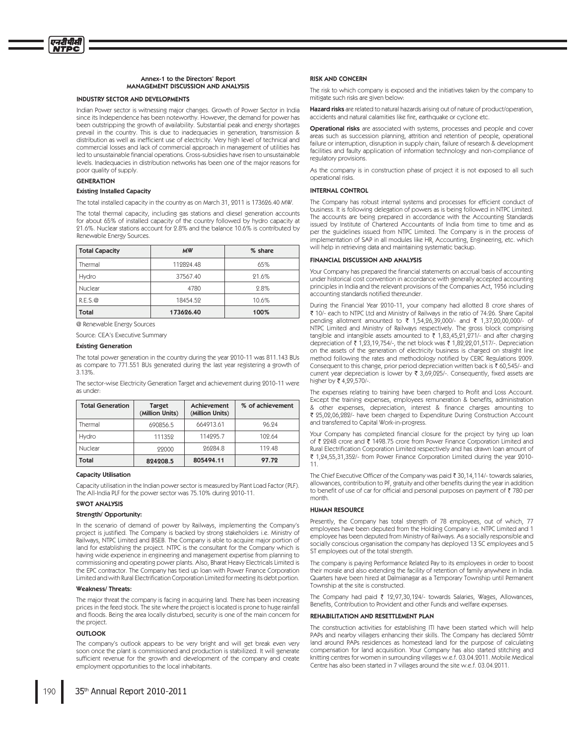### Annex-1 to the Directors' Report
### MANAGEMENT DISCUSSION AND ANALYSIS

#### INDUSTRY SECTOR AND DEVELOPMENTS

Indian Power sector is witnessing major changes. Growth of Power Sector in India since its Independence has been noteworthy. However, the demand for power has been outstripping the growth of availability. Substantial peak and energy shortages prevail in the country. This is due to inadequacies in generation, transmission & distribution as well as inefficient use of electricity. Very high level of technical and commercial losses and lack of commercial approach in management of utilities has led to unsustainable financial operations. Cross-subsidies have risen to unsustainable levels. Inadequacies in distribution networks has been one of the major reasons for poor quality of supply.

#### GENERATION

##### Existing Installed Capacity

The total installed capacity in the country as on March 31, 2011 is 173626.40 MW.

The total thermal capacity, including gas stations and diesel generation accounts for about 65% of installed capacity of the country followed by hydro capacity at 21.6%. Nuclear stations account for 2.8% and the balance 10.6% is contributed by Renewable Energy Sources.

| Total Capacity | MW | % share |
|---|---|---|
| Thermal | 112824.48 | 65% |
| Hydro | 37567.40 | 21.6% |
| Nuclear | 4780 | 2.8% |
| R.E.S.@ | 18454.52 | 10.6% |
| **Total** | **173626.40** | **100%** |

@ Renewable Energy Sources

Source: CEA's Executive Summary

##### Existing Generation

The total power generation in the country during the year 2010-11 was 811.143 BUs as compare to 771.551 BUs generated during the last year registering a growth of 3.13%.

The sector-wise Electricity Generation Target and achievement during 2010-11 were as under:

| Total Generation | Target (Million Units) | Achievement (Million Units) | % of achievement |
|---|---|---|---|
| Thermal | 690856.5 | 664913.61 | 96.24 |
| Hydro | 111352 | 114295.7 | 102.64 |
| Nuclear | 22000 | 26284.8 | 119.48 |
| **Total** | **824208.5** | **805494.11** | **97.72** |

##### Capacity Utilisation

Capacity utilisation in the Indian power sector is measured by Plant Load Factor (PLF). The All-India PLF for the power sector was 75.10% during 2010-11.

#### SWOT ANALYSIS

##### Strength/ Opportunity:

In the scenario of demand of power by Railways, implementing the Company's project is justified. The Company is backed by strong stakeholders i.e. Ministry of Railways, NTPC Limited and BSEB. The Company is able to acquire major portion of land for establishing the project. NTPC is the consultant for the Company which is having wide experience in engineering and management expertise from planning to commissioning and operating power plants. Also, Bharat Heavy Electricals Limited is the EPC contractor. The Company has tied up loan with Power Finance Corporation Limited and with Rural Electrification Corporation Limited for meeting its debt portion.

##### Weakness/ Threats:

The major threat the company is facing in acquiring land. There has been increasing prices in the feed stock. The site where the project is located is prone to huge rainfall and floods. Being the area locally disturbed, security is one of the main concern for the project.

#### OUTLOOK

The company's outlook appears to be very bright and will get break even very soon once the plant is commissioned and production is stabilized. It will generate sufficient revenue for the growth and development of the company and create employment opportunities to the local inhabitants.

#### RISK AND CONCERN

The risk to which company is exposed and the initiatives taken by the company to mitigate such risks are given below:

**Hazard risks** are related to natural hazards arising out of nature of product/operation, accidents and natural calamities like fire, earthquake or cyclone etc.

**Operational risks** are associated with systems, processes and people and cover areas such as succession planning, attrition and retention of people, operational failure or interruption, disruption in supply chain, failure of research & development facilities and faulty application of information technology and non-compliance of regulatory provisions.

As the company is in construction phase of project it is not exposed to all such operational risks.

#### INTERNAL CONTROL

The Company has robust internal systems and processes for efficient conduct of business. It is following delegation of powers as is being followed in NTPC Limited. The accounts are being prepared in accordance with the Accounting Standards issued by Institute of Chartered Accountants of India from time to time and as per the guidelines issued from NTPC Limited. The Company is in the process of implementation of SAP in all modules like HR, Accounting, Engineering, etc. which will help in retrieving data and maintaining systematic backup.

#### FINANCIAL DISCUSSION AND ANALYSIS

Your Company has prepared the financial statements on accrual basis of accounting under historical cost convention in accordance with generally accepted accounting principles in India and the relevant provisions of the Companies Act, 1956 including accounting standards notified thereunder.

During the Financial Year 2010-11, your company had allotted 8 crore shares of ₹ 10/- each to NTPC Ltd and Ministry of Railways in the ratio of 74:26. Share Capital pending allotment amounted to ₹ 1,54,26,39,000/- and ₹ 1,37,20,00,000/- of NTPC Limited and Ministry of Railways respectively. The gross block comprising tangible and intangible assets amounted to ₹ 1,83,45,21,271/- and after charging depreciation of ₹ 1,23,19,754/-, the net block was ₹ 1,82,22,01,517/-. Depreciation on the assets of the generation of electricity business is charged on straight line method following the rates and methodology notified by CERC Regulations 2009. Consequent to this change, prior period depreciation written back is ₹ 60,545/- and current year depreciation is lower by ₹ 3,69,025/-. Consequently, fixed assets are higher by ₹ 4,29,570/-.

The expenses relating to training have been charged to Profit and Loss Account. Except the training expenses, employees remuneration & benefits, administration & other expenses, depreciation, interest & finance charges amounting to ₹ 25,02,06,282/- have been charged to Expenditure During Construction Account and transferred to Capital Work-in-progress.

Your Company has completed financial closure for the project by tying up loan of ₹ 2248 crore and ₹ 1498.75 crore from Power Finance Corporation Limited and Rural Electrification Corporation Limited respectively and has drawn loan amount of ₹ 1,24,55,31,352/- from Power Finance Corporation Limited during the year 2010-11.

The Chief Executive Officer of the Company was paid ₹ 30,14,114/- towards salaries, allowances, contribution to PF, gratuity and other benefits during the year in addition to benefit of use of car for official and personal purposes on payment of ₹ 780 per month.

#### HUMAN RESOURCE

Presently, the Company has total strength of 78 employees, out of which, 77 employees have been deputed from the Holding Company i.e. NTPC Limited and 1 employee has been deputed from Ministry of Railways. As a socially responsible and socially conscious organisation the company has deployed 13 SC employees and 5 ST employees out of the total strength.

The company is paying Performance Related Pay to its employees in order to boost their morale and also extending the facility of retention of family anywhere in India. Quarters have been hired at Dalmianagar as a Temporary Township until Permanent Township at the site is constructed.

The Company had paid ₹ 12,97,30,124/- towards Salaries, Wages, Allowances, Benefits, Contribution to Provident and other Funds and welfare expenses.

#### REHABILITATION AND RESETTLEMENT PLAN

The construction activities for establishing ITI have been started which will help PAPs and nearby villagers enhancing their skills. The Company has declared 50mtr land around PAPs residences as homestead land for the purpose of calculating compensation for land acquisition. Your Company has also started stitching and knitting centres for women in surrounding villages w.e.f. 03.04.2011. Mobile Medical Centre has also been started in 7 villages around the site w.e.f. 03.04.2011.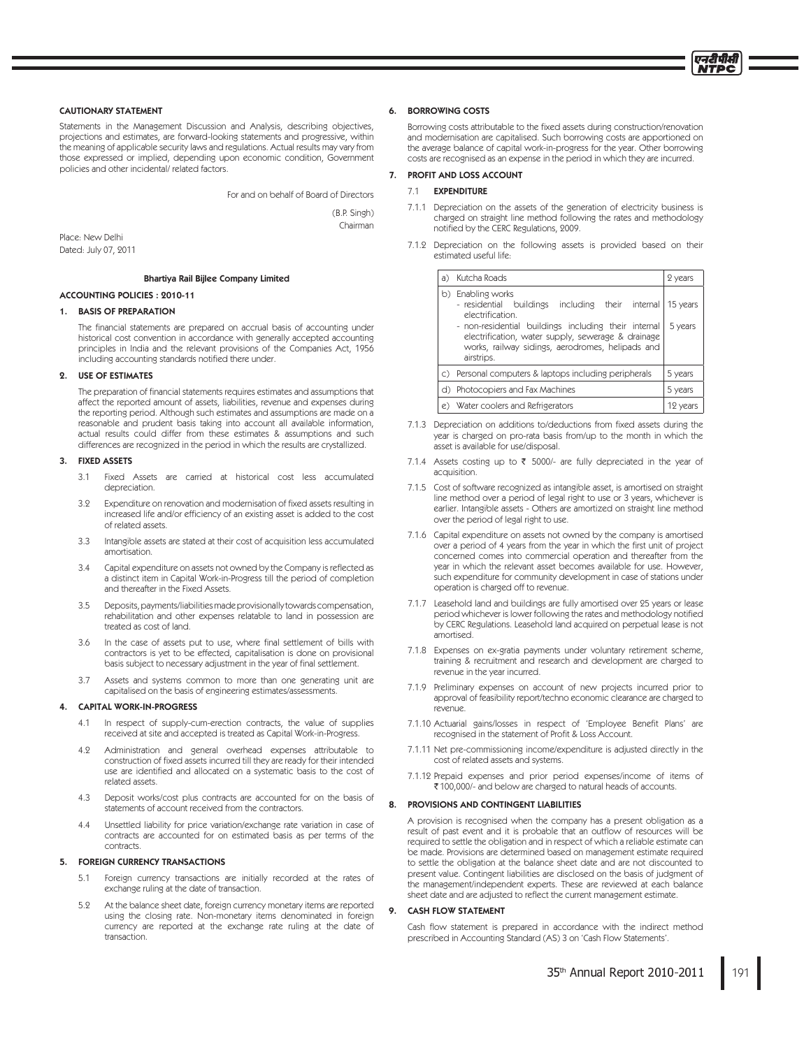**CAUTIONARY STATEMENT**

Statements in the Management Discussion and Analysis, describing objectives, projections and estimates, are forward-looking statements and progressive, within the meaning of applicable security laws and regulations. Actual results may vary from those expressed or implied, depending upon economic condition, Government policies and other incidental/ related factors.

For and on behalf of Board of Directors

(B.P. Singh)
Chairman

Place: New Delhi
Dated: July 07, 2011

**Bhartiya Rail Bijlee Company Limited**

**ACCOUNTING POLICIES : 2010-11**

**1. BASIS OF PREPARATION**

The financial statements are prepared on accrual basis of accounting under historical cost convention in accordance with generally accepted accounting principles in India and the relevant provisions of the Companies Act, 1956 including accounting standards notified there under.

**2. USE OF ESTIMATES**

The preparation of financial statements requires estimates and assumptions that affect the reported amount of assets, liabilities, revenue and expenses during the reporting period. Although such estimates and assumptions are made on a reasonable and prudent basis taking into account all available information, actual results could differ from these estimates & assumptions and such differences are recognized in the period in which the results are crystallized.

**3. FIXED ASSETS**

3.1 Fixed Assets are carried at historical cost less accumulated depreciation.

3.2 Expenditure on renovation and modernisation of fixed assets resulting in increased life and/or efficiency of an existing asset is added to the cost of related assets.

3.3 Intangible assets are stated at their cost of acquisition less accumulated amortisation.

3.4 Capital expenditure on assets not owned by the Company is reflected as a distinct item in Capital Work-in-Progress till the period of completion and thereafter in the Fixed Assets.

3.5 Deposits, payments/liabilities made provisionally towards compensation, rehabilitation and other expenses relatable to land in possession are treated as cost of land.

3.6 In the case of assets put to use, where final settlement of bills with contractors is yet to be effected, capitalisation is done on provisional basis subject to necessary adjustment in the year of final settlement.

3.7 Assets and systems common to more than one generating unit are capitalised on the basis of engineering estimates/assessments.

**4. CAPITAL WORK-IN-PROGRESS**

4.1 In respect of supply-cum-erection contracts, the value of supplies received at site and accepted is treated as Capital Work-in-Progress.

4.2 Administration and general overhead expenses attributable to construction of fixed assets incurred till they are ready for their intended use are identified and allocated on a systematic basis to the cost of related assets.

4.3 Deposit works/cost plus contracts are accounted for on the basis of statements of account received from the contractors.

4.4 Unsettled liability for price variation/exchange rate variation in case of contracts are accounted for on estimated basis as per terms of the contracts.

**5. FOREIGN CURRENCY TRANSACTIONS**

5.1 Foreign currency transactions are initially recorded at the rates of exchange ruling at the date of transaction.

5.2 At the balance sheet date, foreign currency monetary items are reported using the closing rate. Non-monetary items denominated in foreign currency are reported at the exchange rate ruling at the date of transaction.

**6. BORROWING COSTS**

Borrowing costs attributable to the fixed assets during construction/renovation and modernisation are capitalised. Such borrowing costs are apportioned on the average balance of capital work-in-progress for the year. Other borrowing costs are recognised as an expense in the period in which they are incurred.

**7. PROFIT AND LOSS ACCOUNT**

7.1 **EXPENDITURE**

7.1.1 Depreciation on the assets of the generation of electricity business is charged on straight line method following the rates and methodology notified by the CERC Regulations, 2009.

7.1.2 Depreciation on the following assets is provided based on their estimated useful life:

| | |
|---|---|
| a) Kutcha Roads | 2 years |
| b) Enabling works<br>- residential buildings including their internal electrification.<br>- non-residential buildings including their internal electrification, water supply, sewerage & drainage works, railway sidings, aerodromes, helipads and airstrips. | 15 years<br><br>5 years |
| c) Personal computers & laptops including peripherals | 5 years |
| d) Photocopiers and Fax Machines | 5 years |
| e) Water coolers and Refrigerators | 12 years |

7.1.3 Depreciation on additions to/deductions from fixed assets during the year is charged on pro-rata basis from/up to the month in which the asset is available for use/disposal.

7.1.4 Assets costing up to ₹ 5000/- are fully depreciated in the year of acquisition.

7.1.5 Cost of software recognized as intangible asset, is amortised on straight line method over a period of legal right to use or 3 years, whichever is earlier. Intangible assets - Others are amortized on straight line method over the period of legal right to use.

7.1.6 Capital expenditure on assets not owned by the company is amortised over a period of 4 years from the year in which the first unit of project concerned comes into commercial operation and thereafter from the year in which the relevant asset becomes available for use. However, such expenditure for community development in case of stations under operation is charged off to revenue.

7.1.7 Leasehold land and buildings are fully amortised over 25 years or lease period whichever is lower following the rates and methodology notified by CERC Regulations. Leasehold land acquired on perpetual lease is not amortised.

7.1.8 Expenses on ex-gratia payments under voluntary retirement scheme, training & recruitment and research and development are charged to revenue in the year incurred.

7.1.9 Preliminary expenses on account of new projects incurred prior to approval of feasibility report/techno economic clearance are charged to revenue.

7.1.10 Actuarial gains/losses in respect of 'Employee Benefit Plans' are recognised in the statement of Profit & Loss Account.

7.1.11 Net pre-commissioning income/expenditure is adjusted directly in the cost of related assets and systems.

7.1.12 Prepaid expenses and prior period expenses/income of items of ₹ 100,000/- and below are charged to natural heads of accounts.

**8. PROVISIONS AND CONTINGENT LIABILITIES**

A provision is recognised when the company has a present obligation as a result of past event and it is probable that an outflow of resources will be required to settle the obligation and in respect of which a reliable estimate can be made. Provisions are determined based on management estimate required to settle the obligation at the balance sheet date and are not discounted to present value. Contingent liabilities are disclosed on the basis of judgment of the management/independent experts. These are reviewed at each balance sheet date and are adjusted to reflect the current management estimate.

**9. CASH FLOW STATEMENT**

Cash flow statement is prepared in accordance with the indirect method prescribed in Accounting Standard (AS) 3 on 'Cash Flow Statements'.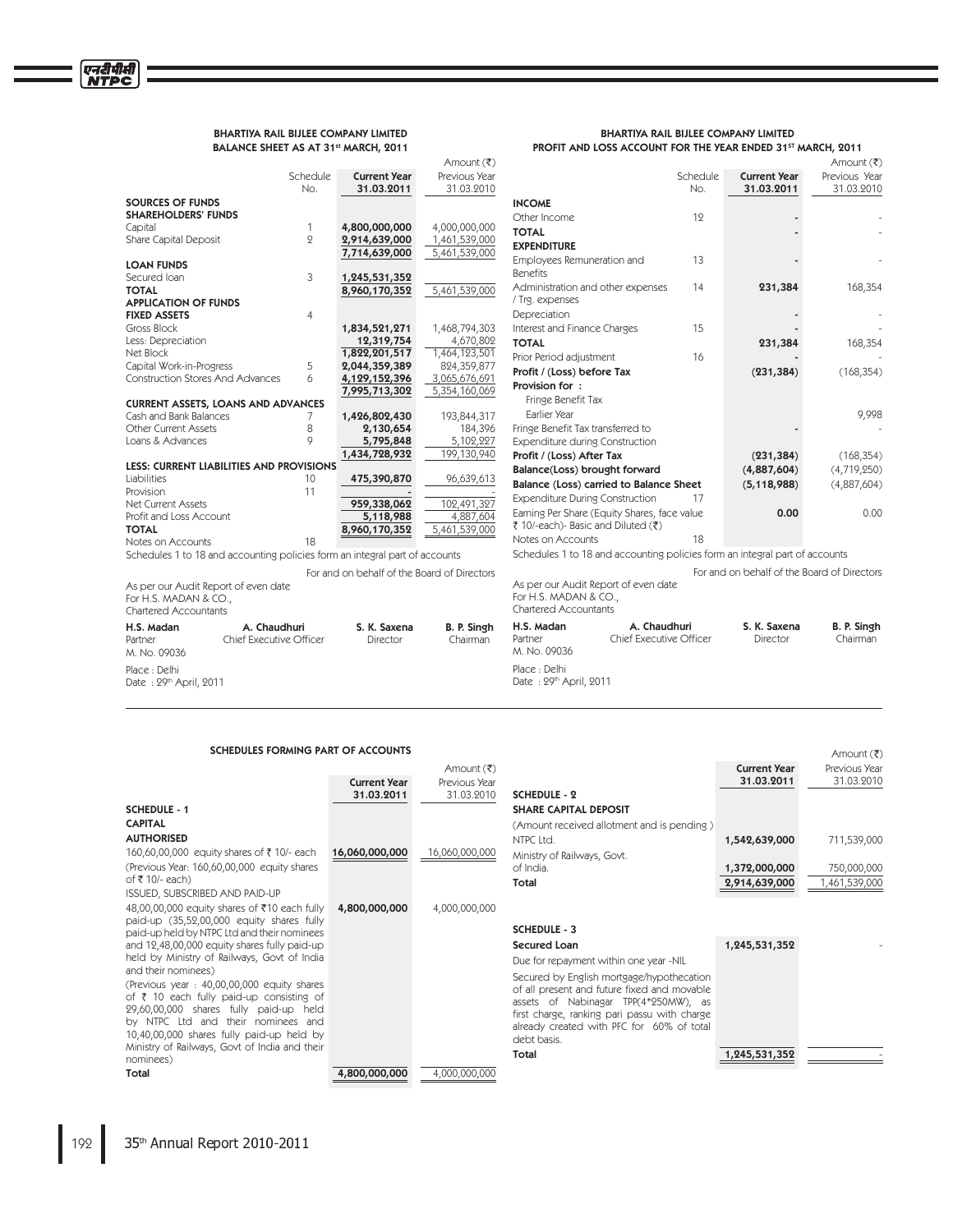## BHARTIYA RAIL BIJLEE COMPANY LIMITED
## BALANCE SHEET AS AT 31st MARCH, 2011

Amount (₹)

| | Schedule No. | Current Year 31.03.2011 | Previous Year 31.03.2010 |
|---|---|---|---|
| **SOURCES OF FUNDS** | | | |
| **SHAREHOLDERS' FUNDS** | | | |
| Capital | 1 | 4,800,000,000 | 4,000,000,000 |
| Share Capital Deposit | 2 | 2,914,639,000 | 1,461,539,000 |
| | | 7,714,639,000 | 5,461,539,000 |
| **LOAN FUNDS** | | | |
| Secured loan | 3 | 1,245,531,352 | |
| **TOTAL** | | 8,960,170,352 | 5,461,539,000 |
| **APPLICATION OF FUNDS** | | | |
| **FIXED ASSETS** | 4 | | |
| Gross Block | | 1,834,521,271 | 1,468,794,303 |
| Less: Depreciation | | 12,319,754 | 4,670,802 |
| Net Block | | 1,822,201,517 | 1,464,123,501 |
| Capital Work-in-Progress | 5 | 2,044,359,389 | 824,359,877 |
| Construction Stores And Advances | 6 | 4,129,152,396 | 3,065,676,691 |
| | | 7,995,713,302 | 5,354,160,069 |
| **CURRENT ASSETS, LOANS AND ADVANCES** | | | |
| Cash and Bank Balances | 7 | 1,426,802,430 | 193,844,317 |
| Other Current Assets | 8 | 2,130,654 | 184,396 |
| Loans & Advances | 9 | 5,795,848 | 5,102,227 |
| | | 1,434,728,932 | 199,130,940 |
| **LESS: CURRENT LIABILITIES AND PROVISIONS** | | | |
| Liabilities | 10 | 475,390,870 | 96,639,613 |
| Provision | 11 | - | - |
| Net Current Assets | | 959,338,062 | 102,491,327 |
| Profit and Loss Account | | 5,118,988 | 4,887,604 |
| **TOTAL** | | 8,960,170,352 | 5,461,539,000 |
| Notes on Accounts | 18 | | |

Schedules 1 to 18 and accounting policies form an integral part of accounts

For and on behalf of the Board of Directors

As per our Audit Report of even date
For H.S. MADAN & CO.,
Chartered Accountants

| H.S. Madan | A. Chaudhuri | S. K. Saxena | B. P. Singh |
|---|---|---|---|
| Partner | Chief Executive Officer | Director | Chairman |
| M. No. 09036 | | | |

Place : Delhi
Date : 29th April, 2011

## BHARTIYA RAIL BIJLEE COMPANY LIMITED
## PROFIT AND LOSS ACCOUNT FOR THE YEAR ENDED 31ST MARCH, 2011

Amount (₹)

| | Schedule No. | Current Year 31.03.2011 | Previous Year 31.03.2010 |
|---|---|---|---|
| **INCOME** | | | |
| Other Income | 12 | - | - |
| **TOTAL** | | - | - |
| **EXPENDITURE** | | | |
| Employees Remuneration and Benefits | 13 | - | - |
| Administration and other expenses / Trg. expenses | 14 | 231,384 | 168,354 |
| Depreciation | | - | - |
| Interest and Finance Charges | 15 | - | - |
| **TOTAL** | | 231,384 | 168,354 |
| Prior Period adjustment | 16 | - | - |
| **Profit / (Loss) before Tax** | | (231,384) | (168,354) |
| **Provision for :** | | | |
| Fringe Benefit Tax | | | |
| Earlier Year | | | 9,998 |
| Fringe Benefit Tax transferred to Expenditure during Construction | | - | - |
| **Profit / (Loss) After Tax** | | (231,384) | (168,354) |
| **Balance(Loss) brought forward** | | (4,887,604) | (4,719,250) |
| **Balance (Loss) carried to Balance Sheet** | | (5,118,988) | (4,887,604) |
| Expenditure During Construction | 17 | | |
| Earning Per Share (Equity Shares, face value ₹ 10/-each)- Basic and Diluted (₹) | | 0.00 | 0.00 |
| Notes on Accounts | 18 | | |

Schedules 1 to 18 and accounting policies form an integral part of accounts

For and on behalf of the Board of Directors

As per our Audit Report of even date
For H.S. MADAN & CO.,
Chartered Accountants

| H.S. Madan | A. Chaudhuri | S. K. Saxena | B. P. Singh |
|---|---|---|---|
| Partner | Chief Executive Officer | Director | Chairman |
| M. No. 09036 | | | |

Place : Delhi
Date : 29th April, 2011

## SCHEDULES FORMING PART OF ACCOUNTS

Amount (₹)

| | Current Year 31.03.2011 | Previous Year 31.03.2010 |
|---|---|---|
| **SCHEDULE - 1** | | |
| **CAPITAL** | | |
| **AUTHORISED** | | |
| 160,60,00,000 equity shares of ₹ 10/- each (Previous Year: 160,60,00,000 equity shares of ₹ 10/- each) | 16,060,000,000 | 16,060,000,000 |
| ISSUED, SUBSCRIBED AND PAID-UP | | |
| 48,00,00,000 equity shares of ₹10 each fully paid-up (35,52,00,000 equity shares fully paid-up held by NTPC Ltd and their nominees and 12,48,00,000 equity shares fully paid-up held by Ministry of Railways, Govt of India and their nominees) (Previous year : 40,00,00,000 equity shares of ₹ 10 each fully paid-up consisting of 29,60,00,000 shares fully paid-up held by NTPC Ltd and their nominees and 10,40,00,000 shares fully paid-up held by Ministry of Railways, Govt of India and their nominees) | 4,800,000,000 | 4,000,000,000 |
| **Total** | 4,800,000,000 | 4,000,000,000 |

Amount (₹)

| | Current Year 31.03.2011 | Previous Year 31.03.2010 |
|---|---|---|
| **SCHEDULE - 2** | | |
| **SHARE CAPITAL DEPOSIT** | | |
| (Amount received allotment and is pending ) | | |
| NTPC Ltd. | 1,542,639,000 | 711,539,000 |
| Ministry of Railways, Govt. of India. | 1,372,000,000 | 750,000,000 |
| **Total** | 2,914,639,000 | 1,461,539,000 |
| **SCHEDULE - 3** | | |
| **Secured Loan** | 1,245,531,352 | - |
| Due for repayment within one year -NIL | | |
| Secured by English mortgage/hypothecation of all present and future fixed and movable assets of Nabinagar TPP(4*250MW), as first charge, ranking pari passu with charge already created with PFC for 60% of total debt basis. | | |
| **Total** | 1,245,531,352 | - |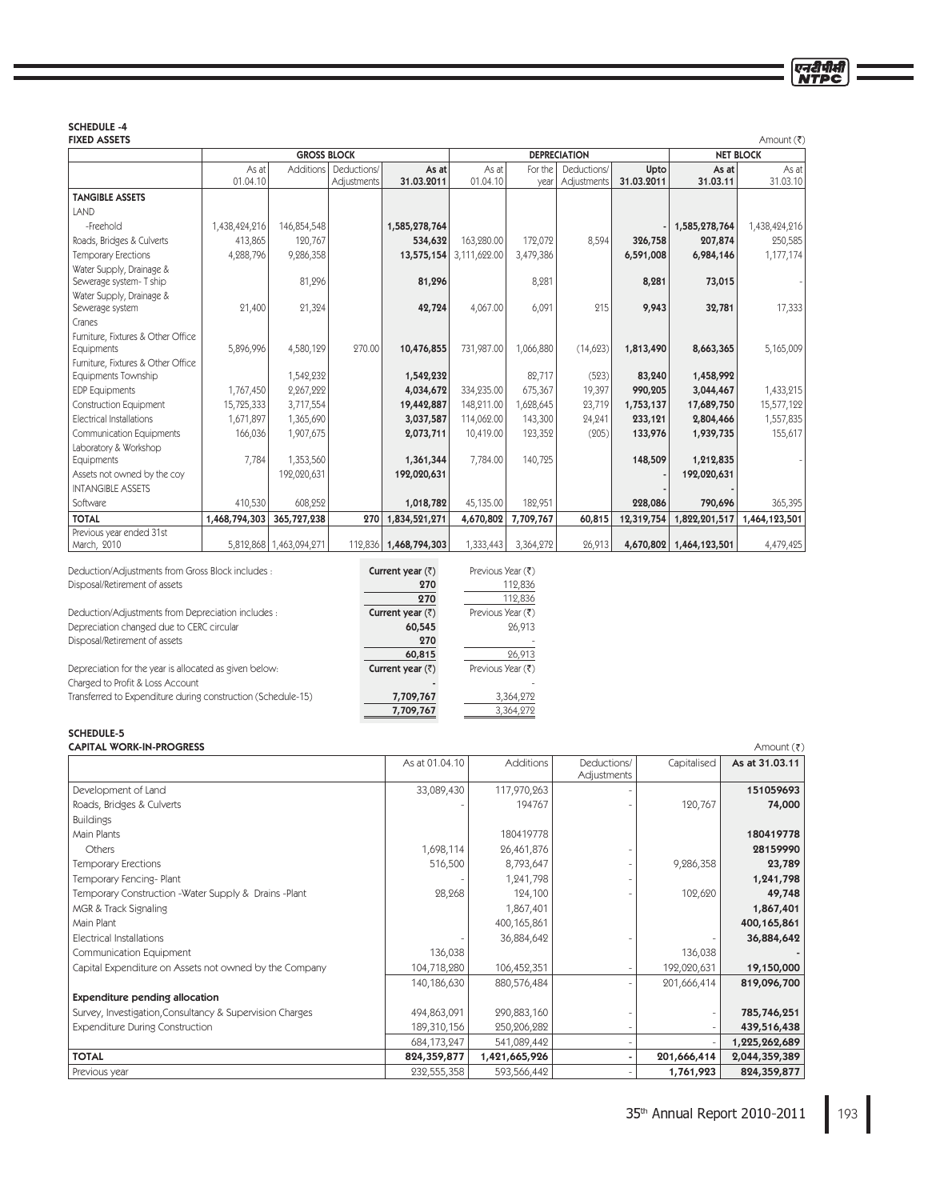## SCHEDULE -4

### FIXED ASSETS

Amount (₹)

| | GROSS BLOCK | | | | DEPRECIATION | | | | NET BLOCK | |
|---|---|---|---|---|---|---|---|---|---|---|
| | As at 01.04.10 | Additions | Deductions/ Adjustments | As at 31.03.2011 | As at 01.04.10 | For the year | Deductions/ Adjustments | Upto 31.03.2011 | As at 31.03.11 | As at 31.03.10 |
| **TANGIBLE ASSETS** | | | | | | | | | | |
| LAND | | | | | | | | | | |
| -Freehold | 1,438,424,216 | 146,854,548 | | **1,585,278,764** | | | | **-** | **1,585,278,764** | 1,438,424,216 |
| Roads, Bridges & Culverts | 413,865 | 120,767 | | **534,632** | 163,280.00 | 172,072 | 8,594 | **326,758** | **207,874** | 250,585 |
| Temporary Erections | 4,288,796 | 9,286,358 | | **13,575,154** | 3,111,622.00 | 3,479,386 | | **6,591,008** | **6,984,146** | 1,177,174 |
| Water Supply, Drainage & Sewerage system- T ship | | 81,296 | | **81,296** | | 8,281 | | **8,281** | **73,015** | - |
| Water Supply, Drainage & Sewerage system | 21,400 | 21,324 | | **42,724** | 4,067.00 | 6,091 | 215 | **9,943** | **32,781** | 17,333 |
| Cranes | | | | | | | | | | |
| Furniture, Fixtures & Other Office Equipments | 5,896,996 | 4,580,129 | 270.00 | **10,476,855** | 731,987.00 | 1,066,880 | (14,623) | **1,813,490** | **8,663,365** | 5,165,009 |
| Furniture, Fixtures & Other Office Equipments Township | | 1,542,232 | | **1,542,232** | | 82,717 | (523) | **83,240** | **1,458,992** | |
| EDP Equipments | 1,767,450 | 2,267,222 | | **4,034,672** | 334,235.00 | 675,367 | 19,397 | **990,205** | **3,044,467** | 1,433,215 |
| Construction Equipment | 15,725,333 | 3,717,554 | | **19,442,887** | 148,211.00 | 1,628,645 | 23,719 | **1,753,137** | **17,689,750** | 15,577,122 |
| Electrical Installations | 1,671,897 | 1,365,690 | | **3,037,587** | 114,062.00 | 143,300 | 24,241 | **233,121** | **2,804,466** | 1,557,835 |
| Communication Equipments | 166,036 | 1,907,675 | | **2,073,711** | 10,419.00 | 123,352 | (205) | **133,976** | **1,939,735** | 155,617 |
| Laboratory & Workshop Equipments | 7,784 | 1,353,560 | | **1,361,344** | 7,784.00 | 140,725 | | **148,509** | **1,212,835** | - |
| Assets not owned by the coy | | 192,020,631 | | **192,020,631** | | | | **-** | **192,020,631** | |
| INTANGIBLE ASSETS | | | | | | | | **-** | **-** | |
| Software | 410,530 | 608,252 | | **1,018,782** | 45,135.00 | 182,951 | | **228,086** | **790,696** | 365,395 |
| **TOTAL** | **1,468,794,303** | **365,727,238** | **270** | **1,834,521,271** | **4,670,802** | **7,709,767** | **60,815** | **12,319,754** | **1,822,201,517** | **1,464,123,501** |
| Previous year ended 31st March, 2010 | | 5,812,868 | 1,463,094,271 | 112,836 | **1,468,794,303** | 1,333,443 | 3,364,272 | 26,913 | **4,670,802** | **1,464,123,501** | 4,479,425 |

| | Current year (₹) | Previous Year (₹) |
|---|---|---|
| Deduction/Adjustments from Gross Block includes : | | |
| Disposal/Retirement of assets | **270** | 112,836 |
| | **270** | 112,836 |
| Deduction/Adjustments from Depreciation includes : | **Current year (₹)** | Previous Year (₹) |
| Depreciation changed due to CERC circular | **60,545** | 26,913 |
| Disposal/Retirement of assets | **270** | - |
| | **60,815** | 26,913 |
| Depreciation for the year is allocated as given below: | **Current year (₹)** | Previous Year (₹) |
| Charged to Profit & Loss Account | **-** | - |
| Transferred to Expenditure during construction (Schedule-15) | **7,709,767** | 3,364,272 |
| | **7,709,767** | 3,364,272 |

## SCHEDULE-5

### CAPITAL WORK-IN-PROGRESS

Amount (₹)

| | As at 01.04.10 | Additions | Deductions/ Adjustments | Capitalised | As at 31.03.11 |
|---|---|---|---|---|---|
| Development of Land | 33,089,430 | 117,970,263 | - | | **151059693** |
| Roads, Bridges & Culverts | - | 194767 | - | 120,767 | **74,000** |
| Buildings | | | | | |
| Main Plants | | 180419778 | | | **180419778** |
| Others | 1,698,114 | 26,461,876 | - | | **28159990** |
| Temporary Erections | 516,500 | 8,793,647 | - | 9,286,358 | **23,789** |
| Temporary Fencing- Plant | - | 1,241,798 | - | | **1,241,798** |
| Temporary Construction -Water Supply & Drains -Plant | 28,268 | 124,100 | - | 102,620 | **49,748** |
| MGR & Track Signaling | | 1,867,401 | | | **1,867,401** |
| Main Plant | | 400,165,861 | | | **400,165,861** |
| Electrical Installations | - | 36,884,642 | - | - | **36,884,642** |
| Communication Equipment | 136,038 | | | 136,038 | **-** |
| Capital Expenditure on Assets not owned by the Company | 104,718,280 | 106,452,351 | - | 192,020,631 | **19,150,000** |
| | 140,186,630 | 880,576,484 | - | 201,666,414 | **819,096,700** |
| **Expenditure pending allocation** | | | | | |
| Survey, Investigation,Consultancy & Supervision Charges | 494,863,091 | 290,883,160 | - | - | **785,746,251** |
| Expenditure During Construction | 189,310,156 | 250,206,282 | - | - | **439,516,438** |
| | 684,173,247 | 541,089,442 | - | - | **1,225,262,689** |
| **TOTAL** | **824,359,877** | **1,421,665,926** | **-** | **201,666,414** | **2,044,359,389** |
| Previous year | 232,555,358 | 593,566,442 | - | **1,761,923** | **824,359,877** |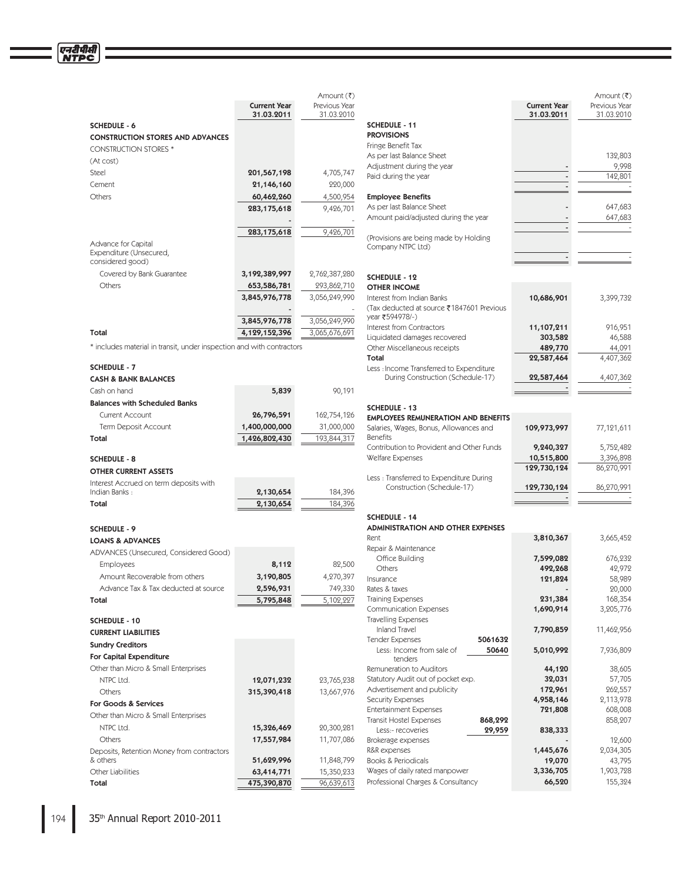Amount (₹)

| | Current Year 31.03.2011 | Previous Year 31.03.2010 |
|---|---|---|
| **SCHEDULE - 6** | | |
| **CONSTRUCTION STORES AND ADVANCES** | | |
| CONSTRUCTION STORES * | | |
| (At cost) | | |
| Steel | 201,567,198 | 4,705,747 |
| Cement | 21,146,160 | 220,000 |
| Others | 60,462,260 | 4,500,954 |
| | 283,175,618 | 9,426,701 |
| | - | - |
| | 283,175,618 | 9,426,701 |
| Advance for Capital Expenditure (Unsecured, considered good) | | |
| Covered by Bank Guarantee | 3,192,389,997 | 2,762,387,280 |
| Others | 653,586,781 | 293,862,710 |
| | 3,845,976,778 | 3,056,249,990 |
| | - | - |
| | 3,845,976,778 | 3,056,249,990 |
| **Total** | 4,129,152,396 | 3,065,676,691 |

* includes material in transit, under inspection and with contractors

| | Current Year 31.03.2011 | Previous Year 31.03.2010 |
|---|---|---|
| **SCHEDULE - 7** | | |
| **CASH & BANK BALANCES** | | |
| Cash on hand | 5,839 | 90,191 |
| **Balances with Scheduled Banks** | | |
| Current Account | 26,796,591 | 162,754,126 |
| Term Deposit Account | 1,400,000,000 | 31,000,000 |
| **Total** | 1,426,802,430 | 193,844,317 |

| | Current Year 31.03.2011 | Previous Year 31.03.2010 |
|---|---|---|
| **SCHEDULE - 8** | | |
| **OTHER CURRENT ASSETS** | | |
| Interest Accrued on term deposits with Indian Banks : | 2,130,654 | 184,396 |
| **Total** | 2,130,654 | 184,396 |

| | Current Year 31.03.2011 | Previous Year 31.03.2010 |
|---|---|---|
| **SCHEDULE - 9** | | |
| **LOANS & ADVANCES** | | |
| ADVANCES (Unsecured, Considered Good) | | |
| Employees | 8,112 | 82,500 |
| Amount Recoverable from others | 3,190,805 | 4,270,397 |
| Advance Tax & Tax deducted at source | 2,596,931 | 749,330 |
| **Total** | 5,795,848 | 5,102,227 |

| | Current Year 31.03.2011 | Previous Year 31.03.2010 |
|---|---|---|
| **SCHEDULE - 10** | | |
| **CURRENT LIABILITIES** | | |
| **Sundry Creditors** | | |
| **For Capital Expenditure** | | |
| Other than Micro & Small Enterprises | | |
| NTPC Ltd. | 12,071,232 | 23,765,238 |
| Others | 315,390,418 | 13,667,976 |
| **For Goods & Services** | | |
| Other than Micro & Small Enterprises | | |
| NTPC Ltd. | 15,326,469 | 20,300,281 |
| Others | 17,557,984 | 11,707,086 |
| Deposits, Retention Money from contractors & others | 51,629,996 | 11,848,799 |
| Other Liabilities | 63,414,771 | 15,350,233 |
| **Total** | 475,390,870 | 96,639,613 |

Amount (₹)

| | Current Year 31.03.2011 | Previous Year 31.03.2010 |
|---|---|---|
| **SCHEDULE - 11** | | |
| **PROVISIONS** | | |
| Fringe Benefit Tax | | |
| As per last Balance Sheet | | 132,803 |
| Adjustment during the year | - | 9,998 |
| Paid during the year | - | 142,801 |
| | - | - |
| **Employee Benefits** | | |
| As per last Balance Sheet | - | 647,683 |
| Amount paid/adjusted during the year | - | 647,683 |
| | - | - |
| (Provisions are being made by Holding Company NTPC Ltd) | | |
| | - | - |

| | Current Year 31.03.2011 | Previous Year 31.03.2010 |
|---|---|---|
| **SCHEDULE - 12** | | |
| **OTHER INCOME** | | |
| Interest from Indian Banks (Tax deducted at source ₹1847601 Previous year ₹594978/-) | 10,686,901 | 3,399,732 |
| Interest from Contractors | 11,107,211 | 916,951 |
| Liquidated damages recovered | 303,582 | 46,588 |
| Other Miscellaneous receipts | 489,770 | 44,091 |
| **Total** | 22,587,464 | 4,407,362 |
| Less : Income Transferred to Expenditure During Construction (Schedule-17) | 22,587,464 | 4,407,362 |
| | - | - |

| | Current Year 31.03.2011 | Previous Year 31.03.2010 |
|---|---|---|
| **SCHEDULE - 13** | | |
| **EMPLOYEES REMUNERATION AND BENEFITS** | | |
| Salaries, Wages, Bonus, Allowances and Benefits | 109,973,997 | 77,121,611 |
| Contribution to Provident and Other Funds | 9,240,327 | 5,752,482 |
| Welfare Expenses | 10,515,800 | 3,396,898 |
| | 129,730,124 | 86,270,991 |
| Less : Transferred to Expenditure During Construction (Schedule-17) | 129,730,124 | 86,270,991 |
| | - | - |

| | | Current Year 31.03.2011 | Previous Year 31.03.2010 |
|---|---|---|---|
| **SCHEDULE - 14** | | | |
| **ADMINISTRATION AND OTHER EXPENSES** | | | |
| Rent | | 3,810,367 | 3,665,452 |
| Repair & Maintenance | | | |
| Office Building | | 7,599,082 | 676,232 |
| Others | | 492,268 | 42,972 |
| Insurance | | 121,824 | 58,989 |
| Rates & taxes | | - | 20,000 |
| Training Expenses | | 231,384 | 168,354 |
| Communication Expenses | | 1,690,914 | 3,205,776 |
| Travelling Expenses | | | |
| Inland Travel | | 7,790,859 | 11,462,956 |
| Tender Expenses | 5061632 | | |
| Less: Income from sale of tenders | 50640 | 5,010,992 | 7,936,809 |
| Remuneration to Auditors | | 44,120 | 38,605 |
| Statutory Audit out of pocket exp. | | 32,031 | 57,705 |
| Advertisement and publicity | | 172,961 | 262,557 |
| Security Expenses | | 4,958,146 | 2,113,978 |
| Entertainment Expenses | | 721,808 | 608,008 |
| Transit Hostel Expenses | 868,292 | | 858,207 |
| Less:- recoveries | 29,959 | 838,333 | |
| Brokerage expenses | | - | 12,600 |
| R&R expenses | | 1,445,676 | 2,034,305 |
| Books & Periodicals | | 19,070 | 43,795 |
| Wages of daily rated manpower | | 3,336,705 | 1,903,728 |
| Professional Charges & Consultancy | | 66,520 | 155,324 |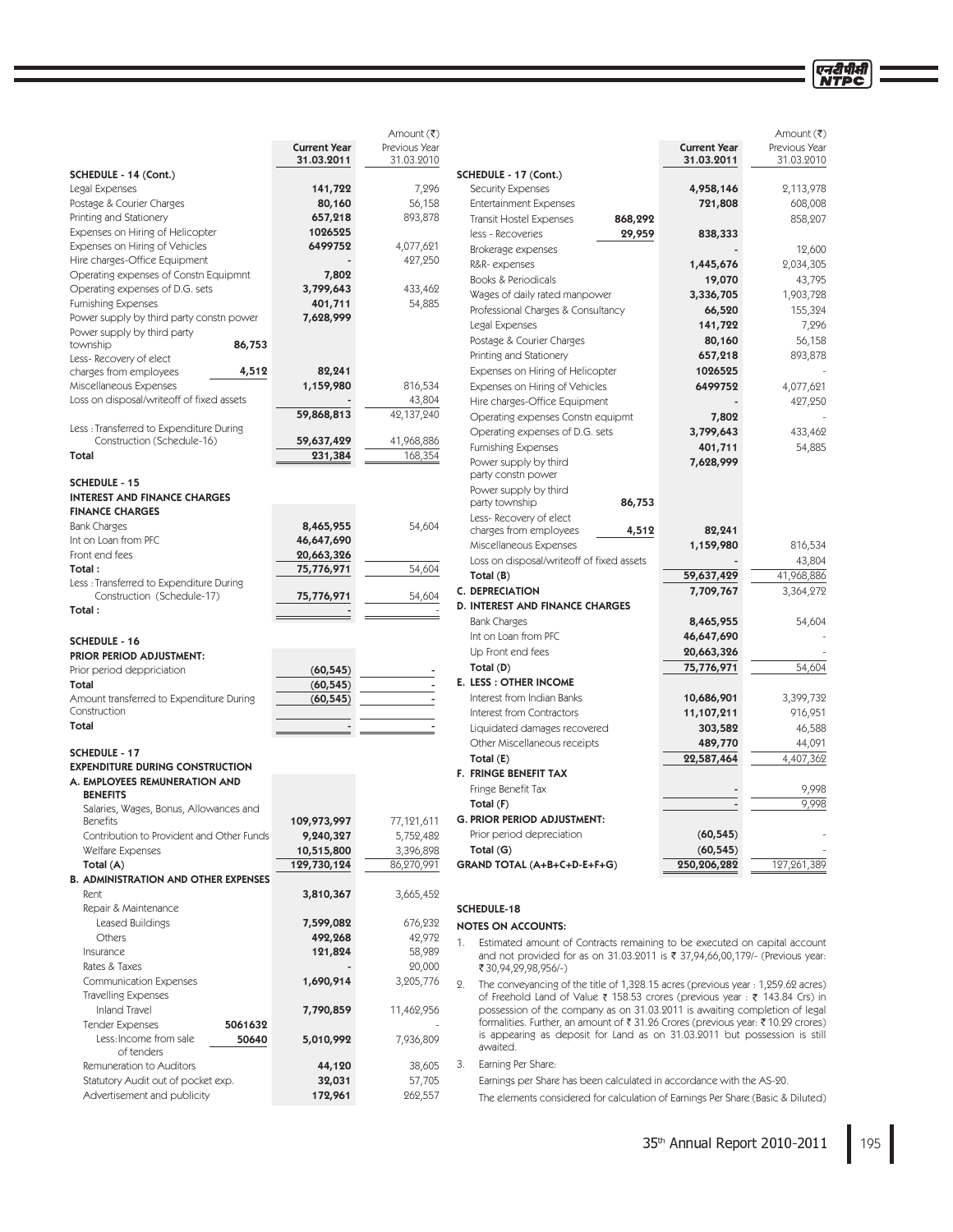Amount (₹)

| | | Current Year 31.03.2011 | Previous Year 31.03.2010 |
|---|---|---|---|
| **SCHEDULE - 14 (Cont.)** | | | |
| Legal Expenses | | 141,722 | 7,296 |
| Postage & Courier Charges | | 80,160 | 56,158 |
| Printing and Stationery | | 657,218 | 893,878 |
| Expenses on Hiring of Helicopter | | 1026525 | |
| Expenses on Hiring of Vehicles | | 6499752 | 4,077,621 |
| Hire charges-Office Equipment | | - | 427,250 |
| Operating expenses of Constn Equipmnt | | 7,802 | |
| Operating expenses of D.G. sets | | 3,799,643 | 433,462 |
| Furnishing Expenses | | 401,711 | 54,885 |
| Power supply by third party constn power | | 7,628,999 | |
| Power supply by third party township | 86,753 | | |
| Less- Recovery of elect charges from employees | 4,512 | 82,241 | |
| Miscellaneous Expenses | | 1,159,980 | 816,534 |
| Loss on disposal/writeoff of fixed assets | | - | 43,804 |
| | | 59,868,813 | 42,137,240 |
| Less : Transferred to Expenditure During Construction (Schedule-16) | | 59,637,429 | 41,968,886 |
| **Total** | | 231,384 | 168,354 |

| | Current Year 31.03.2011 | Previous Year 31.03.2010 |
|---|---|---|
| **SCHEDULE - 15** | | |
| **INTEREST AND FINANCE CHARGES** | | |
| **FINANCE CHARGES** | | |
| Bank Charges | 8,465,955 | 54,604 |
| Int on Loan from PFC | 46,647,690 | |
| Front end fees | 20,663,326 | |
| **Total :** | 75,776,971 | 54,604 |
| Less : Transferred to Expenditure During Construction (Schedule-17) | 75,776,971 | 54,604 |
| **Total :** | - | - |

| | Current Year 31.03.2011 | Previous Year 31.03.2010 |
|---|---|---|
| **SCHEDULE - 16** | | |
| **PRIOR PERIOD ADJUSTMENT:** | | |
| Prior period deppriciation | (60,545) | - |
| **Total** | (60,545) | - |
| Amount transferred to Expenditure During Construction | (60,545) | - |
| **Total** | - | - |

| | | Current Year 31.03.2011 | Previous Year 31.03.2010 |
|---|---|---|---|
| **SCHEDULE - 17** | | | |
| **EXPENDITURE DURING CONSTRUCTION** | | | |
| **A. EMPLOYEES REMUNERATION AND BENEFITS** | | | |
| Salaries, Wages, Bonus, Allowances and Benefits | | 109,973,997 | 77,121,611 |
| Contribution to Provident and Other Funds | | 9,240,327 | 5,752,482 |
| Welfare Expenses | | 10,515,800 | 3,396,898 |
| **Total (A)** | | 129,730,124 | 86,270,991 |
| **B. ADMINISTRATION AND OTHER EXPENSES** | | | |
| Rent | | 3,810,367 | 3,665,452 |
| Repair & Maintenance | | | |
| Leased Buildings | | 7,599,082 | 676,232 |
| Others | | 492,268 | 42,972 |
| Insurance | | 121,824 | 58,989 |
| Rates & Taxes | | - | 20,000 |
| Communication Expenses | | 1,690,914 | 3,205,776 |
| Travelling Expenses | | | |
| Inland Travel | | 7,790,859 | 11,462,956 |
| Tender Expenses | 5061632 | | - |
| Less: Income from sale of tenders | 50640 | 5,010,992 | 7,936,809 |
| Remuneration to Auditors | | 44,120 | 38,605 |
| Statutory Audit out of pocket exp. | | 32,031 | 57,705 |
| Advertisement and publicity | | 172,961 | 262,557 |
| **SCHEDULE - 17 (Cont.)** | | | |
| Security Expenses | | 4,958,146 | 2,113,978 |
| Entertainment Expenses | | 721,808 | 608,008 |
| Transit Hostel Expenses | 868,292 | | 858,207 |
| less - Recoveries | 29,959 | 838,333 | |
| Brokerage expenses | | - | 12,600 |
| R&R- expenses | | 1,445,676 | 2,034,305 |
| Books & Periodicals | | 19,070 | 43,795 |
| Wages of daily rated manpower | | 3,336,705 | 1,903,728 |
| Professional Charges & Consultancy | | 66,520 | 155,324 |
| Legal Expenses | | 141,722 | 7,296 |
| Postage & Courier Charges | | 80,160 | 56,158 |
| Printing and Stationery | | 657,218 | 893,878 |
| Expenses on Hiring of Helicopter | | 1026525 | - |
| Expenses on Hiring of Vehicles | | 6499752 | 4,077,621 |
| Hire charges-Office Equipment | | - | 427,250 |
| Operating expenses Constn equipmt | | 7,802 | - |
| Operating expenses of D.G. sets | | 3,799,643 | 433,462 |
| Furnishing Expenses | | 401,711 | 54,885 |
| Power supply by third party constn power | | 7,628,999 | |
| Power supply by third party township | 86,753 | | |
| Less- Recovery of elect charges from employees | 4,512 | 82,241 | |
| Miscellaneous Expenses | | 1,159,980 | 816,534 |
| Loss on disposal/writeoff of fixed assets | | - | 43,804 |
| **Total (B)** | | 59,637,429 | 41,968,886 |
| **C. DEPRECIATION** | | 7,709,767 | 3,364,272 |
| **D. INTEREST AND FINANCE CHARGES** | | | |
| Bank Charges | | 8,465,955 | 54,604 |
| Int on Loan from PFC | | 46,647,690 | - |
| Up Front end fees | | 20,663,326 | - |
| **Total (D)** | | 75,776,971 | 54,604 |
| **E. LESS : OTHER INCOME** | | | |
| Interest from Indian Banks | | 10,686,901 | 3,399,732 |
| Interest from Contractors | | 11,107,211 | 916,951 |
| Liquidated damages recovered | | 303,582 | 46,588 |
| Other Miscellaneous receipts | | 489,770 | 44,091 |
| **Total (E)** | | 22,587,464 | 4,407,362 |
| **F. FRINGE BENEFIT TAX** | | | |
| Fringe Benefit Tax | | - | 9,998 |
| **Total (F)** | | - | 9,998 |
| **G. PRIOR PERIOD ADJUSTMENT:** | | | |
| Prior period depreciation | | (60,545) | - |
| **Total (G)** | | (60,545) | - |
| **GRAND TOTAL (A+B+C+D-E+F+G)** | | 250,206,282 | 127,261,389 |

**SCHEDULE-18**

**NOTES ON ACCOUNTS:**

1. Estimated amount of Contracts remaining to be executed on capital account and not provided for as on 31.03.2011 is ₹ 37,94,66,00,179/- (Previous year: ₹ 30,94,29,98,956/-)

2. The conveyancing of the title of 1,328.15 acres (previous year : 1,259.62 acres) of Freehold Land of Value ₹ 158.53 crores (previous year : ₹ 143.84 Crs) in possession of the company as on 31.03.2011 is awaiting completion of legal formalities. Further, an amount of ₹ 31.26 Crores (previous year: ₹ 10.29 crores) is appearing as deposit for Land as on 31.03.2011 but possession is still awaited.

3. Earning Per Share:

   Earnings per Share has been calculated in accordance with the AS-20.

   The elements considered for calculation of Earnings Per Share (Basic & Diluted)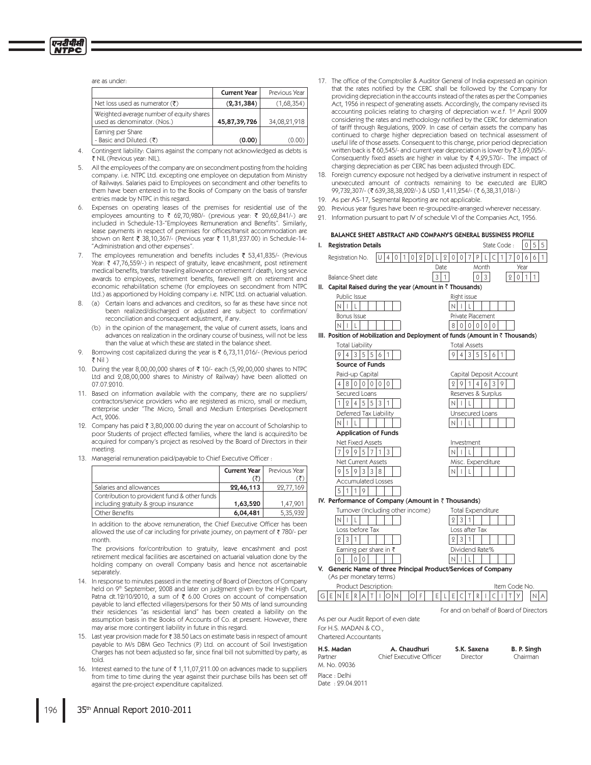are as under:

| | Current Year | Previous Year |
|---|---|---|
| Net loss used as numerator (₹) | **(2,31,384)** | (1,68,354) |
| Weighted average number of equity shares used as denominator. (Nos.) | **45,87,39,726** | 34,08,21,918 |
| Earning per Share - Basic and Diluted. (₹) | **(0.00)** | (0.00) |

4. Contingent liability: Claims against the company not acknowledged as debts is ₹ NIL (Previous year: NIL).

5. All the employees of the company are on secondment posting from the holding company. i.e. NTPC Ltd. excepting one employee on deputation from Ministry of Railways. Salaries paid to Employees on secondment and other benefits to them have been entered in to the Books of Company on the basis of transfer entries made by NTPC in this regard.

6. Expenses on operating leases of the premises for residential use of the employees amounting to ₹ 62,70,980/- (previous year: ₹ 20,62,841/-) are included in Schedule-13-"Employees Remuneration and Benefits". Similarly, lease payments in respect of premises for offices/transit accommodation are shown on Rent ₹ 38,10,367/- (Previous year ₹ 11,81,237.00) in Schedule-14-"Administration and other expenses".

7. The employees remuneration and benefits includes ₹ 53,41,835/- (Previous Year: ₹ 47,76,559/-) in respect of gratuity, leave encashment, post retirement medical benefits, transfer traveling allowance on retirement / death, long service awards to employees, retirement benefits, farewell gift on retirement and economic rehabilitation scheme (for employees on secondment from NTPC Ltd.) as apportioned by Holding company i.e. NTPC Ltd. on actuarial valuation.

8. (a) Certain loans and advances and creditors, so far as these have since not been realized/discharged or adjusted are subject to confirmation/ reconciliation and consequent adjustment, if any.

   (b) in the opinion of the management, the value of current assets, loans and advances on realization in the ordinary course of business, will not be less than the value at which these are stated in the balance sheet.

9. Borrowing cost capitalized during the year is ₹ 6,73,11,016/- (Previous period ₹ Nil )

10. During the year 8,00,00,000 shares of ₹ 10/- each (5,92,00,000 shares to NTPC Ltd and 2,08,00,000 shares to Ministry of Railway) have been allotted on 07.07.2010.

11. Based on information available with the company, there are no suppliers/ contractors/service providers who are registered as micro, small or medium, enterprise under "The Micro, Small and Medium Enterprises Development Act, 2006.

12. Company has paid ₹ 3,80,000.00 during the year on account of Scholarship to poor Students of project effected families, where the land is acquired/to be acquired for company's project as resolved by the Board of Directors in their meeting.

13. Managerial remuneration paid/payable to Chief Executive Officer :

| | Current Year (₹) | Previous Year (₹) |
|---|---|---|
| Salaries and allowances | **22,46,113** | 22,77,169 |
| Contribution to provident fund & other funds including gratuity & group insurance | **1,63,520** | 1,47,901 |
| Other Benefits | **6,04,481** | 5,35,932 |

In addition to the above remuneration, the Chief Executive Officer has been allowed the use of car including for private journey, on payment of ₹ 780/- per month.

The provisions for/contribution to gratuity, leave encashment and post retirement medical facilities are ascertained on actuarial valuation done by the holding company on overall Company basis and hence not ascertainable separately.

14. In response to minutes passed in the meeting of Board of Directors of Company held on 9th September, 2008 and later on judgment given by the High Court, Patna dt.12/10/2010, a sum of ₹ 6.00 Crores on account of compensation payable to land effected villagers/persons for their 50 Mts of land surrounding their residences "as residential land" has been created a liability on the assumption basis in the Books of Accounts of Co. at present. However, there may arise more contingent liability in future in this regard.

15. Last year provision made for ₹ 38.50 Lacs on estimate basis in respect of amount payable to M/s DBM Geo Technics (P) Ltd. on account of Soil Investigation Charges has not been adjusted so far, since final bill not submitted by party, as told.

16. Interest earned to the tune of ₹ 1,11,07,211.00 on advances made to suppliers from time to time during the year against their purchase bills has been set off against the pre-project expenditure capitalized.

17. The office of the Comptroller & Auditor General of India expressed an opinion that the rates notified by the CERC shall be followed by the Company for providing depreciation in the accounts instead of the rates as per the Companies Act, 1956 in respect of generating assets. Accordingly, the company revised its accounting policies relating to charging of depreciation w.e.f. 1st April 2009 considering the rates and methodology notified by the CERC for determination of tariff through Regulations, 2009. In case of certain assets the company has continued to charge higher depreciation based on technical assessment of useful life of those assets. Consequent to this change, prior period depreciation written back is ₹ 60,545/- and current year depreciation is lower by ₹ 3,69,025/-. Consequently fixed assets are higher in value by ₹ 4,29,570/-. The impact of charging depreciation as per CERC has been adjusted through EDC.

18. Foreign currency exposure not hedged by a derivative instrument in respect of unexecuted amount of contracts remaining to be executed are EURO 99,732,307/- (₹ 639,38,38,202/-) & USD 1,411,254/- (₹ 6,38,31,018/-)

19. As per AS-17, Segmental Reporting are not applicable.

20. Previous year figures have been re-grouped/re-arranged wherever necessary.

21. Information pursuant to part IV of schedule VI of the Companies Act, 1956.

## BALANCE SHEET ABSTRACT AND COMPANY'S GENERAL BUSSINESS PROFILE

**I. Registration Details**

Registration No. U40102DL2007PLC170661 State Code : 055

Balance-Sheet date: Date 31 Month 03 Year 2011

**II. Capital Raised during the year (Amount in ₹ Thousands)**

| | |
|---|---|
| Public Issue | Right issue |
| NIL | NIL |
| Bonus Issue | Private Placement |
| NIL | 8000000 |

**III. Position of Mobilization and Deployment of funds (Amount in ₹ Thousands)**

| | |
|---|---|
| Total Liability | Total Assets |
| 9435561 | 9435561 |
| **Source of Funds** | |
| Paid-up Capital | Capital Deposit Account |
| 4800000 | 2914639 |
| Secured Loans | Reserves & Surplus |
| 1245531 | NIL |
| Deferred Tax Liability | Unsecured Loans |
| NIL | NIL |
| **Application of Funds** | |
| Net Fixed Assets | Investment |
| 7995713 | NIL |
| Net Current Assets | Misc. Expenditure |
| 959338 | NIL |
| Accumulated Losses | |
| 5119 | |

**IV. Performance of Company (Amount in ₹ Thousands)**

| | |
|---|---|
| Turnover (Including other income) | Total Expenditure |
| NIL | 231 |
| Loss before Tax | Loss after Tax |
| 231 | 231 |
| Earning per share in ₹ | Dividend Rate% |
| 0.00 | NIL |

**V. Generic Name of three Principal Product/Services of Company**
(As per monetary terms)

| Product Description: | Item Code No. |
|---|---|
| GENERATION OF ELECTRICITY | NA |

For and on behalf of Board of Directors

As per our Audit Report of even date
For H.S. MADAN & CO.,
Chartered Accountants

| | | | |
|---|---|---|---|
| **H.S. Madan** | **A. Chaudhuri** | **S.K. Saxena** | **B. P. Singh** |
| Partner | Chief Executive Officer | Director | Chairman |
| M. No. 09036 | | | |

Place : Delhi
Date : 29.04.2011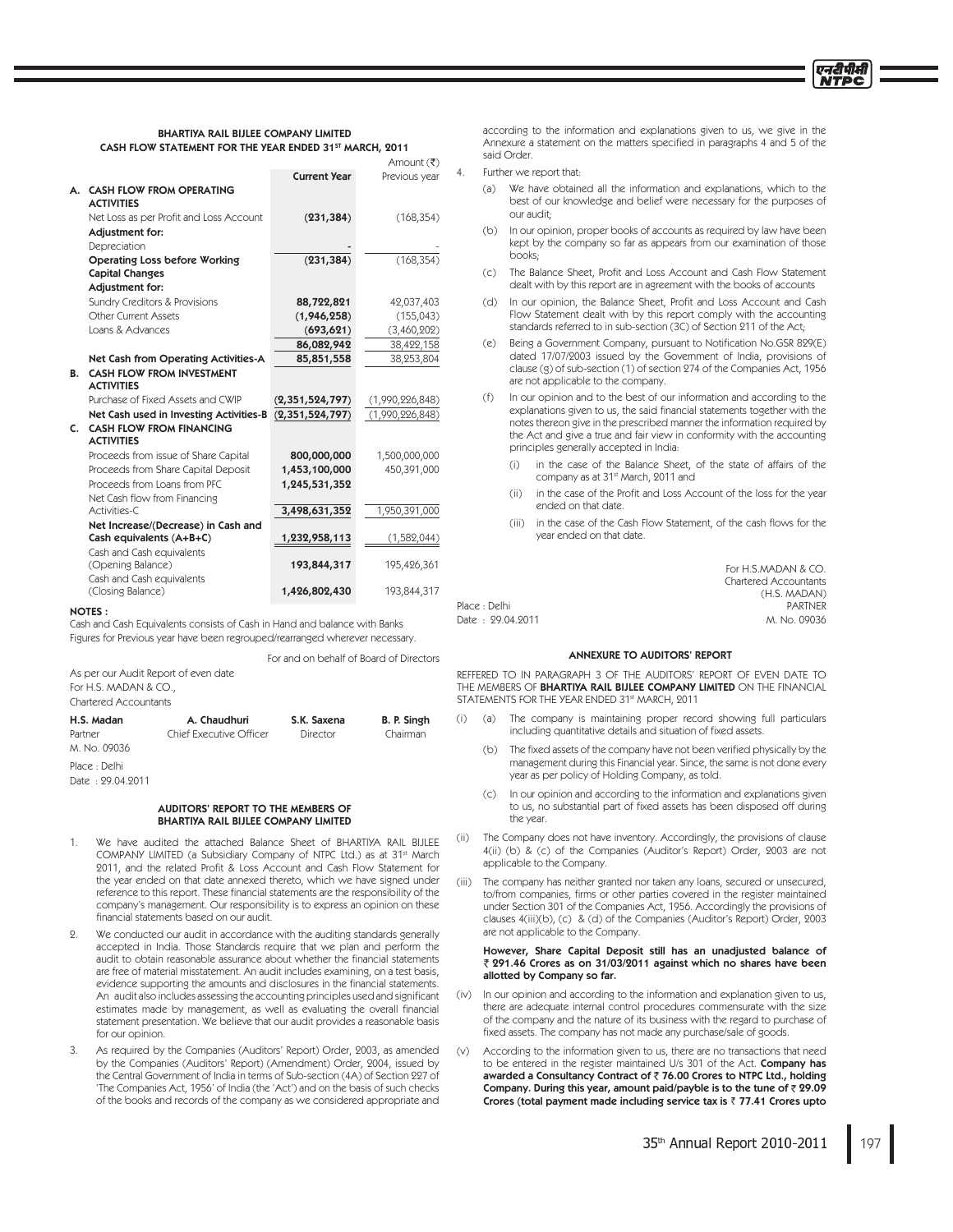**BHARTIYA RAIL BIJLEE COMPANY LIMITED**
**CASH FLOW STATEMENT FOR THE YEAR ENDED 31ST MARCH, 2011**

Amount (₹)

| | | Current Year | Previous year |
|---|---|---|---|
| **A.** | **CASH FLOW FROM OPERATING ACTIVITIES** | | |
| | Net Loss as per Profit and Loss Account | **(231,384)** | (168,354) |
| | **Adjustment for:** | | |
| | Depreciation | - | - |
| | **Operating Loss before Working Capital Changes** | **(231,384)** | (168,354) |
| | **Adjustment for:** | | |
| | Sundry Creditors & Provisions | **88,722,821** | 42,037,403 |
| | Other Current Assets | **(1,946,258)** | (155,043) |
| | Loans & Advances | **(693,621)** | (3,460,202) |
| | | **86,082,942** | 38,422,158 |
| | **Net Cash from Operating Activities-A** | **85,851,558** | 38,253,804 |
| **B.** | **CASH FLOW FROM INVESTMENT ACTIVITIES** | | |
| | Purchase of Fixed Assets and CWIP | **(2,351,524,797)** | (1,990,226,848) |
| | **Net Cash used in Investing Activities-B** | **(2,351,524,797)** | (1,990,226,848) |
| **C.** | **CASH FLOW FROM FINANCING ACTIVITIES** | | |
| | Proceeds from issue of Share Capital | **800,000,000** | 1,500,000,000 |
| | Proceeds from Share Capital Deposit | **1,453,100,000** | 450,391,000 |
| | Proceeds from Loans from PFC | **1,245,531,352** | |
| | Net Cash flow from Financing Activities-C | **3,498,631,352** | 1,950,391,000 |
| | **Net Increase/(Decrease) in Cash and Cash equivalents (A+B+C)** | **1,232,958,113** | (1,582,044) |
| | Cash and Cash equivalents (Opening Balance) | **193,844,317** | 195,426,361 |
| | Cash and Cash equivalents (Closing Balance) | **1,426,802,430** | 193,844,317 |

**NOTES :**

Cash and Cash Equivalents consists of Cash in Hand and balance with Banks

Figures for Previous year have been regrouped/rearranged wherever necessary.

For and on behalf of Board of Directors

As per our Audit Report of even date
For H.S. MADAN & CO.,
Chartered Accountants

| **H.S. Madan** | **A. Chaudhuri** | **S.K. Saxena** | **B. P. Singh** |
|---|---|---|---|
| Partner | Chief Executive Officer | Director | Chairman |
| M. No. 09036 | | | |

Place : Delhi
Date : 29.04.2011

**AUDITORS' REPORT TO THE MEMBERS OF BHARTIYA RAIL BIJLEE COMPANY LIMITED**

1. We have audited the attached Balance Sheet of BHARTIYA RAIL BIJLEE COMPANY LIMITED (a Subsidiary Company of NTPC Ltd.) as at 31st March 2011, and the related Profit & Loss Account and Cash Flow Statement for the year ended on that date annexed thereto, which we have signed under reference to this report. These financial statements are the responsibility of the company's management. Our responsibility is to express an opinion on these financial statements based on our audit.

2. We conducted our audit in accordance with the auditing standards generally accepted in India. Those Standards require that we plan and perform the audit to obtain reasonable assurance about whether the financial statements are free of material misstatement. An audit includes examining, on a test basis, evidence supporting the amounts and disclosures in the financial statements. An audit also includes assessing the accounting principles used and significant estimates made by management, as well as evaluating the overall financial statement presentation. We believe that our audit provides a reasonable basis for our opinion.

3. As required by the Companies (Auditors' Report) Order, 2003, as amended by the Companies (Auditors' Report) (Amendment) Order, 2004, issued by the Central Government of India in terms of Sub-section (4A) of Section 227 of 'The Companies Act, 1956' of India (the 'Act') and on the basis of such checks of the books and records of the company as we considered appropriate and according to the information and explanations given to us, we give in the Annexure a statement on the matters specified in paragraphs 4 and 5 of the said Order.

4. Further we report that:

   (a) We have obtained all the information and explanations, which to the best of our knowledge and belief were necessary for the purposes of our audit;

   (b) In our opinion, proper books of accounts as required by law have been kept by the company so far as appears from our examination of those books;

   (c) The Balance Sheet, Profit and Loss Account and Cash Flow Statement dealt with by this report are in agreement with the books of accounts

   (d) In our opinion, the Balance Sheet, Profit and Loss Account and Cash Flow Statement dealt with by this report comply with the accounting standards referred to in sub-section (3C) of Section 211 of the Act;

   (e) Being a Government Company, pursuant to Notification No.GSR 829(E) dated 17/07/2003 issued by the Government of India, provisions of clause (g) of sub-section (1) of section 274 of the Companies Act, 1956 are not applicable to the company.

   (f) In our opinion and to the best of our information and according to the explanations given to us, the said financial statements together with the notes thereon give in the prescribed manner the information required by the Act and give a true and fair view in conformity with the accounting principles generally accepted in India:

      (i) in the case of the Balance Sheet, of the state of affairs of the company as at 31st March, 2011 and

      (ii) in the case of the Profit and Loss Account of the loss for the year ended on that date.

      (iii) in the case of the Cash Flow Statement, of the cash flows for the year ended on that date.

For H.S.MADAN & CO.
Chartered Accountants
(H.S. MADAN)
PARTNER
M. No. 09036

Place : Delhi
Date : 29.04.2011

**ANNEXURE TO AUDITORS' REPORT**

REFFERED TO IN PARAGRAPH 3 OF THE AUDITORS' REPORT OF EVEN DATE TO THE MEMBERS OF **BHARTIYA RAIL BIJLEE COMPANY LIMITED** ON THE FINANCIAL STATEMENTS FOR THE YEAR ENDED 31st MARCH, 2011

(i) (a) The company is maintaining proper record showing full particulars including quantitative details and situation of fixed assets.

   (b) The fixed assets of the company have not been verified physically by the management during this Financial year. Since, the same is not done every year as per policy of Holding Company, as told.

   (c) In our opinion and according to the information and explanations given to us, no substantial part of fixed assets has been disposed off during the year.

(ii) The Company does not have inventory. Accordingly, the provisions of clause 4(ii) (b) & (c) of the Companies (Auditor's Report) Order, 2003 are not applicable to the Company.

(iii) The company has neither granted nor taken any loans, secured or unsecured, to/from companies, firms or other parties covered in the register maintained under Section 301 of the Companies Act, 1956. Accordingly the provisions of clauses 4(iii)(b), (c) & (d) of the Companies (Auditor's Report) Order, 2003 are not applicable to the Company.

   **However, Share Capital Deposit still has an unadjusted balance of ₹ 291.46 Crores as on 31/03/2011 against which no shares have been allotted by Company so far.**

(iv) In our opinion and according to the information and explanation given to us, there are adequate internal control procedures commensurate with the size of the company and the nature of its business with the regard to purchase of fixed assets. The company has not made any purchase/sale of goods.

(v) According to the information given to us, there are no transactions that need to be entered in the register maintained U/s 301 of the Act. **Company has awarded a Consultancy Contract of ₹ 76.00 Crores to NTPC Ltd., holding Company. During this year, amount paid/payble is to the tune of ₹ 29.09 Crores (total payment made including service tax is ₹ 77.41 Crores upto**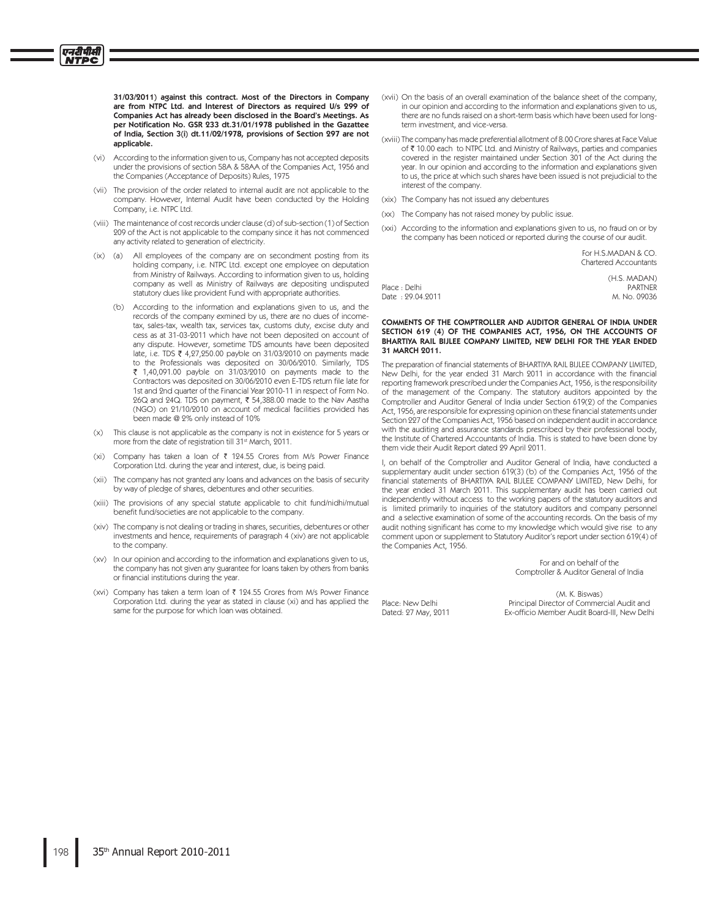**31/03/2011) against this contract. Most of the Directors in Company are from NTPC Ltd. and Interest of Directors as required U/s 299 of Companies Act has already been disclosed in the Board's Meetings. As per Notification No. GSR 233 dt.31/01/1978 published in the Gazattee of India, Section 3(i) dt.11/02/1978, provisions of Section 297 are not applicable.**

(vi) According to the information given to us, Company has not accepted deposits under the provisions of section 58A & 58AA of the Companies Act, 1956 and the Companies (Acceptance of Deposits) Rules, 1975

(vii) The provision of the order related to internal audit are not applicable to the company. However, Internal Audit have been conducted by the Holding Company, i.e. NTPC Ltd.

(viii) The maintenance of cost records under clause (d) of sub-section (1) of Section 209 of the Act is not applicable to the company since it has not commenced any activity related to generation of electricity.

(ix) (a) All employees of the company are on secondment posting from its holding company, i.e. NTPC Ltd. except one employee on deputation from Ministry of Railways. According to information given to us, holding company as well as Ministry of Railways are depositing undisputed statutory dues like provident Fund with appropriate authorities.

(b) According to the information and explanations given to us, and the records of the company exmined by us, there are no dues of income-tax, sales-tax, wealth tax, services tax, customs duty, excise duty and cess as at 31-03-2011 which have not been deposited on account of any dispute. However, sometime TDS amounts have been deposited late, i.e. TDS ₹ 4,27,250.00 payble on 31/03/2010 on payments made to the Professionals was deposited on 30/06/2010. Similarly, TDS ₹ 1,40,091.00 payble on 31/03/2010 on payments made to the Contractors was deposited on 30/06/2010 even E-TDS return file late for 1st and 2nd quarter of the Financial Year 2010-11 in respect of Form No. 26Q and 24Q. TDS on payment, ₹ 54,388.00 made to the Nav Aastha (NGO) on 21/10/2010 on account of medical facilities provided has been made @ 2% only instead of 10%

(x) This clause is not applicable as the company is not in existence for 5 years or more from the date of registration till 31st March, 2011.

(xi) Company has taken a loan of ₹ 124.55 Crores from M/s Power Finance Corporation Ltd. during the year and interest, due, is being paid.

(xii) The company has not granted any loans and advances on the basis of security by way of pledge of shares, debentures and other securities.

(xiii) The provisions of any special statute applicable to chit fund/nidhi/mutual benefit fund/societies are not applicable to the company.

(xiv) The company is not dealing or trading in shares, securities, debentures or other investments and hence, requirements of paragraph 4 (xiv) are not applicable to the company.

(xv) In our opinion and according to the information and explanations given to us, the company has not given any guarantee for loans taken by others from banks or financial institutions during the year.

(xvi) Company has taken a term loan of ₹ 124.55 Crores from M/s Power Finance Corporation Ltd. during the year as stated in clause (xi) and has applied the same for the purpose for which loan was obtained.

(xvii) On the basis of an overall examination of the balance sheet of the company, in our opinion and according to the information and explanations given to us, there are no funds raised on a short-term basis which have been used for long-term investment, and vice-versa.

(xviii) The company has made preferential allotment of 8.00 Crore shares at Face Value of ₹ 10.00 each to NTPC Ltd. and Ministry of Railways, parties and companies covered in the register maintained under Section 301 of the Act during the year. In our opinion and according to the information and explanations given to us, the price at which such shares have been issued is not prejudicial to the interest of the company.

(xix) The Company has not issued any debentures

(xx) The Company has not raised money by public issue.

(xxi) According to the information and explanations given to us, no fraud on or by the company has been noticed or reported during the course of our audit.

For H.S.MADAN & CO.
Chartered Accountants

(H.S. MADAN)
PARTNER
M. No. 09036

Place : Delhi
Date : 29.04.2011

**COMMENTS OF THE COMPTROLLER AND AUDITOR GENERAL OF INDIA UNDER SECTION 619 (4) OF THE COMPANIES ACT, 1956, ON THE ACCOUNTS OF BHARTIYA RAIL BIJLEE COMPANY LIMITED, NEW DELHI FOR THE YEAR ENDED 31 MARCH 2011.**

The preparation of financial statements of BHARTIYA RAIL BIJLEE COMPANY LIMITED, New Delhi, for the year ended 31 March 2011 in accordance with the financial reporting framework prescribed under the Companies Act, 1956, is the responsibility of the management of the Company. The statutory auditors appointed by the Comptroller and Auditor General of India under Section 619(2) of the Companies Act, 1956, are responsible for expressing opinion on these financial statements under Section 227 of the Companies Act, 1956 based on independent audit in accordance with the auditing and assurance standards prescribed by their professional body, the Institute of Chartered Accountants of India. This is stated to have been done by them vide their Audit Report dated 29 April 2011.

I, on behalf of the Comptroller and Auditor General of India, have conducted a supplementary audit under section 619(3) (b) of the Companies Act, 1956 of the financial statements of BHARTIYA RAIL BIJLEE COMPANY LIMITED, New Delhi, for the year ended 31 March 2011. This supplementary audit has been carried out independently without access to the working papers of the statutory auditors and is limited primarily to inquiries of the statutory auditors and company personnel and a selective examination of some of the accounting records. On the basis of my audit nothing significant has come to my knowledge which would give rise to any comment upon or supplement to Statutory Auditor's report under section 619(4) of the Companies Act, 1956.

For and on behalf of the
Comptroller & Auditor General of India

(M. K. Biswas)
Principal Director of Commercial Audit and
Ex-officio Member Audit Board-III, New Delhi

Place: New Delhi
Dated: 27 May, 2011